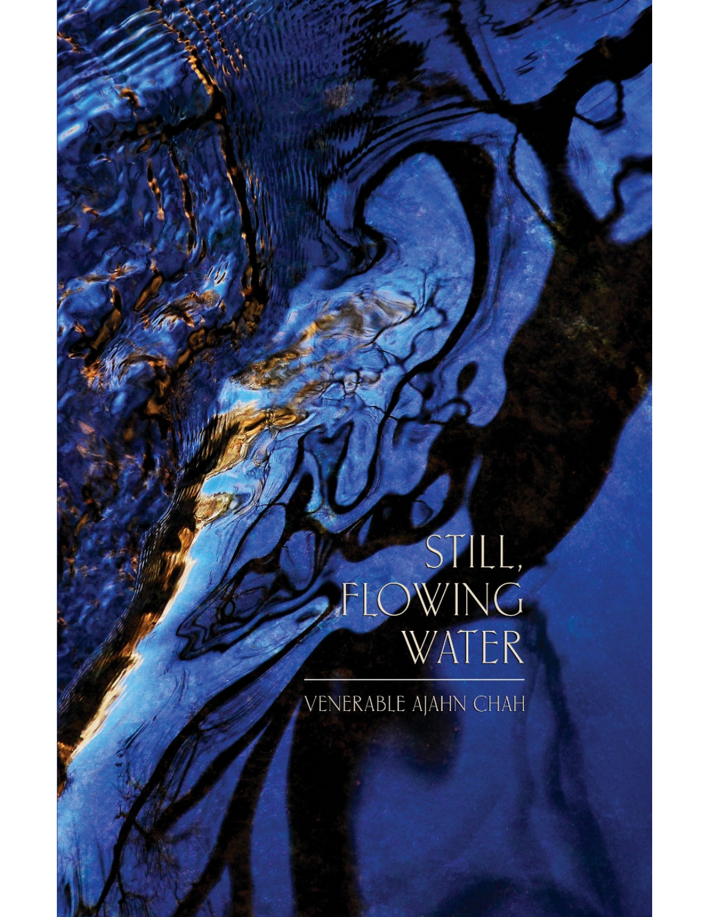# STILL, FLOWING WATER

VENERABLE AJAHN CHAH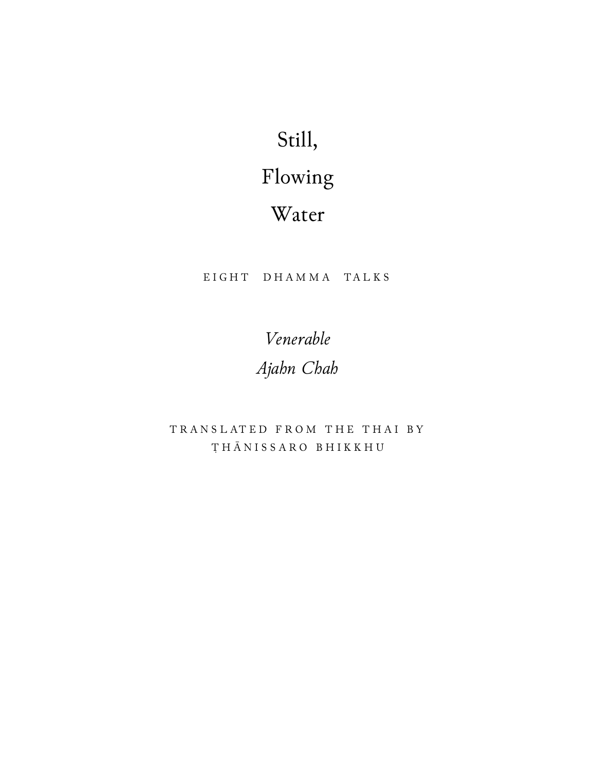# Still, Flowing Water

EIGHT DHAMMA TALKS

*Venerable Ajahn Chah*

TRANSLATED FROM THE THAI BY
ṬHĀNISSARO BHIKKHU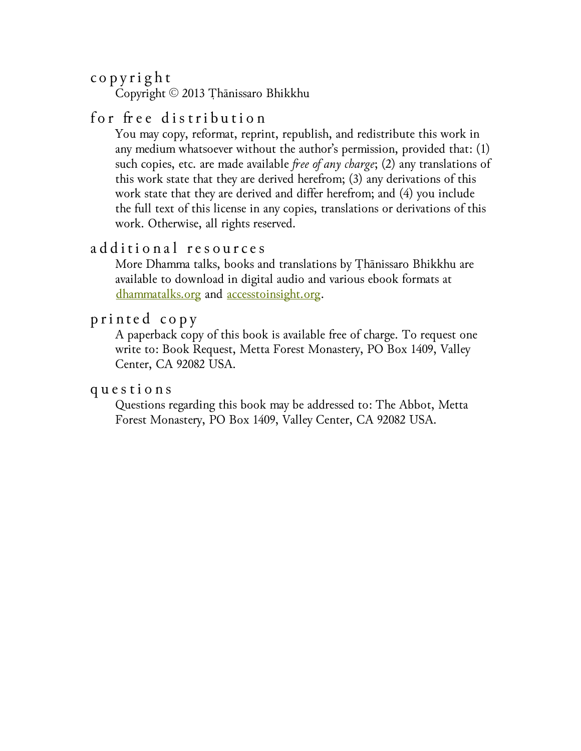## copyright

Copyright © 2013 Ṭhānissaro Bhikkhu

## for free distribution

You may copy, reformat, reprint, republish, and redistribute this work in any medium whatsoever without the author's permission, provided that: (1) such copies, etc. are made available *free of any charge*; (2) any translations of this work state that they are derived herefrom; (3) any derivations of this work state that they are derived and differ herefrom; and (4) you include the full text of this license in any copies, translations or derivations of this work. Otherwise, all rights reserved.

## additional resources

More Dhamma talks, books and translations by Ṭhānissaro Bhikkhu are available to download in digital audio and various ebook formats at dhammatalks.org and accesstoinsight.org.

## printed copy

A paperback copy of this book is available free of charge. To request one write to: Book Request, Metta Forest Monastery, PO Box 1409, Valley Center, CA 92082 USA.

## questions

Questions regarding this book may be addressed to: The Abbot, Metta Forest Monastery, PO Box 1409, Valley Center, CA 92082 USA.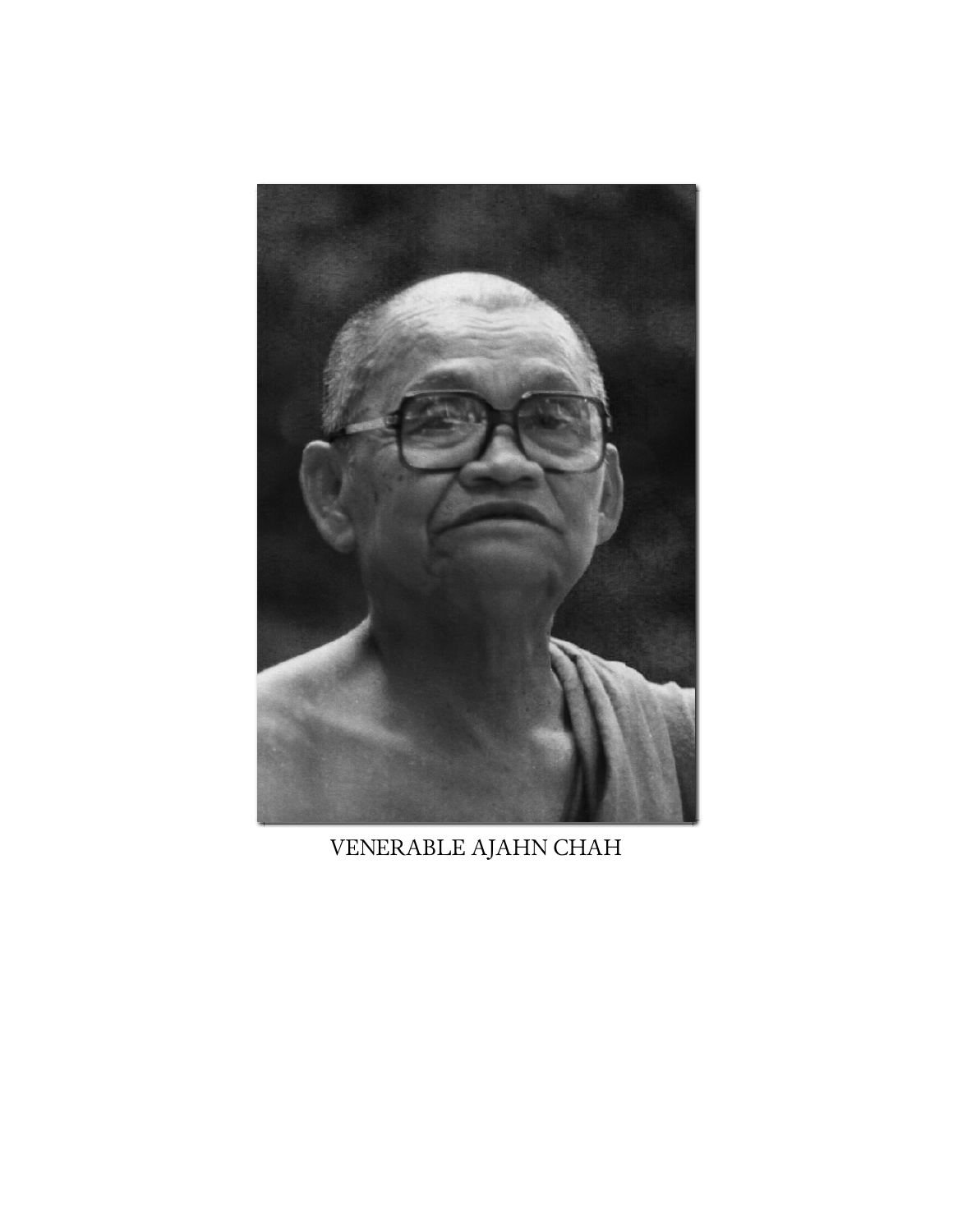VENERABLE AJAHN CHAH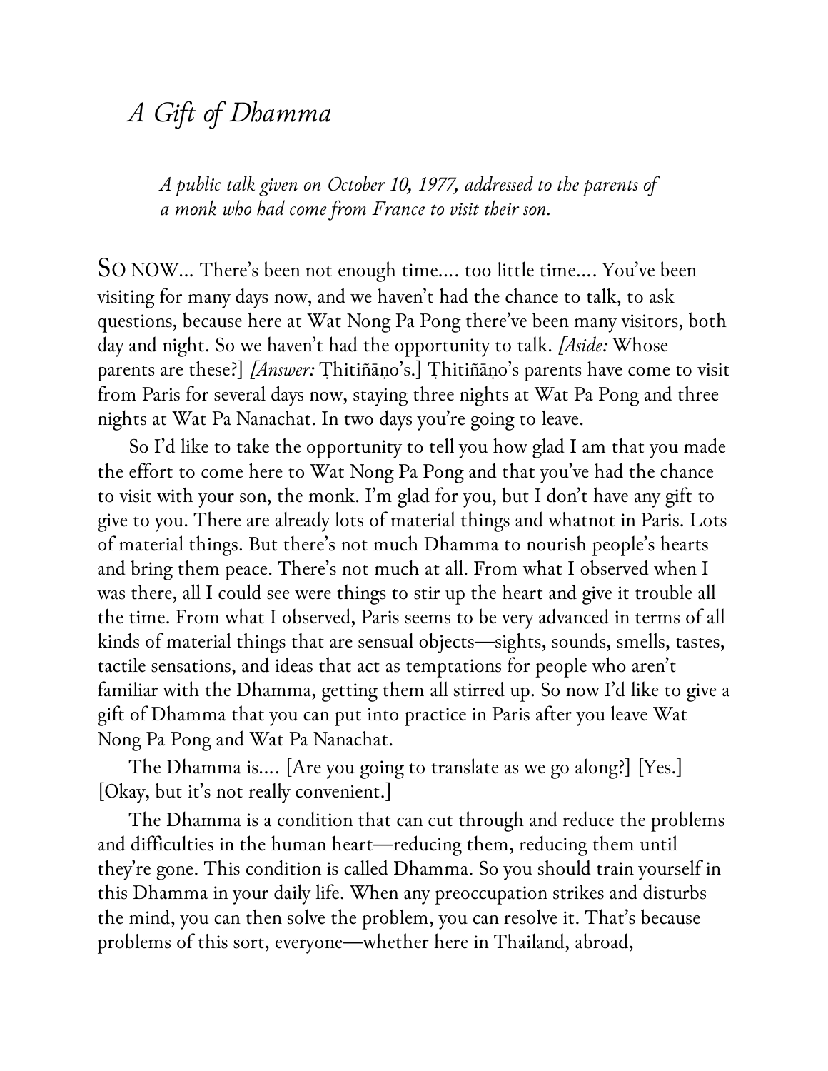# *A Gift of Dhamma*

*A public talk given on October 10, 1977, addressed to the parents of a monk who had come from France to visit their son.*

SO NOW... There's been not enough time.... too little time.... You've been visiting for many days now, and we haven't had the chance to talk, to ask questions, because here at Wat Nong Pa Pong there've been many visitors, both day and night. So we haven't had the opportunity to talk. *[Aside:* Whose parents are these?] *[Answer:* Ṭhitiñāṇo's.] Ṭhitiñāṇo's parents have come to visit from Paris for several days now, staying three nights at Wat Pa Pong and three nights at Wat Pa Nanachat. In two days you're going to leave.

So I'd like to take the opportunity to tell you how glad I am that you made the effort to come here to Wat Nong Pa Pong and that you've had the chance to visit with your son, the monk. I'm glad for you, but I don't have any gift to give to you. There are already lots of material things and whatnot in Paris. Lots of material things. But there's not much Dhamma to nourish people's hearts and bring them peace. There's not much at all. From what I observed when I was there, all I could see were things to stir up the heart and give it trouble all the time. From what I observed, Paris seems to be very advanced in terms of all kinds of material things that are sensual objects—sights, sounds, smells, tastes, tactile sensations, and ideas that act as temptations for people who aren't familiar with the Dhamma, getting them all stirred up. So now I'd like to give a gift of Dhamma that you can put into practice in Paris after you leave Wat Nong Pa Pong and Wat Pa Nanachat.

The Dhamma is.... [Are you going to translate as we go along?] [Yes.] [Okay, but it's not really convenient.]

The Dhamma is a condition that can cut through and reduce the problems and difficulties in the human heart—reducing them, reducing them until they're gone. This condition is called Dhamma. So you should train yourself in this Dhamma in your daily life. When any preoccupation strikes and disturbs the mind, you can then solve the problem, you can resolve it. That's because problems of this sort, everyone—whether here in Thailand, abroad,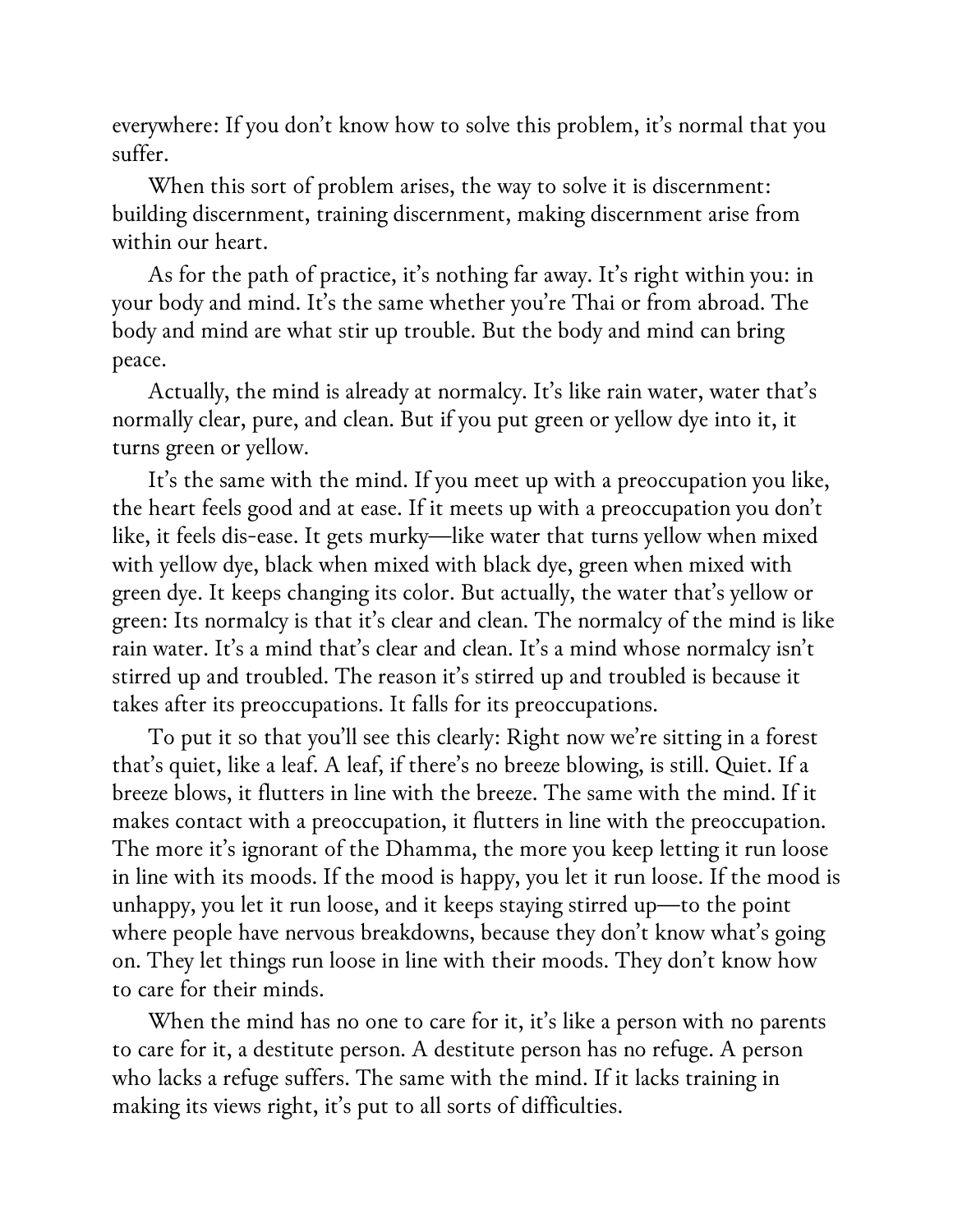everywhere: If you don't know how to solve this problem, it's normal that you suffer.

When this sort of problem arises, the way to solve it is discernment: building discernment, training discernment, making discernment arise from within our heart.

As for the path of practice, it's nothing far away. It's right within you: in your body and mind. It's the same whether you're Thai or from abroad. The body and mind are what stir up trouble. But the body and mind can bring peace.

Actually, the mind is already at normalcy. It's like rain water, water that's normally clear, pure, and clean. But if you put green or yellow dye into it, it turns green or yellow.

It's the same with the mind. If you meet up with a preoccupation you like, the heart feels good and at ease. If it meets up with a preoccupation you don't like, it feels dis-ease. It gets murky—like water that turns yellow when mixed with yellow dye, black when mixed with black dye, green when mixed with green dye. It keeps changing its color. But actually, the water that's yellow or green: Its normalcy is that it's clear and clean. The normalcy of the mind is like rain water. It's a mind that's clear and clean. It's a mind whose normalcy isn't stirred up and troubled. The reason it's stirred up and troubled is because it takes after its preoccupations. It falls for its preoccupations.

To put it so that you'll see this clearly: Right now we're sitting in a forest that's quiet, like a leaf. A leaf, if there's no breeze blowing, is still. Quiet. If a breeze blows, it flutters in line with the breeze. The same with the mind. If it makes contact with a preoccupation, it flutters in line with the preoccupation. The more it's ignorant of the Dhamma, the more you keep letting it run loose in line with its moods. If the mood is happy, you let it run loose. If the mood is unhappy, you let it run loose, and it keeps staying stirred up—to the point where people have nervous breakdowns, because they don't know what's going on. They let things run loose in line with their moods. They don't know how to care for their minds.

When the mind has no one to care for it, it's like a person with no parents to care for it, a destitute person. A destitute person has no refuge. A person who lacks a refuge suffers. The same with the mind. If it lacks training in making its views right, it's put to all sorts of difficulties.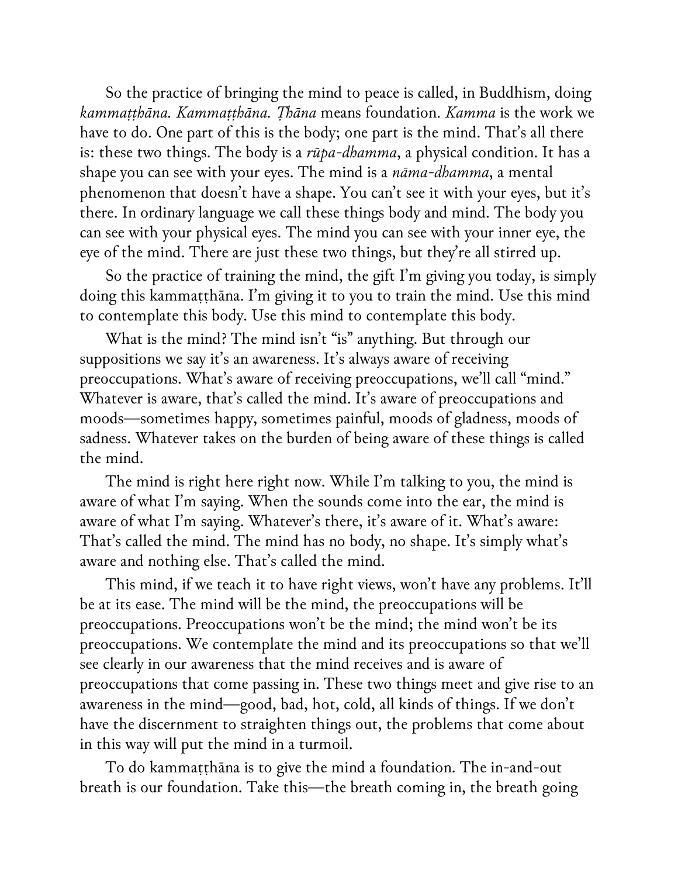So the practice of bringing the mind to peace is called, in Buddhism, doing *kammaṭṭhāna*. *Kammaṭṭhāna*. *Ṭhāna* means foundation. *Kamma* is the work we have to do. One part of this is the body; one part is the mind. That's all there is: these two things. The body is a *rūpa-dhamma*, a physical condition. It has a shape you can see with your eyes. The mind is a *nāma-dhamma*, a mental phenomenon that doesn't have a shape. You can't see it with your eyes, but it's there. In ordinary language we call these things body and mind. The body you can see with your physical eyes. The mind you can see with your inner eye, the eye of the mind. There are just these two things, but they're all stirred up.

So the practice of training the mind, the gift I'm giving you today, is simply doing this kammaṭṭhāna. I'm giving it to you to train the mind. Use this mind to contemplate this body. Use this mind to contemplate this body.

What is the mind? The mind isn't "is" anything. But through our suppositions we say it's an awareness. It's always aware of receiving preoccupations. What's aware of receiving preoccupations, we'll call "mind." Whatever is aware, that's called the mind. It's aware of preoccupations and moods—sometimes happy, sometimes painful, moods of gladness, moods of sadness. Whatever takes on the burden of being aware of these things is called the mind.

The mind is right here right now. While I'm talking to you, the mind is aware of what I'm saying. When the sounds come into the ear, the mind is aware of what I'm saying. Whatever's there, it's aware of it. What's aware: That's called the mind. The mind has no body, no shape. It's simply what's aware and nothing else. That's called the mind.

This mind, if we teach it to have right views, won't have any problems. It'll be at its ease. The mind will be the mind, the preoccupations will be preoccupations. Preoccupations won't be the mind; the mind won't be its preoccupations. We contemplate the mind and its preoccupations so that we'll see clearly in our awareness that the mind receives and is aware of preoccupations that come passing in. These two things meet and give rise to an awareness in the mind—good, bad, hot, cold, all kinds of things. If we don't have the discernment to straighten things out, the problems that come about in this way will put the mind in a turmoil.

To do kammaṭṭhāna is to give the mind a foundation. The in-and-out breath is our foundation. Take this—the breath coming in, the breath going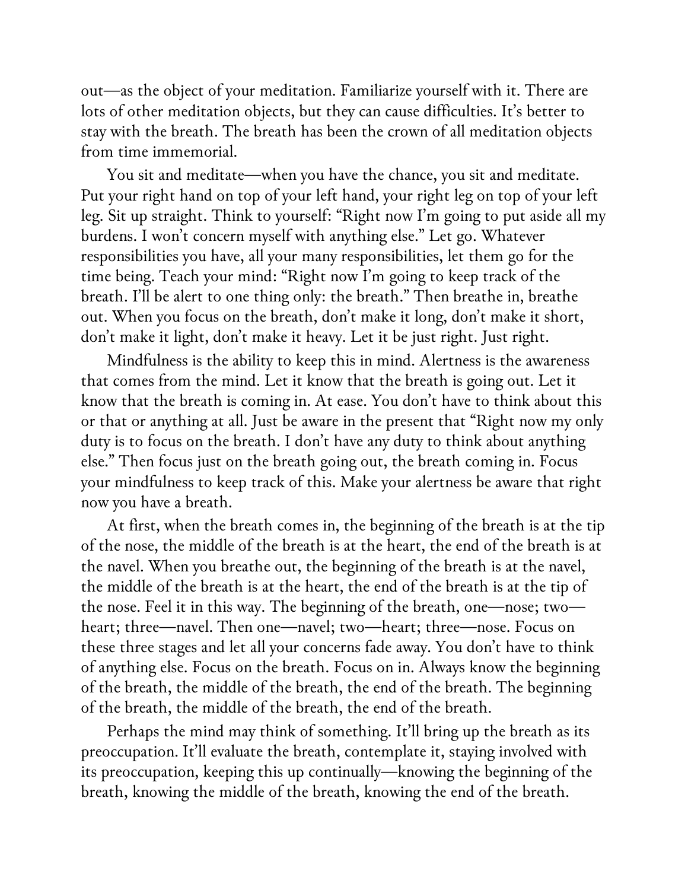out—as the object of your meditation. Familiarize yourself with it. There are lots of other meditation objects, but they can cause difficulties. It's better to stay with the breath. The breath has been the crown of all meditation objects from time immemorial.

You sit and meditate—when you have the chance, you sit and meditate. Put your right hand on top of your left hand, your right leg on top of your left leg. Sit up straight. Think to yourself: "Right now I'm going to put aside all my burdens. I won't concern myself with anything else." Let go. Whatever responsibilities you have, all your many responsibilities, let them go for the time being. Teach your mind: "Right now I'm going to keep track of the breath. I'll be alert to one thing only: the breath." Then breathe in, breathe out. When you focus on the breath, don't make it long, don't make it short, don't make it light, don't make it heavy. Let it be just right. Just right.

Mindfulness is the ability to keep this in mind. Alertness is the awareness that comes from the mind. Let it know that the breath is going out. Let it know that the breath is coming in. At ease. You don't have to think about this or that or anything at all. Just be aware in the present that "Right now my only duty is to focus on the breath. I don't have any duty to think about anything else." Then focus just on the breath going out, the breath coming in. Focus your mindfulness to keep track of this. Make your alertness be aware that right now you have a breath.

At first, when the breath comes in, the beginning of the breath is at the tip of the nose, the middle of the breath is at the heart, the end of the breath is at the navel. When you breathe out, the beginning of the breath is at the navel, the middle of the breath is at the heart, the end of the breath is at the tip of the nose. Feel it in this way. The beginning of the breath, one—nose; two—heart; three—navel. Then one—navel; two—heart; three—nose. Focus on these three stages and let all your concerns fade away. You don't have to think of anything else. Focus on the breath. Focus on in. Always know the beginning of the breath, the middle of the breath, the end of the breath. The beginning of the breath, the middle of the breath, the end of the breath.

Perhaps the mind may think of something. It'll bring up the breath as its preoccupation. It'll evaluate the breath, contemplate it, staying involved with its preoccupation, keeping this up continually—knowing the beginning of the breath, knowing the middle of the breath, knowing the end of the breath.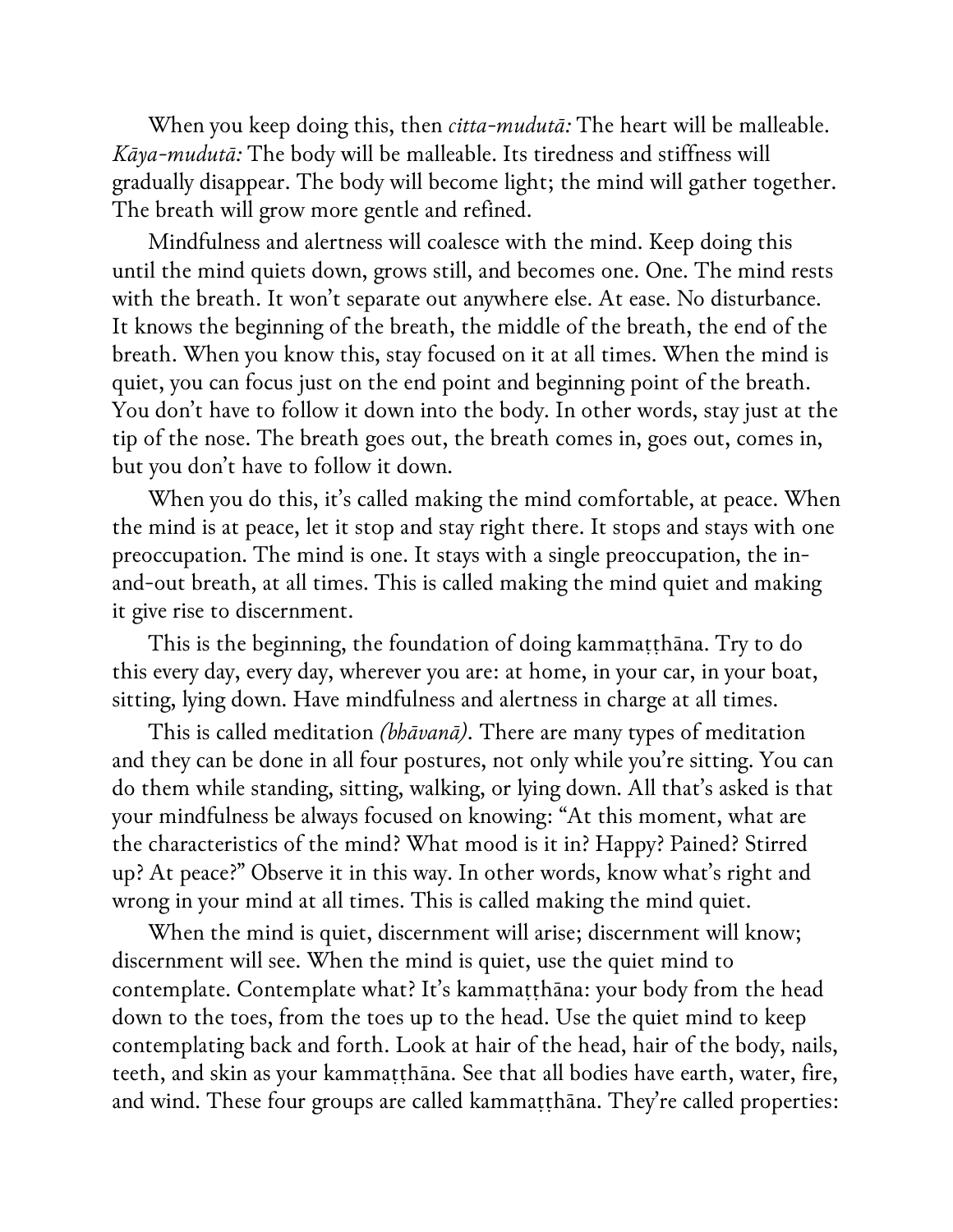When you keep doing this, then *citta-mudutā:* The heart will be malleable. *Kāya-mudutā:* The body will be malleable. Its tiredness and stiffness will gradually disappear. The body will become light; the mind will gather together. The breath will grow more gentle and refined.

Mindfulness and alertness will coalesce with the mind. Keep doing this until the mind quiets down, grows still, and becomes one. One. The mind rests with the breath. It won't separate out anywhere else. At ease. No disturbance. It knows the beginning of the breath, the middle of the breath, the end of the breath. When you know this, stay focused on it at all times. When the mind is quiet, you can focus just on the end point and beginning point of the breath. You don't have to follow it down into the body. In other words, stay just at the tip of the nose. The breath goes out, the breath comes in, goes out, comes in, but you don't have to follow it down.

When you do this, it's called making the mind comfortable, at peace. When the mind is at peace, let it stop and stay right there. It stops and stays with one preoccupation. The mind is one. It stays with a single preoccupation, the in-and-out breath, at all times. This is called making the mind quiet and making it give rise to discernment.

This is the beginning, the foundation of doing kammaṭṭhāna. Try to do this every day, every day, wherever you are: at home, in your car, in your boat, sitting, lying down. Have mindfulness and alertness in charge at all times.

This is called meditation *(bhāvanā)*. There are many types of meditation and they can be done in all four postures, not only while you're sitting. You can do them while standing, sitting, walking, or lying down. All that's asked is that your mindfulness be always focused on knowing: "At this moment, what are the characteristics of the mind? What mood is it in? Happy? Pained? Stirred up? At peace?" Observe it in this way. In other words, know what's right and wrong in your mind at all times. This is called making the mind quiet.

When the mind is quiet, discernment will arise; discernment will know; discernment will see. When the mind is quiet, use the quiet mind to contemplate. Contemplate what? It's kammaṭṭhāna: your body from the head down to the toes, from the toes up to the head. Use the quiet mind to keep contemplating back and forth. Look at hair of the head, hair of the body, nails, teeth, and skin as your kammaṭṭhāna. See that all bodies have earth, water, fire, and wind. These four groups are called kammaṭṭhāna. They're called properties: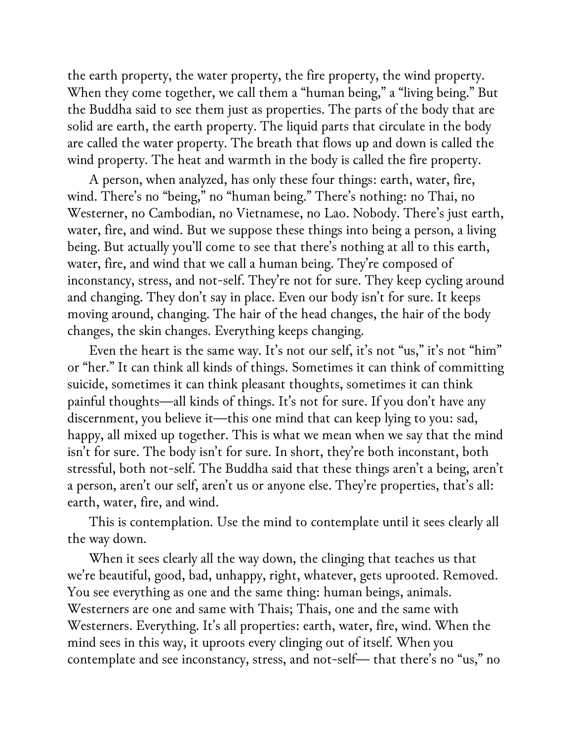the earth property, the water property, the fire property, the wind property. When they come together, we call them a "human being," a "living being." But the Buddha said to see them just as properties. The parts of the body that are solid are earth, the earth property. The liquid parts that circulate in the body are called the water property. The breath that flows up and down is called the wind property. The heat and warmth in the body is called the fire property.

A person, when analyzed, has only these four things: earth, water, fire, wind. There's no "being," no "human being." There's nothing: no Thai, no Westerner, no Cambodian, no Vietnamese, no Lao. Nobody. There's just earth, water, fire, and wind. But we suppose these things into being a person, a living being. But actually you'll come to see that there's nothing at all to this earth, water, fire, and wind that we call a human being. They're composed of inconstancy, stress, and not-self. They're not for sure. They keep cycling around and changing. They don't say in place. Even our body isn't for sure. It keeps moving around, changing. The hair of the head changes, the hair of the body changes, the skin changes. Everything keeps changing.

Even the heart is the same way. It's not our self, it's not "us," it's not "him" or "her." It can think all kinds of things. Sometimes it can think of committing suicide, sometimes it can think pleasant thoughts, sometimes it can think painful thoughts—all kinds of things. It's not for sure. If you don't have any discernment, you believe it—this one mind that can keep lying to you: sad, happy, all mixed up together. This is what we mean when we say that the mind isn't for sure. The body isn't for sure. In short, they're both inconstant, both stressful, both not-self. The Buddha said that these things aren't a being, aren't a person, aren't our self, aren't us or anyone else. They're properties, that's all: earth, water, fire, and wind.

This is contemplation. Use the mind to contemplate until it sees clearly all the way down.

When it sees clearly all the way down, the clinging that teaches us that we're beautiful, good, bad, unhappy, right, whatever, gets uprooted. Removed. You see everything as one and the same thing: human beings, animals. Westerners are one and same with Thais; Thais, one and the same with Westerners. Everything. It's all properties: earth, water, fire, wind. When the mind sees in this way, it uproots every clinging out of itself. When you contemplate and see inconstancy, stress, and not-self— that there's no "us," no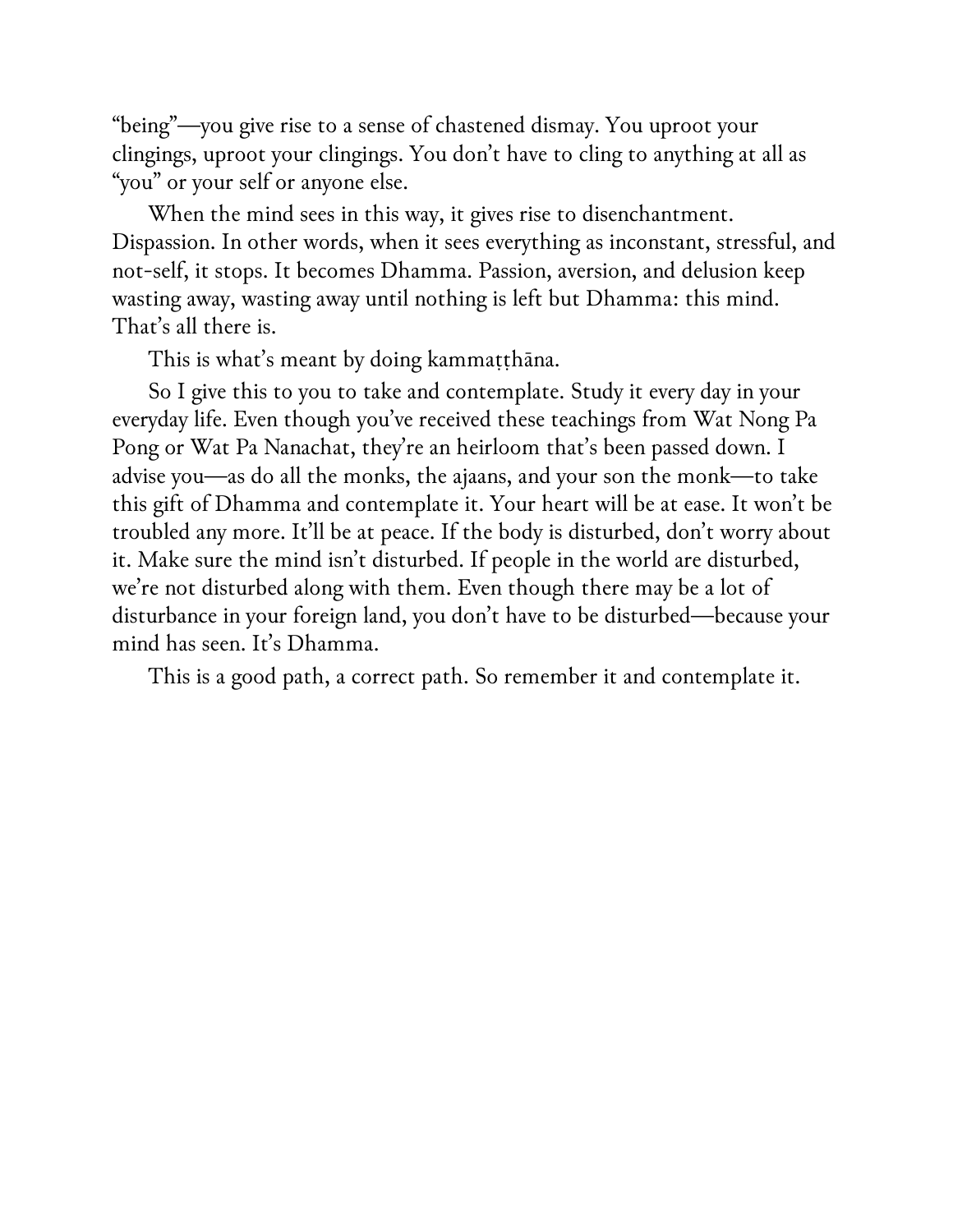"being"—you give rise to a sense of chastened dismay. You uproot your clingings, uproot your clingings. You don't have to cling to anything at all as "you" or your self or anyone else.

When the mind sees in this way, it gives rise to disenchantment. Dispassion. In other words, when it sees everything as inconstant, stressful, and not-self, it stops. It becomes Dhamma. Passion, aversion, and delusion keep wasting away, wasting away until nothing is left but Dhamma: this mind. That's all there is.

This is what's meant by doing kammaṭṭhāna.

So I give this to you to take and contemplate. Study it every day in your everyday life. Even though you've received these teachings from Wat Nong Pa Pong or Wat Pa Nanachat, they're an heirloom that's been passed down. I advise you—as do all the monks, the ajaans, and your son the monk—to take this gift of Dhamma and contemplate it. Your heart will be at ease. It won't be troubled any more. It'll be at peace. If the body is disturbed, don't worry about it. Make sure the mind isn't disturbed. If people in the world are disturbed, we're not disturbed along with them. Even though there may be a lot of disturbance in your foreign land, you don't have to be disturbed—because your mind has seen. It's Dhamma.

This is a good path, a correct path. So remember it and contemplate it.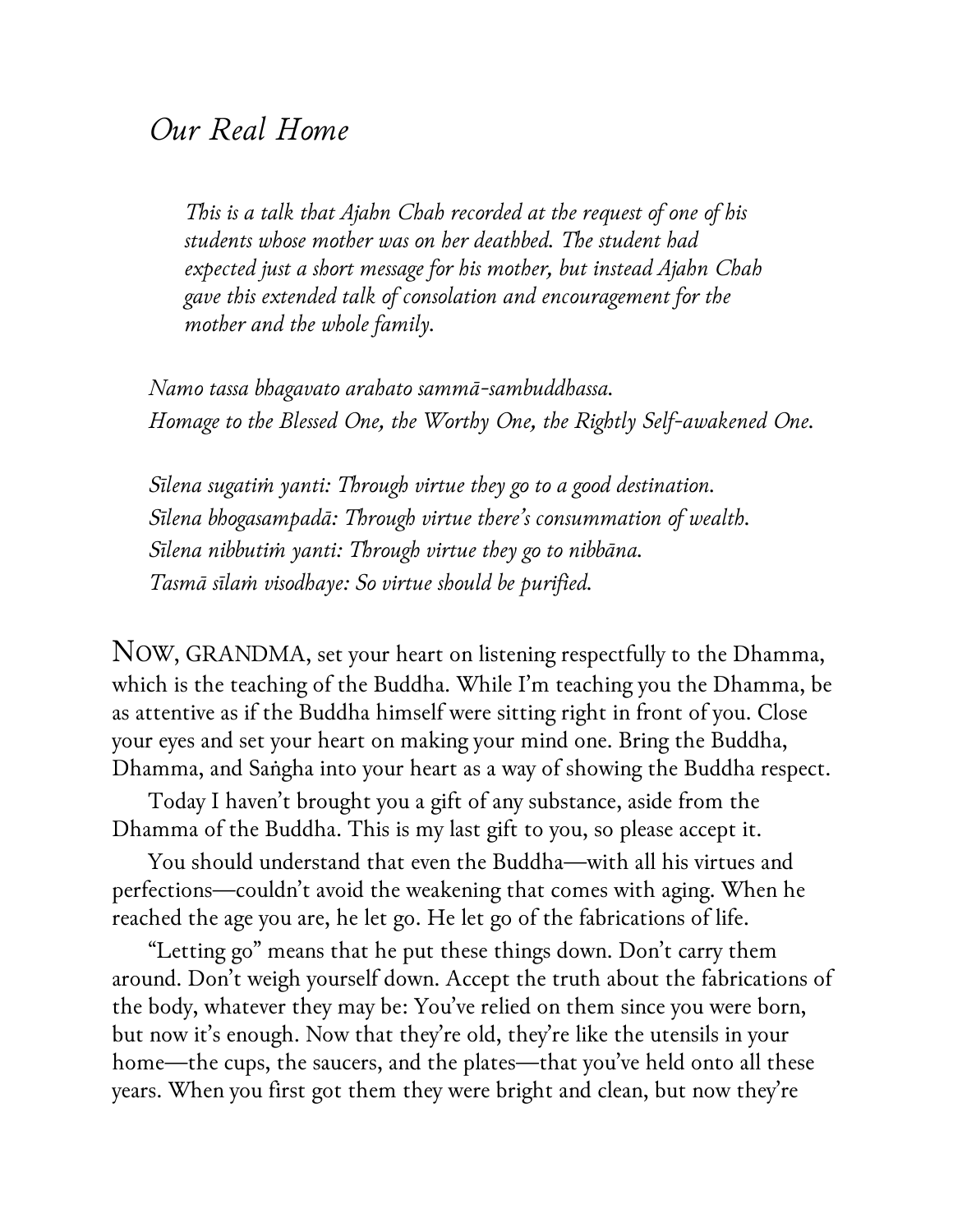# *Our Real Home*

> *This is a talk that Ajahn Chah recorded at the request of one of his students whose mother was on her deathbed. The student had expected just a short message for his mother, but instead Ajahn Chah gave this extended talk of consolation and encouragement for the mother and the whole family.*

*Namo tassa bhagavato arahato sammā-sambuddhassa.*
*Homage to the Blessed One, the Worthy One, the Rightly Self-awakened One.*

*Sīlena sugatiṁ yanti: Through virtue they go to a good destination.*
*Sīlena bhogasampadā: Through virtue there's consummation of wealth.*
*Sīlena nibbutiṁ yanti: Through virtue they go to nibbāna.*
*Tasmā sīlaṁ visodhaye: So virtue should be purified.*

NOW, GRANDMA, set your heart on listening respectfully to the Dhamma, which is the teaching of the Buddha. While I'm teaching you the Dhamma, be as attentive as if the Buddha himself were sitting right in front of you. Close your eyes and set your heart on making your mind one. Bring the Buddha, Dhamma, and Saṅgha into your heart as a way of showing the Buddha respect.

Today I haven't brought you a gift of any substance, aside from the Dhamma of the Buddha. This is my last gift to you, so please accept it.

You should understand that even the Buddha—with all his virtues and perfections—couldn't avoid the weakening that comes with aging. When he reached the age you are, he let go. He let go of the fabrications of life.

"Letting go" means that he put these things down. Don't carry them around. Don't weigh yourself down. Accept the truth about the fabrications of the body, whatever they may be: You've relied on them since you were born, but now it's enough. Now that they're old, they're like the utensils in your home—the cups, the saucers, and the plates—that you've held onto all these years. When you first got them they were bright and clean, but now they're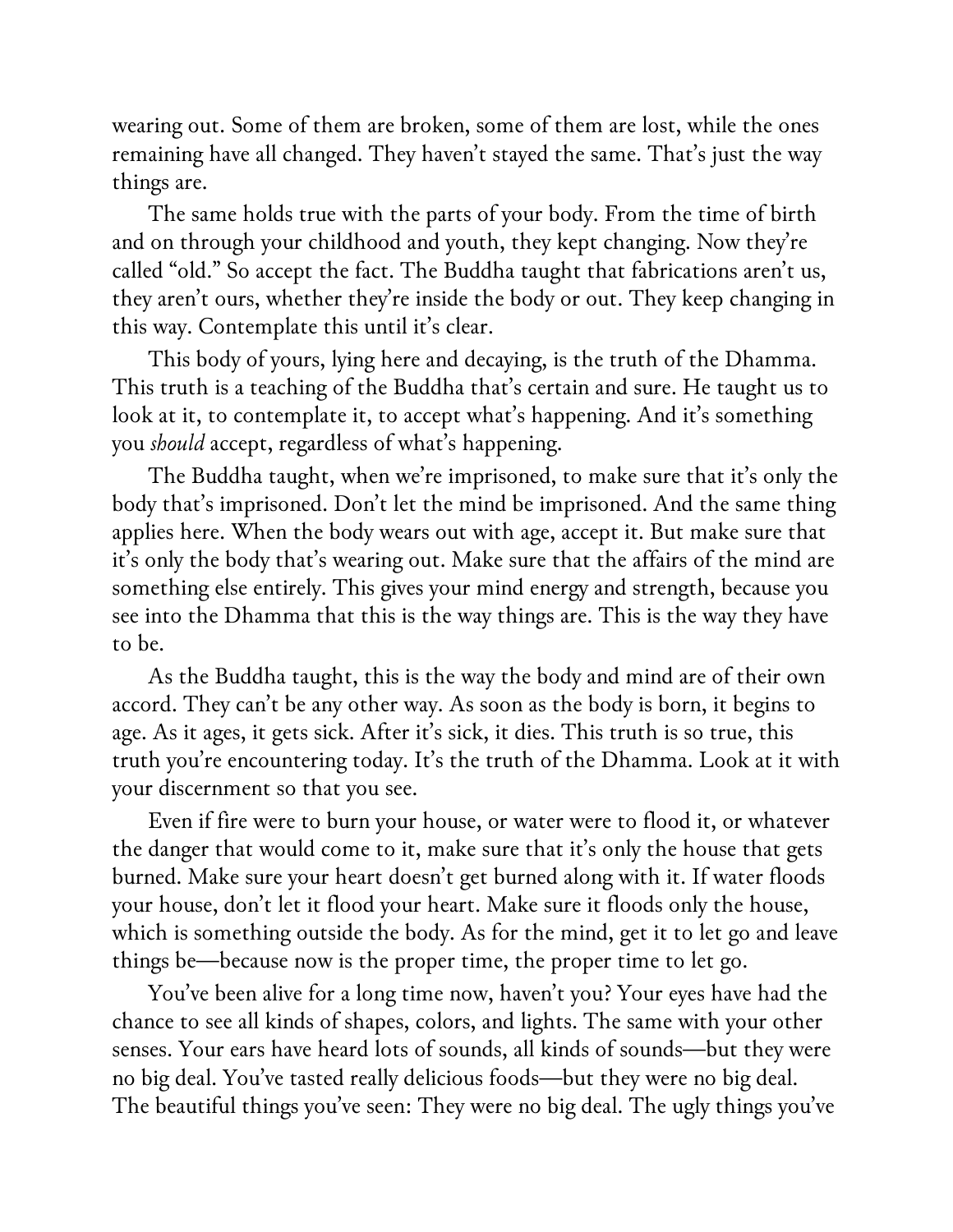wearing out. Some of them are broken, some of them are lost, while the ones remaining have all changed. They haven't stayed the same. That's just the way things are.

The same holds true with the parts of your body. From the time of birth and on through your childhood and youth, they kept changing. Now they're called "old." So accept the fact. The Buddha taught that fabrications aren't us, they aren't ours, whether they're inside the body or out. They keep changing in this way. Contemplate this until it's clear.

This body of yours, lying here and decaying, is the truth of the Dhamma. This truth is a teaching of the Buddha that's certain and sure. He taught us to look at it, to contemplate it, to accept what's happening. And it's something you *should* accept, regardless of what's happening.

The Buddha taught, when we're imprisoned, to make sure that it's only the body that's imprisoned. Don't let the mind be imprisoned. And the same thing applies here. When the body wears out with age, accept it. But make sure that it's only the body that's wearing out. Make sure that the affairs of the mind are something else entirely. This gives your mind energy and strength, because you see into the Dhamma that this is the way things are. This is the way they have to be.

As the Buddha taught, this is the way the body and mind are of their own accord. They can't be any other way. As soon as the body is born, it begins to age. As it ages, it gets sick. After it's sick, it dies. This truth is so true, this truth you're encountering today. It's the truth of the Dhamma. Look at it with your discernment so that you see.

Even if fire were to burn your house, or water were to flood it, or whatever the danger that would come to it, make sure that it's only the house that gets burned. Make sure your heart doesn't get burned along with it. If water floods your house, don't let it flood your heart. Make sure it floods only the house, which is something outside the body. As for the mind, get it to let go and leave things be—because now is the proper time, the proper time to let go.

You've been alive for a long time now, haven't you? Your eyes have had the chance to see all kinds of shapes, colors, and lights. The same with your other senses. Your ears have heard lots of sounds, all kinds of sounds—but they were no big deal. You've tasted really delicious foods—but they were no big deal. The beautiful things you've seen: They were no big deal. The ugly things you've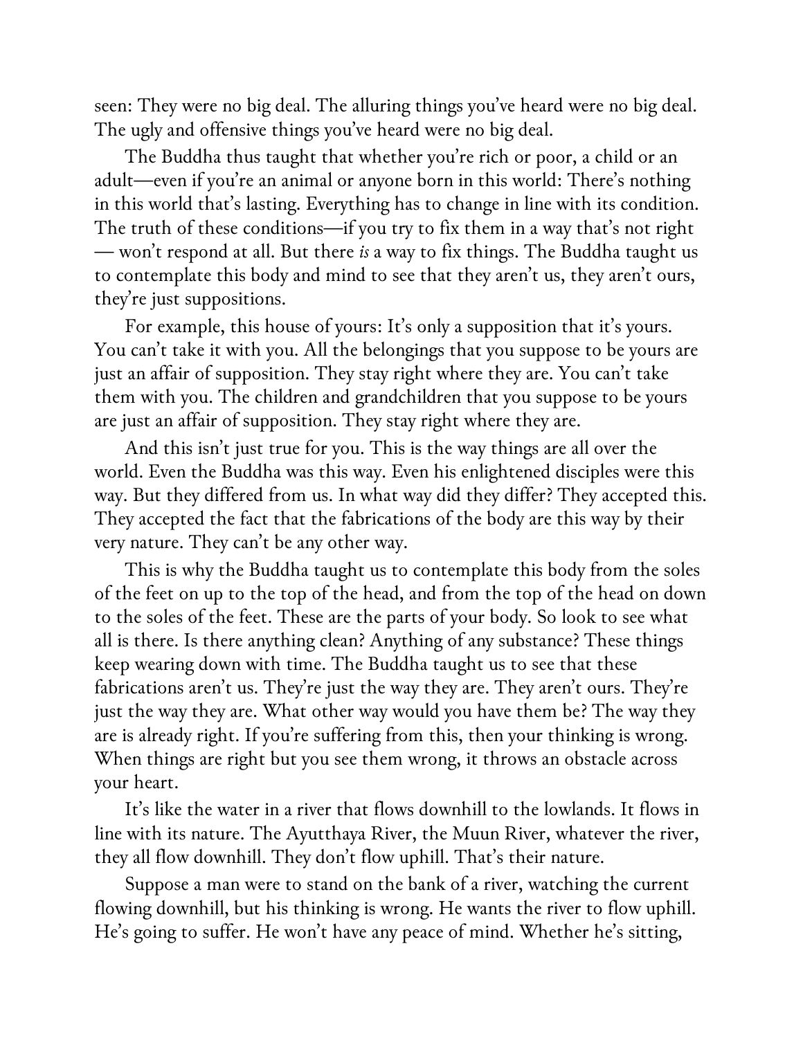seen: They were no big deal. The alluring things you've heard were no big deal. The ugly and offensive things you've heard were no big deal.

The Buddha thus taught that whether you're rich or poor, a child or an adult—even if you're an animal or anyone born in this world: There's nothing in this world that's lasting. Everything has to change in line with its condition. The truth of these conditions—if you try to fix them in a way that's not right — won't respond at all. But there *is* a way to fix things. The Buddha taught us to contemplate this body and mind to see that they aren't us, they aren't ours, they're just suppositions.

For example, this house of yours: It's only a supposition that it's yours. You can't take it with you. All the belongings that you suppose to be yours are just an affair of supposition. They stay right where they are. You can't take them with you. The children and grandchildren that you suppose to be yours are just an affair of supposition. They stay right where they are.

And this isn't just true for you. This is the way things are all over the world. Even the Buddha was this way. Even his enlightened disciples were this way. But they differed from us. In what way did they differ? They accepted this. They accepted the fact that the fabrications of the body are this way by their very nature. They can't be any other way.

This is why the Buddha taught us to contemplate this body from the soles of the feet on up to the top of the head, and from the top of the head on down to the soles of the feet. These are the parts of your body. So look to see what all is there. Is there anything clean? Anything of any substance? These things keep wearing down with time. The Buddha taught us to see that these fabrications aren't us. They're just the way they are. They aren't ours. They're just the way they are. What other way would you have them be? The way they are is already right. If you're suffering from this, then your thinking is wrong. When things are right but you see them wrong, it throws an obstacle across your heart.

It's like the water in a river that flows downhill to the lowlands. It flows in line with its nature. The Ayutthaya River, the Muun River, whatever the river, they all flow downhill. They don't flow uphill. That's their nature.

Suppose a man were to stand on the bank of a river, watching the current flowing downhill, but his thinking is wrong. He wants the river to flow uphill. He's going to suffer. He won't have any peace of mind. Whether he's sitting,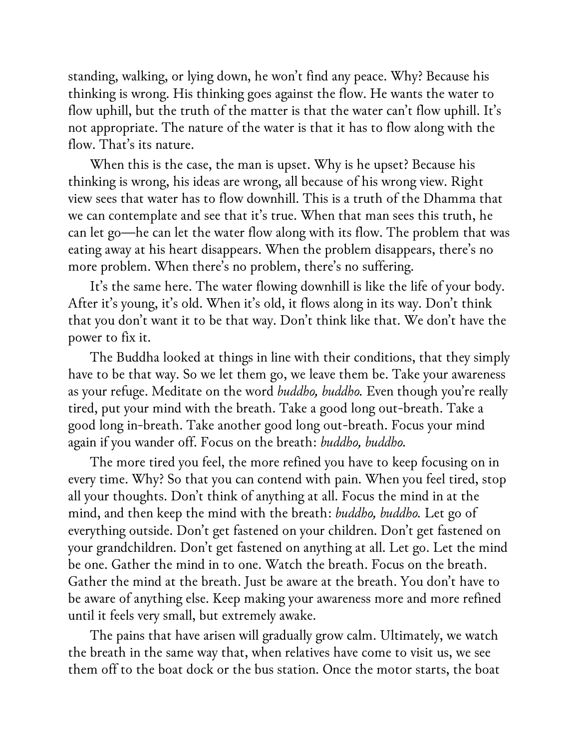standing, walking, or lying down, he won't find any peace. Why? Because his thinking is wrong. His thinking goes against the flow. He wants the water to flow uphill, but the truth of the matter is that the water can't flow uphill. It's not appropriate. The nature of the water is that it has to flow along with the flow. That's its nature.

When this is the case, the man is upset. Why is he upset? Because his thinking is wrong, his ideas are wrong, all because of his wrong view. Right view sees that water has to flow downhill. This is a truth of the Dhamma that we can contemplate and see that it's true. When that man sees this truth, he can let go—he can let the water flow along with its flow. The problem that was eating away at his heart disappears. When the problem disappears, there's no more problem. When there's no problem, there's no suffering.

It's the same here. The water flowing downhill is like the life of your body. After it's young, it's old. When it's old, it flows along in its way. Don't think that you don't want it to be that way. Don't think like that. We don't have the power to fix it.

The Buddha looked at things in line with their conditions, that they simply have to be that way. So we let them go, we leave them be. Take your awareness as your refuge. Meditate on the word *buddho, buddho.* Even though you're really tired, put your mind with the breath. Take a good long out-breath. Take a good long in-breath. Take another good long out-breath. Focus your mind again if you wander off. Focus on the breath: *buddho, buddho.*

The more tired you feel, the more refined you have to keep focusing on in every time. Why? So that you can contend with pain. When you feel tired, stop all your thoughts. Don't think of anything at all. Focus the mind in at the mind, and then keep the mind with the breath: *buddho, buddho.* Let go of everything outside. Don't get fastened on your children. Don't get fastened on your grandchildren. Don't get fastened on anything at all. Let go. Let the mind be one. Gather the mind in to one. Watch the breath. Focus on the breath. Gather the mind at the breath. Just be aware at the breath. You don't have to be aware of anything else. Keep making your awareness more and more refined until it feels very small, but extremely awake.

The pains that have arisen will gradually grow calm. Ultimately, we watch the breath in the same way that, when relatives have come to visit us, we see them off to the boat dock or the bus station. Once the motor starts, the boat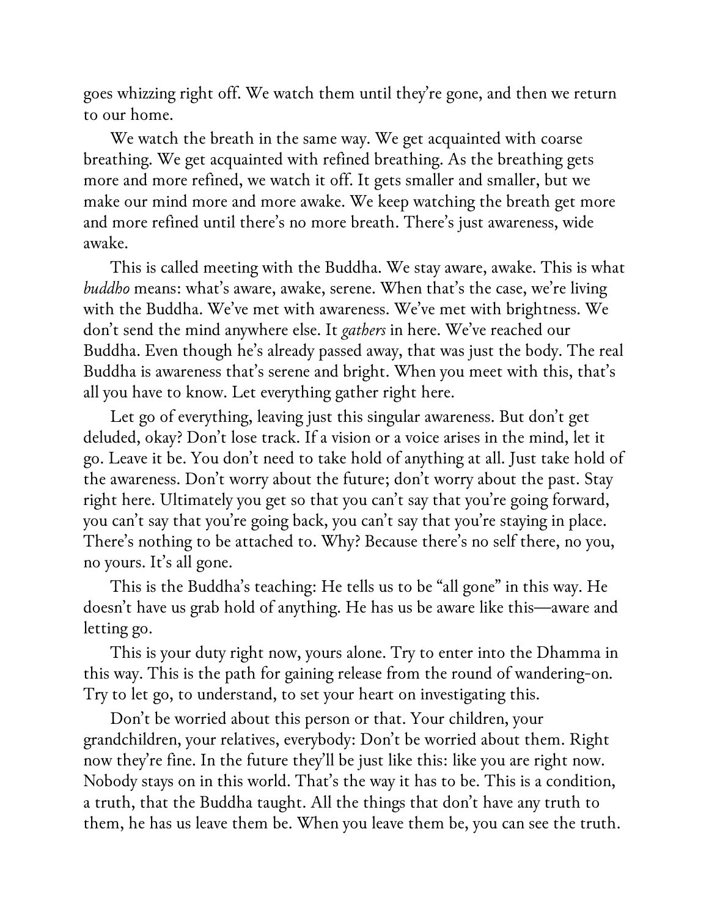goes whizzing right off. We watch them until they're gone, and then we return to our home.

We watch the breath in the same way. We get acquainted with coarse breathing. We get acquainted with refined breathing. As the breathing gets more and more refined, we watch it off. It gets smaller and smaller, but we make our mind more and more awake. We keep watching the breath get more and more refined until there's no more breath. There's just awareness, wide awake.

This is called meeting with the Buddha. We stay aware, awake. This is what *buddho* means: what's aware, awake, serene. When that's the case, we're living with the Buddha. We've met with awareness. We've met with brightness. We don't send the mind anywhere else. It *gathers* in here. We've reached our Buddha. Even though he's already passed away, that was just the body. The real Buddha is awareness that's serene and bright. When you meet with this, that's all you have to know. Let everything gather right here.

Let go of everything, leaving just this singular awareness. But don't get deluded, okay? Don't lose track. If a vision or a voice arises in the mind, let it go. Leave it be. You don't need to take hold of anything at all. Just take hold of the awareness. Don't worry about the future; don't worry about the past. Stay right here. Ultimately you get so that you can't say that you're going forward, you can't say that you're going back, you can't say that you're staying in place. There's nothing to be attached to. Why? Because there's no self there, no you, no yours. It's all gone.

This is the Buddha's teaching: He tells us to be "all gone" in this way. He doesn't have us grab hold of anything. He has us be aware like this—aware and letting go.

This is your duty right now, yours alone. Try to enter into the Dhamma in this way. This is the path for gaining release from the round of wandering-on. Try to let go, to understand, to set your heart on investigating this.

Don't be worried about this person or that. Your children, your grandchildren, your relatives, everybody: Don't be worried about them. Right now they're fine. In the future they'll be just like this: like you are right now. Nobody stays on in this world. That's the way it has to be. This is a condition, a truth, that the Buddha taught. All the things that don't have any truth to them, he has us leave them be. When you leave them be, you can see the truth.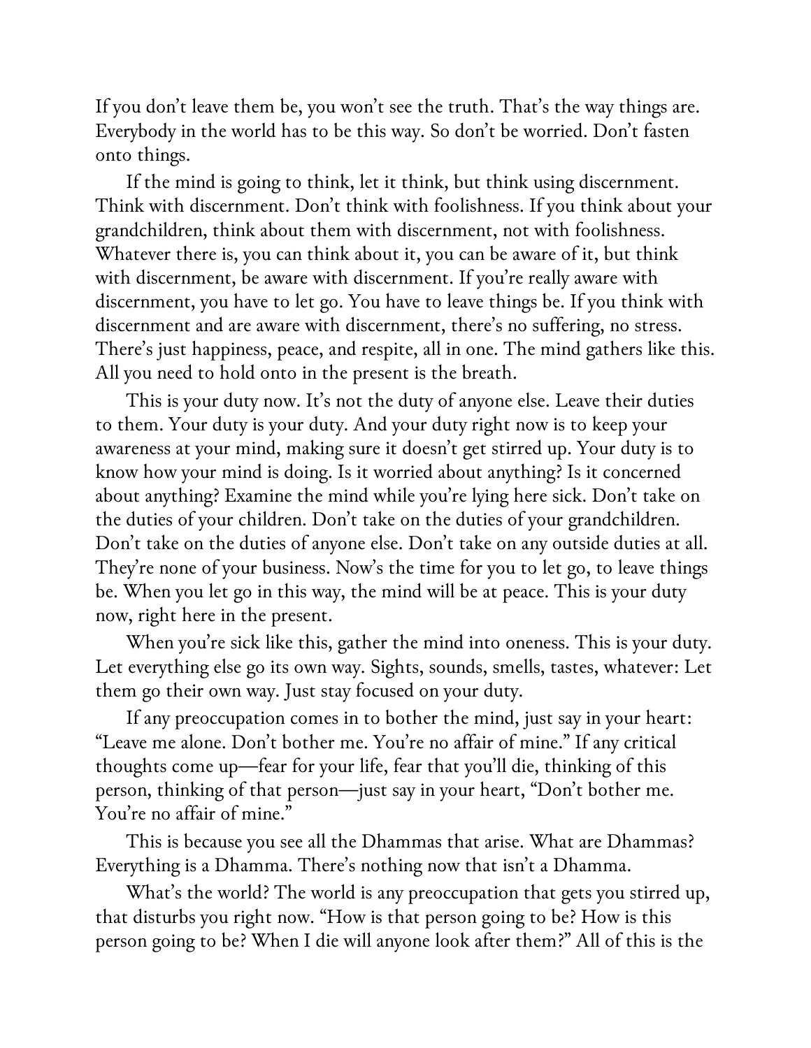If you don't leave them be, you won't see the truth. That's the way things are. Everybody in the world has to be this way. So don't be worried. Don't fasten onto things.

If the mind is going to think, let it think, but think using discernment. Think with discernment. Don't think with foolishness. If you think about your grandchildren, think about them with discernment, not with foolishness. Whatever there is, you can think about it, you can be aware of it, but think with discernment, be aware with discernment. If you're really aware with discernment, you have to let go. You have to leave things be. If you think with discernment and are aware with discernment, there's no suffering, no stress. There's just happiness, peace, and respite, all in one. The mind gathers like this. All you need to hold onto in the present is the breath.

This is your duty now. It's not the duty of anyone else. Leave their duties to them. Your duty is your duty. And your duty right now is to keep your awareness at your mind, making sure it doesn't get stirred up. Your duty is to know how your mind is doing. Is it worried about anything? Is it concerned about anything? Examine the mind while you're lying here sick. Don't take on the duties of your children. Don't take on the duties of your grandchildren. Don't take on the duties of anyone else. Don't take on any outside duties at all. They're none of your business. Now's the time for you to let go, to leave things be. When you let go in this way, the mind will be at peace. This is your duty now, right here in the present.

When you're sick like this, gather the mind into oneness. This is your duty. Let everything else go its own way. Sights, sounds, smells, tastes, whatever: Let them go their own way. Just stay focused on your duty.

If any preoccupation comes in to bother the mind, just say in your heart: "Leave me alone. Don't bother me. You're no affair of mine." If any critical thoughts come up—fear for your life, fear that you'll die, thinking of this person, thinking of that person—just say in your heart, "Don't bother me. You're no affair of mine."

This is because you see all the Dhammas that arise. What are Dhammas? Everything is a Dhamma. There's nothing now that isn't a Dhamma.

What's the world? The world is any preoccupation that gets you stirred up, that disturbs you right now. "How is that person going to be? How is this person going to be? When I die will anyone look after them?" All of this is the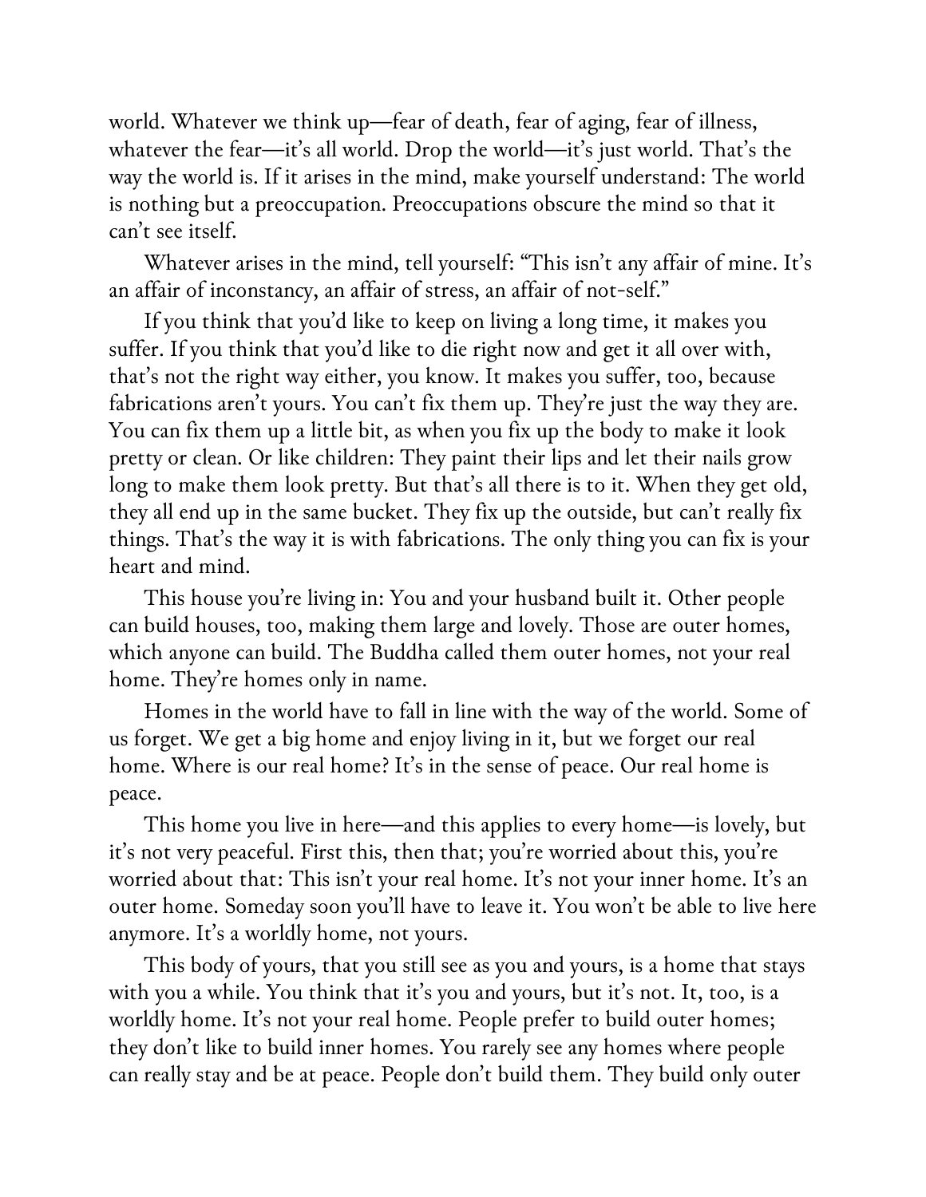world. Whatever we think up—fear of death, fear of aging, fear of illness, whatever the fear—it's all world. Drop the world—it's just world. That's the way the world is. If it arises in the mind, make yourself understand: The world is nothing but a preoccupation. Preoccupations obscure the mind so that it can't see itself.

Whatever arises in the mind, tell yourself: "This isn't any affair of mine. It's an affair of inconstancy, an affair of stress, an affair of not-self."

If you think that you'd like to keep on living a long time, it makes you suffer. If you think that you'd like to die right now and get it all over with, that's not the right way either, you know. It makes you suffer, too, because fabrications aren't yours. You can't fix them up. They're just the way they are. You can fix them up a little bit, as when you fix up the body to make it look pretty or clean. Or like children: They paint their lips and let their nails grow long to make them look pretty. But that's all there is to it. When they get old, they all end up in the same bucket. They fix up the outside, but can't really fix things. That's the way it is with fabrications. The only thing you can fix is your heart and mind.

This house you're living in: You and your husband built it. Other people can build houses, too, making them large and lovely. Those are outer homes, which anyone can build. The Buddha called them outer homes, not your real home. They're homes only in name.

Homes in the world have to fall in line with the way of the world. Some of us forget. We get a big home and enjoy living in it, but we forget our real home. Where is our real home? It's in the sense of peace. Our real home is peace.

This home you live in here—and this applies to every home—is lovely, but it's not very peaceful. First this, then that; you're worried about this, you're worried about that: This isn't your real home. It's not your inner home. It's an outer home. Someday soon you'll have to leave it. You won't be able to live here anymore. It's a worldly home, not yours.

This body of yours, that you still see as you and yours, is a home that stays with you a while. You think that it's you and yours, but it's not. It, too, is a worldly home. It's not your real home. People prefer to build outer homes; they don't like to build inner homes. You rarely see any homes where people can really stay and be at peace. People don't build them. They build only outer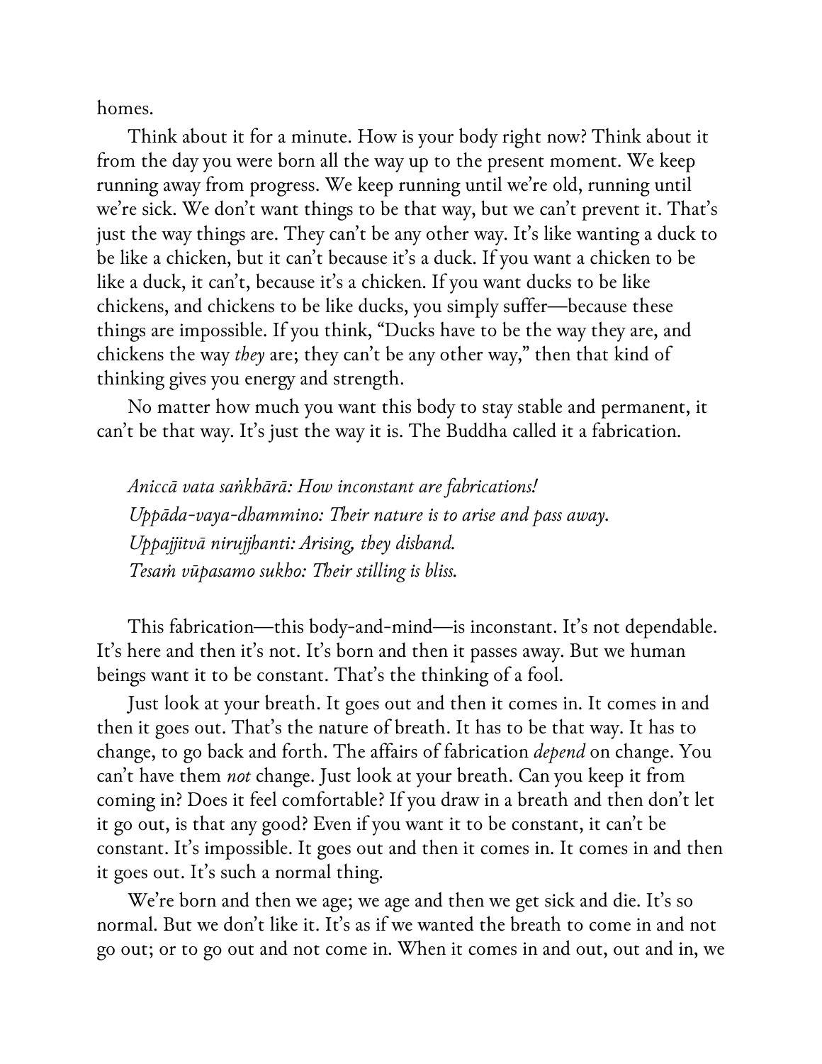homes.

Think about it for a minute. How is your body right now? Think about it from the day you were born all the way up to the present moment. We keep running away from progress. We keep running until we're old, running until we're sick. We don't want things to be that way, but we can't prevent it. That's just the way things are. They can't be any other way. It's like wanting a duck to be like a chicken, but it can't because it's a duck. If you want a chicken to be like a duck, it can't, because it's a chicken. If you want ducks to be like chickens, and chickens to be like ducks, you simply suffer—because these things are impossible. If you think, "Ducks have to be the way they are, and chickens the way *they* are; they can't be any other way," then that kind of thinking gives you energy and strength.

No matter how much you want this body to stay stable and permanent, it can't be that way. It's just the way it is. The Buddha called it a fabrication.

> *Aniccā vata saṅkhārā: How inconstant are fabrications!*
> *Uppāda-vaya-dhammino: Their nature is to arise and pass away.*
> *Uppajjitvā nirujjhanti: Arising, they disband.*
> *Tesaṁ vūpasamo sukho: Their stilling is bliss.*

This fabrication—this body-and-mind—is inconstant. It's not dependable. It's here and then it's not. It's born and then it passes away. But we human beings want it to be constant. That's the thinking of a fool.

Just look at your breath. It goes out and then it comes in. It comes in and then it goes out. That's the nature of breath. It has to be that way. It has to change, to go back and forth. The affairs of fabrication *depend* on change. You can't have them *not* change. Just look at your breath. Can you keep it from coming in? Does it feel comfortable? If you draw in a breath and then don't let it go out, is that any good? Even if you want it to be constant, it can't be constant. It's impossible. It goes out and then it comes in. It comes in and then it goes out. It's such a normal thing.

We're born and then we age; we age and then we get sick and die. It's so normal. But we don't like it. It's as if we wanted the breath to come in and not go out; or to go out and not come in. When it comes in and out, out and in, we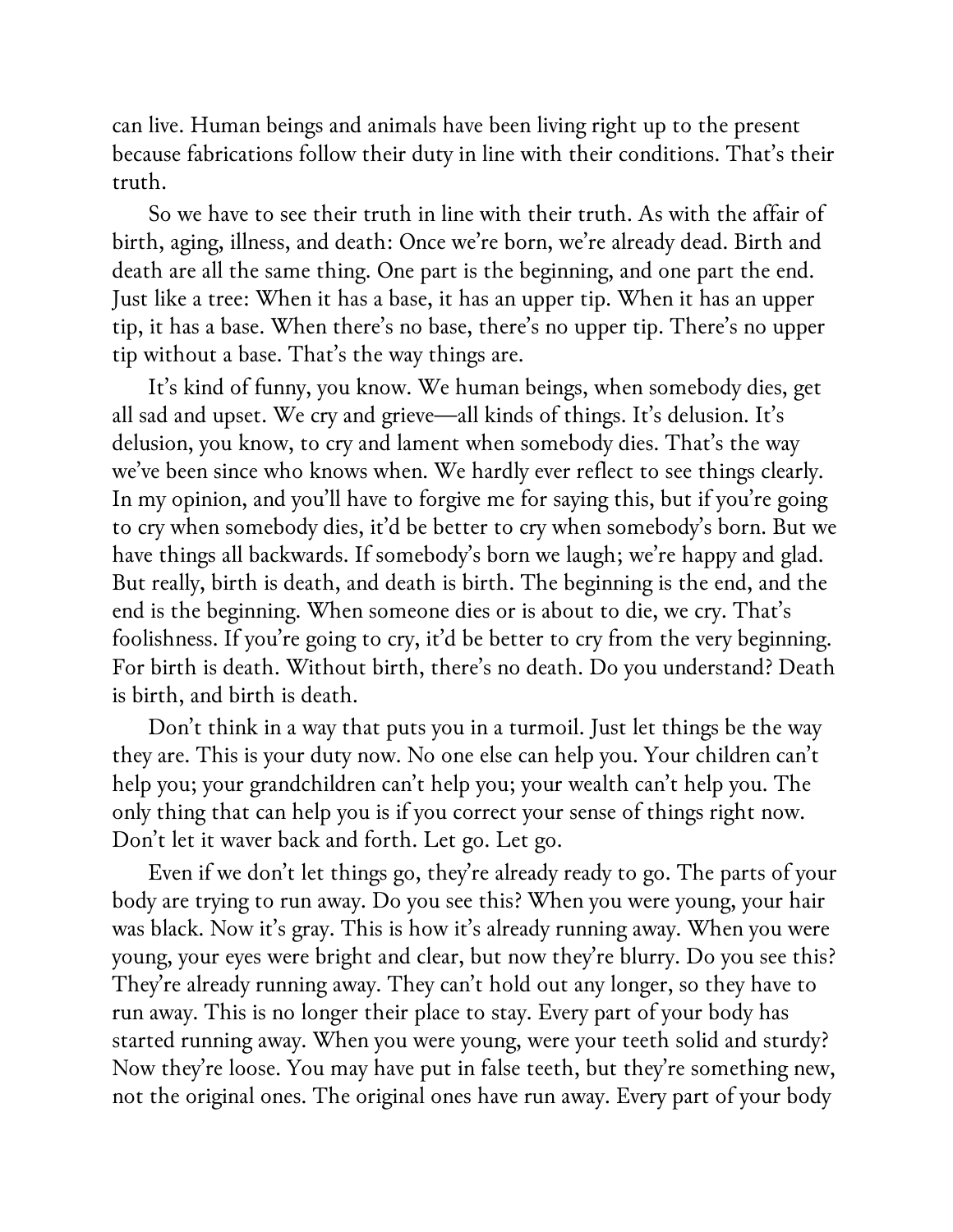can live. Human beings and animals have been living right up to the present because fabrications follow their duty in line with their conditions. That's their truth.

So we have to see their truth in line with their truth. As with the affair of birth, aging, illness, and death: Once we're born, we're already dead. Birth and death are all the same thing. One part is the beginning, and one part the end. Just like a tree: When it has a base, it has an upper tip. When it has an upper tip, it has a base. When there's no base, there's no upper tip. There's no upper tip without a base. That's the way things are.

It's kind of funny, you know. We human beings, when somebody dies, get all sad and upset. We cry and grieve—all kinds of things. It's delusion. It's delusion, you know, to cry and lament when somebody dies. That's the way we've been since who knows when. We hardly ever reflect to see things clearly. In my opinion, and you'll have to forgive me for saying this, but if you're going to cry when somebody dies, it'd be better to cry when somebody's born. But we have things all backwards. If somebody's born we laugh; we're happy and glad. But really, birth is death, and death is birth. The beginning is the end, and the end is the beginning. When someone dies or is about to die, we cry. That's foolishness. If you're going to cry, it'd be better to cry from the very beginning. For birth is death. Without birth, there's no death. Do you understand? Death is birth, and birth is death.

Don't think in a way that puts you in a turmoil. Just let things be the way they are. This is your duty now. No one else can help you. Your children can't help you; your grandchildren can't help you; your wealth can't help you. The only thing that can help you is if you correct your sense of things right now. Don't let it waver back and forth. Let go. Let go.

Even if we don't let things go, they're already ready to go. The parts of your body are trying to run away. Do you see this? When you were young, your hair was black. Now it's gray. This is how it's already running away. When you were young, your eyes were bright and clear, but now they're blurry. Do you see this? They're already running away. They can't hold out any longer, so they have to run away. This is no longer their place to stay. Every part of your body has started running away. When you were young, were your teeth solid and sturdy? Now they're loose. You may have put in false teeth, but they're something new, not the original ones. The original ones have run away. Every part of your body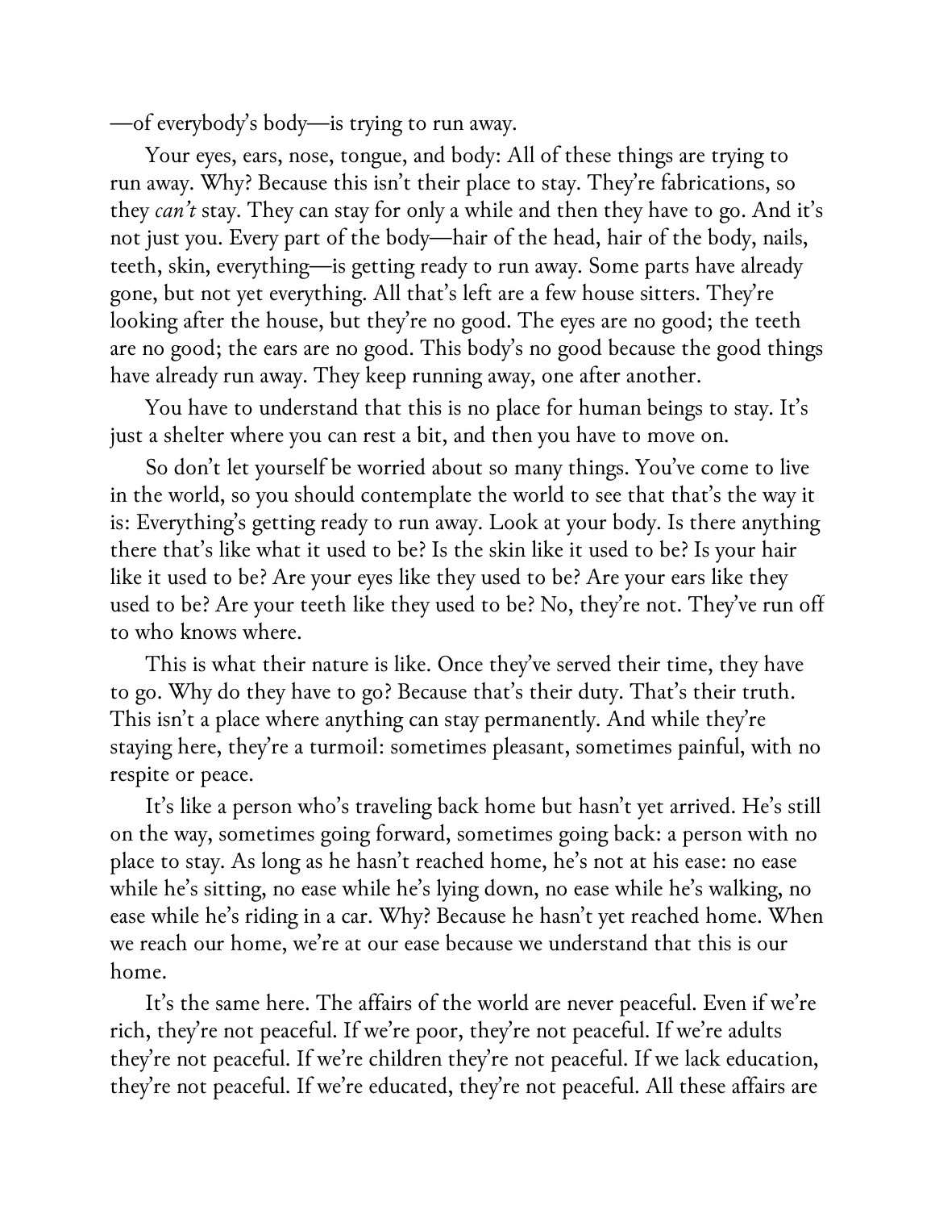—of everybody's body—is trying to run away.

Your eyes, ears, nose, tongue, and body: All of these things are trying to run away. Why? Because this isn't their place to stay. They're fabrications, so they *can't* stay. They can stay for only a while and then they have to go. And it's not just you. Every part of the body—hair of the head, hair of the body, nails, teeth, skin, everything—is getting ready to run away. Some parts have already gone, but not yet everything. All that's left are a few house sitters. They're looking after the house, but they're no good. The eyes are no good; the teeth are no good; the ears are no good. This body's no good because the good things have already run away. They keep running away, one after another.

You have to understand that this is no place for human beings to stay. It's just a shelter where you can rest a bit, and then you have to move on.

So don't let yourself be worried about so many things. You've come to live in the world, so you should contemplate the world to see that that's the way it is: Everything's getting ready to run away. Look at your body. Is there anything there that's like what it used to be? Is the skin like it used to be? Is your hair like it used to be? Are your eyes like they used to be? Are your ears like they used to be? Are your teeth like they used to be? No, they're not. They've run off to who knows where.

This is what their nature is like. Once they've served their time, they have to go. Why do they have to go? Because that's their duty. That's their truth. This isn't a place where anything can stay permanently. And while they're staying here, they're a turmoil: sometimes pleasant, sometimes painful, with no respite or peace.

It's like a person who's traveling back home but hasn't yet arrived. He's still on the way, sometimes going forward, sometimes going back: a person with no place to stay. As long as he hasn't reached home, he's not at his ease: no ease while he's sitting, no ease while he's lying down, no ease while he's walking, no ease while he's riding in a car. Why? Because he hasn't yet reached home. When we reach our home, we're at our ease because we understand that this is our home.

It's the same here. The affairs of the world are never peaceful. Even if we're rich, they're not peaceful. If we're poor, they're not peaceful. If we're adults they're not peaceful. If we're children they're not peaceful. If we lack education, they're not peaceful. If we're educated, they're not peaceful. All these affairs are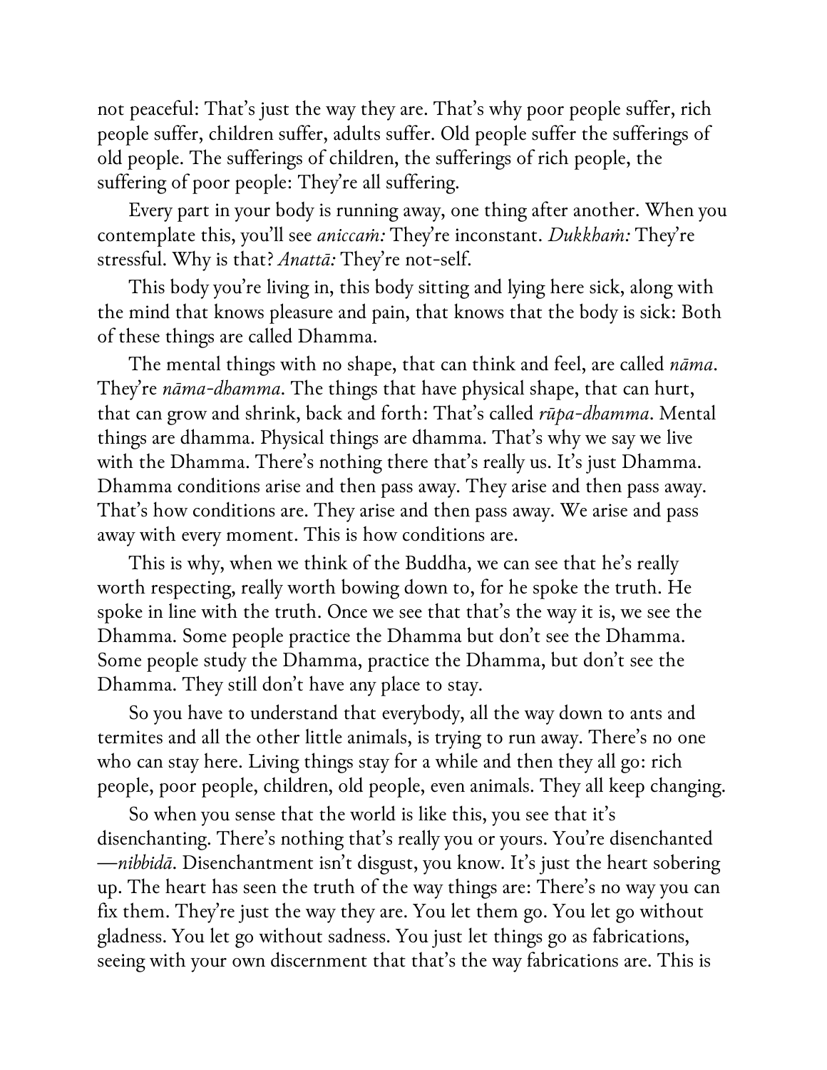not peaceful: That's just the way they are. That's why poor people suffer, rich people suffer, children suffer, adults suffer. Old people suffer the sufferings of old people. The sufferings of children, the sufferings of rich people, the suffering of poor people: They're all suffering.

Every part in your body is running away, one thing after another. When you contemplate this, you'll see *aniccaṁ:* They're inconstant. *Dukkhaṁ:* They're stressful. Why is that? *Anattā:* They're not-self.

This body you're living in, this body sitting and lying here sick, along with the mind that knows pleasure and pain, that knows that the body is sick: Both of these things are called Dhamma.

The mental things with no shape, that can think and feel, are called *nāma*. They're *nāma-dhamma*. The things that have physical shape, that can hurt, that can grow and shrink, back and forth: That's called *rūpa-dhamma*. Mental things are dhamma. Physical things are dhamma. That's why we say we live with the Dhamma. There's nothing there that's really us. It's just Dhamma. Dhamma conditions arise and then pass away. They arise and then pass away. That's how conditions are. They arise and then pass away. We arise and pass away with every moment. This is how conditions are.

This is why, when we think of the Buddha, we can see that he's really worth respecting, really worth bowing down to, for he spoke the truth. He spoke in line with the truth. Once we see that that's the way it is, we see the Dhamma. Some people practice the Dhamma but don't see the Dhamma. Some people study the Dhamma, practice the Dhamma, but don't see the Dhamma. They still don't have any place to stay.

So you have to understand that everybody, all the way down to ants and termites and all the other little animals, is trying to run away. There's no one who can stay here. Living things stay for a while and then they all go: rich people, poor people, children, old people, even animals. They all keep changing.

So when you sense that the world is like this, you see that it's disenchanting. There's nothing that's really you or yours. You're disenchanted—*nibbidā*. Disenchantment isn't disgust, you know. It's just the heart sobering up. The heart has seen the truth of the way things are: There's no way you can fix them. They're just the way they are. You let them go. You let go without gladness. You let go without sadness. You just let things go as fabrications, seeing with your own discernment that that's the way fabrications are. This is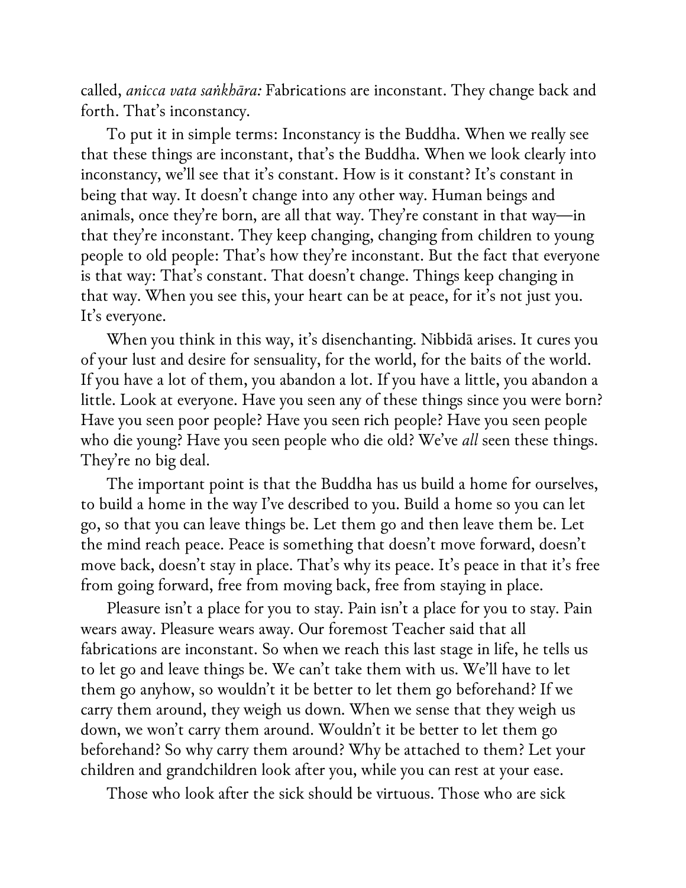called, *anicca vata saṅkhāra:* Fabrications are inconstant. They change back and forth. That's inconstancy.

To put it in simple terms: Inconstancy is the Buddha. When we really see that these things are inconstant, that's the Buddha. When we look clearly into inconstancy, we'll see that it's constant. How is it constant? It's constant in being that way. It doesn't change into any other way. Human beings and animals, once they're born, are all that way. They're constant in that way—in that they're inconstant. They keep changing, changing from children to young people to old people: That's how they're inconstant. But the fact that everyone is that way: That's constant. That doesn't change. Things keep changing in that way. When you see this, your heart can be at peace, for it's not just you. It's everyone.

When you think in this way, it's disenchanting. Nibbidā arises. It cures you of your lust and desire for sensuality, for the world, for the baits of the world. If you have a lot of them, you abandon a lot. If you have a little, you abandon a little. Look at everyone. Have you seen any of these things since you were born? Have you seen poor people? Have you seen rich people? Have you seen people who die young? Have you seen people who die old? We've *all* seen these things. They're no big deal.

The important point is that the Buddha has us build a home for ourselves, to build a home in the way I've described to you. Build a home so you can let go, so that you can leave things be. Let them go and then leave them be. Let the mind reach peace. Peace is something that doesn't move forward, doesn't move back, doesn't stay in place. That's why its peace. It's peace in that it's free from going forward, free from moving back, free from staying in place.

Pleasure isn't a place for you to stay. Pain isn't a place for you to stay. Pain wears away. Pleasure wears away. Our foremost Teacher said that all fabrications are inconstant. So when we reach this last stage in life, he tells us to let go and leave things be. We can't take them with us. We'll have to let them go anyhow, so wouldn't it be better to let them go beforehand? If we carry them around, they weigh us down. When we sense that they weigh us down, we won't carry them around. Wouldn't it be better to let them go beforehand? So why carry them around? Why be attached to them? Let your children and grandchildren look after you, while you can rest at your ease.

Those who look after the sick should be virtuous. Those who are sick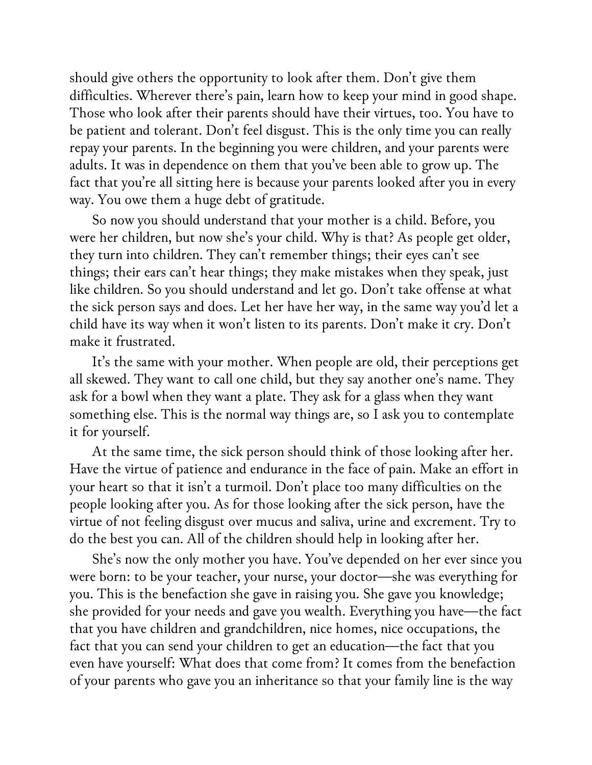should give others the opportunity to look after them. Don't give them difficulties. Wherever there's pain, learn how to keep your mind in good shape. Those who look after their parents should have their virtues, too. You have to be patient and tolerant. Don't feel disgust. This is the only time you can really repay your parents. In the beginning you were children, and your parents were adults. It was in dependence on them that you've been able to grow up. The fact that you're all sitting here is because your parents looked after you in every way. You owe them a huge debt of gratitude.

So now you should understand that your mother is a child. Before, you were her children, but now she's your child. Why is that? As people get older, they turn into children. They can't remember things; their eyes can't see things; their ears can't hear things; they make mistakes when they speak, just like children. So you should understand and let go. Don't take offense at what the sick person says and does. Let her have her way, in the same way you'd let a child have its way when it won't listen to its parents. Don't make it cry. Don't make it frustrated.

It's the same with your mother. When people are old, their perceptions get all skewed. They want to call one child, but they say another one's name. They ask for a bowl when they want a plate. They ask for a glass when they want something else. This is the normal way things are, so I ask you to contemplate it for yourself.

At the same time, the sick person should think of those looking after her. Have the virtue of patience and endurance in the face of pain. Make an effort in your heart so that it isn't a turmoil. Don't place too many difficulties on the people looking after you. As for those looking after the sick person, have the virtue of not feeling disgust over mucus and saliva, urine and excrement. Try to do the best you can. All of the children should help in looking after her.

She's now the only mother you have. You've depended on her ever since you were born: to be your teacher, your nurse, your doctor—she was everything for you. This is the benefaction she gave in raising you. She gave you knowledge; she provided for your needs and gave you wealth. Everything you have—the fact that you have children and grandchildren, nice homes, nice occupations, the fact that you can send your children to get an education—the fact that you even have yourself: What does that come from? It comes from the benefaction of your parents who gave you an inheritance so that your family line is the way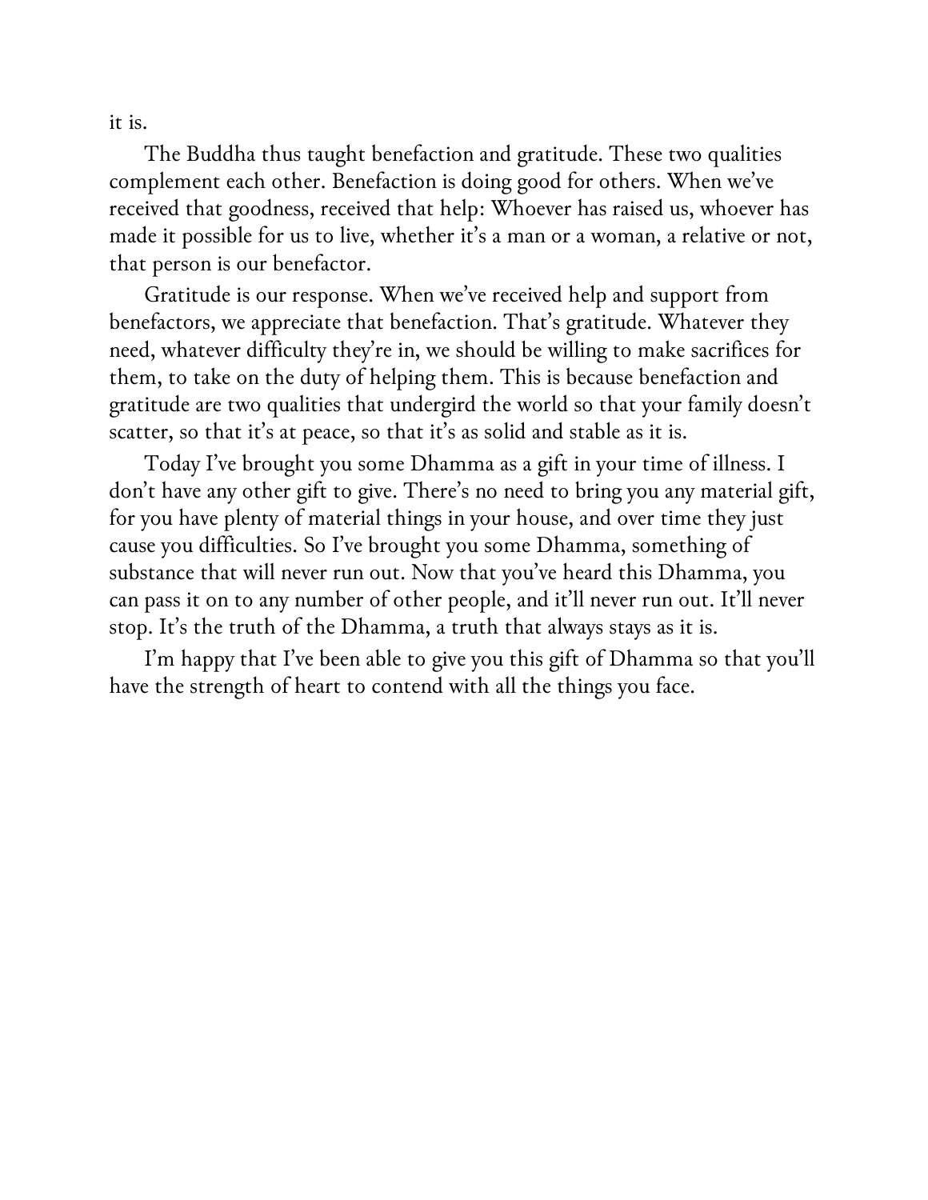it is.

The Buddha thus taught benefaction and gratitude. These two qualities complement each other. Benefaction is doing good for others. When we've received that goodness, received that help: Whoever has raised us, whoever has made it possible for us to live, whether it's a man or a woman, a relative or not, that person is our benefactor.

Gratitude is our response. When we've received help and support from benefactors, we appreciate that benefaction. That's gratitude. Whatever they need, whatever difficulty they're in, we should be willing to make sacrifices for them, to take on the duty of helping them. This is because benefaction and gratitude are two qualities that undergird the world so that your family doesn't scatter, so that it's at peace, so that it's as solid and stable as it is.

Today I've brought you some Dhamma as a gift in your time of illness. I don't have any other gift to give. There's no need to bring you any material gift, for you have plenty of material things in your house, and over time they just cause you difficulties. So I've brought you some Dhamma, something of substance that will never run out. Now that you've heard this Dhamma, you can pass it on to any number of other people, and it'll never run out. It'll never stop. It's the truth of the Dhamma, a truth that always stays as it is.

I'm happy that I've been able to give you this gift of Dhamma so that you'll have the strength of heart to contend with all the things you face.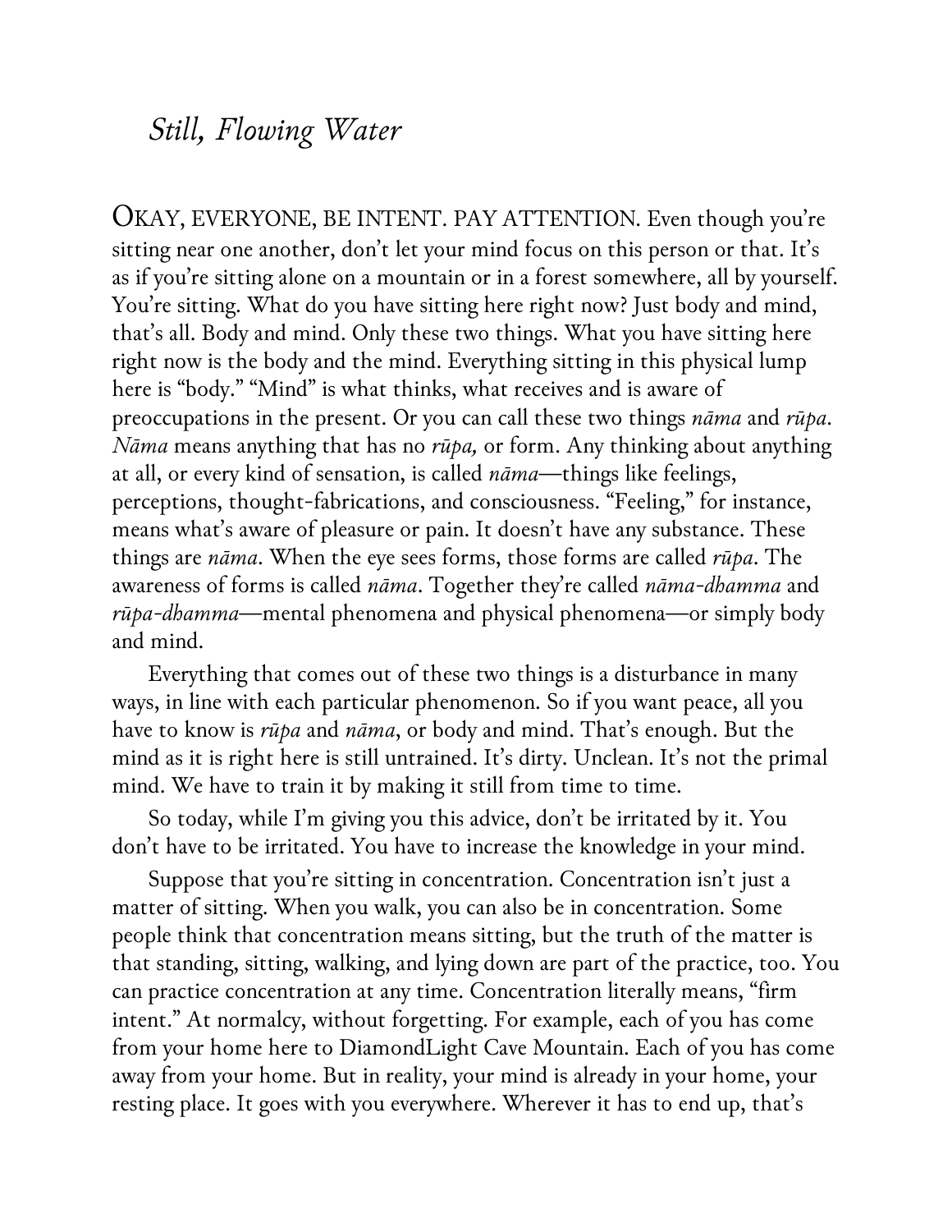# *Still, Flowing Water*

OKAY, EVERYONE, BE INTENT. PAY ATTENTION. Even though you're sitting near one another, don't let your mind focus on this person or that. It's as if you're sitting alone on a mountain or in a forest somewhere, all by yourself. You're sitting. What do you have sitting here right now? Just body and mind, that's all. Body and mind. Only these two things. What you have sitting here right now is the body and the mind. Everything sitting in this physical lump here is "body." "Mind" is what thinks, what receives and is aware of preoccupations in the present. Or you can call these two things *nāma* and *rūpa*. *Nāma* means anything that has no *rūpa,* or form. Any thinking about anything at all, or every kind of sensation, is called *nāma*—things like feelings, perceptions, thought-fabrications, and consciousness. "Feeling," for instance, means what's aware of pleasure or pain. It doesn't have any substance. These things are *nāma*. When the eye sees forms, those forms are called *rūpa*. The awareness of forms is called *nāma*. Together they're called *nāma-dhamma* and *rūpa-dhamma*—mental phenomena and physical phenomena—or simply body and mind.

Everything that comes out of these two things is a disturbance in many ways, in line with each particular phenomenon. So if you want peace, all you have to know is *rūpa* and *nāma*, or body and mind. That's enough. But the mind as it is right here is still untrained. It's dirty. Unclean. It's not the primal mind. We have to train it by making it still from time to time.

So today, while I'm giving you this advice, don't be irritated by it. You don't have to be irritated. You have to increase the knowledge in your mind.

Suppose that you're sitting in concentration. Concentration isn't just a matter of sitting. When you walk, you can also be in concentration. Some people think that concentration means sitting, but the truth of the matter is that standing, sitting, walking, and lying down are part of the practice, too. You can practice concentration at any time. Concentration literally means, "firm intent." At normalcy, without forgetting. For example, each of you has come from your home here to DiamondLight Cave Mountain. Each of you has come away from your home. But in reality, your mind is already in your home, your resting place. It goes with you everywhere. Wherever it has to end up, that's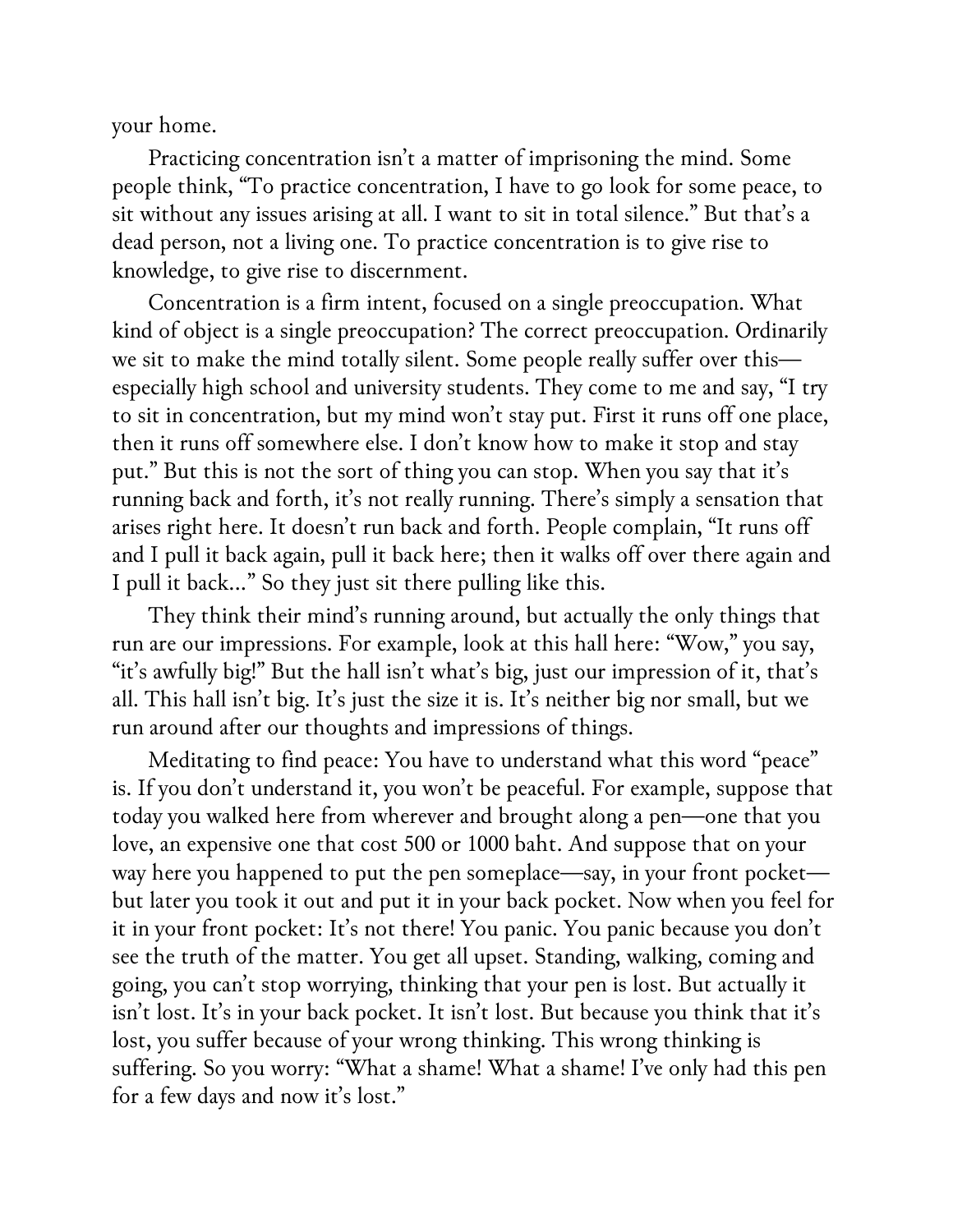your home.

Practicing concentration isn't a matter of imprisoning the mind. Some people think, "To practice concentration, I have to go look for some peace, to sit without any issues arising at all. I want to sit in total silence." But that's a dead person, not a living one. To practice concentration is to give rise to knowledge, to give rise to discernment.

Concentration is a firm intent, focused on a single preoccupation. What kind of object is a single preoccupation? The correct preoccupation. Ordinarily we sit to make the mind totally silent. Some people really suffer over this—especially high school and university students. They come to me and say, "I try to sit in concentration, but my mind won't stay put. First it runs off one place, then it runs off somewhere else. I don't know how to make it stop and stay put." But this is not the sort of thing you can stop. When you say that it's running back and forth, it's not really running. There's simply a sensation that arises right here. It doesn't run back and forth. People complain, "It runs off and I pull it back again, pull it back here; then it walks off over there again and I pull it back..." So they just sit there pulling like this.

They think their mind's running around, but actually the only things that run are our impressions. For example, look at this hall here: "Wow," you say, "it's awfully big!" But the hall isn't what's big, just our impression of it, that's all. This hall isn't big. It's just the size it is. It's neither big nor small, but we run around after our thoughts and impressions of things.

Meditating to find peace: You have to understand what this word "peace" is. If you don't understand it, you won't be peaceful. For example, suppose that today you walked here from wherever and brought along a pen—one that you love, an expensive one that cost 500 or 1000 baht. And suppose that on your way here you happened to put the pen someplace—say, in your front pocket—but later you took it out and put it in your back pocket. Now when you feel for it in your front pocket: It's not there! You panic. You panic because you don't see the truth of the matter. You get all upset. Standing, walking, coming and going, you can't stop worrying, thinking that your pen is lost. But actually it isn't lost. It's in your back pocket. It isn't lost. But because you think that it's lost, you suffer because of your wrong thinking. This wrong thinking is suffering. So you worry: "What a shame! What a shame! I've only had this pen for a few days and now it's lost."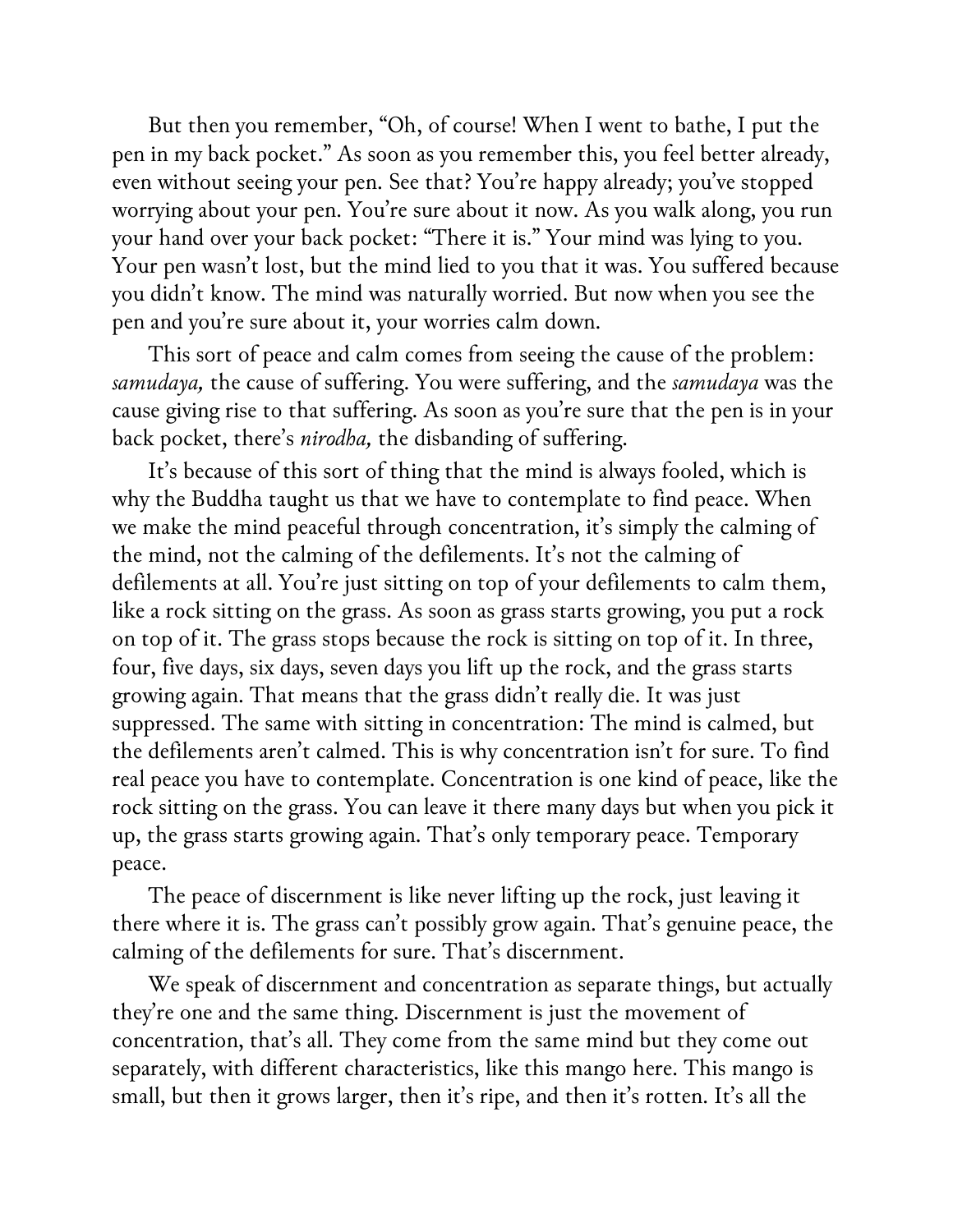But then you remember, "Oh, of course! When I went to bathe, I put the pen in my back pocket." As soon as you remember this, you feel better already, even without seeing your pen. See that? You're happy already; you've stopped worrying about your pen. You're sure about it now. As you walk along, you run your hand over your back pocket: "There it is." Your mind was lying to you. Your pen wasn't lost, but the mind lied to you that it was. You suffered because you didn't know. The mind was naturally worried. But now when you see the pen and you're sure about it, your worries calm down.

This sort of peace and calm comes from seeing the cause of the problem: *samudaya,* the cause of suffering. You were suffering, and the *samudaya* was the cause giving rise to that suffering. As soon as you're sure that the pen is in your back pocket, there's *nirodha,* the disbanding of suffering.

It's because of this sort of thing that the mind is always fooled, which is why the Buddha taught us that we have to contemplate to find peace. When we make the mind peaceful through concentration, it's simply the calming of the mind, not the calming of the defilements. It's not the calming of defilements at all. You're just sitting on top of your defilements to calm them, like a rock sitting on the grass. As soon as grass starts growing, you put a rock on top of it. The grass stops because the rock is sitting on top of it. In three, four, five days, six days, seven days you lift up the rock, and the grass starts growing again. That means that the grass didn't really die. It was just suppressed. The same with sitting in concentration: The mind is calmed, but the defilements aren't calmed. This is why concentration isn't for sure. To find real peace you have to contemplate. Concentration is one kind of peace, like the rock sitting on the grass. You can leave it there many days but when you pick it up, the grass starts growing again. That's only temporary peace. Temporary peace.

The peace of discernment is like never lifting up the rock, just leaving it there where it is. The grass can't possibly grow again. That's genuine peace, the calming of the defilements for sure. That's discernment.

We speak of discernment and concentration as separate things, but actually they're one and the same thing. Discernment is just the movement of concentration, that's all. They come from the same mind but they come out separately, with different characteristics, like this mango here. This mango is small, but then it grows larger, then it's ripe, and then it's rotten. It's all the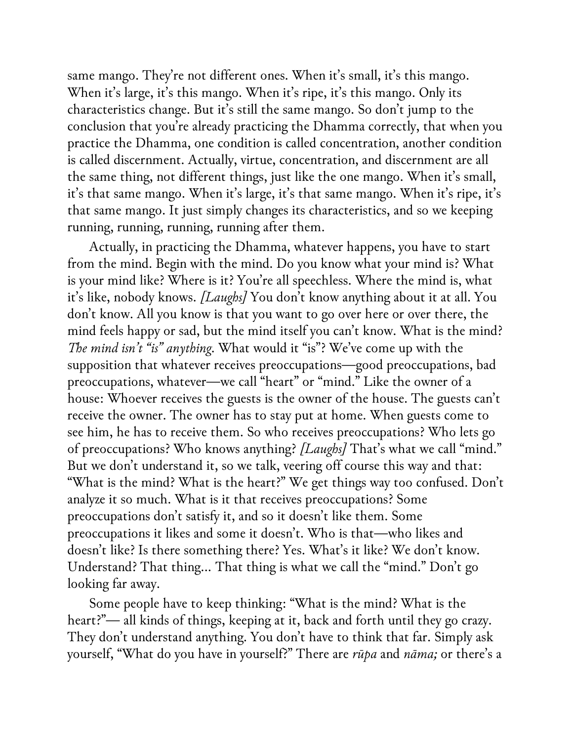same mango. They're not different ones. When it's small, it's this mango. When it's large, it's this mango. When it's ripe, it's this mango. Only its characteristics change. But it's still the same mango. So don't jump to the conclusion that you're already practicing the Dhamma correctly, that when you practice the Dhamma, one condition is called concentration, another condition is called discernment. Actually, virtue, concentration, and discernment are all the same thing, not different things, just like the one mango. When it's small, it's that same mango. When it's large, it's that same mango. When it's ripe, it's that same mango. It just simply changes its characteristics, and so we keeping running, running, running, running after them.

Actually, in practicing the Dhamma, whatever happens, you have to start from the mind. Begin with the mind. Do you know what your mind is? What is your mind like? Where is it? You're all speechless. Where the mind is, what it's like, nobody knows. *[Laughs]* You don't know anything about it at all. You don't know. All you know is that you want to go over here or over there, the mind feels happy or sad, but the mind itself you can't know. What is the mind? *The mind isn't "is" anything*. What would it "is"? We've come up with the supposition that whatever receives preoccupations—good preoccupations, bad preoccupations, whatever—we call "heart" or "mind." Like the owner of a house: Whoever receives the guests is the owner of the house. The guests can't receive the owner. The owner has to stay put at home. When guests come to see him, he has to receive them. So who receives preoccupations? Who lets go of preoccupations? Who knows anything? *[Laughs]* That's what we call "mind." But we don't understand it, so we talk, veering off course this way and that: "What is the mind? What is the heart?" We get things way too confused. Don't analyze it so much. What is it that receives preoccupations? Some preoccupations don't satisfy it, and so it doesn't like them. Some preoccupations it likes and some it doesn't. Who is that—who likes and doesn't like? Is there something there? Yes. What's it like? We don't know. Understand? That thing... That thing is what we call the "mind." Don't go looking far away.

Some people have to keep thinking: "What is the mind? What is the heart?"— all kinds of things, keeping at it, back and forth until they go crazy. They don't understand anything. You don't have to think that far. Simply ask yourself, "What do you have in yourself?" There are *rūpa* and *nāma;* or there's a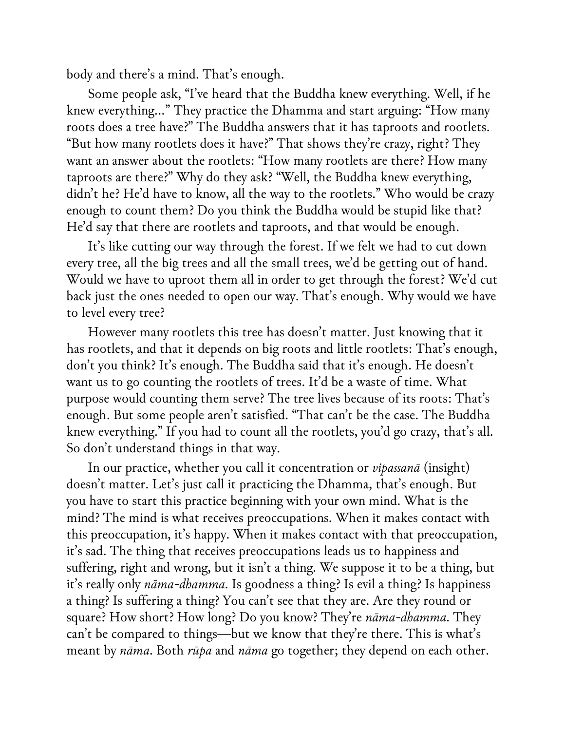body and there's a mind. That's enough.

Some people ask, "I've heard that the Buddha knew everything. Well, if he knew everything…" They practice the Dhamma and start arguing: "How many roots does a tree have?" The Buddha answers that it has taproots and rootlets. "But how many rootlets does it have?" That shows they're crazy, right? They want an answer about the rootlets: "How many rootlets are there? How many taproots are there?" Why do they ask? "Well, the Buddha knew everything, didn't he? He'd have to know, all the way to the rootlets." Who would be crazy enough to count them? Do you think the Buddha would be stupid like that? He'd say that there are rootlets and taproots, and that would be enough.

It's like cutting our way through the forest. If we felt we had to cut down every tree, all the big trees and all the small trees, we'd be getting out of hand. Would we have to uproot them all in order to get through the forest? We'd cut back just the ones needed to open our way. That's enough. Why would we have to level every tree?

However many rootlets this tree has doesn't matter. Just knowing that it has rootlets, and that it depends on big roots and little rootlets: That's enough, don't you think? It's enough. The Buddha said that it's enough. He doesn't want us to go counting the rootlets of trees. It'd be a waste of time. What purpose would counting them serve? The tree lives because of its roots: That's enough. But some people aren't satisfied. "That can't be the case. The Buddha knew everything." If you had to count all the rootlets, you'd go crazy, that's all. So don't understand things in that way.

In our practice, whether you call it concentration or *vipassanā* (insight) doesn't matter. Let's just call it practicing the Dhamma, that's enough. But you have to start this practice beginning with your own mind. What is the mind? The mind is what receives preoccupations. When it makes contact with this preoccupation, it's happy. When it makes contact with that preoccupation, it's sad. The thing that receives preoccupations leads us to happiness and suffering, right and wrong, but it isn't a thing. We suppose it to be a thing, but it's really only *nāma-dhamma*. Is goodness a thing? Is evil a thing? Is happiness a thing? Is suffering a thing? You can't see that they are. Are they round or square? How short? How long? Do you know? They're *nāma-dhamma*. They can't be compared to things—but we know that they're there. This is what's meant by *nāma*. Both *rūpa* and *nāma* go together; they depend on each other.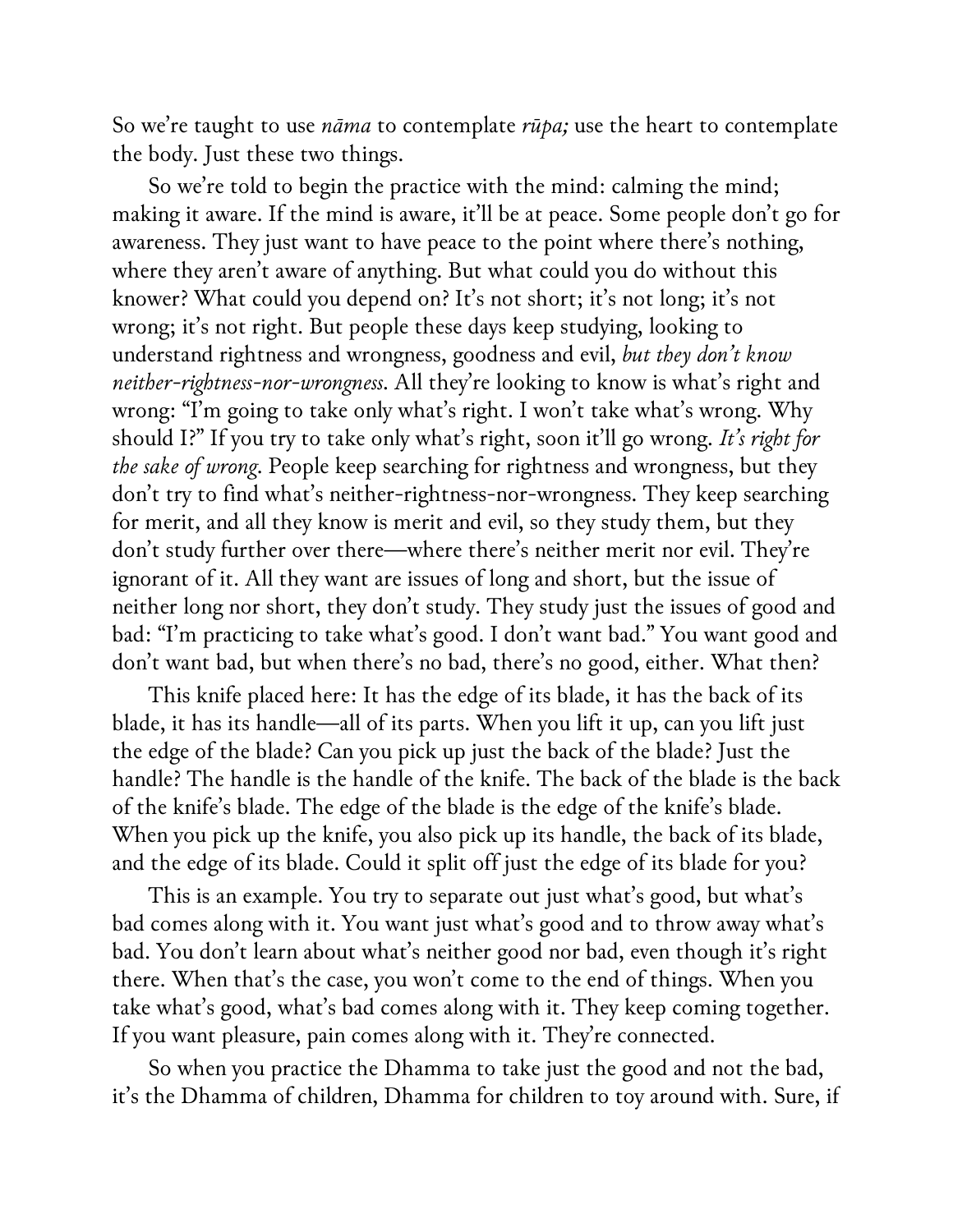So we're taught to use *nāma* to contemplate *rūpa;* use the heart to contemplate the body. Just these two things.

So we're told to begin the practice with the mind: calming the mind; making it aware. If the mind is aware, it'll be at peace. Some people don't go for awareness. They just want to have peace to the point where there's nothing, where they aren't aware of anything. But what could you do without this knower? What could you depend on? It's not short; it's not long; it's not wrong; it's not right. But people these days keep studying, looking to understand rightness and wrongness, goodness and evil, *but they don't know neither-rightness-nor-wrongness.* All they're looking to know is what's right and wrong: "I'm going to take only what's right. I won't take what's wrong. Why should I?" If you try to take only what's right, soon it'll go wrong. *It's right for the sake of wrong.* People keep searching for rightness and wrongness, but they don't try to find what's neither-rightness-nor-wrongness. They keep searching for merit, and all they know is merit and evil, so they study them, but they don't study further over there—where there's neither merit nor evil. They're ignorant of it. All they want are issues of long and short, but the issue of neither long nor short, they don't study. They study just the issues of good and bad: "I'm practicing to take what's good. I don't want bad." You want good and don't want bad, but when there's no bad, there's no good, either. What then?

This knife placed here: It has the edge of its blade, it has the back of its blade, it has its handle—all of its parts. When you lift it up, can you lift just the edge of the blade? Can you pick up just the back of the blade? Just the handle? The handle is the handle of the knife. The back of the blade is the back of the knife's blade. The edge of the blade is the edge of the knife's blade. When you pick up the knife, you also pick up its handle, the back of its blade, and the edge of its blade. Could it split off just the edge of its blade for you?

This is an example. You try to separate out just what's good, but what's bad comes along with it. You want just what's good and to throw away what's bad. You don't learn about what's neither good nor bad, even though it's right there. When that's the case, you won't come to the end of things. When you take what's good, what's bad comes along with it. They keep coming together. If you want pleasure, pain comes along with it. They're connected.

So when you practice the Dhamma to take just the good and not the bad, it's the Dhamma of children, Dhamma for children to toy around with. Sure, if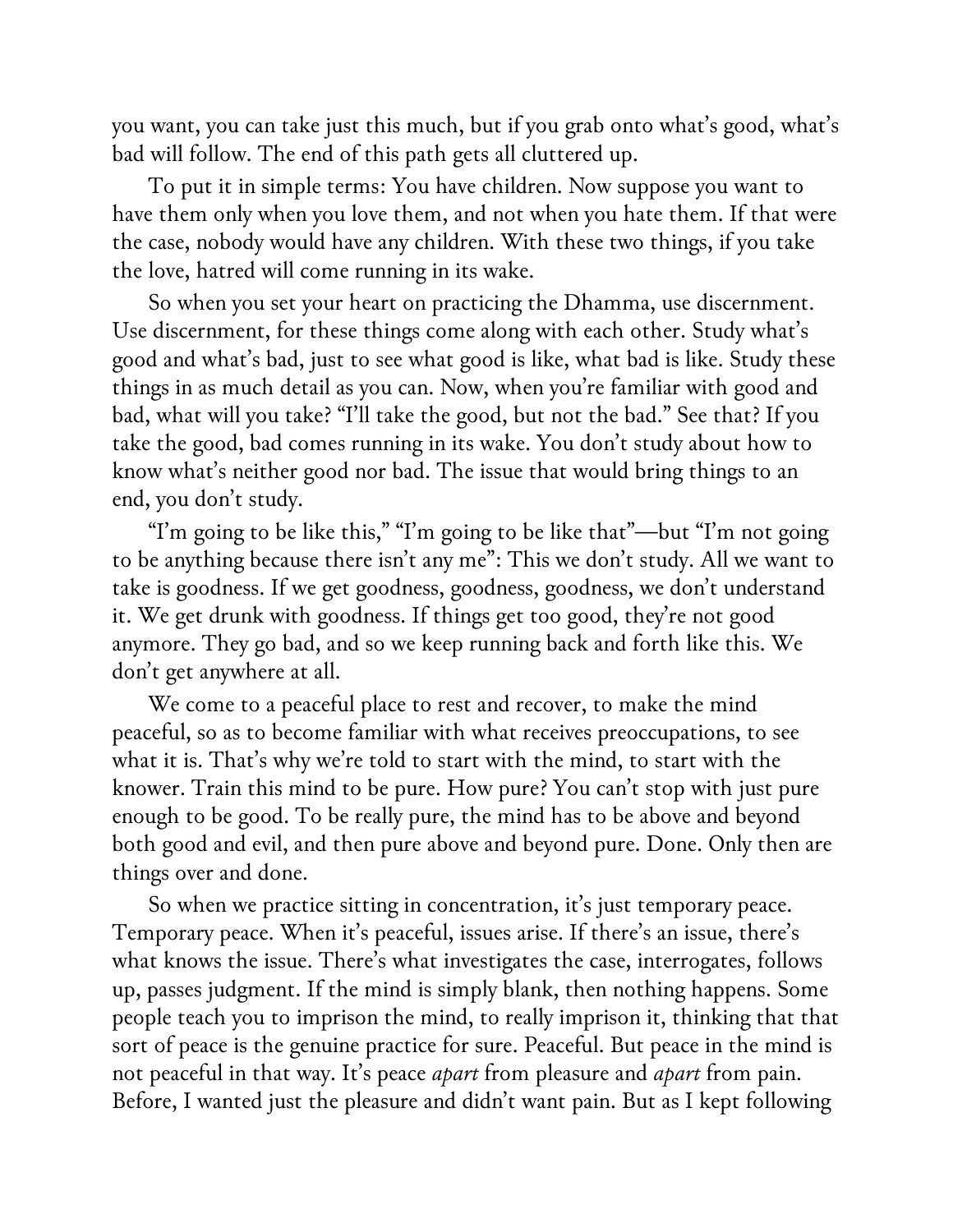you want, you can take just this much, but if you grab onto what's good, what's bad will follow. The end of this path gets all cluttered up.

To put it in simple terms: You have children. Now suppose you want to have them only when you love them, and not when you hate them. If that were the case, nobody would have any children. With these two things, if you take the love, hatred will come running in its wake.

So when you set your heart on practicing the Dhamma, use discernment. Use discernment, for these things come along with each other. Study what's good and what's bad, just to see what good is like, what bad is like. Study these things in as much detail as you can. Now, when you're familiar with good and bad, what will you take? "I'll take the good, but not the bad." See that? If you take the good, bad comes running in its wake. You don't study about how to know what's neither good nor bad. The issue that would bring things to an end, you don't study.

"I'm going to be like this," "I'm going to be like that"—but "I'm not going to be anything because there isn't any me": This we don't study. All we want to take is goodness. If we get goodness, goodness, goodness, we don't understand it. We get drunk with goodness. If things get too good, they're not good anymore. They go bad, and so we keep running back and forth like this. We don't get anywhere at all.

We come to a peaceful place to rest and recover, to make the mind peaceful, so as to become familiar with what receives preoccupations, to see what it is. That's why we're told to start with the mind, to start with the knower. Train this mind to be pure. How pure? You can't stop with just pure enough to be good. To be really pure, the mind has to be above and beyond both good and evil, and then pure above and beyond pure. Done. Only then are things over and done.

So when we practice sitting in concentration, it's just temporary peace. Temporary peace. When it's peaceful, issues arise. If there's an issue, there's what knows the issue. There's what investigates the case, interrogates, follows up, passes judgment. If the mind is simply blank, then nothing happens. Some people teach you to imprison the mind, to really imprison it, thinking that that sort of peace is the genuine practice for sure. Peaceful. But peace in the mind is not peaceful in that way. It's peace *apart* from pleasure and *apart* from pain. Before, I wanted just the pleasure and didn't want pain. But as I kept following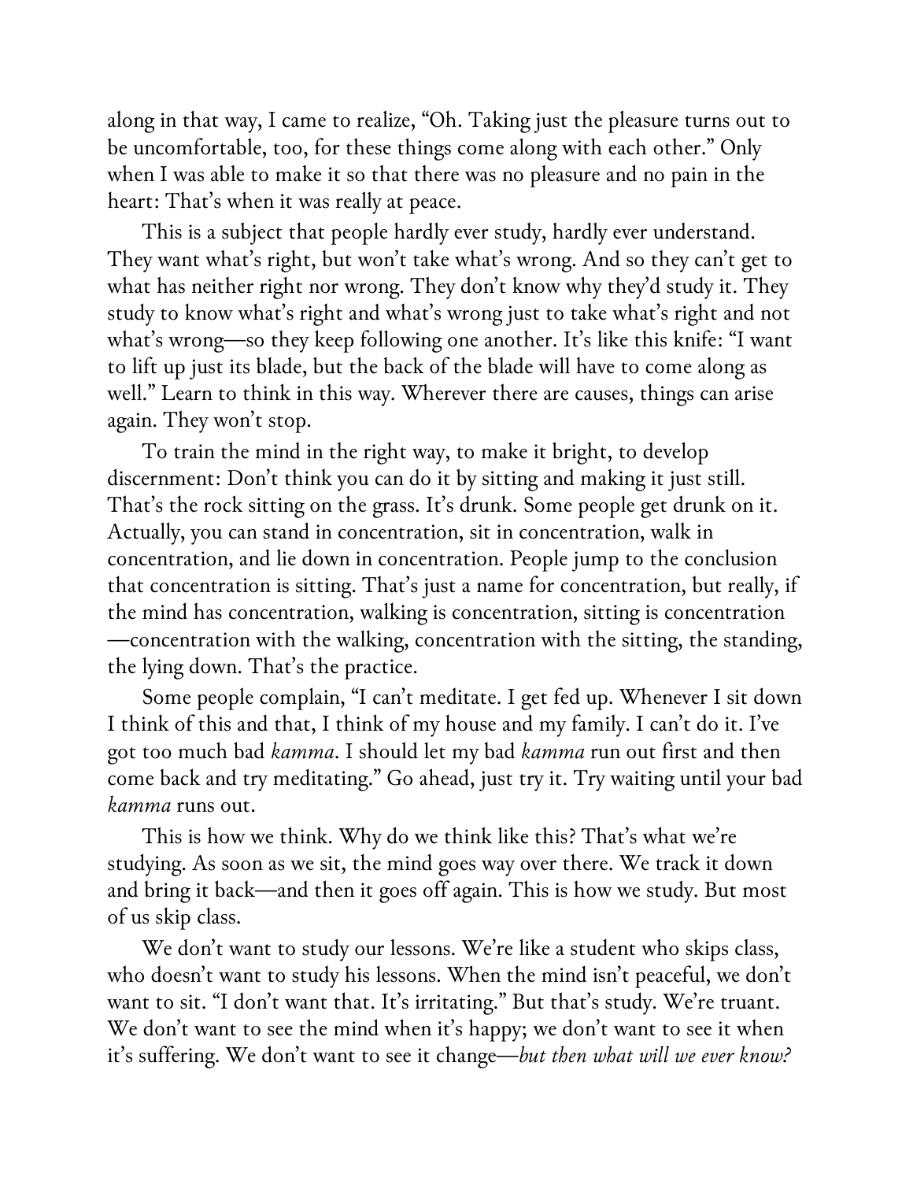along in that way, I came to realize, "Oh. Taking just the pleasure turns out to be uncomfortable, too, for these things come along with each other." Only when I was able to make it so that there was no pleasure and no pain in the heart: That's when it was really at peace.

This is a subject that people hardly ever study, hardly ever understand. They want what's right, but won't take what's wrong. And so they can't get to what has neither right nor wrong. They don't know why they'd study it. They study to know what's right and what's wrong just to take what's right and not what's wrong—so they keep following one another. It's like this knife: "I want to lift up just its blade, but the back of the blade will have to come along as well." Learn to think in this way. Wherever there are causes, things can arise again. They won't stop.

To train the mind in the right way, to make it bright, to develop discernment: Don't think you can do it by sitting and making it just still. That's the rock sitting on the grass. It's drunk. Some people get drunk on it. Actually, you can stand in concentration, sit in concentration, walk in concentration, and lie down in concentration. People jump to the conclusion that concentration is sitting. That's just a name for concentration, but really, if the mind has concentration, walking is concentration, sitting is concentration—concentration with the walking, concentration with the sitting, the standing, the lying down. That's the practice.

Some people complain, "I can't meditate. I get fed up. Whenever I sit down I think of this and that, I think of my house and my family. I can't do it. I've got too much bad *kamma*. I should let my bad *kamma* run out first and then come back and try meditating." Go ahead, just try it. Try waiting until your bad *kamma* runs out.

This is how we think. Why do we think like this? That's what we're studying. As soon as we sit, the mind goes way over there. We track it down and bring it back—and then it goes off again. This is how we study. But most of us skip class.

We don't want to study our lessons. We're like a student who skips class, who doesn't want to study his lessons. When the mind isn't peaceful, we don't want to sit. "I don't want that. It's irritating." But that's study. We're truant. We don't want to see the mind when it's happy; we don't want to see it when it's suffering. We don't want to see it change—*but then what will we ever know?*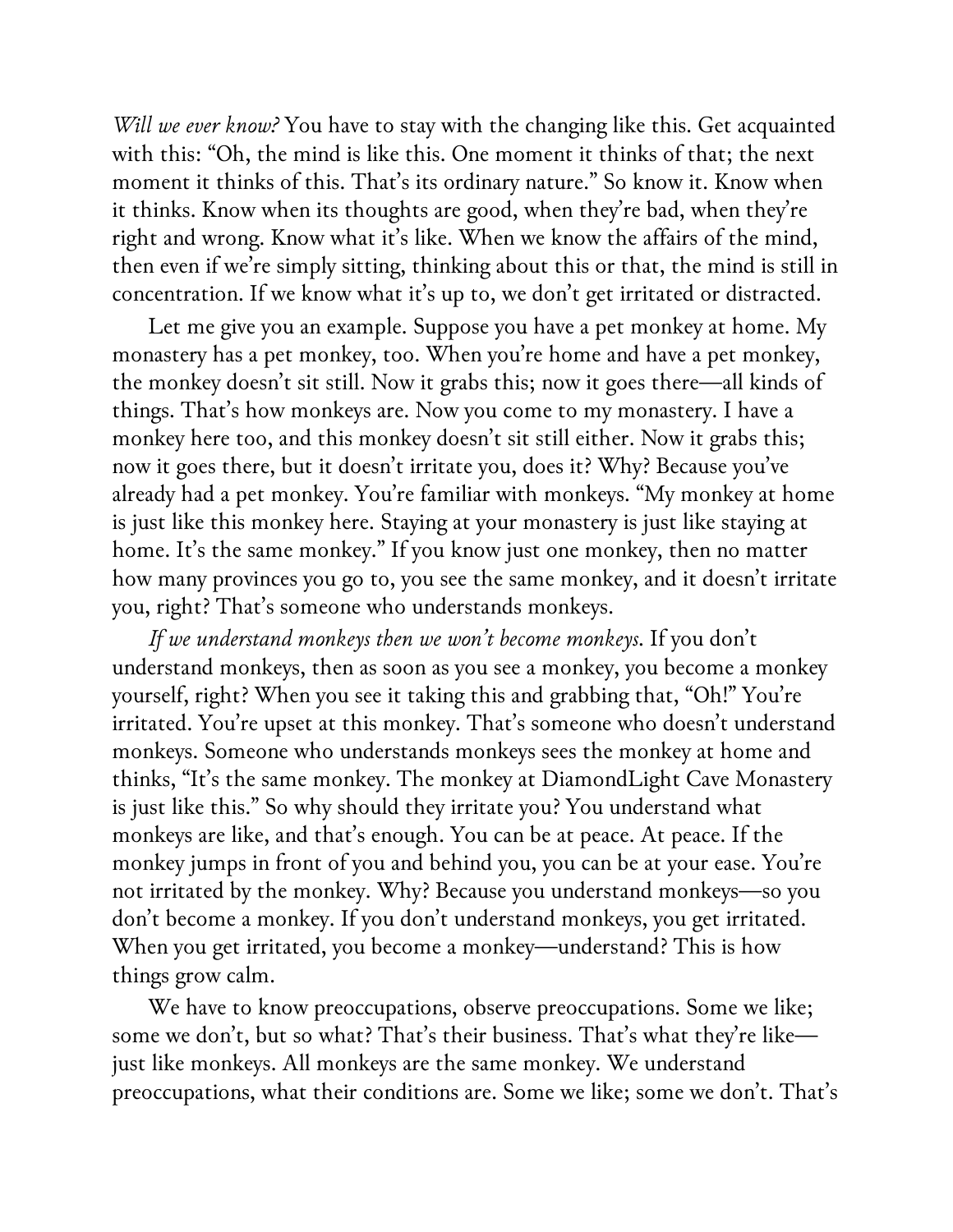*Will we ever know?* You have to stay with the changing like this. Get acquainted with this: "Oh, the mind is like this. One moment it thinks of that; the next moment it thinks of this. That's its ordinary nature." So know it. Know when it thinks. Know when its thoughts are good, when they're bad, when they're right and wrong. Know what it's like. When we know the affairs of the mind, then even if we're simply sitting, thinking about this or that, the mind is still in concentration. If we know what it's up to, we don't get irritated or distracted.

Let me give you an example. Suppose you have a pet monkey at home. My monastery has a pet monkey, too. When you're home and have a pet monkey, the monkey doesn't sit still. Now it grabs this; now it goes there—all kinds of things. That's how monkeys are. Now you come to my monastery. I have a monkey here too, and this monkey doesn't sit still either. Now it grabs this; now it goes there, but it doesn't irritate you, does it? Why? Because you've already had a pet monkey. You're familiar with monkeys. "My monkey at home is just like this monkey here. Staying at your monastery is just like staying at home. It's the same monkey." If you know just one monkey, then no matter how many provinces you go to, you see the same monkey, and it doesn't irritate you, right? That's someone who understands monkeys.

*If we understand monkeys then we won't become monkeys.* If you don't understand monkeys, then as soon as you see a monkey, you become a monkey yourself, right? When you see it taking this and grabbing that, "Oh!" You're irritated. You're upset at this monkey. That's someone who doesn't understand monkeys. Someone who understands monkeys sees the monkey at home and thinks, "It's the same monkey. The monkey at DiamondLight Cave Monastery is just like this." So why should they irritate you? You understand what monkeys are like, and that's enough. You can be at peace. At peace. If the monkey jumps in front of you and behind you, you can be at your ease. You're not irritated by the monkey. Why? Because you understand monkeys—so you don't become a monkey. If you don't understand monkeys, you get irritated. When you get irritated, you become a monkey—understand? This is how things grow calm.

We have to know preoccupations, observe preoccupations. Some we like; some we don't, but so what? That's their business. That's what they're like—just like monkeys. All monkeys are the same monkey. We understand preoccupations, what their conditions are. Some we like; some we don't. That's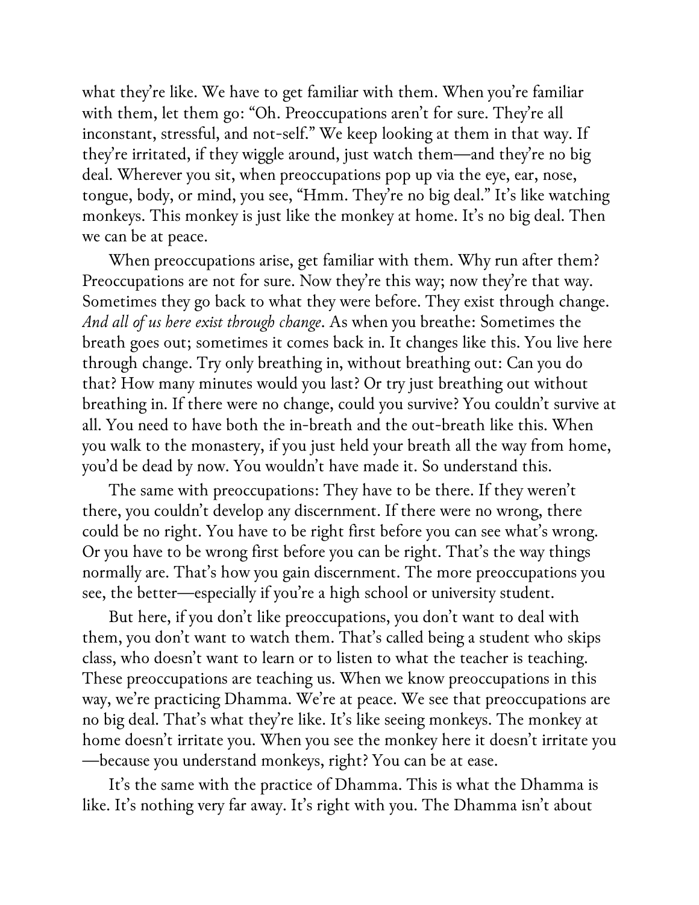what they're like. We have to get familiar with them. When you're familiar with them, let them go: "Oh. Preoccupations aren't for sure. They're all inconstant, stressful, and not-self." We keep looking at them in that way. If they're irritated, if they wiggle around, just watch them—and they're no big deal. Wherever you sit, when preoccupations pop up via the eye, ear, nose, tongue, body, or mind, you see, "Hmm. They're no big deal." It's like watching monkeys. This monkey is just like the monkey at home. It's no big deal. Then we can be at peace.

When preoccupations arise, get familiar with them. Why run after them? Preoccupations are not for sure. Now they're this way; now they're that way. Sometimes they go back to what they were before. They exist through change. *And all of us here exist through change*. As when you breathe: Sometimes the breath goes out; sometimes it comes back in. It changes like this. You live here through change. Try only breathing in, without breathing out: Can you do that? How many minutes would you last? Or try just breathing out without breathing in. If there were no change, could you survive? You couldn't survive at all. You need to have both the in-breath and the out-breath like this. When you walk to the monastery, if you just held your breath all the way from home, you'd be dead by now. You wouldn't have made it. So understand this.

The same with preoccupations: They have to be there. If they weren't there, you couldn't develop any discernment. If there were no wrong, there could be no right. You have to be right first before you can see what's wrong. Or you have to be wrong first before you can be right. That's the way things normally are. That's how you gain discernment. The more preoccupations you see, the better—especially if you're a high school or university student.

But here, if you don't like preoccupations, you don't want to deal with them, you don't want to watch them. That's called being a student who skips class, who doesn't want to learn or to listen to what the teacher is teaching. These preoccupations are teaching us. When we know preoccupations in this way, we're practicing Dhamma. We're at peace. We see that preoccupations are no big deal. That's what they're like. It's like seeing monkeys. The monkey at home doesn't irritate you. When you see the monkey here it doesn't irritate you—because you understand monkeys, right? You can be at ease.

It's the same with the practice of Dhamma. This is what the Dhamma is like. It's nothing very far away. It's right with you. The Dhamma isn't about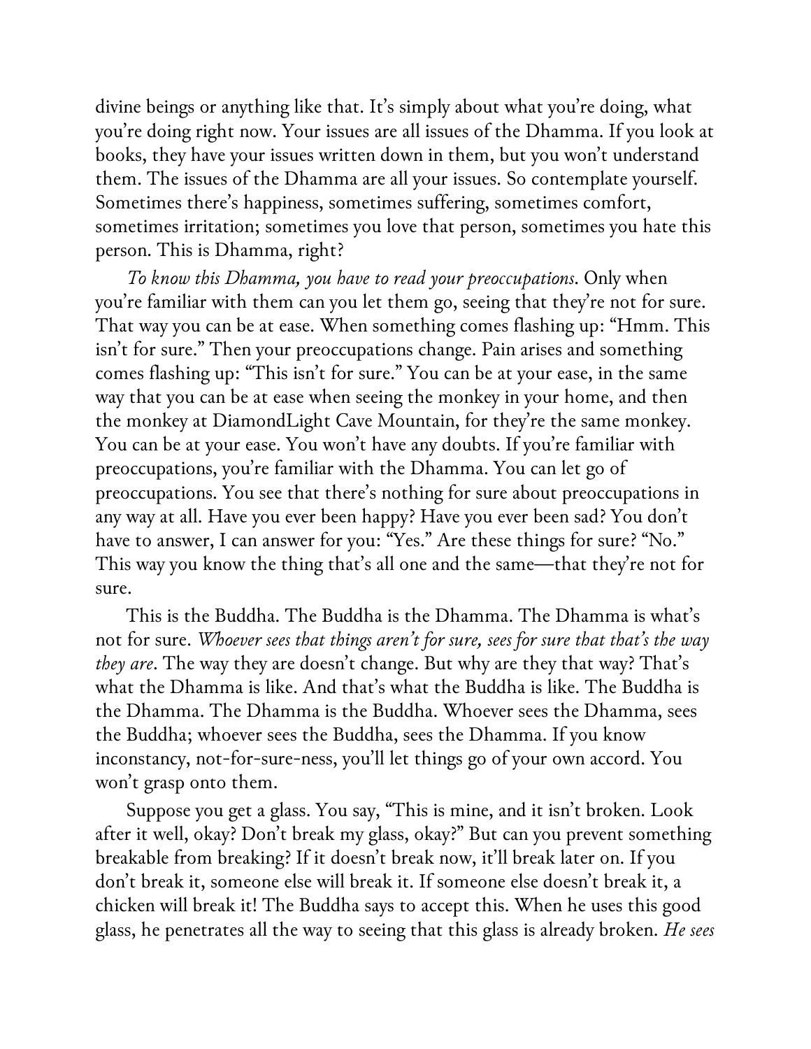divine beings or anything like that. It's simply about what you're doing, what you're doing right now. Your issues are all issues of the Dhamma. If you look at books, they have your issues written down in them, but you won't understand them. The issues of the Dhamma are all your issues. So contemplate yourself. Sometimes there's happiness, sometimes suffering, sometimes comfort, sometimes irritation; sometimes you love that person, sometimes you hate this person. This is Dhamma, right?

*To know this Dhamma, you have to read your preoccupations.* Only when you're familiar with them can you let them go, seeing that they're not for sure. That way you can be at ease. When something comes flashing up: "Hmm. This isn't for sure." Then your preoccupations change. Pain arises and something comes flashing up: "This isn't for sure." You can be at your ease, in the same way that you can be at ease when seeing the monkey in your home, and then the monkey at DiamondLight Cave Mountain, for they're the same monkey. You can be at your ease. You won't have any doubts. If you're familiar with preoccupations, you're familiar with the Dhamma. You can let go of preoccupations. You see that there's nothing for sure about preoccupations in any way at all. Have you ever been happy? Have you ever been sad? You don't have to answer, I can answer for you: "Yes." Are these things for sure? "No." This way you know the thing that's all one and the same—that they're not for sure.

This is the Buddha. The Buddha is the Dhamma. The Dhamma is what's not for sure. *Whoever sees that things aren't for sure, sees for sure that that's the way they are.* The way they are doesn't change. But why are they that way? That's what the Dhamma is like. And that's what the Buddha is like. The Buddha is the Dhamma. The Dhamma is the Buddha. Whoever sees the Dhamma, sees the Buddha; whoever sees the Buddha, sees the Dhamma. If you know inconstancy, not-for-sure-ness, you'll let things go of your own accord. You won't grasp onto them.

Suppose you get a glass. You say, "This is mine, and it isn't broken. Look after it well, okay? Don't break my glass, okay?" But can you prevent something breakable from breaking? If it doesn't break now, it'll break later on. If you don't break it, someone else will break it. If someone else doesn't break it, a chicken will break it! The Buddha says to accept this. When he uses this good glass, he penetrates all the way to seeing that this glass is already broken. *He sees*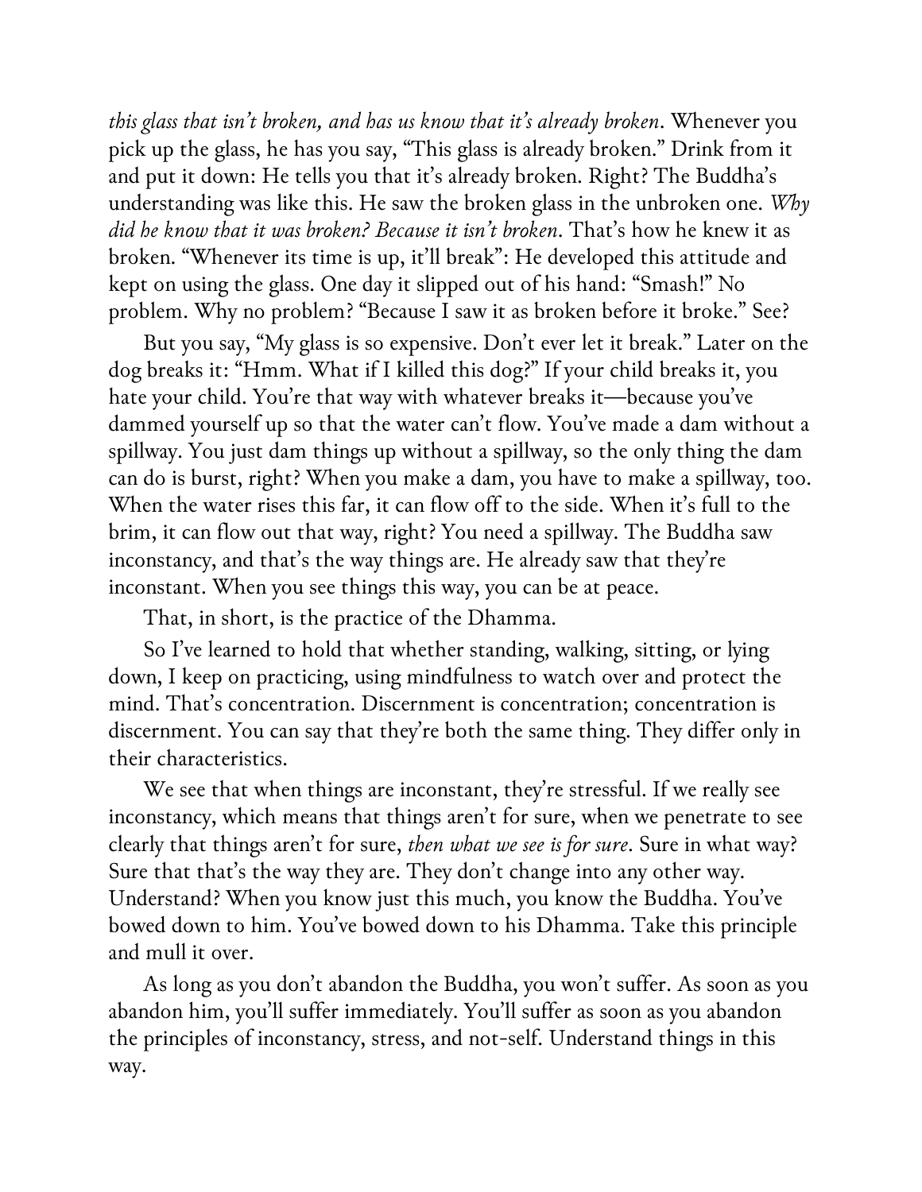*this glass that isn't broken, and has us know that it's already broken*. Whenever you pick up the glass, he has you say, "This glass is already broken." Drink from it and put it down: He tells you that it's already broken. Right? The Buddha's understanding was like this. He saw the broken glass in the unbroken one. *Why did he know that it was broken? Because it isn't broken*. That's how he knew it as broken. "Whenever its time is up, it'll break": He developed this attitude and kept on using the glass. One day it slipped out of his hand: "Smash!" No problem. Why no problem? "Because I saw it as broken before it broke." See?

But you say, "My glass is so expensive. Don't ever let it break." Later on the dog breaks it: "Hmm. What if I killed this dog?" If your child breaks it, you hate your child. You're that way with whatever breaks it—because you've dammed yourself up so that the water can't flow. You've made a dam without a spillway. You just dam things up without a spillway, so the only thing the dam can do is burst, right? When you make a dam, you have to make a spillway, too. When the water rises this far, it can flow off to the side. When it's full to the brim, it can flow out that way, right? You need a spillway. The Buddha saw inconstancy, and that's the way things are. He already saw that they're inconstant. When you see things this way, you can be at peace.

That, in short, is the practice of the Dhamma.

So I've learned to hold that whether standing, walking, sitting, or lying down, I keep on practicing, using mindfulness to watch over and protect the mind. That's concentration. Discernment is concentration; concentration is discernment. You can say that they're both the same thing. They differ only in their characteristics.

We see that when things are inconstant, they're stressful. If we really see inconstancy, which means that things aren't for sure, when we penetrate to see clearly that things aren't for sure, *then what we see is for sure*. Sure in what way? Sure that that's the way they are. They don't change into any other way. Understand? When you know just this much, you know the Buddha. You've bowed down to him. You've bowed down to his Dhamma. Take this principle and mull it over.

As long as you don't abandon the Buddha, you won't suffer. As soon as you abandon him, you'll suffer immediately. You'll suffer as soon as you abandon the principles of inconstancy, stress, and not-self. Understand things in this way.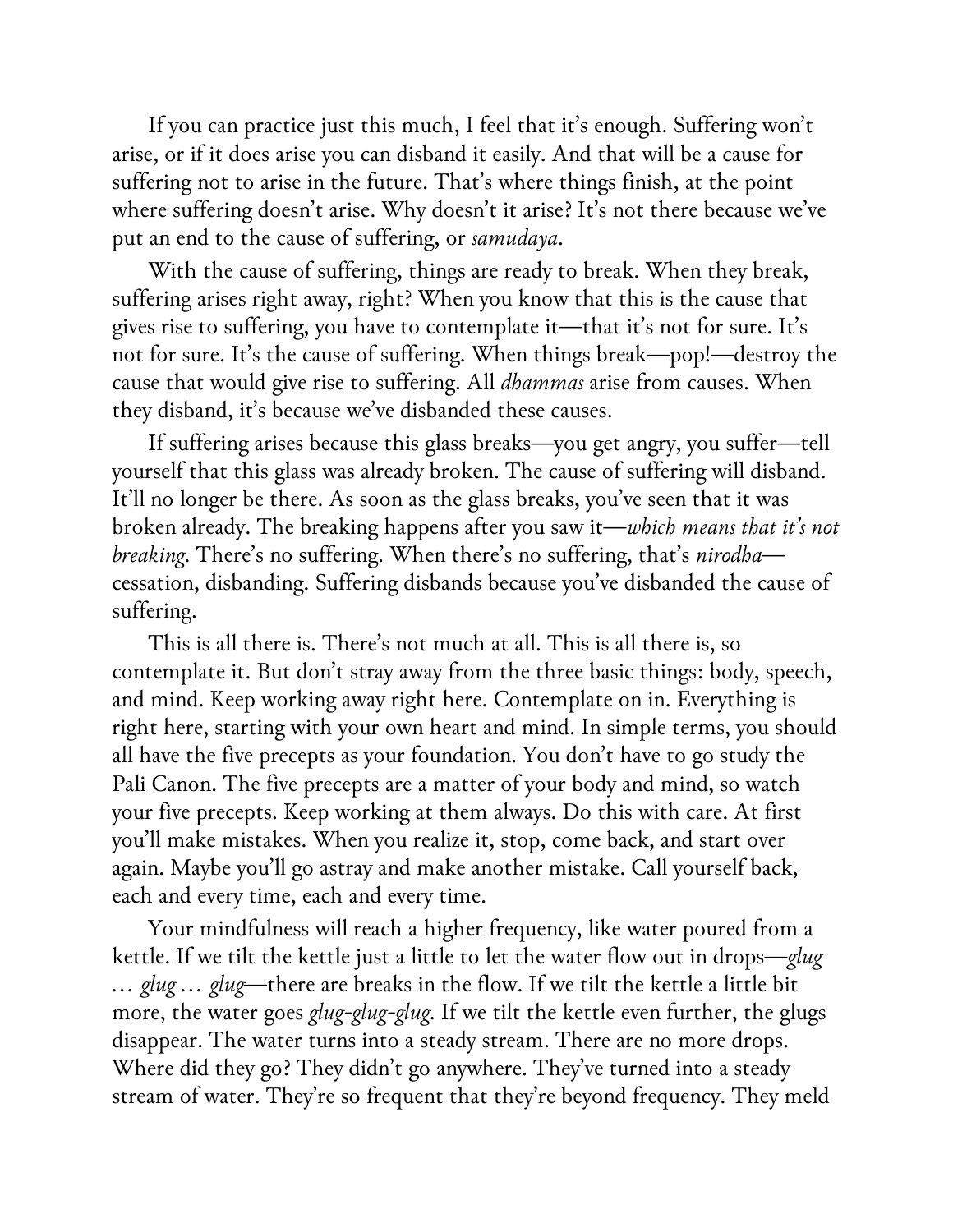If you can practice just this much, I feel that it's enough. Suffering won't arise, or if it does arise you can disband it easily. And that will be a cause for suffering not to arise in the future. That's where things finish, at the point where suffering doesn't arise. Why doesn't it arise? It's not there because we've put an end to the cause of suffering, or *samudaya*.

With the cause of suffering, things are ready to break. When they break, suffering arises right away, right? When you know that this is the cause that gives rise to suffering, you have to contemplate it—that it's not for sure. It's not for sure. It's the cause of suffering. When things break—pop!—destroy the cause that would give rise to suffering. All *dhammas* arise from causes. When they disband, it's because we've disbanded these causes.

If suffering arises because this glass breaks—you get angry, you suffer—tell yourself that this glass was already broken. The cause of suffering will disband. It'll no longer be there. As soon as the glass breaks, you've seen that it was broken already. The breaking happens after you saw it—*which means that it's not breaking*. There's no suffering. When there's no suffering, that's *nirodha*—cessation, disbanding. Suffering disbands because you've disbanded the cause of suffering.

This is all there is. There's not much at all. This is all there is, so contemplate it. But don't stray away from the three basic things: body, speech, and mind. Keep working away right here. Contemplate on in. Everything is right here, starting with your own heart and mind. In simple terms, you should all have the five precepts as your foundation. You don't have to go study the Pali Canon. The five precepts are a matter of your body and mind, so watch your five precepts. Keep working at them always. Do this with care. At first you'll make mistakes. When you realize it, stop, come back, and start over again. Maybe you'll go astray and make another mistake. Call yourself back, each and every time, each and every time.

Your mindfulness will reach a higher frequency, like water poured from a kettle. If we tilt the kettle just a little to let the water flow out in drops—*glug … glug … glug*—there are breaks in the flow. If we tilt the kettle a little bit more, the water goes *glug-glug-glug*. If we tilt the kettle even further, the glugs disappear. The water turns into a steady stream. There are no more drops. Where did they go? They didn't go anywhere. They've turned into a steady stream of water. They're so frequent that they're beyond frequency. They meld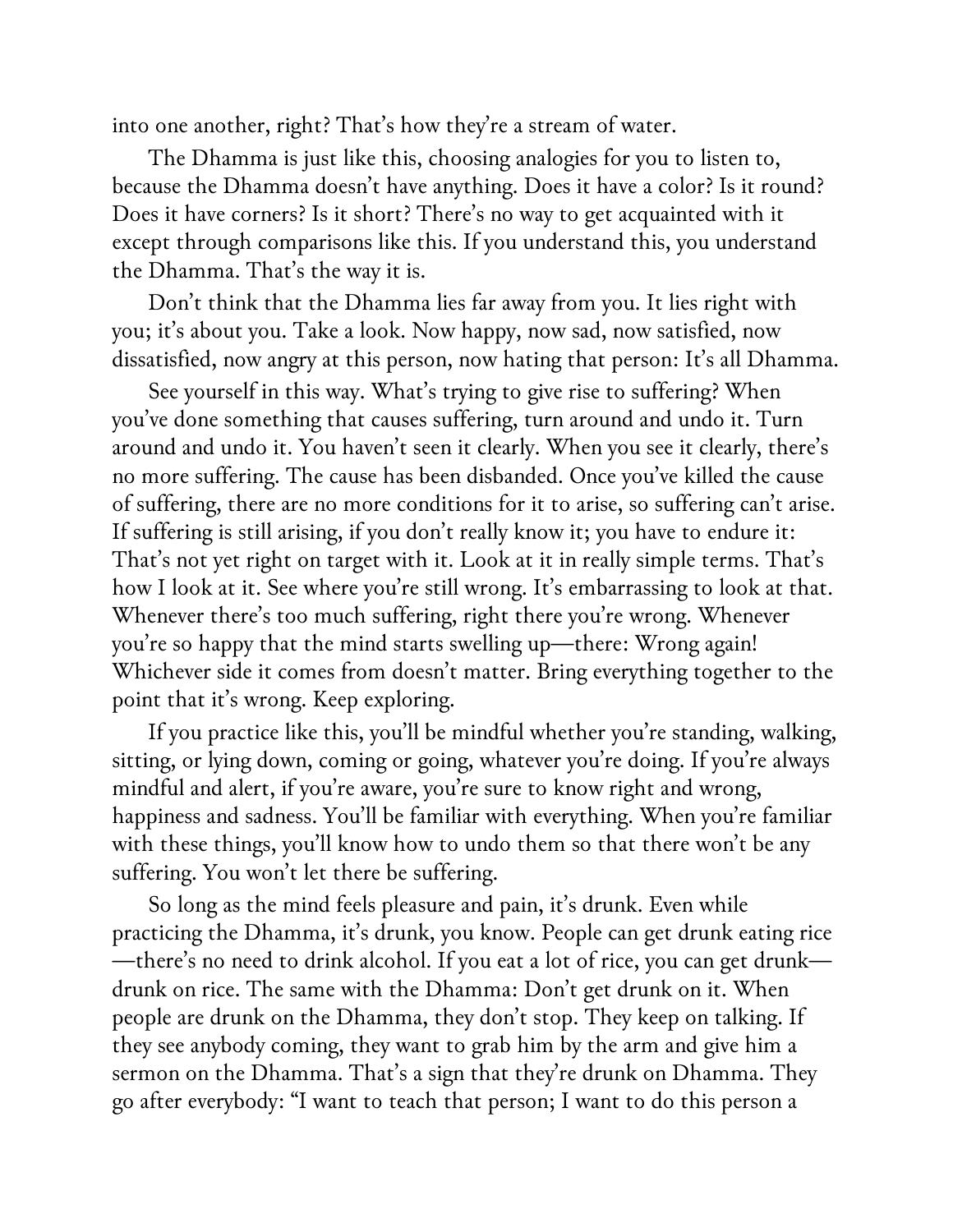into one another, right? That's how they're a stream of water.

The Dhamma is just like this, choosing analogies for you to listen to, because the Dhamma doesn't have anything. Does it have a color? Is it round? Does it have corners? Is it short? There's no way to get acquainted with it except through comparisons like this. If you understand this, you understand the Dhamma. That's the way it is.

Don't think that the Dhamma lies far away from you. It lies right with you; it's about you. Take a look. Now happy, now sad, now satisfied, now dissatisfied, now angry at this person, now hating that person: It's all Dhamma.

See yourself in this way. What's trying to give rise to suffering? When you've done something that causes suffering, turn around and undo it. Turn around and undo it. You haven't seen it clearly. When you see it clearly, there's no more suffering. The cause has been disbanded. Once you've killed the cause of suffering, there are no more conditions for it to arise, so suffering can't arise. If suffering is still arising, if you don't really know it; you have to endure it: That's not yet right on target with it. Look at it in really simple terms. That's how I look at it. See where you're still wrong. It's embarrassing to look at that. Whenever there's too much suffering, right there you're wrong. Whenever you're so happy that the mind starts swelling up—there: Wrong again! Whichever side it comes from doesn't matter. Bring everything together to the point that it's wrong. Keep exploring.

If you practice like this, you'll be mindful whether you're standing, walking, sitting, or lying down, coming or going, whatever you're doing. If you're always mindful and alert, if you're aware, you're sure to know right and wrong, happiness and sadness. You'll be familiar with everything. When you're familiar with these things, you'll know how to undo them so that there won't be any suffering. You won't let there be suffering.

So long as the mind feels pleasure and pain, it's drunk. Even while practicing the Dhamma, it's drunk, you know. People can get drunk eating rice—there's no need to drink alcohol. If you eat a lot of rice, you can get drunk—drunk on rice. The same with the Dhamma: Don't get drunk on it. When people are drunk on the Dhamma, they don't stop. They keep on talking. If they see anybody coming, they want to grab him by the arm and give him a sermon on the Dhamma. That's a sign that they're drunk on Dhamma. They go after everybody: "I want to teach that person; I want to do this person a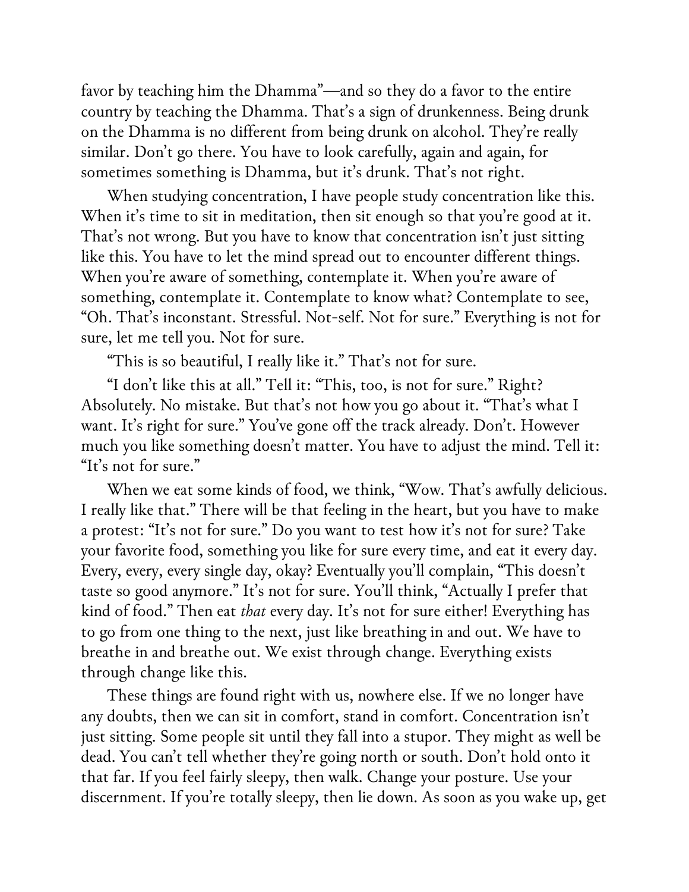favor by teaching him the Dhamma"—and so they do a favor to the entire country by teaching the Dhamma. That's a sign of drunkenness. Being drunk on the Dhamma is no different from being drunk on alcohol. They're really similar. Don't go there. You have to look carefully, again and again, for sometimes something is Dhamma, but it's drunk. That's not right.

When studying concentration, I have people study concentration like this. When it's time to sit in meditation, then sit enough so that you're good at it. That's not wrong. But you have to know that concentration isn't just sitting like this. You have to let the mind spread out to encounter different things. When you're aware of something, contemplate it. When you're aware of something, contemplate it. Contemplate to know what? Contemplate to see, "Oh. That's inconstant. Stressful. Not-self. Not for sure." Everything is not for sure, let me tell you. Not for sure.

"This is so beautiful, I really like it." That's not for sure.

"I don't like this at all." Tell it: "This, too, is not for sure." Right? Absolutely. No mistake. But that's not how you go about it. "That's what I want. It's right for sure." You've gone off the track already. Don't. However much you like something doesn't matter. You have to adjust the mind. Tell it: "It's not for sure."

When we eat some kinds of food, we think, "Wow. That's awfully delicious. I really like that." There will be that feeling in the heart, but you have to make a protest: "It's not for sure." Do you want to test how it's not for sure? Take your favorite food, something you like for sure every time, and eat it every day. Every, every, every single day, okay? Eventually you'll complain, "This doesn't taste so good anymore." It's not for sure. You'll think, "Actually I prefer that kind of food." Then eat *that* every day. It's not for sure either! Everything has to go from one thing to the next, just like breathing in and out. We have to breathe in and breathe out. We exist through change. Everything exists through change like this.

These things are found right with us, nowhere else. If we no longer have any doubts, then we can sit in comfort, stand in comfort. Concentration isn't just sitting. Some people sit until they fall into a stupor. They might as well be dead. You can't tell whether they're going north or south. Don't hold onto it that far. If you feel fairly sleepy, then walk. Change your posture. Use your discernment. If you're totally sleepy, then lie down. As soon as you wake up, get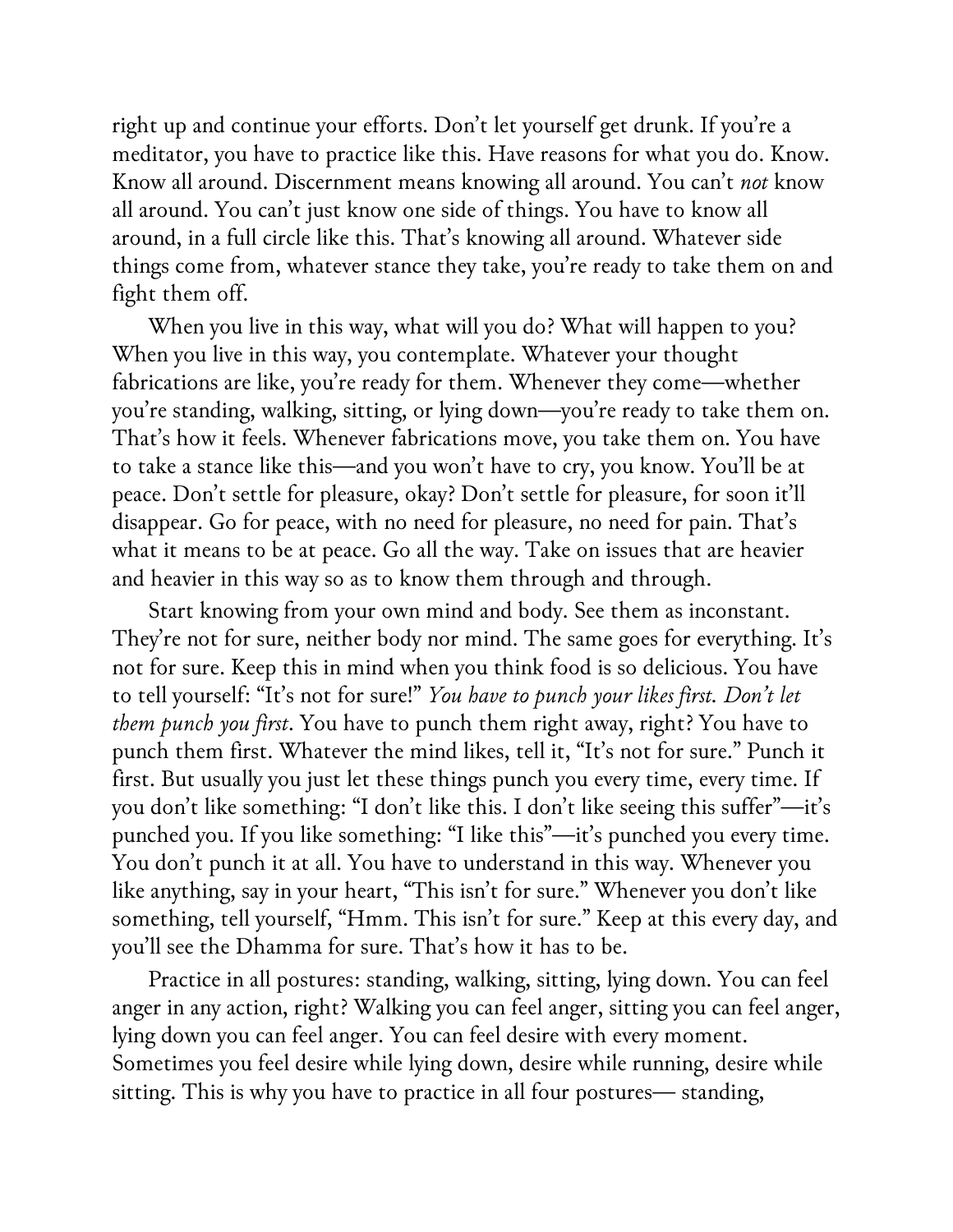right up and continue your efforts. Don't let yourself get drunk. If you're a meditator, you have to practice like this. Have reasons for what you do. Know. Know all around. Discernment means knowing all around. You can't *not* know all around. You can't just know one side of things. You have to know all around, in a full circle like this. That's knowing all around. Whatever side things come from, whatever stance they take, you're ready to take them on and fight them off.

When you live in this way, what will you do? What will happen to you? When you live in this way, you contemplate. Whatever your thought fabrications are like, you're ready for them. Whenever they come—whether you're standing, walking, sitting, or lying down—you're ready to take them on. That's how it feels. Whenever fabrications move, you take them on. You have to take a stance like this—and you won't have to cry, you know. You'll be at peace. Don't settle for pleasure, okay? Don't settle for pleasure, for soon it'll disappear. Go for peace, with no need for pleasure, no need for pain. That's what it means to be at peace. Go all the way. Take on issues that are heavier and heavier in this way so as to know them through and through.

Start knowing from your own mind and body. See them as inconstant. They're not for sure, neither body nor mind. The same goes for everything. It's not for sure. Keep this in mind when you think food is so delicious. You have to tell yourself: "It's not for sure!" *You have to punch your likes first. Don't let them punch you first*. You have to punch them right away, right? You have to punch them first. Whatever the mind likes, tell it, "It's not for sure." Punch it first. But usually you just let these things punch you every time, every time. If you don't like something: "I don't like this. I don't like seeing this suffer"—it's punched you. If you like something: "I like this"—it's punched you every time. You don't punch it at all. You have to understand in this way. Whenever you like anything, say in your heart, "This isn't for sure." Whenever you don't like something, tell yourself, "Hmm. This isn't for sure." Keep at this every day, and you'll see the Dhamma for sure. That's how it has to be.

Practice in all postures: standing, walking, sitting, lying down. You can feel anger in any action, right? Walking you can feel anger, sitting you can feel anger, lying down you can feel anger. You can feel desire with every moment. Sometimes you feel desire while lying down, desire while running, desire while sitting. This is why you have to practice in all four postures— standing,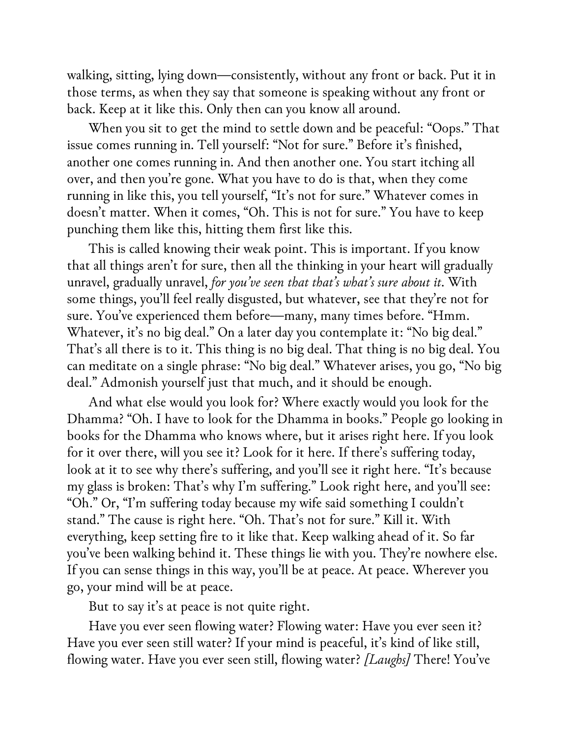walking, sitting, lying down—consistently, without any front or back. Put it in those terms, as when they say that someone is speaking without any front or back. Keep at it like this. Only then can you know all around.

When you sit to get the mind to settle down and be peaceful: "Oops." That issue comes running in. Tell yourself: "Not for sure." Before it's finished, another one comes running in. And then another one. You start itching all over, and then you're gone. What you have to do is that, when they come running in like this, you tell yourself, "It's not for sure." Whatever comes in doesn't matter. When it comes, "Oh. This is not for sure." You have to keep punching them like this, hitting them first like this.

This is called knowing their weak point. This is important. If you know that all things aren't for sure, then all the thinking in your heart will gradually unravel, gradually unravel, *for you've seen that that's what's sure about it*. With some things, you'll feel really disgusted, but whatever, see that they're not for sure. You've experienced them before—many, many times before. "Hmm. Whatever, it's no big deal." On a later day you contemplate it: "No big deal." That's all there is to it. This thing is no big deal. That thing is no big deal. You can meditate on a single phrase: "No big deal." Whatever arises, you go, "No big deal." Admonish yourself just that much, and it should be enough.

And what else would you look for? Where exactly would you look for the Dhamma? "Oh. I have to look for the Dhamma in books." People go looking in books for the Dhamma who knows where, but it arises right here. If you look for it over there, will you see it? Look for it here. If there's suffering today, look at it to see why there's suffering, and you'll see it right here. "It's because my glass is broken: That's why I'm suffering." Look right here, and you'll see: "Oh." Or, "I'm suffering today because my wife said something I couldn't stand." The cause is right here. "Oh. That's not for sure." Kill it. With everything, keep setting fire to it like that. Keep walking ahead of it. So far you've been walking behind it. These things lie with you. They're nowhere else. If you can sense things in this way, you'll be at peace. At peace. Wherever you go, your mind will be at peace.

But to say it's at peace is not quite right.

Have you ever seen flowing water? Flowing water: Have you ever seen it? Have you ever seen still water? If your mind is peaceful, it's kind of like still, flowing water. Have you ever seen still, flowing water? *[Laughs]* There! You've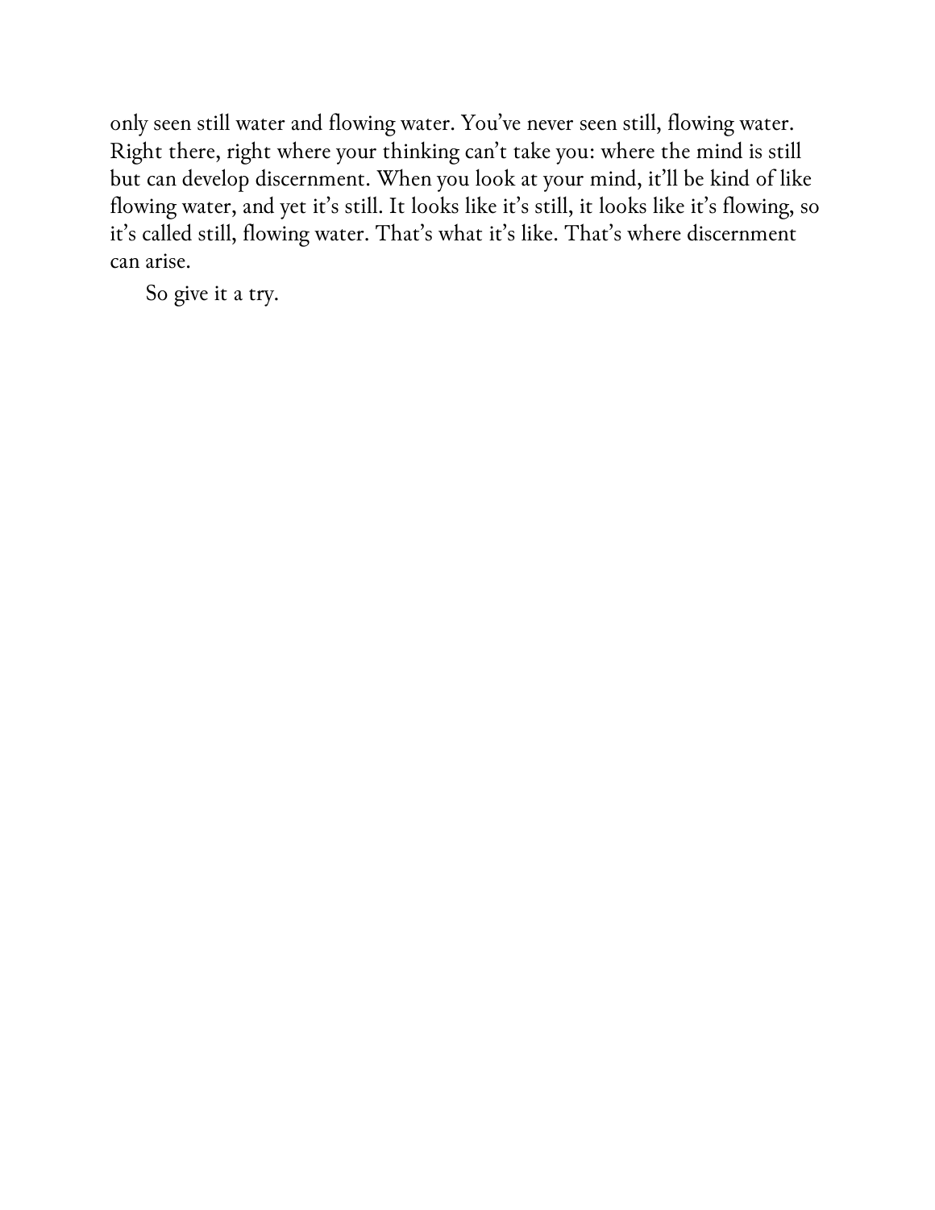only seen still water and flowing water. You've never seen still, flowing water. Right there, right where your thinking can't take you: where the mind is still but can develop discernment. When you look at your mind, it'll be kind of like flowing water, and yet it's still. It looks like it's still, it looks like it's flowing, so it's called still, flowing water. That's what it's like. That's where discernment can arise.

So give it a try.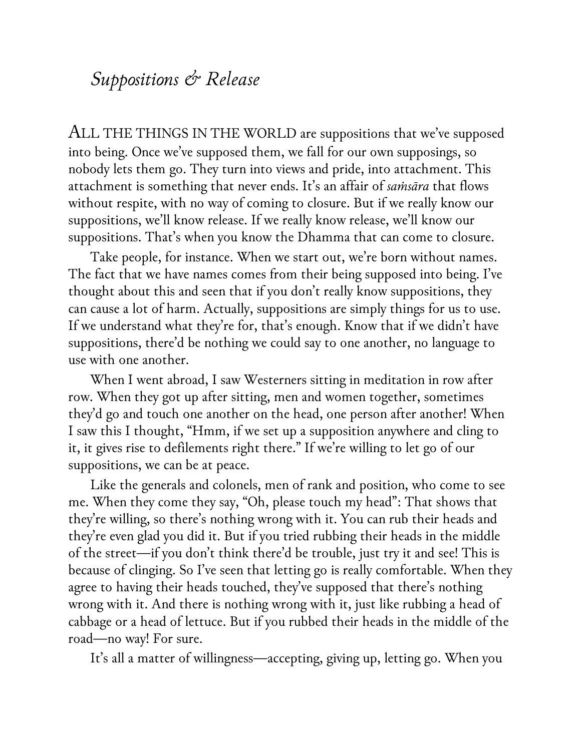## *Suppositions & Release*

ALL THE THINGS IN THE WORLD are suppositions that we've supposed into being. Once we've supposed them, we fall for our own supposings, so nobody lets them go. They turn into views and pride, into attachment. This attachment is something that never ends. It's an affair of *saṁsāra* that flows without respite, with no way of coming to closure. But if we really know our suppositions, we'll know release. If we really know release, we'll know our suppositions. That's when you know the Dhamma that can come to closure.

Take people, for instance. When we start out, we're born without names. The fact that we have names comes from their being supposed into being. I've thought about this and seen that if you don't really know suppositions, they can cause a lot of harm. Actually, suppositions are simply things for us to use. If we understand what they're for, that's enough. Know that if we didn't have suppositions, there'd be nothing we could say to one another, no language to use with one another.

When I went abroad, I saw Westerners sitting in meditation in row after row. When they got up after sitting, men and women together, sometimes they'd go and touch one another on the head, one person after another! When I saw this I thought, "Hmm, if we set up a supposition anywhere and cling to it, it gives rise to defilements right there." If we're willing to let go of our suppositions, we can be at peace.

Like the generals and colonels, men of rank and position, who come to see me. When they come they say, "Oh, please touch my head": That shows that they're willing, so there's nothing wrong with it. You can rub their heads and they're even glad you did it. But if you tried rubbing their heads in the middle of the street—if you don't think there'd be trouble, just try it and see! This is because of clinging. So I've seen that letting go is really comfortable. When they agree to having their heads touched, they've supposed that there's nothing wrong with it. And there is nothing wrong with it, just like rubbing a head of cabbage or a head of lettuce. But if you rubbed their heads in the middle of the road—no way! For sure.

It's all a matter of willingness—accepting, giving up, letting go. When you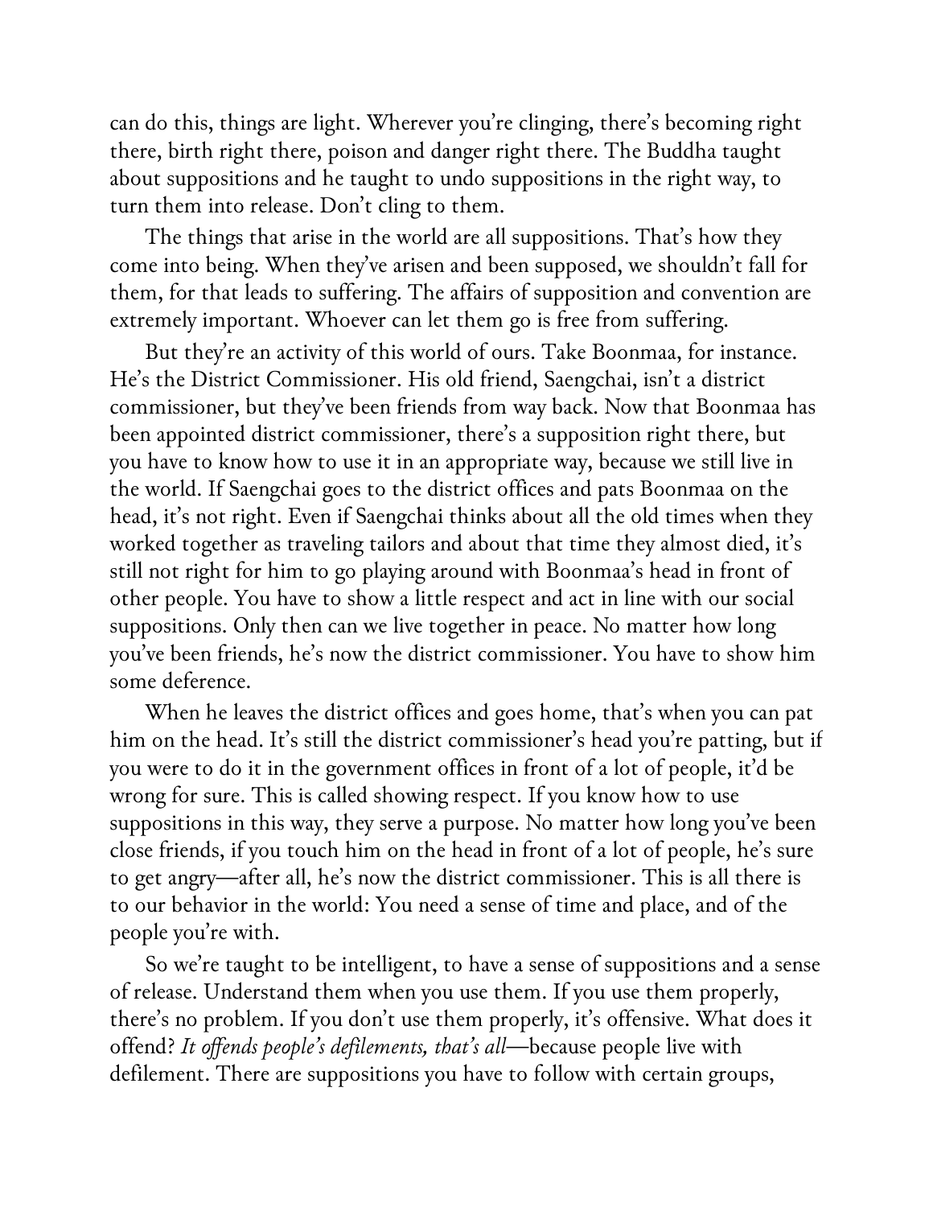can do this, things are light. Wherever you're clinging, there's becoming right there, birth right there, poison and danger right there. The Buddha taught about suppositions and he taught to undo suppositions in the right way, to turn them into release. Don't cling to them.

The things that arise in the world are all suppositions. That's how they come into being. When they've arisen and been supposed, we shouldn't fall for them, for that leads to suffering. The affairs of supposition and convention are extremely important. Whoever can let them go is free from suffering.

But they're an activity of this world of ours. Take Boonmaa, for instance. He's the District Commissioner. His old friend, Saengchai, isn't a district commissioner, but they've been friends from way back. Now that Boonmaa has been appointed district commissioner, there's a supposition right there, but you have to know how to use it in an appropriate way, because we still live in the world. If Saengchai goes to the district offices and pats Boonmaa on the head, it's not right. Even if Saengchai thinks about all the old times when they worked together as traveling tailors and about that time they almost died, it's still not right for him to go playing around with Boonmaa's head in front of other people. You have to show a little respect and act in line with our social suppositions. Only then can we live together in peace. No matter how long you've been friends, he's now the district commissioner. You have to show him some deference.

When he leaves the district offices and goes home, that's when you can pat him on the head. It's still the district commissioner's head you're patting, but if you were to do it in the government offices in front of a lot of people, it'd be wrong for sure. This is called showing respect. If you know how to use suppositions in this way, they serve a purpose. No matter how long you've been close friends, if you touch him on the head in front of a lot of people, he's sure to get angry—after all, he's now the district commissioner. This is all there is to our behavior in the world: You need a sense of time and place, and of the people you're with.

So we're taught to be intelligent, to have a sense of suppositions and a sense of release. Understand them when you use them. If you use them properly, there's no problem. If you don't use them properly, it's offensive. What does it offend? *It offends people's defilements, that's all*—because people live with defilement. There are suppositions you have to follow with certain groups,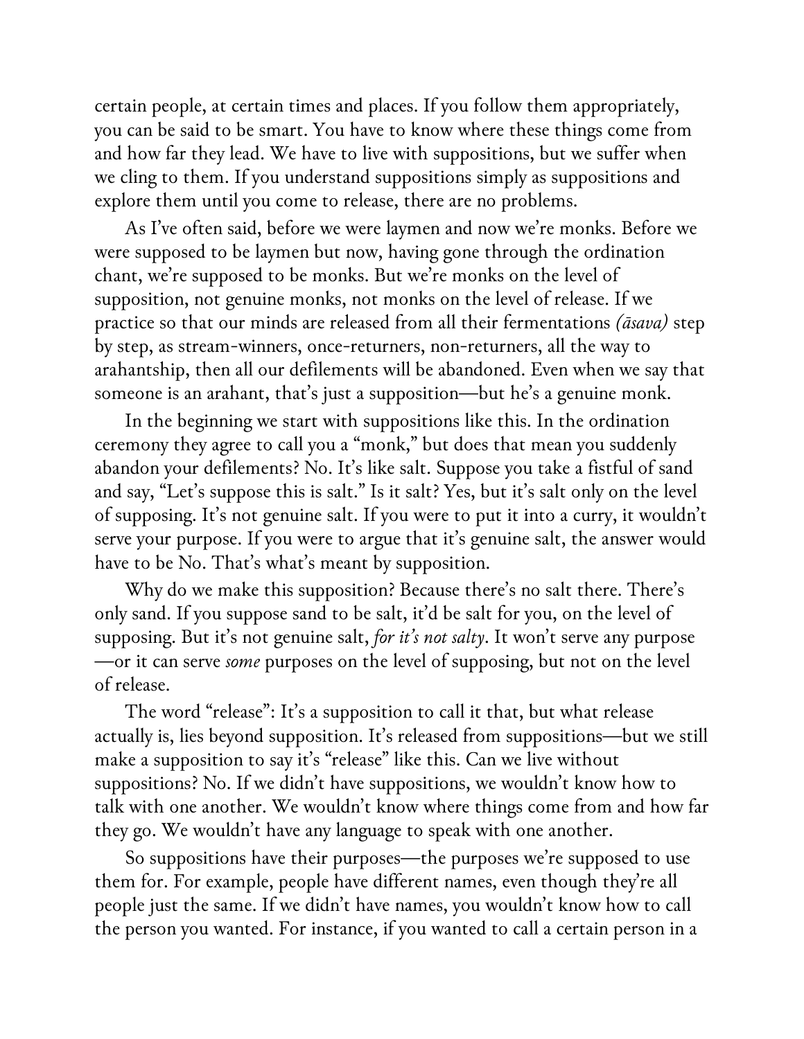certain people, at certain times and places. If you follow them appropriately, you can be said to be smart. You have to know where these things come from and how far they lead. We have to live with suppositions, but we suffer when we cling to them. If you understand suppositions simply as suppositions and explore them until you come to release, there are no problems.

As I've often said, before we were laymen and now we're monks. Before we were supposed to be laymen but now, having gone through the ordination chant, we're supposed to be monks. But we're monks on the level of supposition, not genuine monks, not monks on the level of release. If we practice so that our minds are released from all their fermentations *(āsava)* step by step, as stream-winners, once-returners, non-returners, all the way to arahantship, then all our defilements will be abandoned. Even when we say that someone is an arahant, that's just a supposition—but he's a genuine monk.

In the beginning we start with suppositions like this. In the ordination ceremony they agree to call you a "monk," but does that mean you suddenly abandon your defilements? No. It's like salt. Suppose you take a fistful of sand and say, "Let's suppose this is salt." Is it salt? Yes, but it's salt only on the level of supposing. It's not genuine salt. If you were to put it into a curry, it wouldn't serve your purpose. If you were to argue that it's genuine salt, the answer would have to be No. That's what's meant by supposition.

Why do we make this supposition? Because there's no salt there. There's only sand. If you suppose sand to be salt, it'd be salt for you, on the level of supposing. But it's not genuine salt, *for it's not salty*. It won't serve any purpose—or it can serve *some* purposes on the level of supposing, but not on the level of release.

The word "release": It's a supposition to call it that, but what release actually is, lies beyond supposition. It's released from suppositions—but we still make a supposition to say it's "release" like this. Can we live without suppositions? No. If we didn't have suppositions, we wouldn't know how to talk with one another. We wouldn't know where things come from and how far they go. We wouldn't have any language to speak with one another.

So suppositions have their purposes—the purposes we're supposed to use them for. For example, people have different names, even though they're all people just the same. If we didn't have names, you wouldn't know how to call the person you wanted. For instance, if you wanted to call a certain person in a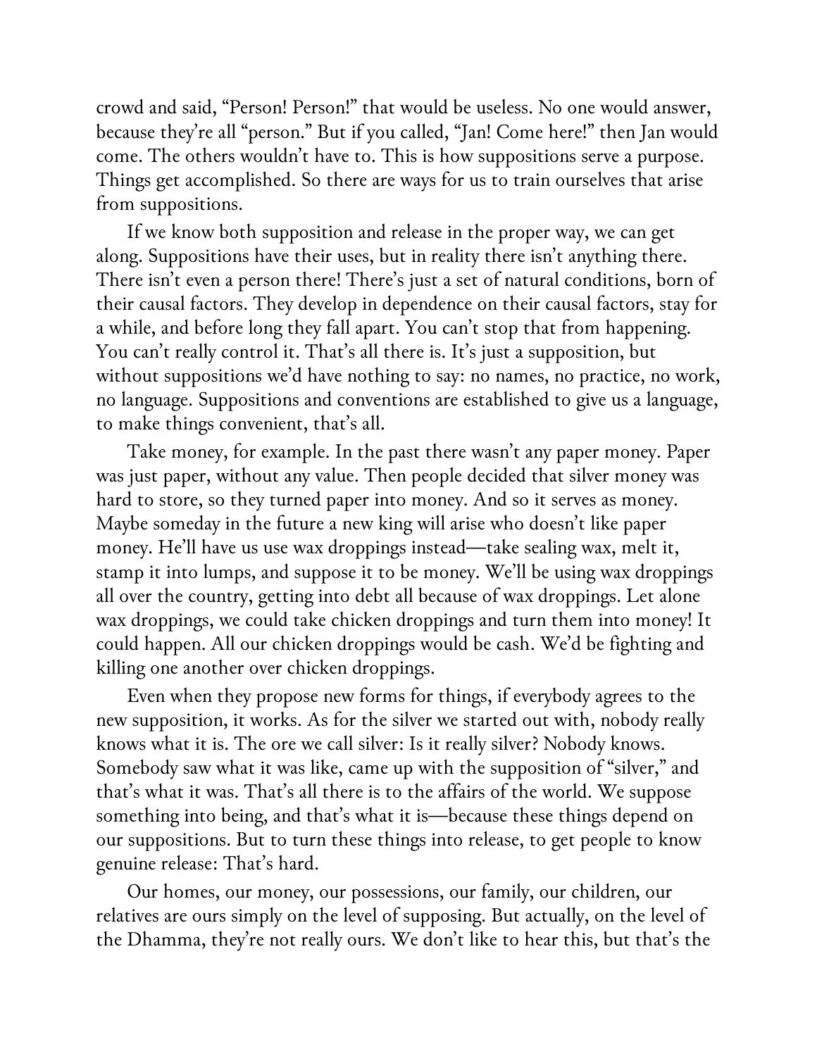crowd and said, "Person! Person!" that would be useless. No one would answer, because they're all "person." But if you called, "Jan! Come here!" then Jan would come. The others wouldn't have to. This is how suppositions serve a purpose. Things get accomplished. So there are ways for us to train ourselves that arise from suppositions.

If we know both supposition and release in the proper way, we can get along. Suppositions have their uses, but in reality there isn't anything there. There isn't even a person there! There's just a set of natural conditions, born of their causal factors. They develop in dependence on their causal factors, stay for a while, and before long they fall apart. You can't stop that from happening. You can't really control it. That's all there is. It's just a supposition, but without suppositions we'd have nothing to say: no names, no practice, no work, no language. Suppositions and conventions are established to give us a language, to make things convenient, that's all.

Take money, for example. In the past there wasn't any paper money. Paper was just paper, without any value. Then people decided that silver money was hard to store, so they turned paper into money. And so it serves as money. Maybe someday in the future a new king will arise who doesn't like paper money. He'll have us use wax droppings instead—take sealing wax, melt it, stamp it into lumps, and suppose it to be money. We'll be using wax droppings all over the country, getting into debt all because of wax droppings. Let alone wax droppings, we could take chicken droppings and turn them into money! It could happen. All our chicken droppings would be cash. We'd be fighting and killing one another over chicken droppings.

Even when they propose new forms for things, if everybody agrees to the new supposition, it works. As for the silver we started out with, nobody really knows what it is. The ore we call silver: Is it really silver? Nobody knows. Somebody saw what it was like, came up with the supposition of "silver," and that's what it was. That's all there is to the affairs of the world. We suppose something into being, and that's what it is—because these things depend on our suppositions. But to turn these things into release, to get people to know genuine release: That's hard.

Our homes, our money, our possessions, our family, our children, our relatives are ours simply on the level of supposing. But actually, on the level of the Dhamma, they're not really ours. We don't like to hear this, but that's the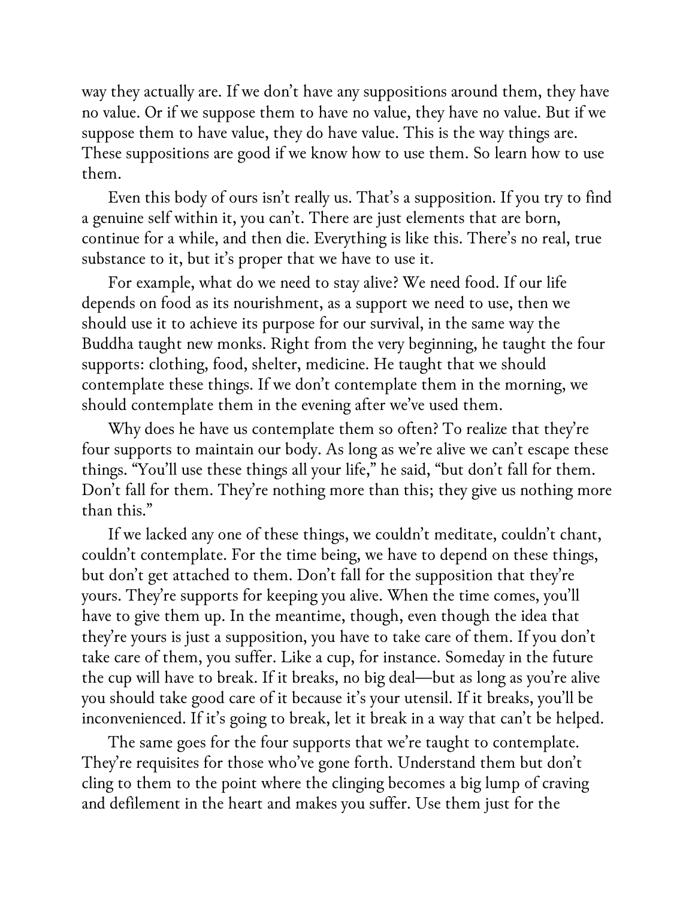way they actually are. If we don't have any suppositions around them, they have no value. Or if we suppose them to have no value, they have no value. But if we suppose them to have value, they do have value. This is the way things are. These suppositions are good if we know how to use them. So learn how to use them.

Even this body of ours isn't really us. That's a supposition. If you try to find a genuine self within it, you can't. There are just elements that are born, continue for a while, and then die. Everything is like this. There's no real, true substance to it, but it's proper that we have to use it.

For example, what do we need to stay alive? We need food. If our life depends on food as its nourishment, as a support we need to use, then we should use it to achieve its purpose for our survival, in the same way the Buddha taught new monks. Right from the very beginning, he taught the four supports: clothing, food, shelter, medicine. He taught that we should contemplate these things. If we don't contemplate them in the morning, we should contemplate them in the evening after we've used them.

Why does he have us contemplate them so often? To realize that they're four supports to maintain our body. As long as we're alive we can't escape these things. "You'll use these things all your life," he said, "but don't fall for them. Don't fall for them. They're nothing more than this; they give us nothing more than this."

If we lacked any one of these things, we couldn't meditate, couldn't chant, couldn't contemplate. For the time being, we have to depend on these things, but don't get attached to them. Don't fall for the supposition that they're yours. They're supports for keeping you alive. When the time comes, you'll have to give them up. In the meantime, though, even though the idea that they're yours is just a supposition, you have to take care of them. If you don't take care of them, you suffer. Like a cup, for instance. Someday in the future the cup will have to break. If it breaks, no big deal—but as long as you're alive you should take good care of it because it's your utensil. If it breaks, you'll be inconvenienced. If it's going to break, let it break in a way that can't be helped.

The same goes for the four supports that we're taught to contemplate. They're requisites for those who've gone forth. Understand them but don't cling to them to the point where the clinging becomes a big lump of craving and defilement in the heart and makes you suffer. Use them just for the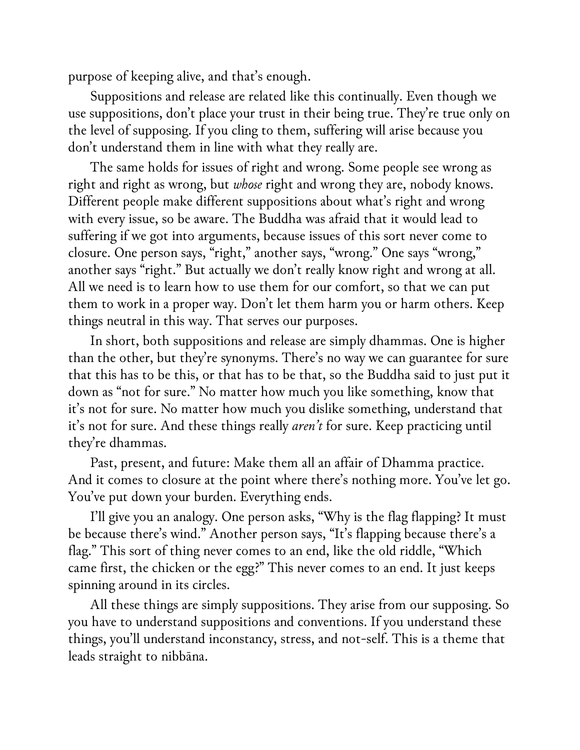purpose of keeping alive, and that's enough.

Suppositions and release are related like this continually. Even though we use suppositions, don't place your trust in their being true. They're true only on the level of supposing. If you cling to them, suffering will arise because you don't understand them in line with what they really are.

The same holds for issues of right and wrong. Some people see wrong as right and right as wrong, but *whose* right and wrong they are, nobody knows. Different people make different suppositions about what's right and wrong with every issue, so be aware. The Buddha was afraid that it would lead to suffering if we got into arguments, because issues of this sort never come to closure. One person says, "right," another says, "wrong." One says "wrong," another says "right." But actually we don't really know right and wrong at all. All we need is to learn how to use them for our comfort, so that we can put them to work in a proper way. Don't let them harm you or harm others. Keep things neutral in this way. That serves our purposes.

In short, both suppositions and release are simply dhammas. One is higher than the other, but they're synonyms. There's no way we can guarantee for sure that this has to be this, or that has to be that, so the Buddha said to just put it down as "not for sure." No matter how much you like something, know that it's not for sure. No matter how much you dislike something, understand that it's not for sure. And these things really *aren't* for sure. Keep practicing until they're dhammas.

Past, present, and future: Make them all an affair of Dhamma practice. And it comes to closure at the point where there's nothing more. You've let go. You've put down your burden. Everything ends.

I'll give you an analogy. One person asks, "Why is the flag flapping? It must be because there's wind." Another person says, "It's flapping because there's a flag." This sort of thing never comes to an end, like the old riddle, "Which came first, the chicken or the egg?" This never comes to an end. It just keeps spinning around in its circles.

All these things are simply suppositions. They arise from our supposing. So you have to understand suppositions and conventions. If you understand these things, you'll understand inconstancy, stress, and not-self. This is a theme that leads straight to nibbāna.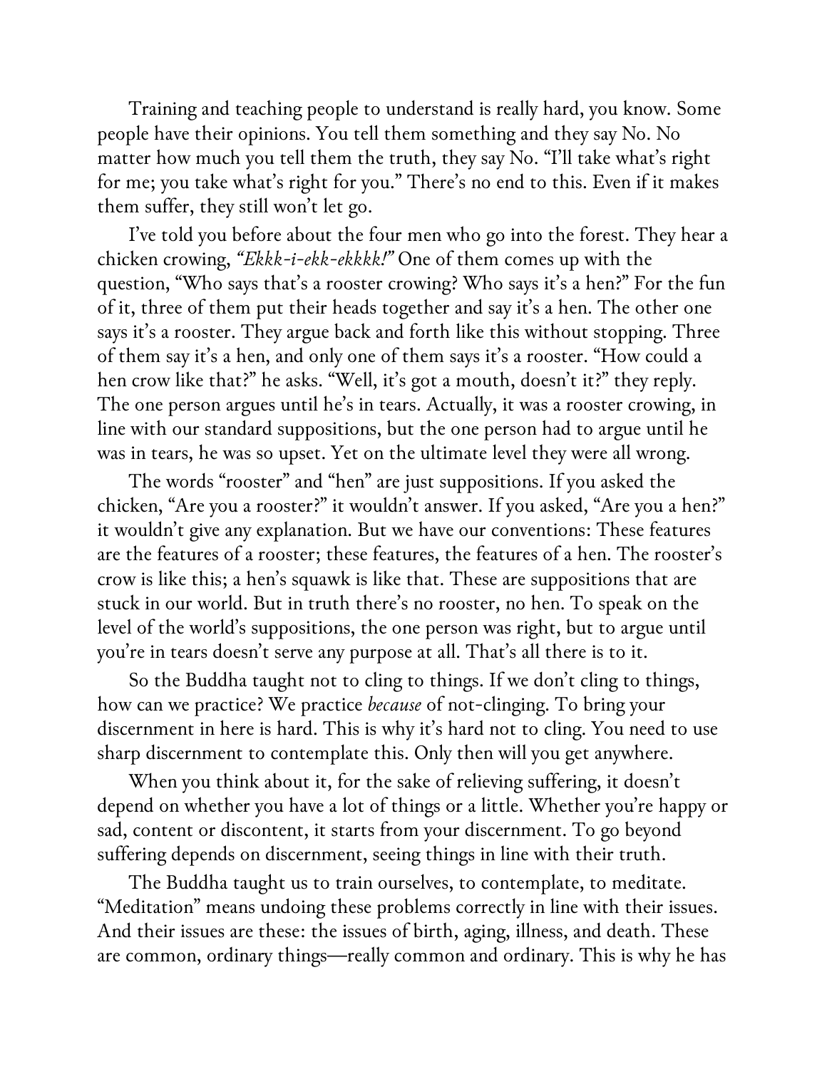Training and teaching people to understand is really hard, you know. Some people have their opinions. You tell them something and they say No. No matter how much you tell them the truth, they say No. "I'll take what's right for me; you take what's right for you." There's no end to this. Even if it makes them suffer, they still won't let go.

I've told you before about the four men who go into the forest. They hear a chicken crowing, *"Ekkk-i-ekk-ekkkk!"* One of them comes up with the question, "Who says that's a rooster crowing? Who says it's a hen?" For the fun of it, three of them put their heads together and say it's a hen. The other one says it's a rooster. They argue back and forth like this without stopping. Three of them say it's a hen, and only one of them says it's a rooster. "How could a hen crow like that?" he asks. "Well, it's got a mouth, doesn't it?" they reply. The one person argues until he's in tears. Actually, it was a rooster crowing, in line with our standard suppositions, but the one person had to argue until he was in tears, he was so upset. Yet on the ultimate level they were all wrong.

The words "rooster" and "hen" are just suppositions. If you asked the chicken, "Are you a rooster?" it wouldn't answer. If you asked, "Are you a hen?" it wouldn't give any explanation. But we have our conventions: These features are the features of a rooster; these features, the features of a hen. The rooster's crow is like this; a hen's squawk is like that. These are suppositions that are stuck in our world. But in truth there's no rooster, no hen. To speak on the level of the world's suppositions, the one person was right, but to argue until you're in tears doesn't serve any purpose at all. That's all there is to it.

So the Buddha taught not to cling to things. If we don't cling to things, how can we practice? We practice *because* of not-clinging. To bring your discernment in here is hard. This is why it's hard not to cling. You need to use sharp discernment to contemplate this. Only then will you get anywhere.

When you think about it, for the sake of relieving suffering, it doesn't depend on whether you have a lot of things or a little. Whether you're happy or sad, content or discontent, it starts from your discernment. To go beyond suffering depends on discernment, seeing things in line with their truth.

The Buddha taught us to train ourselves, to contemplate, to meditate. "Meditation" means undoing these problems correctly in line with their issues. And their issues are these: the issues of birth, aging, illness, and death. These are common, ordinary things—really common and ordinary. This is why he has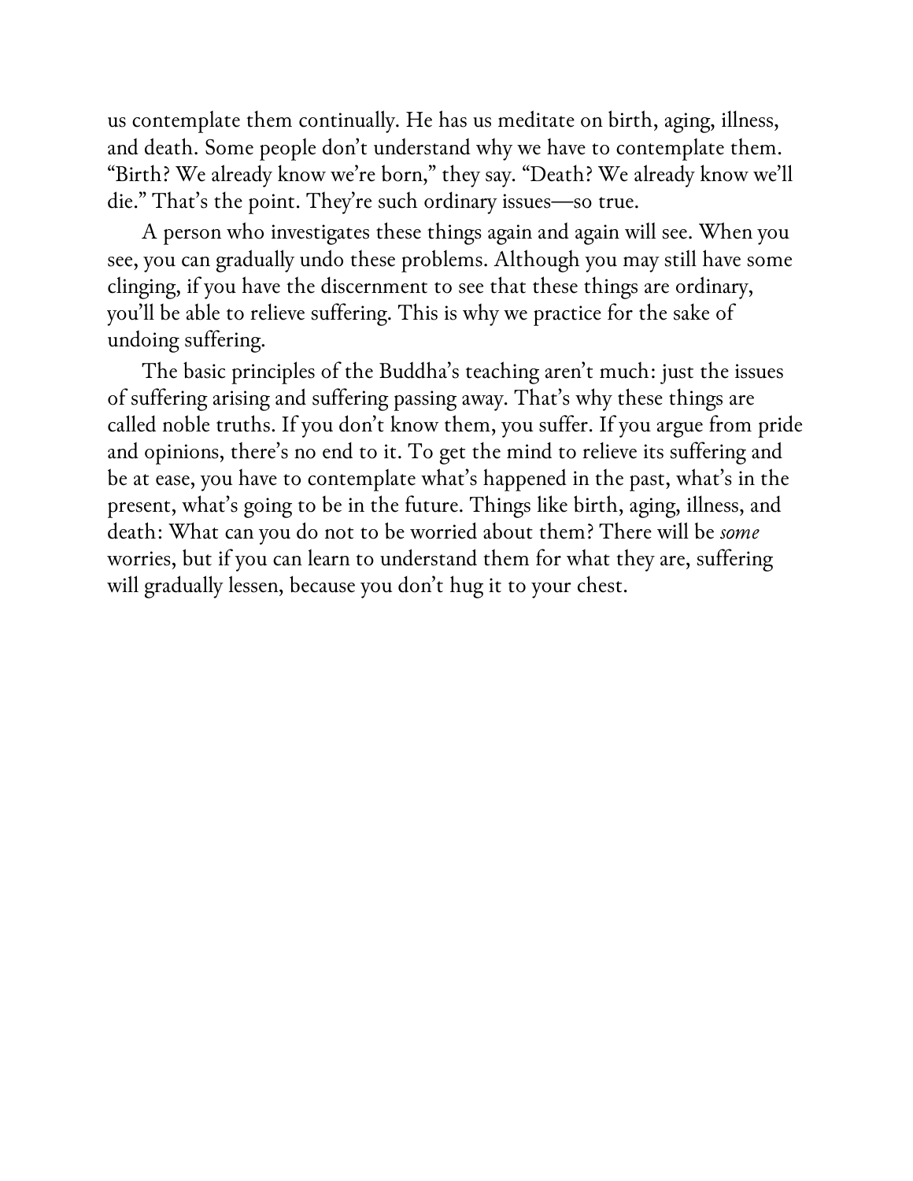us contemplate them continually. He has us meditate on birth, aging, illness, and death. Some people don't understand why we have to contemplate them. "Birth? We already know we're born," they say. "Death? We already know we'll die." That's the point. They're such ordinary issues—so true.

A person who investigates these things again and again will see. When you see, you can gradually undo these problems. Although you may still have some clinging, if you have the discernment to see that these things are ordinary, you'll be able to relieve suffering. This is why we practice for the sake of undoing suffering.

The basic principles of the Buddha's teaching aren't much: just the issues of suffering arising and suffering passing away. That's why these things are called noble truths. If you don't know them, you suffer. If you argue from pride and opinions, there's no end to it. To get the mind to relieve its suffering and be at ease, you have to contemplate what's happened in the past, what's in the present, what's going to be in the future. Things like birth, aging, illness, and death: What can you do not to be worried about them? There will be *some* worries, but if you can learn to understand them for what they are, suffering will gradually lessen, because you don't hug it to your chest.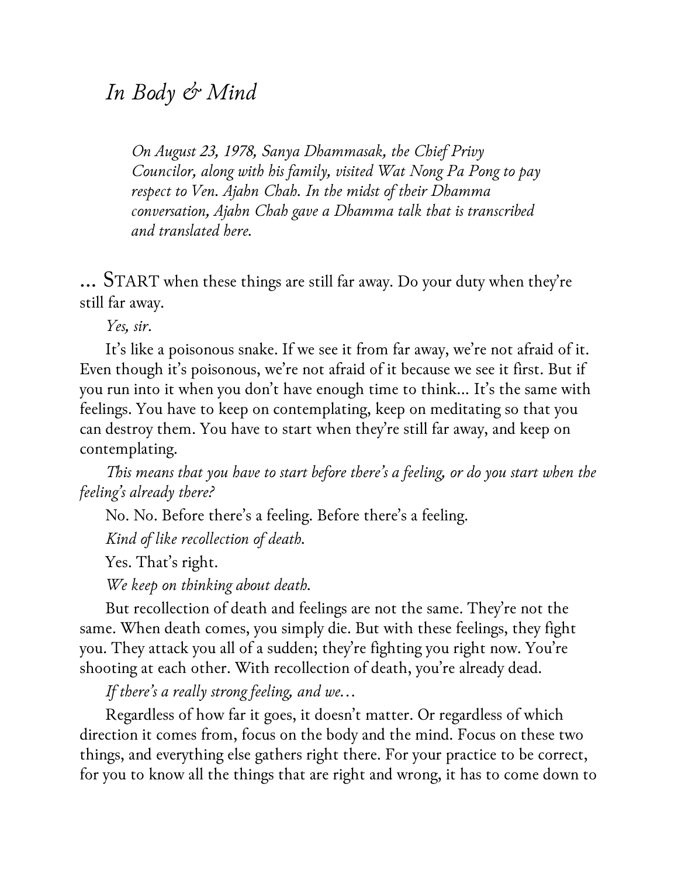# *In Body & Mind*

*On August 23, 1978, Sanya Dhammasak, the Chief Privy Councilor, along with his family, visited Wat Nong Pa Pong to pay respect to Ven. Ajahn Chah. In the midst of their Dhamma conversation, Ajahn Chah gave a Dhamma talk that is transcribed and translated here.*

... START when these things are still far away. Do your duty when they're still far away.

*Yes, sir.*

It's like a poisonous snake. If we see it from far away, we're not afraid of it. Even though it's poisonous, we're not afraid of it because we see it first. But if you run into it when you don't have enough time to think... It's the same with feelings. You have to keep on contemplating, keep on meditating so that you can destroy them. You have to start when they're still far away, and keep on contemplating.

*This means that you have to start before there's a feeling, or do you start when the feeling's already there?*

No. No. Before there's a feeling. Before there's a feeling.

*Kind of like recollection of death.*

Yes. That's right.

*We keep on thinking about death.*

But recollection of death and feelings are not the same. They're not the same. When death comes, you simply die. But with these feelings, they fight you. They attack you all of a sudden; they're fighting you right now. You're shooting at each other. With recollection of death, you're already dead.

*If there's a really strong feeling, and we...*

Regardless of how far it goes, it doesn't matter. Or regardless of which direction it comes from, focus on the body and the mind. Focus on these two things, and everything else gathers right there. For your practice to be correct, for you to know all the things that are right and wrong, it has to come down to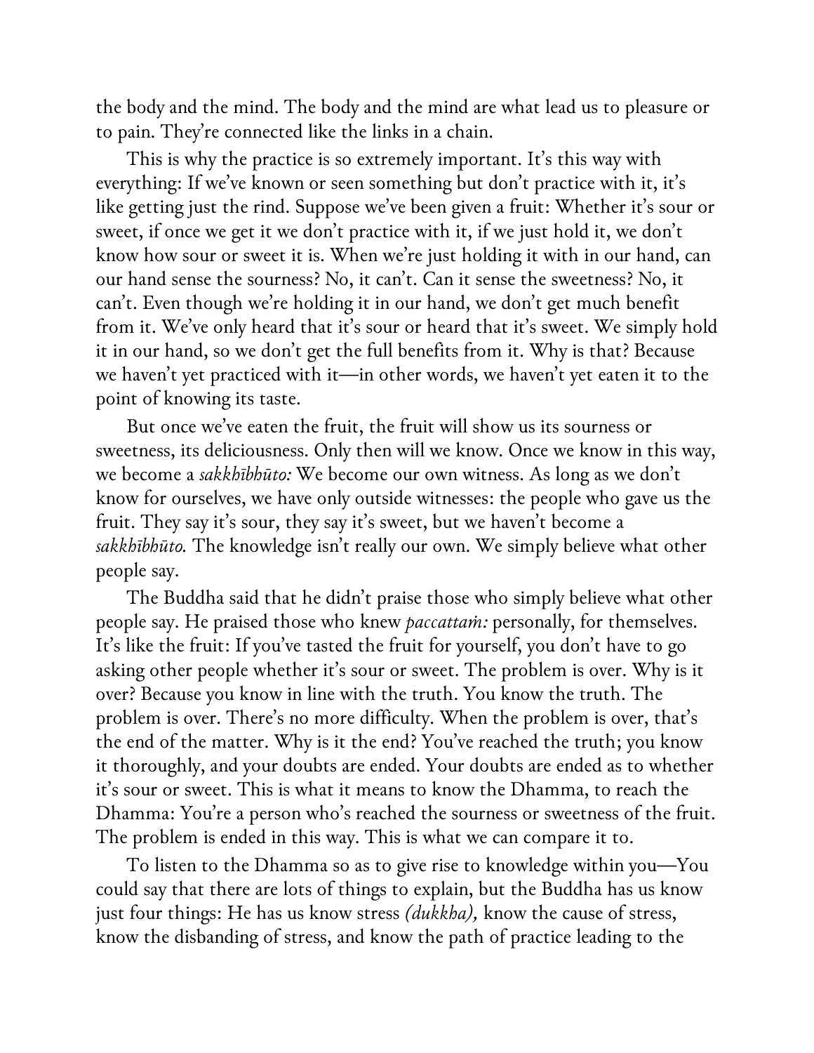the body and the mind. The body and the mind are what lead us to pleasure or to pain. They're connected like the links in a chain.

This is why the practice is so extremely important. It's this way with everything: If we've known or seen something but don't practice with it, it's like getting just the rind. Suppose we've been given a fruit: Whether it's sour or sweet, if once we get it we don't practice with it, if we just hold it, we don't know how sour or sweet it is. When we're just holding it with in our hand, can our hand sense the sourness? No, it can't. Can it sense the sweetness? No, it can't. Even though we're holding it in our hand, we don't get much benefit from it. We've only heard that it's sour or heard that it's sweet. We simply hold it in our hand, so we don't get the full benefits from it. Why is that? Because we haven't yet practiced with it—in other words, we haven't yet eaten it to the point of knowing its taste.

But once we've eaten the fruit, the fruit will show us its sourness or sweetness, its deliciousness. Only then will we know. Once we know in this way, we become a *sakkhībhūto:* We become our own witness. As long as we don't know for ourselves, we have only outside witnesses: the people who gave us the fruit. They say it's sour, they say it's sweet, but we haven't become a *sakkhībhūto.* The knowledge isn't really our own. We simply believe what other people say.

The Buddha said that he didn't praise those who simply believe what other people say. He praised those who knew *paccattaṁ:* personally, for themselves. It's like the fruit: If you've tasted the fruit for yourself, you don't have to go asking other people whether it's sour or sweet. The problem is over. Why is it over? Because you know in line with the truth. You know the truth. The problem is over. There's no more difficulty. When the problem is over, that's the end of the matter. Why is it the end? You've reached the truth; you know it thoroughly, and your doubts are ended. Your doubts are ended as to whether it's sour or sweet. This is what it means to know the Dhamma, to reach the Dhamma: You're a person who's reached the sourness or sweetness of the fruit. The problem is ended in this way. This is what we can compare it to.

To listen to the Dhamma so as to give rise to knowledge within you—You could say that there are lots of things to explain, but the Buddha has us know just four things: He has us know stress *(dukkha),* know the cause of stress, know the disbanding of stress, and know the path of practice leading to the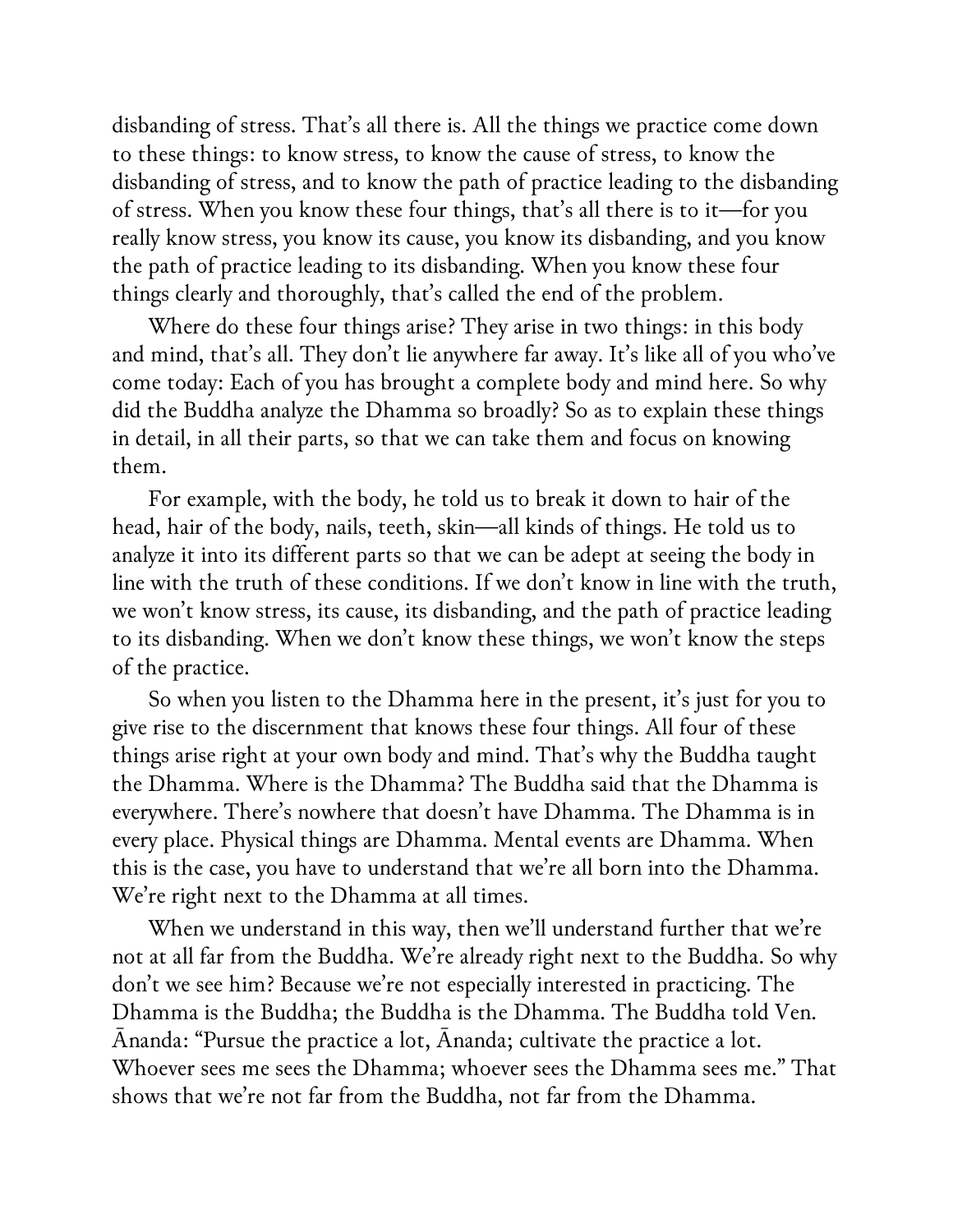disbanding of stress. That's all there is. All the things we practice come down to these things: to know stress, to know the cause of stress, to know the disbanding of stress, and to know the path of practice leading to the disbanding of stress. When you know these four things, that's all there is to it—for you really know stress, you know its cause, you know its disbanding, and you know the path of practice leading to its disbanding. When you know these four things clearly and thoroughly, that's called the end of the problem.

Where do these four things arise? They arise in two things: in this body and mind, that's all. They don't lie anywhere far away. It's like all of you who've come today: Each of you has brought a complete body and mind here. So why did the Buddha analyze the Dhamma so broadly? So as to explain these things in detail, in all their parts, so that we can take them and focus on knowing them.

For example, with the body, he told us to break it down to hair of the head, hair of the body, nails, teeth, skin—all kinds of things. He told us to analyze it into its different parts so that we can be adept at seeing the body in line with the truth of these conditions. If we don't know in line with the truth, we won't know stress, its cause, its disbanding, and the path of practice leading to its disbanding. When we don't know these things, we won't know the steps of the practice.

So when you listen to the Dhamma here in the present, it's just for you to give rise to the discernment that knows these four things. All four of these things arise right at your own body and mind. That's why the Buddha taught the Dhamma. Where is the Dhamma? The Buddha said that the Dhamma is everywhere. There's nowhere that doesn't have Dhamma. The Dhamma is in every place. Physical things are Dhamma. Mental events are Dhamma. When this is the case, you have to understand that we're all born into the Dhamma. We're right next to the Dhamma at all times.

When we understand in this way, then we'll understand further that we're not at all far from the Buddha. We're already right next to the Buddha. So why don't we see him? Because we're not especially interested in practicing. The Dhamma is the Buddha; the Buddha is the Dhamma. The Buddha told Ven. Ānanda: "Pursue the practice a lot, Ānanda; cultivate the practice a lot. Whoever sees me sees the Dhamma; whoever sees the Dhamma sees me." That shows that we're not far from the Buddha, not far from the Dhamma.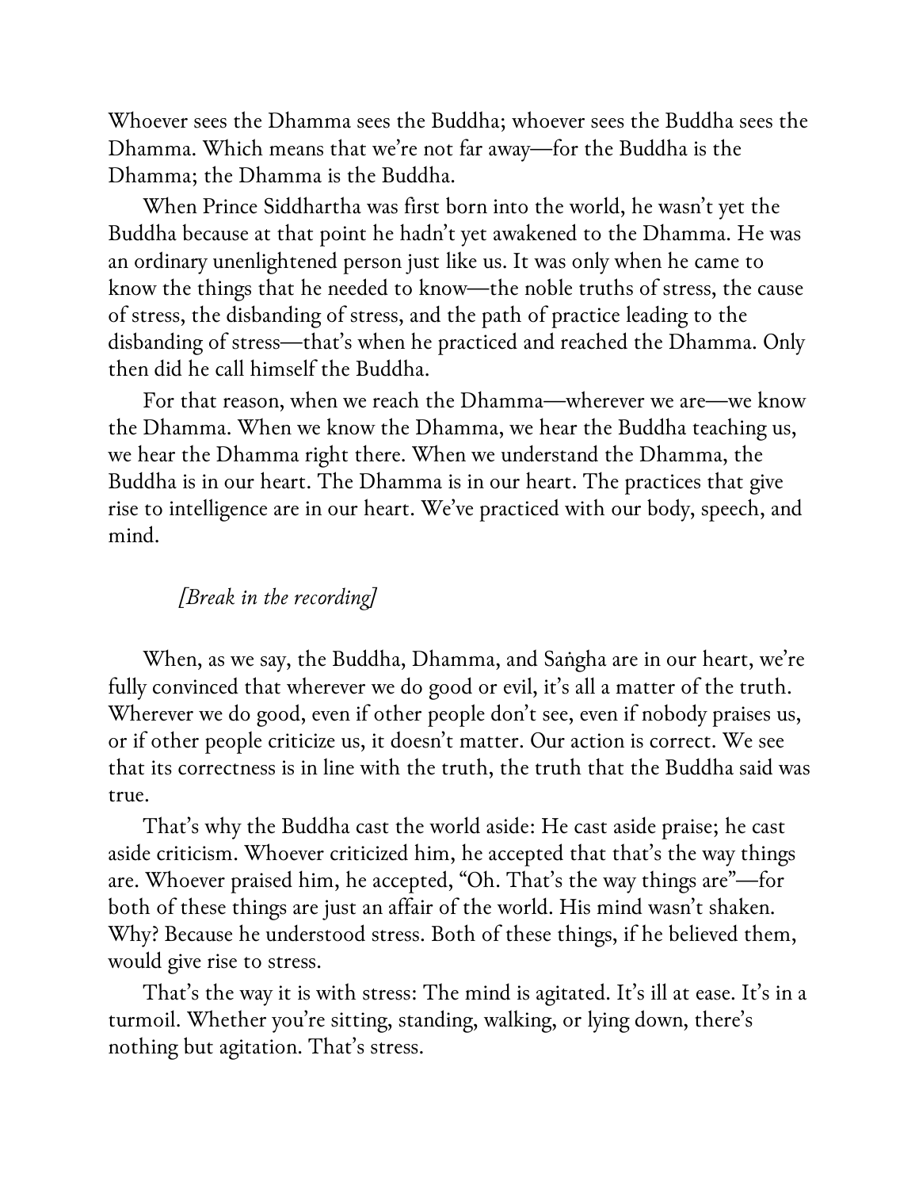Whoever sees the Dhamma sees the Buddha; whoever sees the Buddha sees the Dhamma. Which means that we're not far away—for the Buddha is the Dhamma; the Dhamma is the Buddha.

When Prince Siddhartha was first born into the world, he wasn't yet the Buddha because at that point he hadn't yet awakened to the Dhamma. He was an ordinary unenlightened person just like us. It was only when he came to know the things that he needed to know—the noble truths of stress, the cause of stress, the disbanding of stress, and the path of practice leading to the disbanding of stress—that's when he practiced and reached the Dhamma. Only then did he call himself the Buddha.

For that reason, when we reach the Dhamma—wherever we are—we know the Dhamma. When we know the Dhamma, we hear the Buddha teaching us, we hear the Dhamma right there. When we understand the Dhamma, the Buddha is in our heart. The Dhamma is in our heart. The practices that give rise to intelligence are in our heart. We've practiced with our body, speech, and mind.

*[Break in the recording]*

When, as we say, the Buddha, Dhamma, and Saṅgha are in our heart, we're fully convinced that wherever we do good or evil, it's all a matter of the truth. Wherever we do good, even if other people don't see, even if nobody praises us, or if other people criticize us, it doesn't matter. Our action is correct. We see that its correctness is in line with the truth, the truth that the Buddha said was true.

That's why the Buddha cast the world aside: He cast aside praise; he cast aside criticism. Whoever criticized him, he accepted that that's the way things are. Whoever praised him, he accepted, "Oh. That's the way things are"—for both of these things are just an affair of the world. His mind wasn't shaken. Why? Because he understood stress. Both of these things, if he believed them, would give rise to stress.

That's the way it is with stress: The mind is agitated. It's ill at ease. It's in a turmoil. Whether you're sitting, standing, walking, or lying down, there's nothing but agitation. That's stress.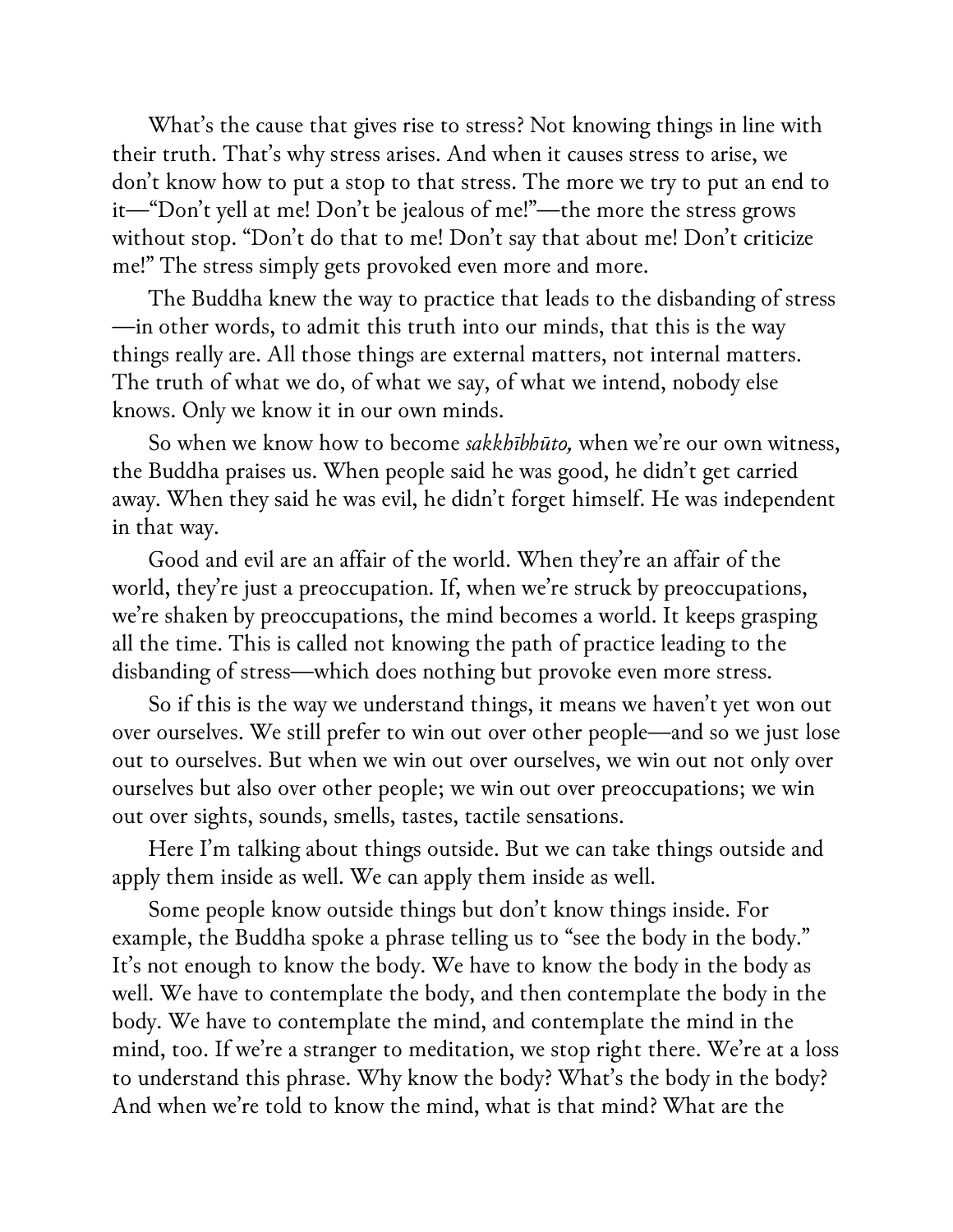What's the cause that gives rise to stress? Not knowing things in line with their truth. That's why stress arises. And when it causes stress to arise, we don't know how to put a stop to that stress. The more we try to put an end to it—"Don't yell at me! Don't be jealous of me!"—the more the stress grows without stop. "Don't do that to me! Don't say that about me! Don't criticize me!" The stress simply gets provoked even more and more.

The Buddha knew the way to practice that leads to the disbanding of stress—in other words, to admit this truth into our minds, that this is the way things really are. All those things are external matters, not internal matters. The truth of what we do, of what we say, of what we intend, nobody else knows. Only we know it in our own minds.

So when we know how to become *sakkhībhūto,* when we're our own witness, the Buddha praises us. When people said he was good, he didn't get carried away. When they said he was evil, he didn't forget himself. He was independent in that way.

Good and evil are an affair of the world. When they're an affair of the world, they're just a preoccupation. If, when we're struck by preoccupations, we're shaken by preoccupations, the mind becomes a world. It keeps grasping all the time. This is called not knowing the path of practice leading to the disbanding of stress—which does nothing but provoke even more stress.

So if this is the way we understand things, it means we haven't yet won out over ourselves. We still prefer to win out over other people—and so we just lose out to ourselves. But when we win out over ourselves, we win out not only over ourselves but also over other people; we win out over preoccupations; we win out over sights, sounds, smells, tastes, tactile sensations.

Here I'm talking about things outside. But we can take things outside and apply them inside as well. We can apply them inside as well.

Some people know outside things but don't know things inside. For example, the Buddha spoke a phrase telling us to "see the body in the body." It's not enough to know the body. We have to know the body in the body as well. We have to contemplate the body, and then contemplate the body in the body. We have to contemplate the mind, and contemplate the mind in the mind, too. If we're a stranger to meditation, we stop right there. We're at a loss to understand this phrase. Why know the body? What's the body in the body? And when we're told to know the mind, what is that mind? What are the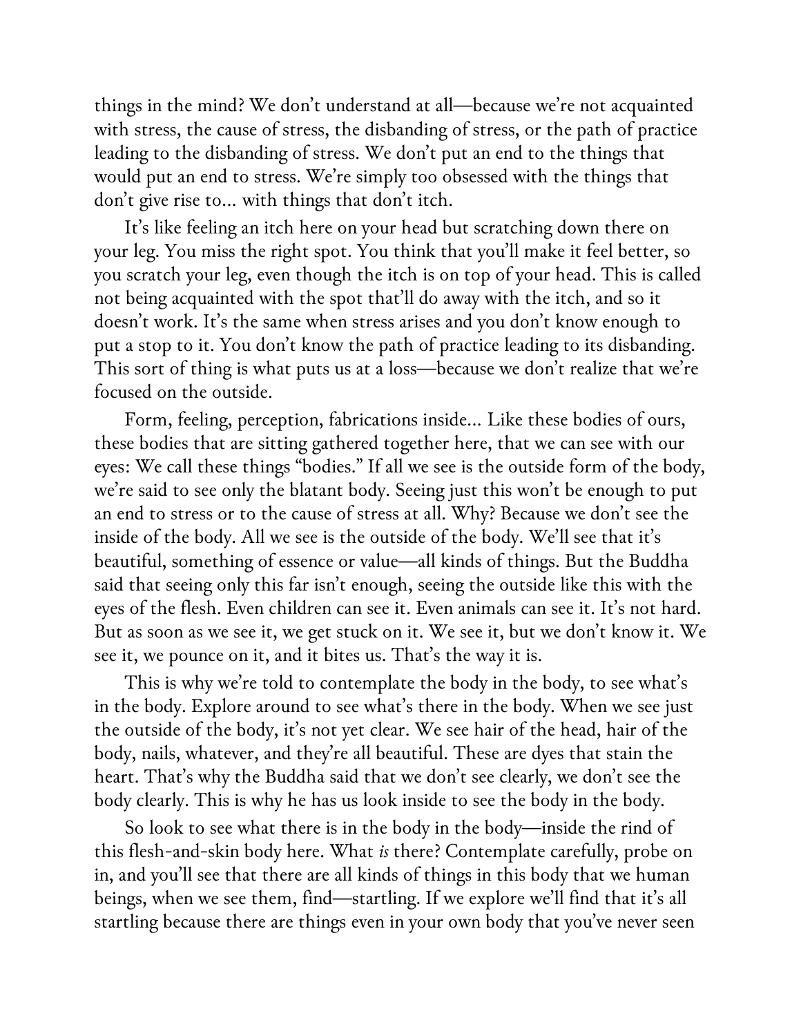things in the mind? We don't understand at all—because we're not acquainted with stress, the cause of stress, the disbanding of stress, or the path of practice leading to the disbanding of stress. We don't put an end to the things that would put an end to stress. We're simply too obsessed with the things that don't give rise to... with things that don't itch.

It's like feeling an itch here on your head but scratching down there on your leg. You miss the right spot. You think that you'll make it feel better, so you scratch your leg, even though the itch is on top of your head. This is called not being acquainted with the spot that'll do away with the itch, and so it doesn't work. It's the same when stress arises and you don't know enough to put a stop to it. You don't know the path of practice leading to its disbanding. This sort of thing is what puts us at a loss—because we don't realize that we're focused on the outside.

Form, feeling, perception, fabrications inside... Like these bodies of ours, these bodies that are sitting gathered together here, that we can see with our eyes: We call these things "bodies." If all we see is the outside form of the body, we're said to see only the blatant body. Seeing just this won't be enough to put an end to stress or to the cause of stress at all. Why? Because we don't see the inside of the body. All we see is the outside of the body. We'll see that it's beautiful, something of essence or value—all kinds of things. But the Buddha said that seeing only this far isn't enough, seeing the outside like this with the eyes of the flesh. Even children can see it. Even animals can see it. It's not hard. But as soon as we see it, we get stuck on it. We see it, but we don't know it. We see it, we pounce on it, and it bites us. That's the way it is.

This is why we're told to contemplate the body in the body, to see what's in the body. Explore around to see what's there in the body. When we see just the outside of the body, it's not yet clear. We see hair of the head, hair of the body, nails, whatever, and they're all beautiful. These are dyes that stain the heart. That's why the Buddha said that we don't see clearly, we don't see the body clearly. This is why he has us look inside to see the body in the body.

So look to see what there is in the body in the body—inside the rind of this flesh-and-skin body here. What *is* there? Contemplate carefully, probe on in, and you'll see that there are all kinds of things in this body that we human beings, when we see them, find—startling. If we explore we'll find that it's all startling because there are things even in your own body that you've never seen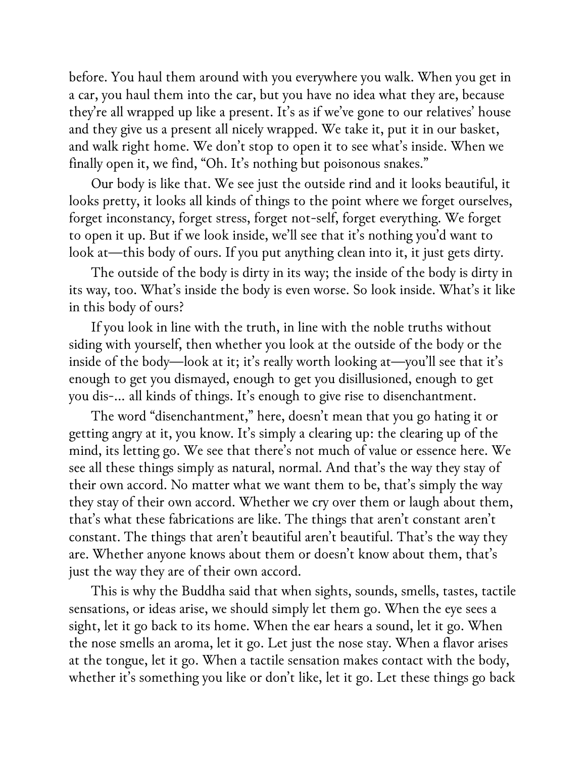before. You haul them around with you everywhere you walk. When you get in a car, you haul them into the car, but you have no idea what they are, because they're all wrapped up like a present. It's as if we've gone to our relatives' house and they give us a present all nicely wrapped. We take it, put it in our basket, and walk right home. We don't stop to open it to see what's inside. When we finally open it, we find, "Oh. It's nothing but poisonous snakes."

Our body is like that. We see just the outside rind and it looks beautiful, it looks pretty, it looks all kinds of things to the point where we forget ourselves, forget inconstancy, forget stress, forget not-self, forget everything. We forget to open it up. But if we look inside, we'll see that it's nothing you'd want to look at—this body of ours. If you put anything clean into it, it just gets dirty.

The outside of the body is dirty in its way; the inside of the body is dirty in its way, too. What's inside the body is even worse. So look inside. What's it like in this body of ours?

If you look in line with the truth, in line with the noble truths without siding with yourself, then whether you look at the outside of the body or the inside of the body—look at it; it's really worth looking at—you'll see that it's enough to get you dismayed, enough to get you disillusioned, enough to get you dis-... all kinds of things. It's enough to give rise to disenchantment.

The word "disenchantment," here, doesn't mean that you go hating it or getting angry at it, you know. It's simply a clearing up: the clearing up of the mind, its letting go. We see that there's not much of value or essence here. We see all these things simply as natural, normal. And that's the way they stay of their own accord. No matter what we want them to be, that's simply the way they stay of their own accord. Whether we cry over them or laugh about them, that's what these fabrications are like. The things that aren't constant aren't constant. The things that aren't beautiful aren't beautiful. That's the way they are. Whether anyone knows about them or doesn't know about them, that's just the way they are of their own accord.

This is why the Buddha said that when sights, sounds, smells, tastes, tactile sensations, or ideas arise, we should simply let them go. When the eye sees a sight, let it go back to its home. When the ear hears a sound, let it go. When the nose smells an aroma, let it go. Let just the nose stay. When a flavor arises at the tongue, let it go. When a tactile sensation makes contact with the body, whether it's something you like or don't like, let it go. Let these things go back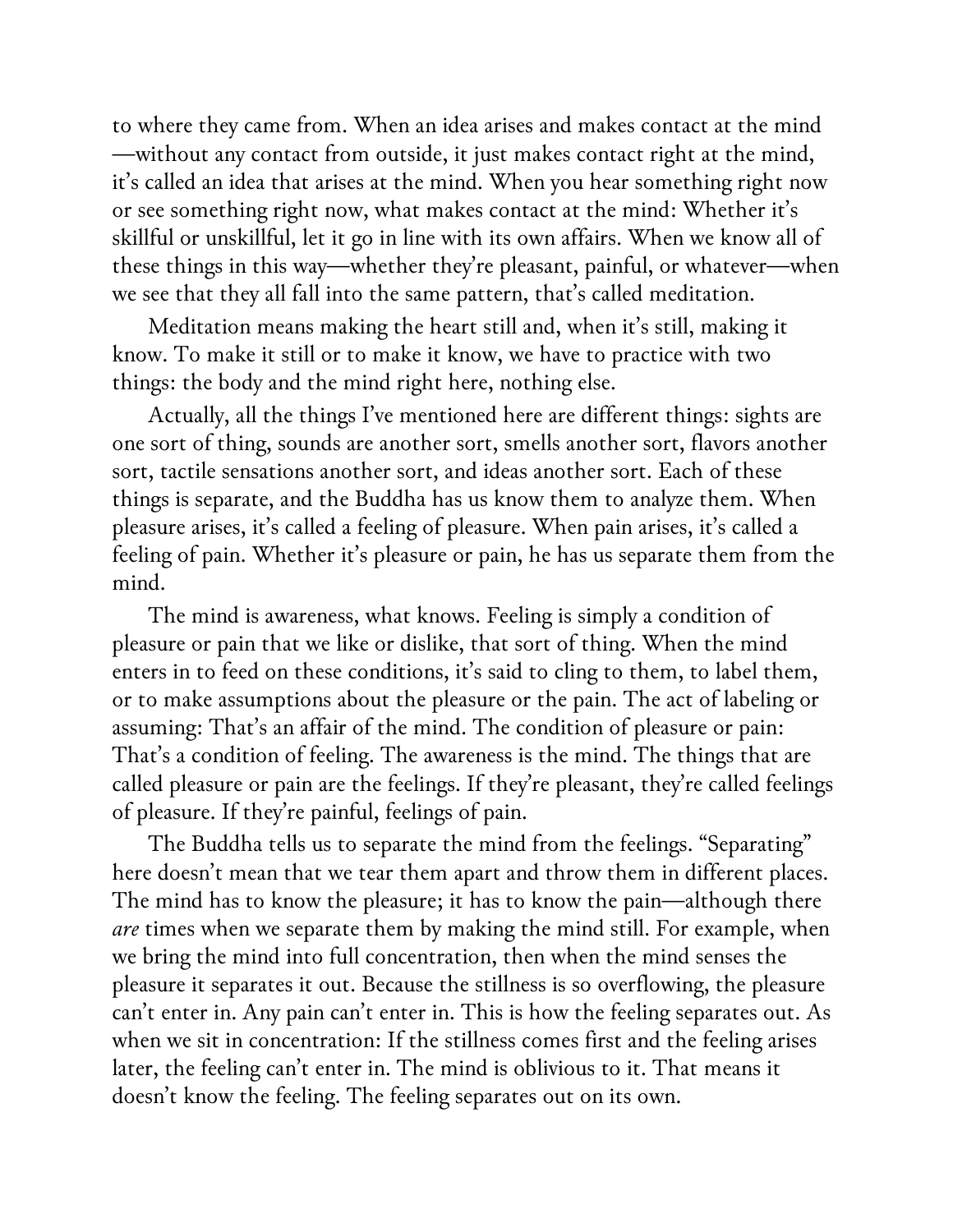to where they came from. When an idea arises and makes contact at the mind—without any contact from outside, it just makes contact right at the mind, it's called an idea that arises at the mind. When you hear something right now or see something right now, what makes contact at the mind: Whether it's skillful or unskillful, let it go in line with its own affairs. When we know all of these things in this way—whether they're pleasant, painful, or whatever—when we see that they all fall into the same pattern, that's called meditation.

Meditation means making the heart still and, when it's still, making it know. To make it still or to make it know, we have to practice with two things: the body and the mind right here, nothing else.

Actually, all the things I've mentioned here are different things: sights are one sort of thing, sounds are another sort, smells another sort, flavors another sort, tactile sensations another sort, and ideas another sort. Each of these things is separate, and the Buddha has us know them to analyze them. When pleasure arises, it's called a feeling of pleasure. When pain arises, it's called a feeling of pain. Whether it's pleasure or pain, he has us separate them from the mind.

The mind is awareness, what knows. Feeling is simply a condition of pleasure or pain that we like or dislike, that sort of thing. When the mind enters in to feed on these conditions, it's said to cling to them, to label them, or to make assumptions about the pleasure or the pain. The act of labeling or assuming: That's an affair of the mind. The condition of pleasure or pain: That's a condition of feeling. The awareness is the mind. The things that are called pleasure or pain are the feelings. If they're pleasant, they're called feelings of pleasure. If they're painful, feelings of pain.

The Buddha tells us to separate the mind from the feelings. "Separating" here doesn't mean that we tear them apart and throw them in different places. The mind has to know the pleasure; it has to know the pain—although there *are* times when we separate them by making the mind still. For example, when we bring the mind into full concentration, then when the mind senses the pleasure it separates it out. Because the stillness is so overflowing, the pleasure can't enter in. Any pain can't enter in. This is how the feeling separates out. As when we sit in concentration: If the stillness comes first and the feeling arises later, the feeling can't enter in. The mind is oblivious to it. That means it doesn't know the feeling. The feeling separates out on its own.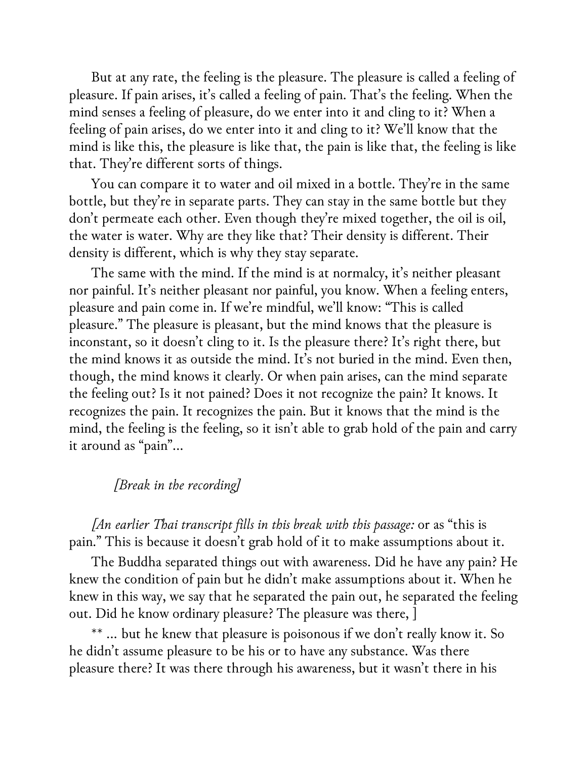But at any rate, the feeling is the pleasure. The pleasure is called a feeling of pleasure. If pain arises, it's called a feeling of pain. That's the feeling. When the mind senses a feeling of pleasure, do we enter into it and cling to it? When a feeling of pain arises, do we enter into it and cling to it? We'll know that the mind is like this, the pleasure is like that, the pain is like that, the feeling is like that. They're different sorts of things.

You can compare it to water and oil mixed in a bottle. They're in the same bottle, but they're in separate parts. They can stay in the same bottle but they don't permeate each other. Even though they're mixed together, the oil is oil, the water is water. Why are they like that? Their density is different. Their density is different, which is why they stay separate.

The same with the mind. If the mind is at normalcy, it's neither pleasant nor painful. It's neither pleasant nor painful, you know. When a feeling enters, pleasure and pain come in. If we're mindful, we'll know: "This is called pleasure." The pleasure is pleasant, but the mind knows that the pleasure is inconstant, so it doesn't cling to it. Is the pleasure there? It's right there, but the mind knows it as outside the mind. It's not buried in the mind. Even then, though, the mind knows it clearly. Or when pain arises, can the mind separate the feeling out? Is it not pained? Does it not recognize the pain? It knows. It recognizes the pain. It recognizes the pain. But it knows that the mind is the mind, the feeling is the feeling, so it isn't able to grab hold of the pain and carry it around as "pain"…

*[Break in the recording]*

*[An earlier Thai transcript fills in this break with this passage:* or as "this is pain." This is because it doesn't grab hold of it to make assumptions about it.

The Buddha separated things out with awareness. Did he have any pain? He knew the condition of pain but he didn't make assumptions about it. When he knew in this way, we say that he separated the pain out, he separated the feeling out. Did he know ordinary pleasure? The pleasure was there, ]

** … but he knew that pleasure is poisonous if we don't really know it. So he didn't assume pleasure to be his or to have any substance. Was there pleasure there? It was there through his awareness, but it wasn't there in his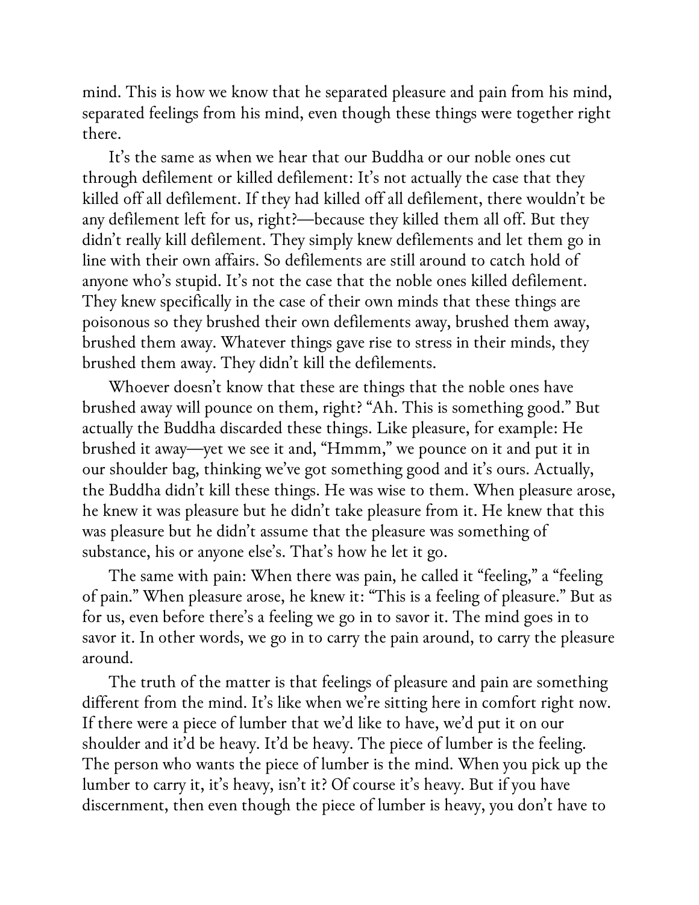mind. This is how we know that he separated pleasure and pain from his mind, separated feelings from his mind, even though these things were together right there.

It's the same as when we hear that our Buddha or our noble ones cut through defilement or killed defilement: It's not actually the case that they killed off all defilement. If they had killed off all defilement, there wouldn't be any defilement left for us, right?—because they killed them all off. But they didn't really kill defilement. They simply knew defilements and let them go in line with their own affairs. So defilements are still around to catch hold of anyone who's stupid. It's not the case that the noble ones killed defilement. They knew specifically in the case of their own minds that these things are poisonous so they brushed their own defilements away, brushed them away, brushed them away. Whatever things gave rise to stress in their minds, they brushed them away. They didn't kill the defilements.

Whoever doesn't know that these are things that the noble ones have brushed away will pounce on them, right? "Ah. This is something good." But actually the Buddha discarded these things. Like pleasure, for example: He brushed it away—yet we see it and, "Hmmm," we pounce on it and put it in our shoulder bag, thinking we've got something good and it's ours. Actually, the Buddha didn't kill these things. He was wise to them. When pleasure arose, he knew it was pleasure but he didn't take pleasure from it. He knew that this was pleasure but he didn't assume that the pleasure was something of substance, his or anyone else's. That's how he let it go.

The same with pain: When there was pain, he called it "feeling," a "feeling of pain." When pleasure arose, he knew it: "This is a feeling of pleasure." But as for us, even before there's a feeling we go in to savor it. The mind goes in to savor it. In other words, we go in to carry the pain around, to carry the pleasure around.

The truth of the matter is that feelings of pleasure and pain are something different from the mind. It's like when we're sitting here in comfort right now. If there were a piece of lumber that we'd like to have, we'd put it on our shoulder and it'd be heavy. It'd be heavy. The piece of lumber is the feeling. The person who wants the piece of lumber is the mind. When you pick up the lumber to carry it, it's heavy, isn't it? Of course it's heavy. But if you have discernment, then even though the piece of lumber is heavy, you don't have to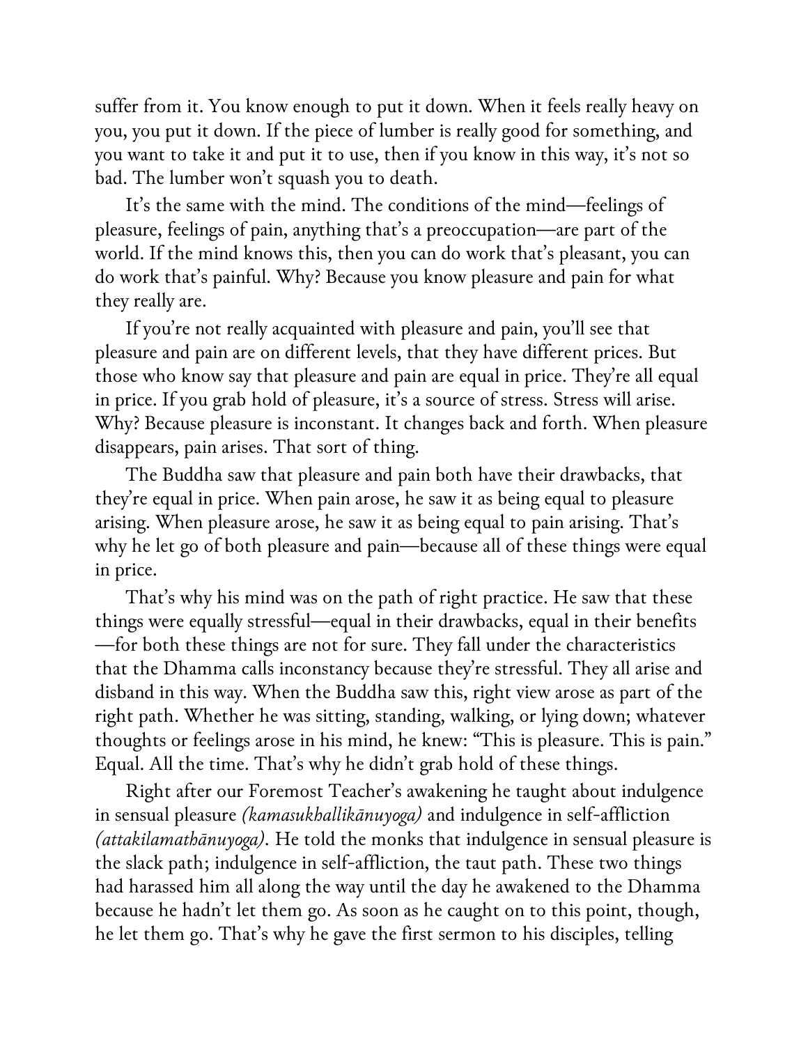suffer from it. You know enough to put it down. When it feels really heavy on you, you put it down. If the piece of lumber is really good for something, and you want to take it and put it to use, then if you know in this way, it's not so bad. The lumber won't squash you to death.

It's the same with the mind. The conditions of the mind—feelings of pleasure, feelings of pain, anything that's a preoccupation—are part of the world. If the mind knows this, then you can do work that's pleasant, you can do work that's painful. Why? Because you know pleasure and pain for what they really are.

If you're not really acquainted with pleasure and pain, you'll see that pleasure and pain are on different levels, that they have different prices. But those who know say that pleasure and pain are equal in price. They're all equal in price. If you grab hold of pleasure, it's a source of stress. Stress will arise. Why? Because pleasure is inconstant. It changes back and forth. When pleasure disappears, pain arises. That sort of thing.

The Buddha saw that pleasure and pain both have their drawbacks, that they're equal in price. When pain arose, he saw it as being equal to pleasure arising. When pleasure arose, he saw it as being equal to pain arising. That's why he let go of both pleasure and pain—because all of these things were equal in price.

That's why his mind was on the path of right practice. He saw that these things were equally stressful—equal in their drawbacks, equal in their benefits—for both these things are not for sure. They fall under the characteristics that the Dhamma calls inconstancy because they're stressful. They all arise and disband in this way. When the Buddha saw this, right view arose as part of the right path. Whether he was sitting, standing, walking, or lying down; whatever thoughts or feelings arose in his mind, he knew: "This is pleasure. This is pain." Equal. All the time. That's why he didn't grab hold of these things.

Right after our Foremost Teacher's awakening he taught about indulgence in sensual pleasure *(kamasukhallikānuyoga)* and indulgence in self-affliction *(attakilamathānuyoga)*. He told the monks that indulgence in sensual pleasure is the slack path; indulgence in self-affliction, the taut path. These two things had harassed him all along the way until the day he awakened to the Dhamma because he hadn't let them go. As soon as he caught on to this point, though, he let them go. That's why he gave the first sermon to his disciples, telling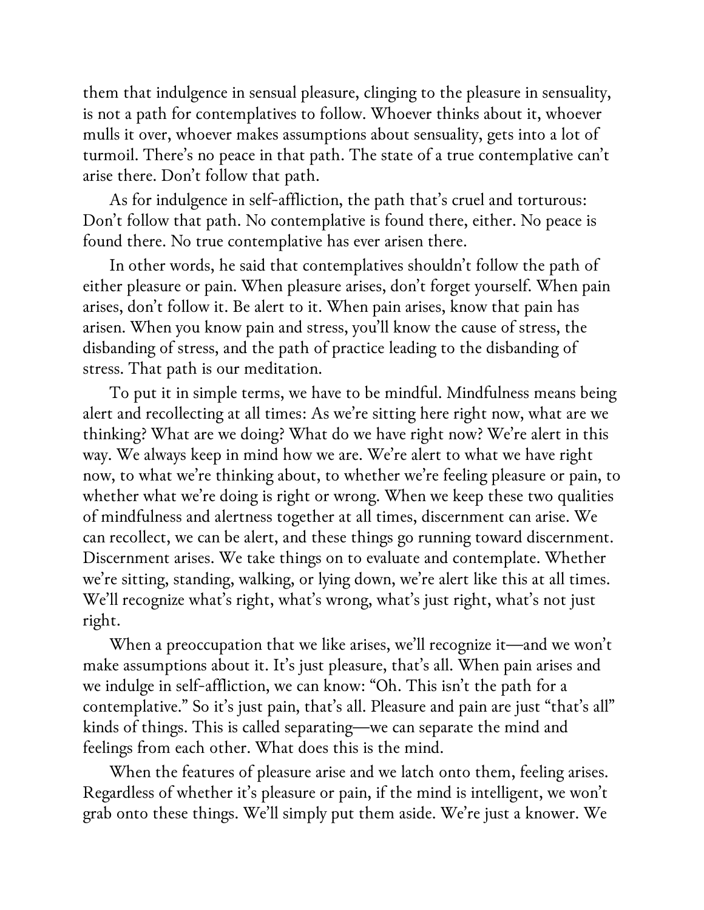them that indulgence in sensual pleasure, clinging to the pleasure in sensuality, is not a path for contemplatives to follow. Whoever thinks about it, whoever mulls it over, whoever makes assumptions about sensuality, gets into a lot of turmoil. There's no peace in that path. The state of a true contemplative can't arise there. Don't follow that path.

As for indulgence in self-affliction, the path that's cruel and torturous: Don't follow that path. No contemplative is found there, either. No peace is found there. No true contemplative has ever arisen there.

In other words, he said that contemplatives shouldn't follow the path of either pleasure or pain. When pleasure arises, don't forget yourself. When pain arises, don't follow it. Be alert to it. When pain arises, know that pain has arisen. When you know pain and stress, you'll know the cause of stress, the disbanding of stress, and the path of practice leading to the disbanding of stress. That path is our meditation.

To put it in simple terms, we have to be mindful. Mindfulness means being alert and recollecting at all times: As we're sitting here right now, what are we thinking? What are we doing? What do we have right now? We're alert in this way. We always keep in mind how we are. We're alert to what we have right now, to what we're thinking about, to whether we're feeling pleasure or pain, to whether what we're doing is right or wrong. When we keep these two qualities of mindfulness and alertness together at all times, discernment can arise. We can recollect, we can be alert, and these things go running toward discernment. Discernment arises. We take things on to evaluate and contemplate. Whether we're sitting, standing, walking, or lying down, we're alert like this at all times. We'll recognize what's right, what's wrong, what's just right, what's not just right.

When a preoccupation that we like arises, we'll recognize it—and we won't make assumptions about it. It's just pleasure, that's all. When pain arises and we indulge in self-affliction, we can know: "Oh. This isn't the path for a contemplative." So it's just pain, that's all. Pleasure and pain are just "that's all" kinds of things. This is called separating—we can separate the mind and feelings from each other. What does this is the mind.

When the features of pleasure arise and we latch onto them, feeling arises. Regardless of whether it's pleasure or pain, if the mind is intelligent, we won't grab onto these things. We'll simply put them aside. We're just a knower. We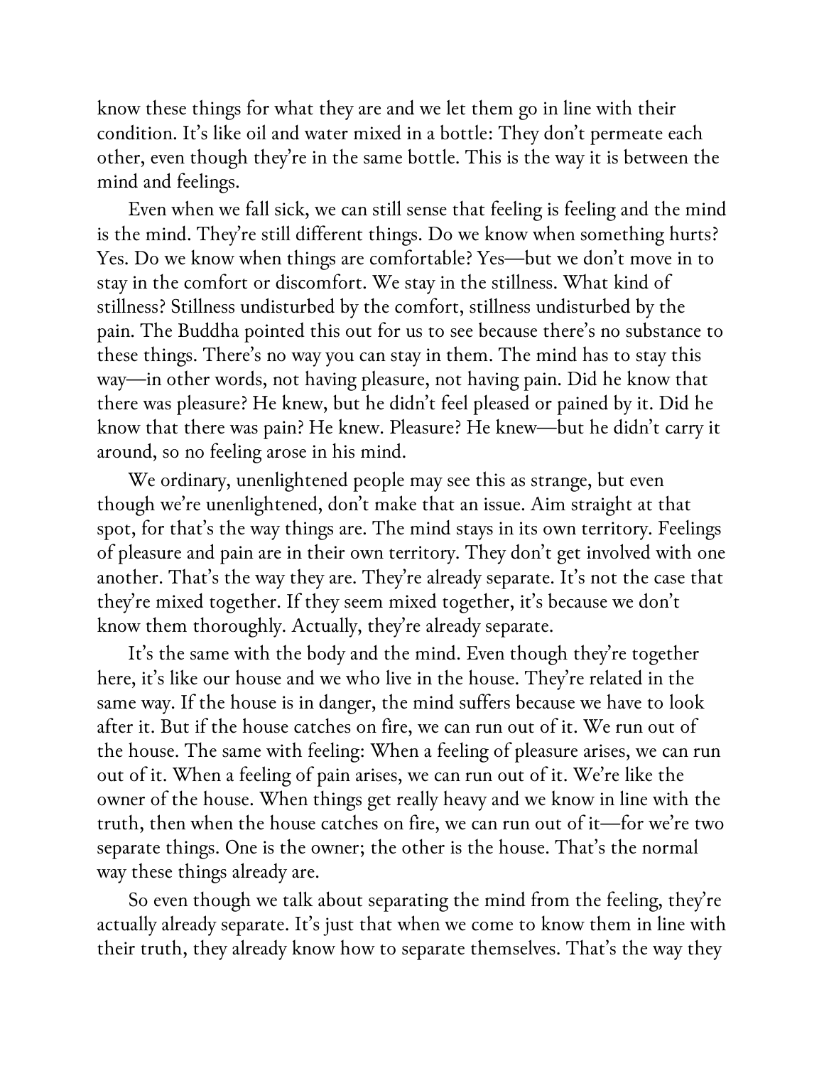know these things for what they are and we let them go in line with their condition. It's like oil and water mixed in a bottle: They don't permeate each other, even though they're in the same bottle. This is the way it is between the mind and feelings.

Even when we fall sick, we can still sense that feeling is feeling and the mind is the mind. They're still different things. Do we know when something hurts? Yes. Do we know when things are comfortable? Yes—but we don't move in to stay in the comfort or discomfort. We stay in the stillness. What kind of stillness? Stillness undisturbed by the comfort, stillness undisturbed by the pain. The Buddha pointed this out for us to see because there's no substance to these things. There's no way you can stay in them. The mind has to stay this way—in other words, not having pleasure, not having pain. Did he know that there was pleasure? He knew, but he didn't feel pleased or pained by it. Did he know that there was pain? He knew. Pleasure? He knew—but he didn't carry it around, so no feeling arose in his mind.

We ordinary, unenlightened people may see this as strange, but even though we're unenlightened, don't make that an issue. Aim straight at that spot, for that's the way things are. The mind stays in its own territory. Feelings of pleasure and pain are in their own territory. They don't get involved with one another. That's the way they are. They're already separate. It's not the case that they're mixed together. If they seem mixed together, it's because we don't know them thoroughly. Actually, they're already separate.

It's the same with the body and the mind. Even though they're together here, it's like our house and we who live in the house. They're related in the same way. If the house is in danger, the mind suffers because we have to look after it. But if the house catches on fire, we can run out of it. We run out of the house. The same with feeling: When a feeling of pleasure arises, we can run out of it. When a feeling of pain arises, we can run out of it. We're like the owner of the house. When things get really heavy and we know in line with the truth, then when the house catches on fire, we can run out of it—for we're two separate things. One is the owner; the other is the house. That's the normal way these things already are.

So even though we talk about separating the mind from the feeling, they're actually already separate. It's just that when we come to know them in line with their truth, they already know how to separate themselves. That's the way they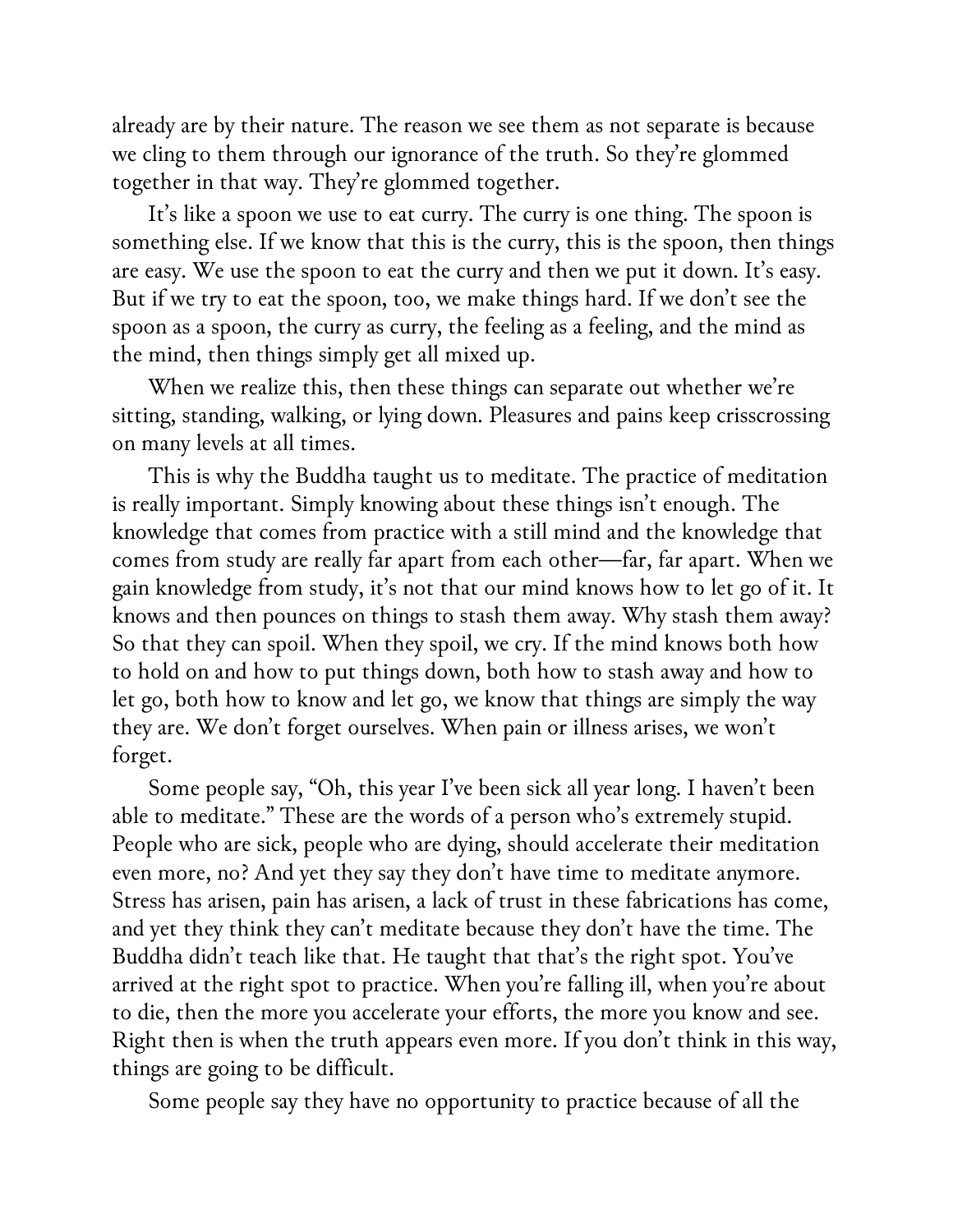already are by their nature. The reason we see them as not separate is because we cling to them through our ignorance of the truth. So they're glommed together in that way. They're glommed together.

It's like a spoon we use to eat curry. The curry is one thing. The spoon is something else. If we know that this is the curry, this is the spoon, then things are easy. We use the spoon to eat the curry and then we put it down. It's easy. But if we try to eat the spoon, too, we make things hard. If we don't see the spoon as a spoon, the curry as curry, the feeling as a feeling, and the mind as the mind, then things simply get all mixed up.

When we realize this, then these things can separate out whether we're sitting, standing, walking, or lying down. Pleasures and pains keep crisscrossing on many levels at all times.

This is why the Buddha taught us to meditate. The practice of meditation is really important. Simply knowing about these things isn't enough. The knowledge that comes from practice with a still mind and the knowledge that comes from study are really far apart from each other—far, far apart. When we gain knowledge from study, it's not that our mind knows how to let go of it. It knows and then pounces on things to stash them away. Why stash them away? So that they can spoil. When they spoil, we cry. If the mind knows both how to hold on and how to put things down, both how to stash away and how to let go, both how to know and let go, we know that things are simply the way they are. We don't forget ourselves. When pain or illness arises, we won't forget.

Some people say, "Oh, this year I've been sick all year long. I haven't been able to meditate." These are the words of a person who's extremely stupid. People who are sick, people who are dying, should accelerate their meditation even more, no? And yet they say they don't have time to meditate anymore. Stress has arisen, pain has arisen, a lack of trust in these fabrications has come, and yet they think they can't meditate because they don't have the time. The Buddha didn't teach like that. He taught that that's the right spot. You've arrived at the right spot to practice. When you're falling ill, when you're about to die, then the more you accelerate your efforts, the more you know and see. Right then is when the truth appears even more. If you don't think in this way, things are going to be difficult.

Some people say they have no opportunity to practice because of all the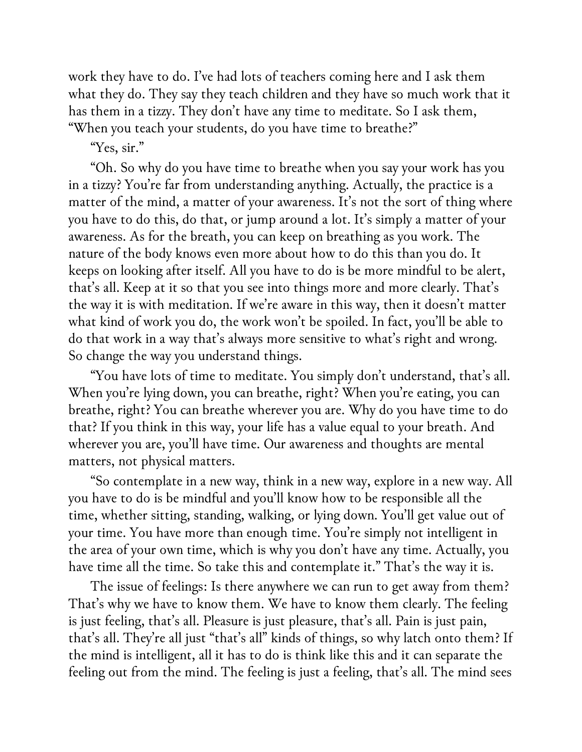work they have to do. I've had lots of teachers coming here and I ask them what they do. They say they teach children and they have so much work that it has them in a tizzy. They don't have any time to meditate. So I ask them, "When you teach your students, do you have time to breathe?"

"Yes, sir."

"Oh. So why do you have time to breathe when you say your work has you in a tizzy? You're far from understanding anything. Actually, the practice is a matter of the mind, a matter of your awareness. It's not the sort of thing where you have to do this, do that, or jump around a lot. It's simply a matter of your awareness. As for the breath, you can keep on breathing as you work. The nature of the body knows even more about how to do this than you do. It keeps on looking after itself. All you have to do is be more mindful to be alert, that's all. Keep at it so that you see into things more and more clearly. That's the way it is with meditation. If we're aware in this way, then it doesn't matter what kind of work you do, the work won't be spoiled. In fact, you'll be able to do that work in a way that's always more sensitive to what's right and wrong. So change the way you understand things.

"You have lots of time to meditate. You simply don't understand, that's all. When you're lying down, you can breathe, right? When you're eating, you can breathe, right? You can breathe wherever you are. Why do you have time to do that? If you think in this way, your life has a value equal to your breath. And wherever you are, you'll have time. Our awareness and thoughts are mental matters, not physical matters.

"So contemplate in a new way, think in a new way, explore in a new way. All you have to do is be mindful and you'll know how to be responsible all the time, whether sitting, standing, walking, or lying down. You'll get value out of your time. You have more than enough time. You're simply not intelligent in the area of your own time, which is why you don't have any time. Actually, you have time all the time. So take this and contemplate it." That's the way it is.

The issue of feelings: Is there anywhere we can run to get away from them? That's why we have to know them. We have to know them clearly. The feeling is just feeling, that's all. Pleasure is just pleasure, that's all. Pain is just pain, that's all. They're all just "that's all" kinds of things, so why latch onto them? If the mind is intelligent, all it has to do is think like this and it can separate the feeling out from the mind. The feeling is just a feeling, that's all. The mind sees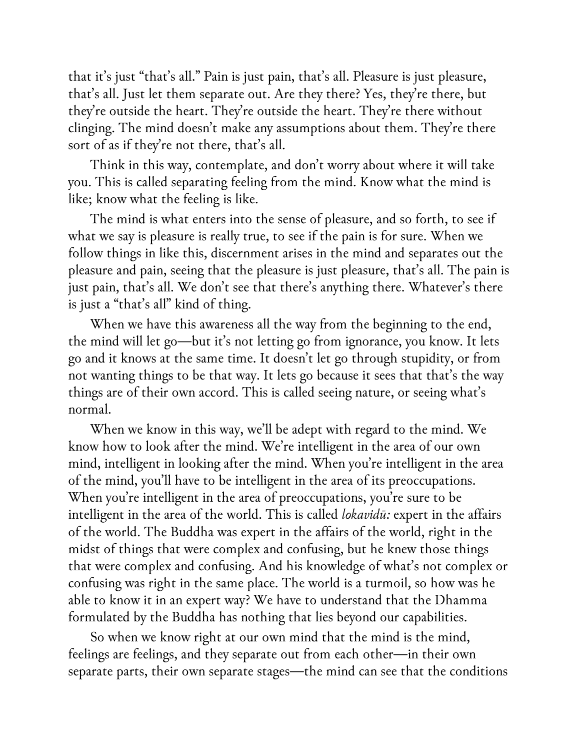that it's just "that's all." Pain is just pain, that's all. Pleasure is just pleasure, that's all. Just let them separate out. Are they there? Yes, they're there, but they're outside the heart. They're outside the heart. They're there without clinging. The mind doesn't make any assumptions about them. They're there sort of as if they're not there, that's all.

Think in this way, contemplate, and don't worry about where it will take you. This is called separating feeling from the mind. Know what the mind is like; know what the feeling is like.

The mind is what enters into the sense of pleasure, and so forth, to see if what we say is pleasure is really true, to see if the pain is for sure. When we follow things in like this, discernment arises in the mind and separates out the pleasure and pain, seeing that the pleasure is just pleasure, that's all. The pain is just pain, that's all. We don't see that there's anything there. Whatever's there is just a "that's all" kind of thing.

When we have this awareness all the way from the beginning to the end, the mind will let go—but it's not letting go from ignorance, you know. It lets go and it knows at the same time. It doesn't let go through stupidity, or from not wanting things to be that way. It lets go because it sees that that's the way things are of their own accord. This is called seeing nature, or seeing what's normal.

When we know in this way, we'll be adept with regard to the mind. We know how to look after the mind. We're intelligent in the area of our own mind, intelligent in looking after the mind. When you're intelligent in the area of the mind, you'll have to be intelligent in the area of its preoccupations. When you're intelligent in the area of preoccupations, you're sure to be intelligent in the area of the world. This is called *lokavidū:* expert in the affairs of the world. The Buddha was expert in the affairs of the world, right in the midst of things that were complex and confusing, but he knew those things that were complex and confusing. And his knowledge of what's not complex or confusing was right in the same place. The world is a turmoil, so how was he able to know it in an expert way? We have to understand that the Dhamma formulated by the Buddha has nothing that lies beyond our capabilities.

So when we know right at our own mind that the mind is the mind, feelings are feelings, and they separate out from each other—in their own separate parts, their own separate stages—the mind can see that the conditions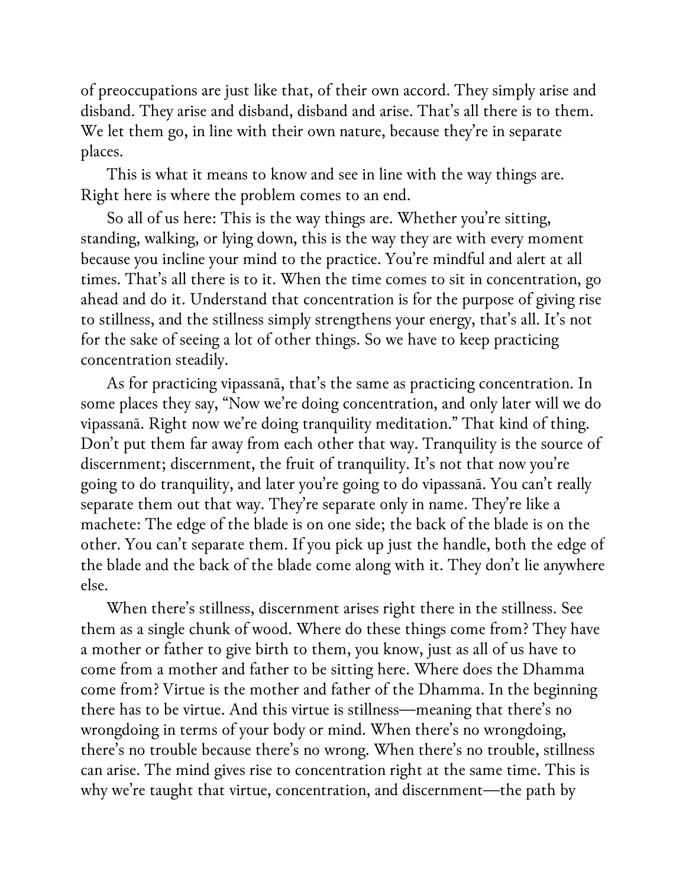of preoccupations are just like that, of their own accord. They simply arise and disband. They arise and disband, disband and arise. That's all there is to them. We let them go, in line with their own nature, because they're in separate places.

This is what it means to know and see in line with the way things are. Right here is where the problem comes to an end.

So all of us here: This is the way things are. Whether you're sitting, standing, walking, or lying down, this is the way they are with every moment because you incline your mind to the practice. You're mindful and alert at all times. That's all there is to it. When the time comes to sit in concentration, go ahead and do it. Understand that concentration is for the purpose of giving rise to stillness, and the stillness simply strengthens your energy, that's all. It's not for the sake of seeing a lot of other things. So we have to keep practicing concentration steadily.

As for practicing vipassanā, that's the same as practicing concentration. In some places they say, "Now we're doing concentration, and only later will we do vipassanā. Right now we're doing tranquility meditation." That kind of thing. Don't put them far away from each other that way. Tranquility is the source of discernment; discernment, the fruit of tranquility. It's not that now you're going to do tranquility, and later you're going to do vipassanā. You can't really separate them out that way. They're separate only in name. They're like a machete: The edge of the blade is on one side; the back of the blade is on the other. You can't separate them. If you pick up just the handle, both the edge of the blade and the back of the blade come along with it. They don't lie anywhere else.

When there's stillness, discernment arises right there in the stillness. See them as a single chunk of wood. Where do these things come from? They have a mother or father to give birth to them, you know, just as all of us have to come from a mother and father to be sitting here. Where does the Dhamma come from? Virtue is the mother and father of the Dhamma. In the beginning there has to be virtue. And this virtue is stillness—meaning that there's no wrongdoing in terms of your body or mind. When there's no wrongdoing, there's no trouble because there's no wrong. When there's no trouble, stillness can arise. The mind gives rise to concentration right at the same time. This is why we're taught that virtue, concentration, and discernment—the path by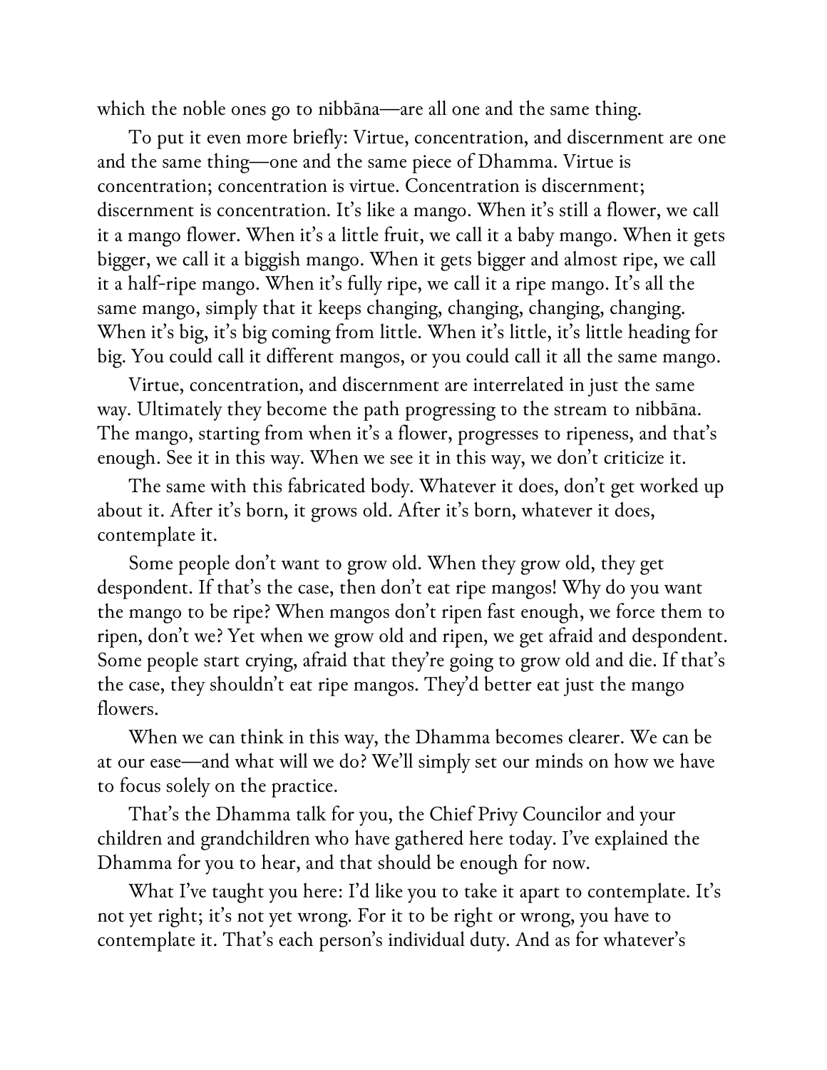which the noble ones go to nibbāna—are all one and the same thing.

To put it even more briefly: Virtue, concentration, and discernment are one and the same thing—one and the same piece of Dhamma. Virtue is concentration; concentration is virtue. Concentration is discernment; discernment is concentration. It's like a mango. When it's still a flower, we call it a mango flower. When it's a little fruit, we call it a baby mango. When it gets bigger, we call it a biggish mango. When it gets bigger and almost ripe, we call it a half-ripe mango. When it's fully ripe, we call it a ripe mango. It's all the same mango, simply that it keeps changing, changing, changing, changing. When it's big, it's big coming from little. When it's little, it's little heading for big. You could call it different mangos, or you could call it all the same mango.

Virtue, concentration, and discernment are interrelated in just the same way. Ultimately they become the path progressing to the stream to nibbāna. The mango, starting from when it's a flower, progresses to ripeness, and that's enough. See it in this way. When we see it in this way, we don't criticize it.

The same with this fabricated body. Whatever it does, don't get worked up about it. After it's born, it grows old. After it's born, whatever it does, contemplate it.

Some people don't want to grow old. When they grow old, they get despondent. If that's the case, then don't eat ripe mangos! Why do you want the mango to be ripe? When mangos don't ripen fast enough, we force them to ripen, don't we? Yet when we grow old and ripen, we get afraid and despondent. Some people start crying, afraid that they're going to grow old and die. If that's the case, they shouldn't eat ripe mangos. They'd better eat just the mango flowers.

When we can think in this way, the Dhamma becomes clearer. We can be at our ease—and what will we do? We'll simply set our minds on how we have to focus solely on the practice.

That's the Dhamma talk for you, the Chief Privy Councilor and your children and grandchildren who have gathered here today. I've explained the Dhamma for you to hear, and that should be enough for now.

What I've taught you here: I'd like you to take it apart to contemplate. It's not yet right; it's not yet wrong. For it to be right or wrong, you have to contemplate it. That's each person's individual duty. And as for whatever's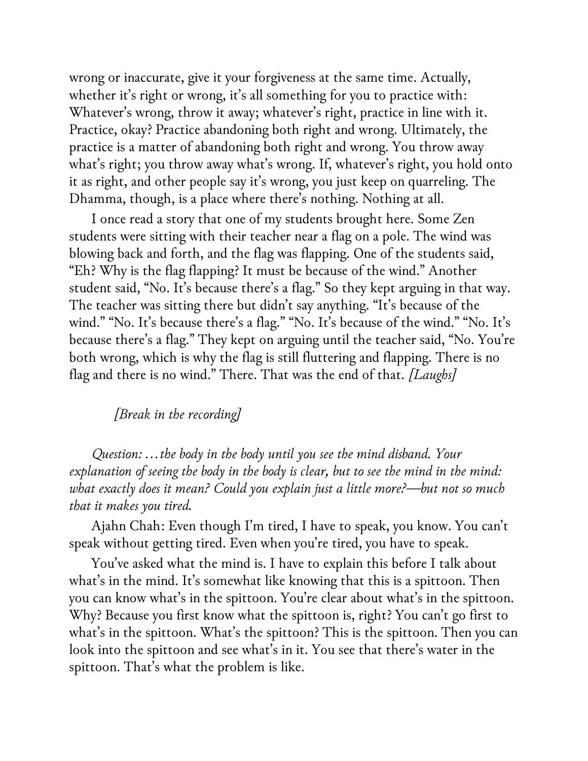wrong or inaccurate, give it your forgiveness at the same time. Actually, whether it's right or wrong, it's all something for you to practice with: Whatever's wrong, throw it away; whatever's right, practice in line with it. Practice, okay? Practice abandoning both right and wrong. Ultimately, the practice is a matter of abandoning both right and wrong. You throw away what's right; you throw away what's wrong. If, whatever's right, you hold onto it as right, and other people say it's wrong, you just keep on quarreling. The Dhamma, though, is a place where there's nothing. Nothing at all.

I once read a story that one of my students brought here. Some Zen students were sitting with their teacher near a flag on a pole. The wind was blowing back and forth, and the flag was flapping. One of the students said, "Eh? Why is the flag flapping? It must be because of the wind." Another student said, "No. It's because there's a flag." So they kept arguing in that way. The teacher was sitting there but didn't say anything. "It's because of the wind." "No. It's because there's a flag." "No. It's because of the wind." "No. It's because there's a flag." They kept on arguing until the teacher said, "No. You're both wrong, which is why the flag is still fluttering and flapping. There is no flag and there is no wind." There. That was the end of that. *[Laughs]*

*[Break in the recording]*

*Question: …the body in the body until you see the mind disband. Your explanation of seeing the body in the body is clear, but to see the mind in the mind: what exactly does it mean? Could you explain just a little more?—but not so much that it makes you tired.*

Ajahn Chah: Even though I'm tired, I have to speak, you know. You can't speak without getting tired. Even when you're tired, you have to speak.

You've asked what the mind is. I have to explain this before I talk about what's in the mind. It's somewhat like knowing that this is a spittoon. Then you can know what's in the spittoon. You're clear about what's in the spittoon. Why? Because you first know what the spittoon is, right? You can't go first to what's in the spittoon. What's the spittoon? This is the spittoon. Then you can look into the spittoon and see what's in it. You see that there's water in the spittoon. That's what the problem is like.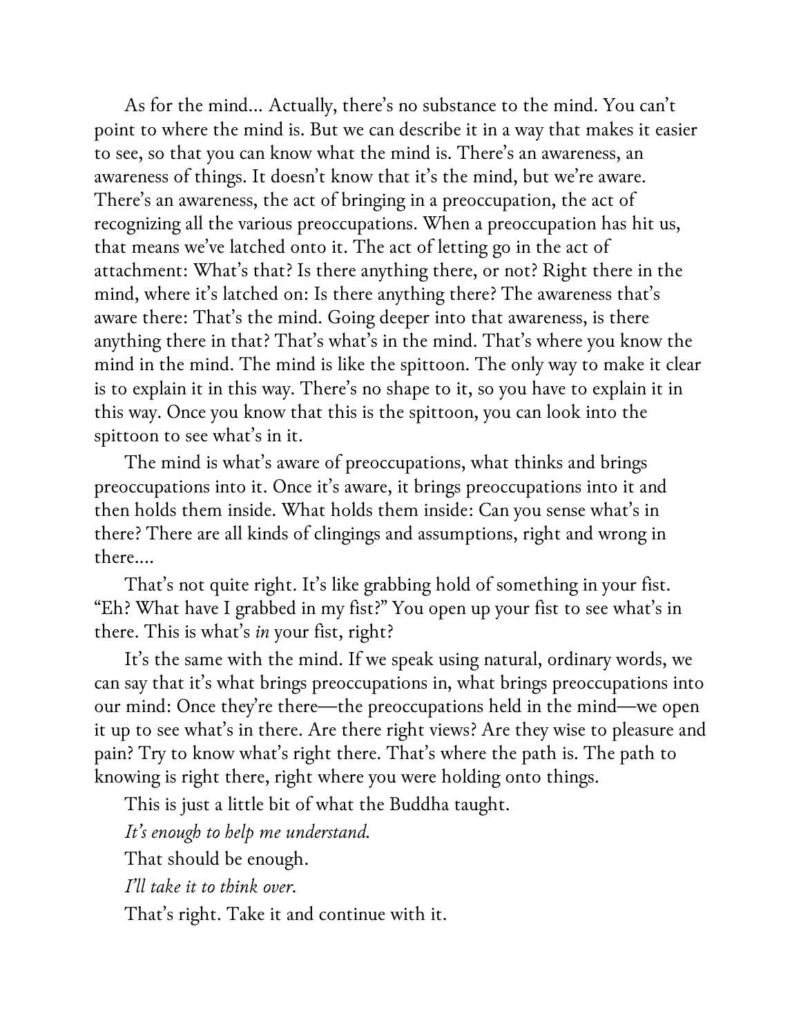As for the mind… Actually, there's no substance to the mind. You can't point to where the mind is. But we can describe it in a way that makes it easier to see, so that you can know what the mind is. There's an awareness, an awareness of things. It doesn't know that it's the mind, but we're aware. There's an awareness, the act of bringing in a preoccupation, the act of recognizing all the various preoccupations. When a preoccupation has hit us, that means we've latched onto it. The act of letting go in the act of attachment: What's that? Is there anything there, or not? Right there in the mind, where it's latched on: Is there anything there? The awareness that's aware there: That's the mind. Going deeper into that awareness, is there anything there in that? That's what's in the mind. That's where you know the mind in the mind. The mind is like the spittoon. The only way to make it clear is to explain it in this way. There's no shape to it, so you have to explain it in this way. Once you know that this is the spittoon, you can look into the spittoon to see what's in it.

The mind is what's aware of preoccupations, what thinks and brings preoccupations into it. Once it's aware, it brings preoccupations into it and then holds them inside. What holds them inside: Can you sense what's in there? There are all kinds of clingings and assumptions, right and wrong in there….

That's not quite right. It's like grabbing hold of something in your fist. "Eh? What have I grabbed in my fist?" You open up your fist to see what's in there. This is what's *in* your fist, right?

It's the same with the mind. If we speak using natural, ordinary words, we can say that it's what brings preoccupations in, what brings preoccupations into our mind: Once they're there—the preoccupations held in the mind—we open it up to see what's in there. Are there right views? Are they wise to pleasure and pain? Try to know what's right there. That's where the path is. The path to knowing is right there, right where you were holding onto things.

This is just a little bit of what the Buddha taught.

*It's enough to help me understand.*

That should be enough.

*I'll take it to think over.*

That's right. Take it and continue with it.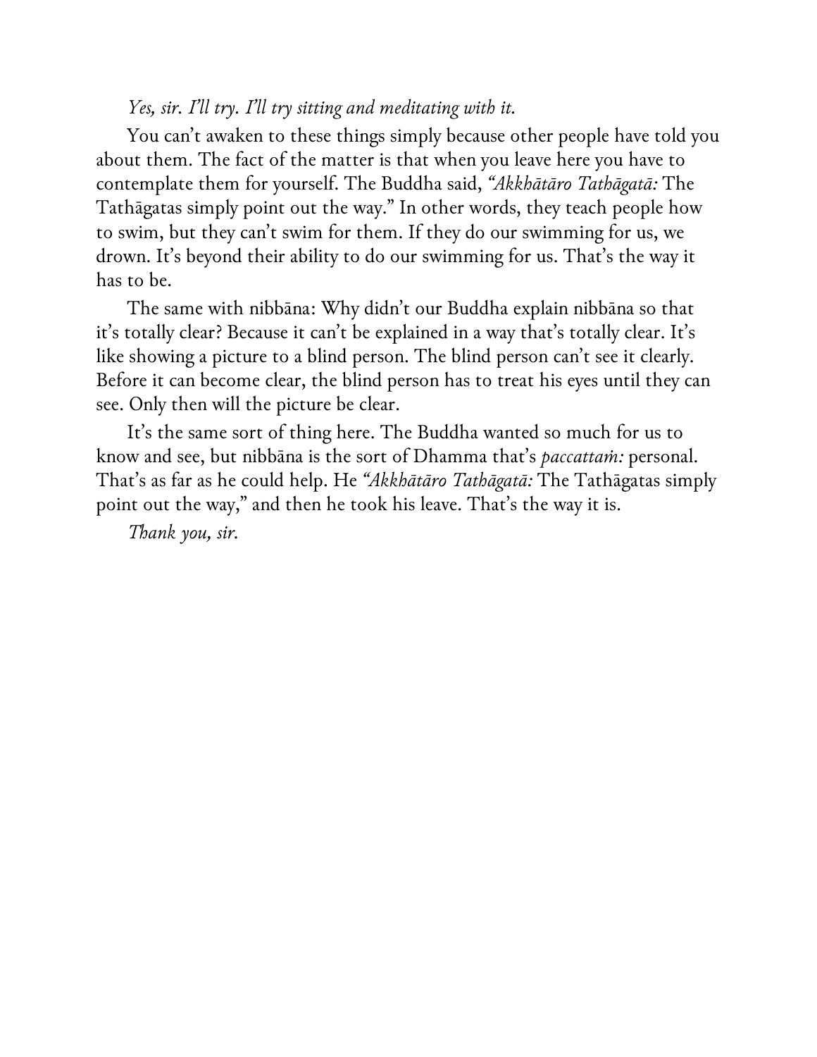*Yes, sir. I'll try. I'll try sitting and meditating with it.*

You can't awaken to these things simply because other people have told you about them. The fact of the matter is that when you leave here you have to contemplate them for yourself. The Buddha said, *"Akkhātāro Tathāgatā:* The Tathāgatas simply point out the way." In other words, they teach people how to swim, but they can't swim for them. If they do our swimming for us, we drown. It's beyond their ability to do our swimming for us. That's the way it has to be.

The same with nibbāna: Why didn't our Buddha explain nibbāna so that it's totally clear? Because it can't be explained in a way that's totally clear. It's like showing a picture to a blind person. The blind person can't see it clearly. Before it can become clear, the blind person has to treat his eyes until they can see. Only then will the picture be clear.

It's the same sort of thing here. The Buddha wanted so much for us to know and see, but nibbāna is the sort of Dhamma that's *paccattaṁ:* personal. That's as far as he could help. He *"Akkhātāro Tathāgatā:* The Tathāgatas simply point out the way," and then he took his leave. That's the way it is.

*Thank you, sir.*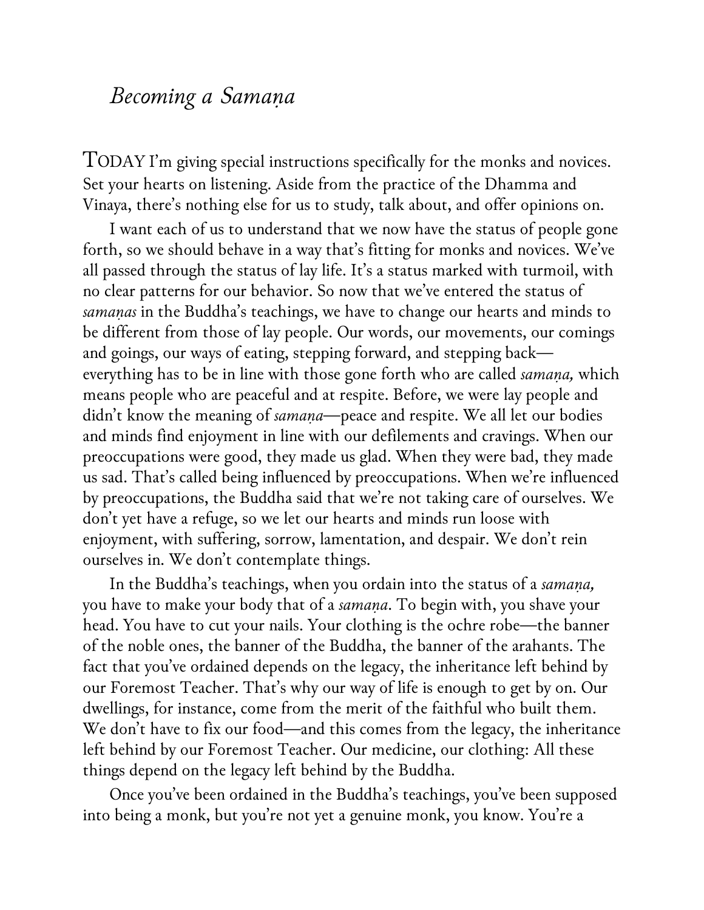## *Becoming a Samaṇa*

TODAY I'm giving special instructions specifically for the monks and novices. Set your hearts on listening. Aside from the practice of the Dhamma and Vinaya, there's nothing else for us to study, talk about, and offer opinions on.

I want each of us to understand that we now have the status of people gone forth, so we should behave in a way that's fitting for monks and novices. We've all passed through the status of lay life. It's a status marked with turmoil, with no clear patterns for our behavior. So now that we've entered the status of *samaṇas* in the Buddha's teachings, we have to change our hearts and minds to be different from those of lay people. Our words, our movements, our comings and goings, our ways of eating, stepping forward, and stepping back—everything has to be in line with those gone forth who are called *samaṇa,* which means people who are peaceful and at respite. Before, we were lay people and didn't know the meaning of *samaṇa*—peace and respite. We all let our bodies and minds find enjoyment in line with our defilements and cravings. When our preoccupations were good, they made us glad. When they were bad, they made us sad. That's called being influenced by preoccupations. When we're influenced by preoccupations, the Buddha said that we're not taking care of ourselves. We don't yet have a refuge, so we let our hearts and minds run loose with enjoyment, with suffering, sorrow, lamentation, and despair. We don't rein ourselves in. We don't contemplate things.

In the Buddha's teachings, when you ordain into the status of a *samaṇa,* you have to make your body that of a *samaṇa*. To begin with, you shave your head. You have to cut your nails. Your clothing is the ochre robe—the banner of the noble ones, the banner of the Buddha, the banner of the arahants. The fact that you've ordained depends on the legacy, the inheritance left behind by our Foremost Teacher. That's why our way of life is enough to get by on. Our dwellings, for instance, come from the merit of the faithful who built them. We don't have to fix our food—and this comes from the legacy, the inheritance left behind by our Foremost Teacher. Our medicine, our clothing: All these things depend on the legacy left behind by the Buddha.

Once you've been ordained in the Buddha's teachings, you've been supposed into being a monk, but you're not yet a genuine monk, you know. You're a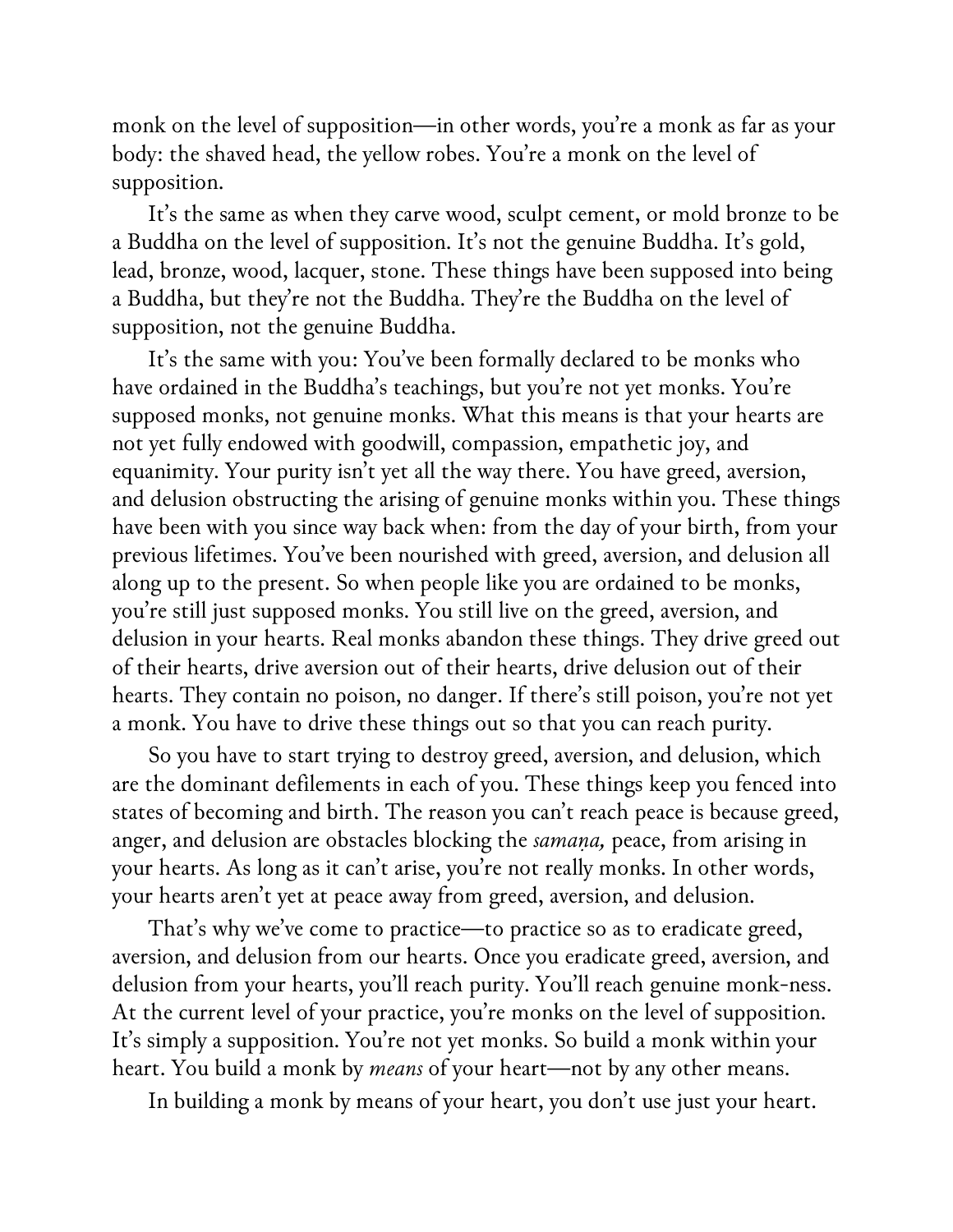monk on the level of supposition—in other words, you're a monk as far as your body: the shaved head, the yellow robes. You're a monk on the level of supposition.

It's the same as when they carve wood, sculpt cement, or mold bronze to be a Buddha on the level of supposition. It's not the genuine Buddha. It's gold, lead, bronze, wood, lacquer, stone. These things have been supposed into being a Buddha, but they're not the Buddha. They're the Buddha on the level of supposition, not the genuine Buddha.

It's the same with you: You've been formally declared to be monks who have ordained in the Buddha's teachings, but you're not yet monks. You're supposed monks, not genuine monks. What this means is that your hearts are not yet fully endowed with goodwill, compassion, empathetic joy, and equanimity. Your purity isn't yet all the way there. You have greed, aversion, and delusion obstructing the arising of genuine monks within you. These things have been with you since way back when: from the day of your birth, from your previous lifetimes. You've been nourished with greed, aversion, and delusion all along up to the present. So when people like you are ordained to be monks, you're still just supposed monks. You still live on the greed, aversion, and delusion in your hearts. Real monks abandon these things. They drive greed out of their hearts, drive aversion out of their hearts, drive delusion out of their hearts. They contain no poison, no danger. If there's still poison, you're not yet a monk. You have to drive these things out so that you can reach purity.

So you have to start trying to destroy greed, aversion, and delusion, which are the dominant defilements in each of you. These things keep you fenced into states of becoming and birth. The reason you can't reach peace is because greed, anger, and delusion are obstacles blocking the *samaṇa,* peace, from arising in your hearts. As long as it can't arise, you're not really monks. In other words, your hearts aren't yet at peace away from greed, aversion, and delusion.

That's why we've come to practice—to practice so as to eradicate greed, aversion, and delusion from our hearts. Once you eradicate greed, aversion, and delusion from your hearts, you'll reach purity. You'll reach genuine monk-ness. At the current level of your practice, you're monks on the level of supposition. It's simply a supposition. You're not yet monks. So build a monk within your heart. You build a monk by *means* of your heart—not by any other means.

In building a monk by means of your heart, you don't use just your heart.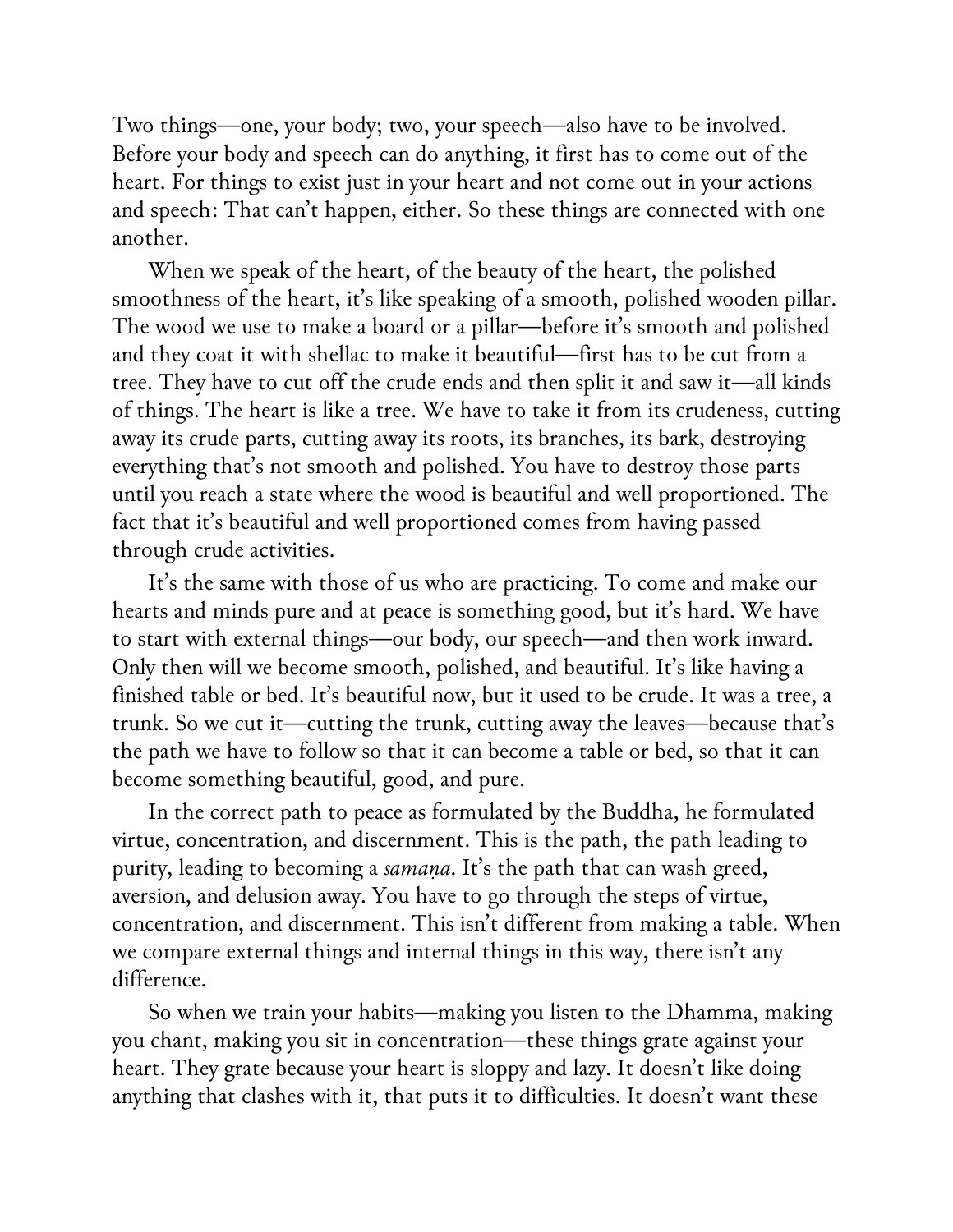Two things—one, your body; two, your speech—also have to be involved. Before your body and speech can do anything, it first has to come out of the heart. For things to exist just in your heart and not come out in your actions and speech: That can't happen, either. So these things are connected with one another.

When we speak of the heart, of the beauty of the heart, the polished smoothness of the heart, it's like speaking of a smooth, polished wooden pillar. The wood we use to make a board or a pillar—before it's smooth and polished and they coat it with shellac to make it beautiful—first has to be cut from a tree. They have to cut off the crude ends and then split it and saw it—all kinds of things. The heart is like a tree. We have to take it from its crudeness, cutting away its crude parts, cutting away its roots, its branches, its bark, destroying everything that's not smooth and polished. You have to destroy those parts until you reach a state where the wood is beautiful and well proportioned. The fact that it's beautiful and well proportioned comes from having passed through crude activities.

It's the same with those of us who are practicing. To come and make our hearts and minds pure and at peace is something good, but it's hard. We have to start with external things—our body, our speech—and then work inward. Only then will we become smooth, polished, and beautiful. It's like having a finished table or bed. It's beautiful now, but it used to be crude. It was a tree, a trunk. So we cut it—cutting the trunk, cutting away the leaves—because that's the path we have to follow so that it can become a table or bed, so that it can become something beautiful, good, and pure.

In the correct path to peace as formulated by the Buddha, he formulated virtue, concentration, and discernment. This is the path, the path leading to purity, leading to becoming a *samaṇa*. It's the path that can wash greed, aversion, and delusion away. You have to go through the steps of virtue, concentration, and discernment. This isn't different from making a table. When we compare external things and internal things in this way, there isn't any difference.

So when we train your habits—making you listen to the Dhamma, making you chant, making you sit in concentration—these things grate against your heart. They grate because your heart is sloppy and lazy. It doesn't like doing anything that clashes with it, that puts it to difficulties. It doesn't want these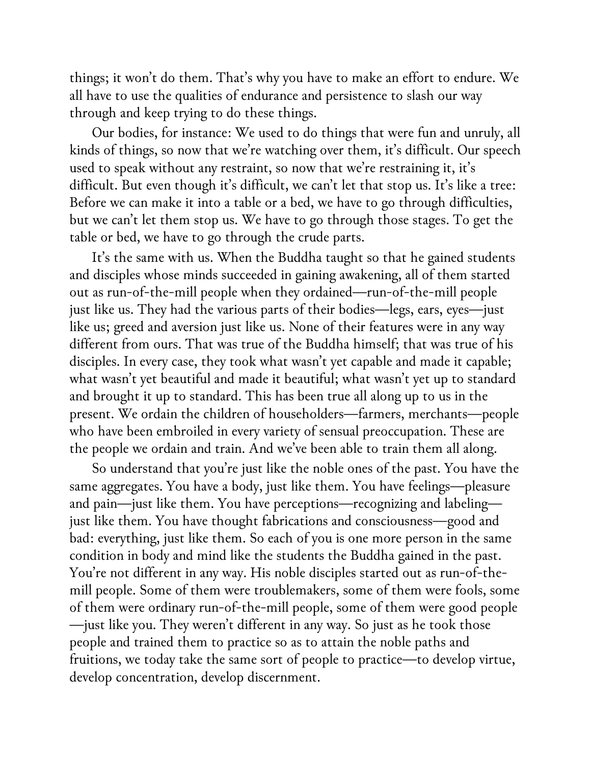things; it won't do them. That's why you have to make an effort to endure. We all have to use the qualities of endurance and persistence to slash our way through and keep trying to do these things.

Our bodies, for instance: We used to do things that were fun and unruly, all kinds of things, so now that we're watching over them, it's difficult. Our speech used to speak without any restraint, so now that we're restraining it, it's difficult. But even though it's difficult, we can't let that stop us. It's like a tree: Before we can make it into a table or a bed, we have to go through difficulties, but we can't let them stop us. We have to go through those stages. To get the table or bed, we have to go through the crude parts.

It's the same with us. When the Buddha taught so that he gained students and disciples whose minds succeeded in gaining awakening, all of them started out as run-of-the-mill people when they ordained—run-of-the-mill people just like us. They had the various parts of their bodies—legs, ears, eyes—just like us; greed and aversion just like us. None of their features were in any way different from ours. That was true of the Buddha himself; that was true of his disciples. In every case, they took what wasn't yet capable and made it capable; what wasn't yet beautiful and made it beautiful; what wasn't yet up to standard and brought it up to standard. This has been true all along up to us in the present. We ordain the children of householders—farmers, merchants—people who have been embroiled in every variety of sensual preoccupation. These are the people we ordain and train. And we've been able to train them all along.

So understand that you're just like the noble ones of the past. You have the same aggregates. You have a body, just like them. You have feelings—pleasure and pain—just like them. You have perceptions—recognizing and labeling—just like them. You have thought fabrications and consciousness—good and bad: everything, just like them. So each of you is one more person in the same condition in body and mind like the students the Buddha gained in the past. You're not different in any way. His noble disciples started out as run-of-the-mill people. Some of them were troublemakers, some of them were fools, some of them were ordinary run-of-the-mill people, some of them were good people—just like you. They weren't different in any way. So just as he took those people and trained them to practice so as to attain the noble paths and fruitions, we today take the same sort of people to practice—to develop virtue, develop concentration, develop discernment.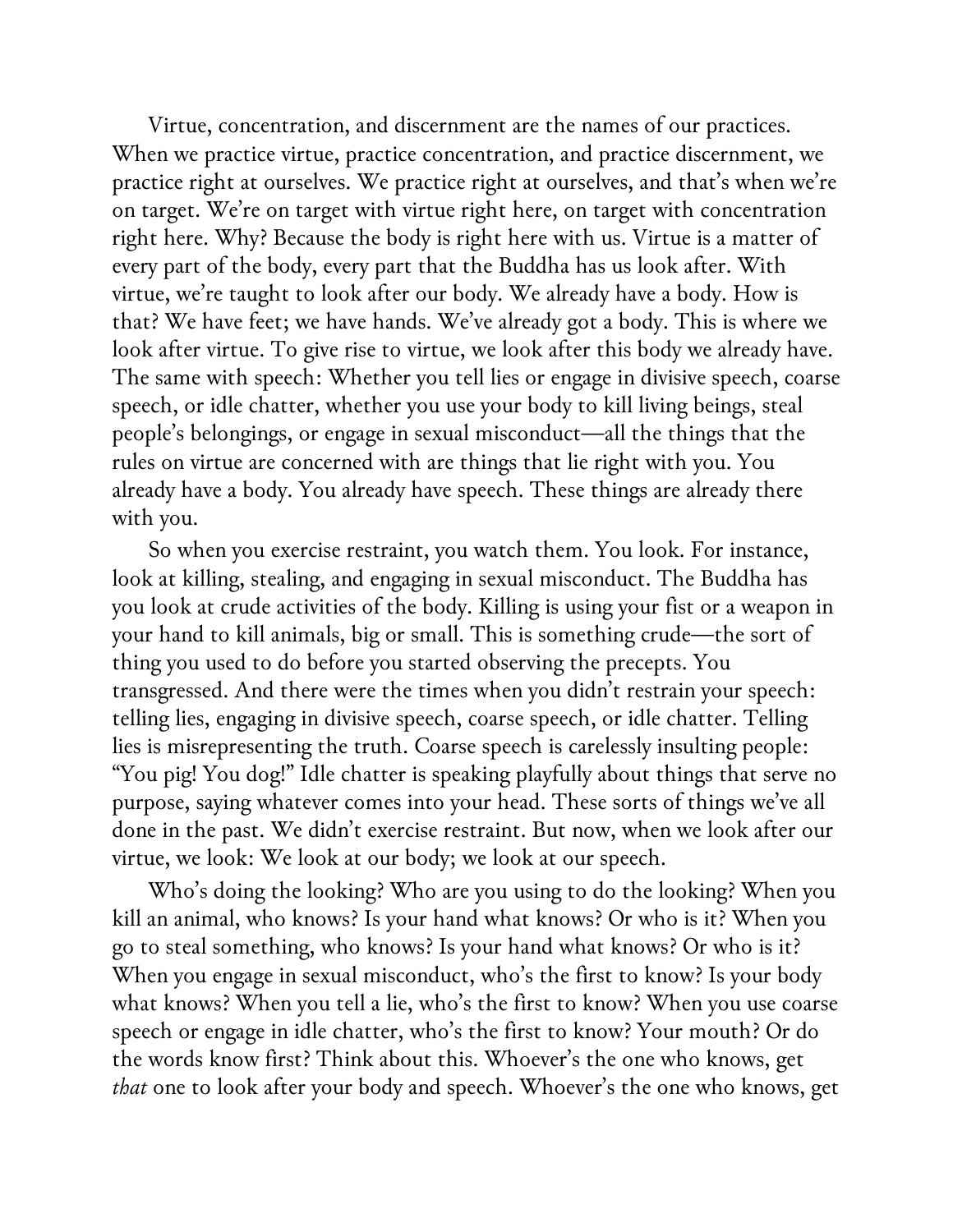Virtue, concentration, and discernment are the names of our practices. When we practice virtue, practice concentration, and practice discernment, we practice right at ourselves. We practice right at ourselves, and that's when we're on target. We're on target with virtue right here, on target with concentration right here. Why? Because the body is right here with us. Virtue is a matter of every part of the body, every part that the Buddha has us look after. With virtue, we're taught to look after our body. We already have a body. How is that? We have feet; we have hands. We've already got a body. This is where we look after virtue. To give rise to virtue, we look after this body we already have. The same with speech: Whether you tell lies or engage in divisive speech, coarse speech, or idle chatter, whether you use your body to kill living beings, steal people's belongings, or engage in sexual misconduct—all the things that the rules on virtue are concerned with are things that lie right with you. You already have a body. You already have speech. These things are already there with you.

So when you exercise restraint, you watch them. You look. For instance, look at killing, stealing, and engaging in sexual misconduct. The Buddha has you look at crude activities of the body. Killing is using your fist or a weapon in your hand to kill animals, big or small. This is something crude—the sort of thing you used to do before you started observing the precepts. You transgressed. And there were the times when you didn't restrain your speech: telling lies, engaging in divisive speech, coarse speech, or idle chatter. Telling lies is misrepresenting the truth. Coarse speech is carelessly insulting people: "You pig! You dog!" Idle chatter is speaking playfully about things that serve no purpose, saying whatever comes into your head. These sorts of things we've all done in the past. We didn't exercise restraint. But now, when we look after our virtue, we look: We look at our body; we look at our speech.

Who's doing the looking? Who are you using to do the looking? When you kill an animal, who knows? Is your hand what knows? Or who is it? When you go to steal something, who knows? Is your hand what knows? Or who is it? When you engage in sexual misconduct, who's the first to know? Is your body what knows? When you tell a lie, who's the first to know? When you use coarse speech or engage in idle chatter, who's the first to know? Your mouth? Or do the words know first? Think about this. Whoever's the one who knows, get *that* one to look after your body and speech. Whoever's the one who knows, get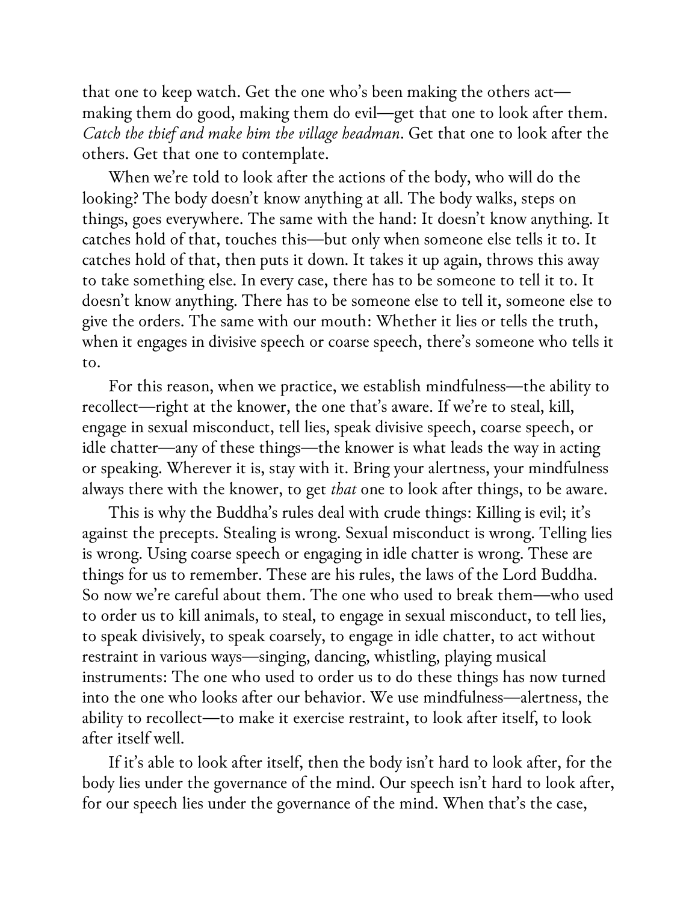that one to keep watch. Get the one who's been making the others act—making them do good, making them do evil—get that one to look after them. *Catch the thief and make him the village headman*. Get that one to look after the others. Get that one to contemplate.

When we're told to look after the actions of the body, who will do the looking? The body doesn't know anything at all. The body walks, steps on things, goes everywhere. The same with the hand: It doesn't know anything. It catches hold of that, touches this—but only when someone else tells it to. It catches hold of that, then puts it down. It takes it up again, throws this away to take something else. In every case, there has to be someone to tell it to. It doesn't know anything. There has to be someone else to tell it, someone else to give the orders. The same with our mouth: Whether it lies or tells the truth, when it engages in divisive speech or coarse speech, there's someone who tells it to.

For this reason, when we practice, we establish mindfulness—the ability to recollect—right at the knower, the one that's aware. If we're to steal, kill, engage in sexual misconduct, tell lies, speak divisive speech, coarse speech, or idle chatter—any of these things—the knower is what leads the way in acting or speaking. Wherever it is, stay with it. Bring your alertness, your mindfulness always there with the knower, to get *that* one to look after things, to be aware.

This is why the Buddha's rules deal with crude things: Killing is evil; it's against the precepts. Stealing is wrong. Sexual misconduct is wrong. Telling lies is wrong. Using coarse speech or engaging in idle chatter is wrong. These are things for us to remember. These are his rules, the laws of the Lord Buddha. So now we're careful about them. The one who used to break them—who used to order us to kill animals, to steal, to engage in sexual misconduct, to tell lies, to speak divisively, to speak coarsely, to engage in idle chatter, to act without restraint in various ways—singing, dancing, whistling, playing musical instruments: The one who used to order us to do these things has now turned into the one who looks after our behavior. We use mindfulness—alertness, the ability to recollect—to make it exercise restraint, to look after itself, to look after itself well.

If it's able to look after itself, then the body isn't hard to look after, for the body lies under the governance of the mind. Our speech isn't hard to look after, for our speech lies under the governance of the mind. When that's the case,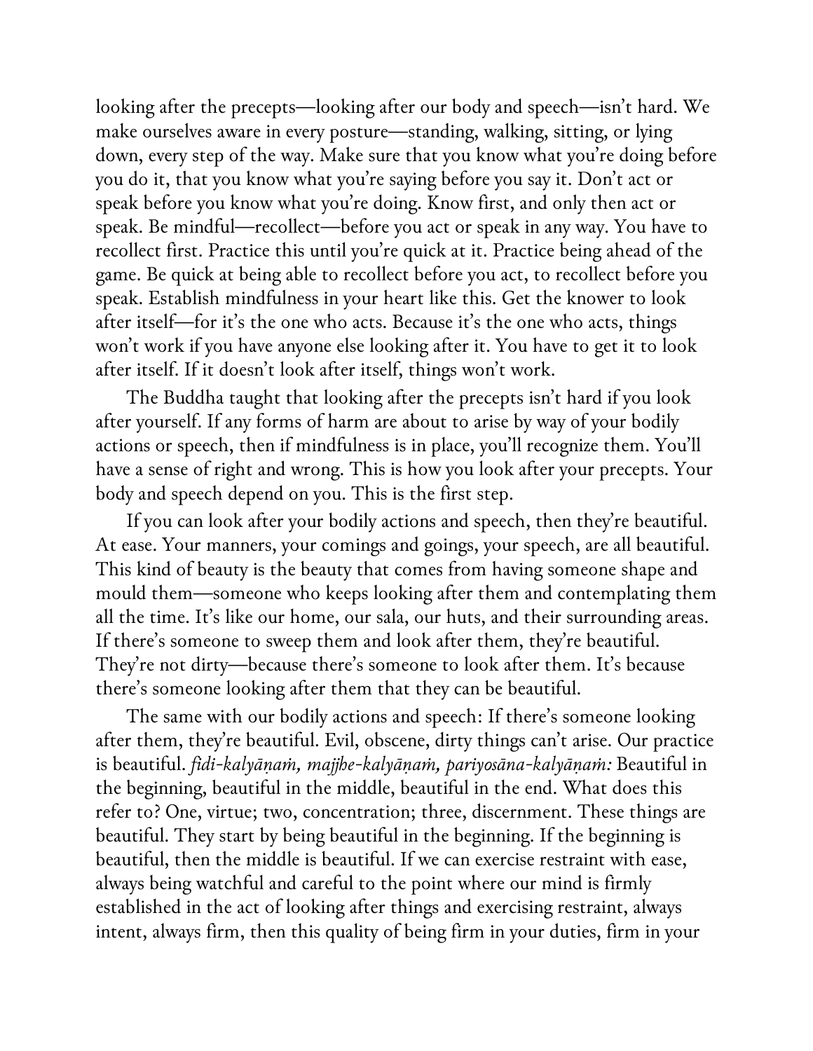looking after the precepts—looking after our body and speech—isn't hard. We make ourselves aware in every posture—standing, walking, sitting, or lying down, every step of the way. Make sure that you know what you're doing before you do it, that you know what you're saying before you say it. Don't act or speak before you know what you're doing. Know first, and only then act or speak. Be mindful—recollect—before you act or speak in any way. You have to recollect first. Practice this until you're quick at it. Practice being ahead of the game. Be quick at being able to recollect before you act, to recollect before you speak. Establish mindfulness in your heart like this. Get the knower to look after itself—for it's the one who acts. Because it's the one who acts, things won't work if you have anyone else looking after it. You have to get it to look after itself. If it doesn't look after itself, things won't work.

The Buddha taught that looking after the precepts isn't hard if you look after yourself. If any forms of harm are about to arise by way of your bodily actions or speech, then if mindfulness is in place, you'll recognize them. You'll have a sense of right and wrong. This is how you look after your precepts. Your body and speech depend on you. This is the first step.

If you can look after your bodily actions and speech, then they're beautiful. At ease. Your manners, your comings and goings, your speech, are all beautiful. This kind of beauty is the beauty that comes from having someone shape and mould them—someone who keeps looking after them and contemplating them all the time. It's like our home, our sala, our huts, and their surrounding areas. If there's someone to sweep them and look after them, they're beautiful. They're not dirty—because there's someone to look after them. It's because there's someone looking after them that they can be beautiful.

The same with our bodily actions and speech: If there's someone looking after them, they're beautiful. Evil, obscene, dirty things can't arise. Our practice is beautiful. *ādi-kalyāṇaṁ, majjhe-kalyāṇaṁ, pariyosāna-kalyāṇaṁ:* Beautiful in the beginning, beautiful in the middle, beautiful in the end. What does this refer to? One, virtue; two, concentration; three, discernment. These things are beautiful. They start by being beautiful in the beginning. If the beginning is beautiful, then the middle is beautiful. If we can exercise restraint with ease, always being watchful and careful to the point where our mind is firmly established in the act of looking after things and exercising restraint, always intent, always firm, then this quality of being firm in your duties, firm in your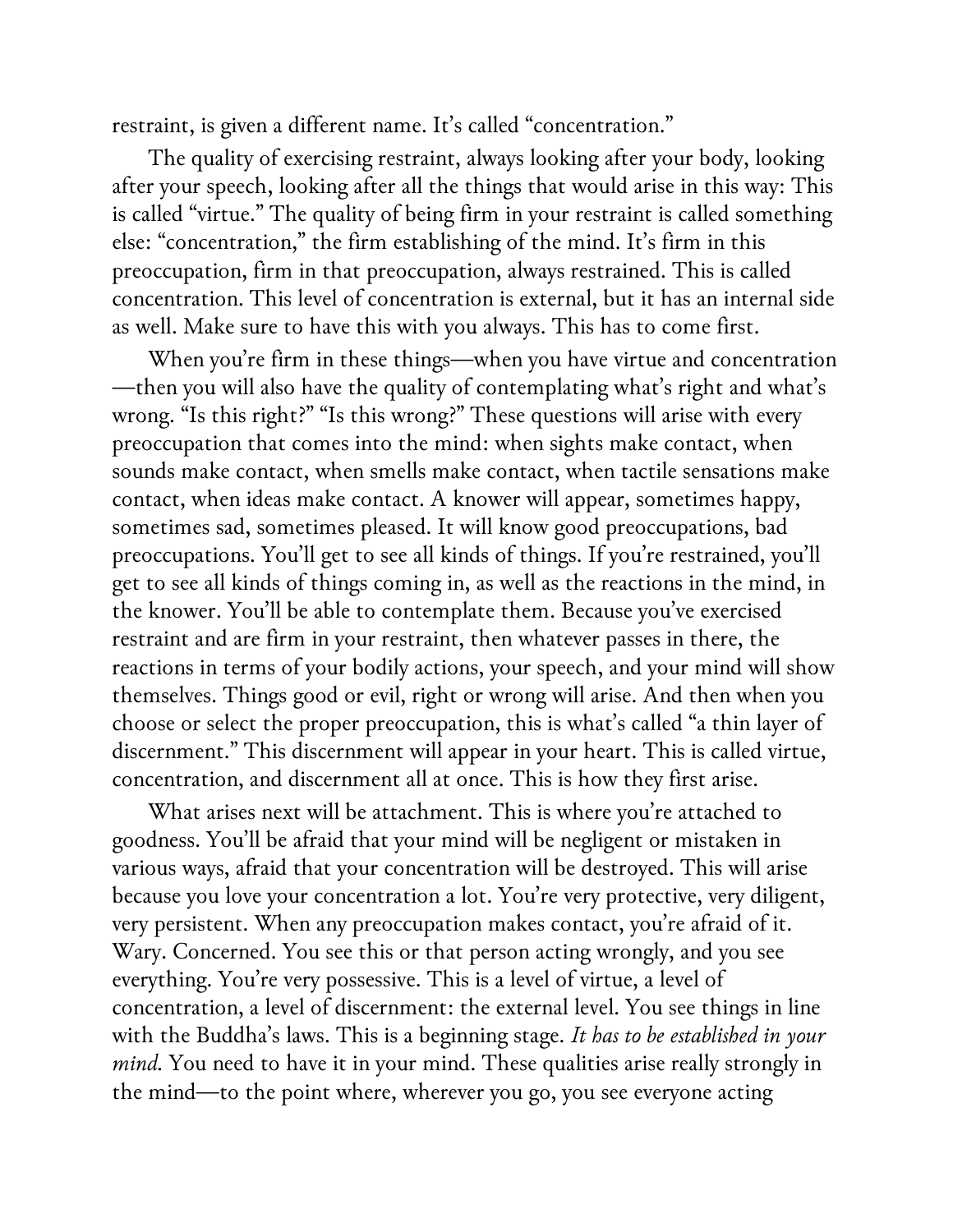restraint, is given a different name. It's called "concentration."

The quality of exercising restraint, always looking after your body, looking after your speech, looking after all the things that would arise in this way: This is called "virtue." The quality of being firm in your restraint is called something else: "concentration," the firm establishing of the mind. It's firm in this preoccupation, firm in that preoccupation, always restrained. This is called concentration. This level of concentration is external, but it has an internal side as well. Make sure to have this with you always. This has to come first.

When you're firm in these things—when you have virtue and concentration—then you will also have the quality of contemplating what's right and what's wrong. "Is this right?" "Is this wrong?" These questions will arise with every preoccupation that comes into the mind: when sights make contact, when sounds make contact, when smells make contact, when tactile sensations make contact, when ideas make contact. A knower will appear, sometimes happy, sometimes sad, sometimes pleased. It will know good preoccupations, bad preoccupations. You'll get to see all kinds of things. If you're restrained, you'll get to see all kinds of things coming in, as well as the reactions in the mind, in the knower. You'll be able to contemplate them. Because you've exercised restraint and are firm in your restraint, then whatever passes in there, the reactions in terms of your bodily actions, your speech, and your mind will show themselves. Things good or evil, right or wrong will arise. And then when you choose or select the proper preoccupation, this is what's called "a thin layer of discernment." This discernment will appear in your heart. This is called virtue, concentration, and discernment all at once. This is how they first arise.

What arises next will be attachment. This is where you're attached to goodness. You'll be afraid that your mind will be negligent or mistaken in various ways, afraid that your concentration will be destroyed. This will arise because you love your concentration a lot. You're very protective, very diligent, very persistent. When any preoccupation makes contact, you're afraid of it. Wary. Concerned. You see this or that person acting wrongly, and you see everything. You're very possessive. This is a level of virtue, a level of concentration, a level of discernment: the external level. You see things in line with the Buddha's laws. This is a beginning stage. *It has to be established in your mind.* You need to have it in your mind. These qualities arise really strongly in the mind—to the point where, wherever you go, you see everyone acting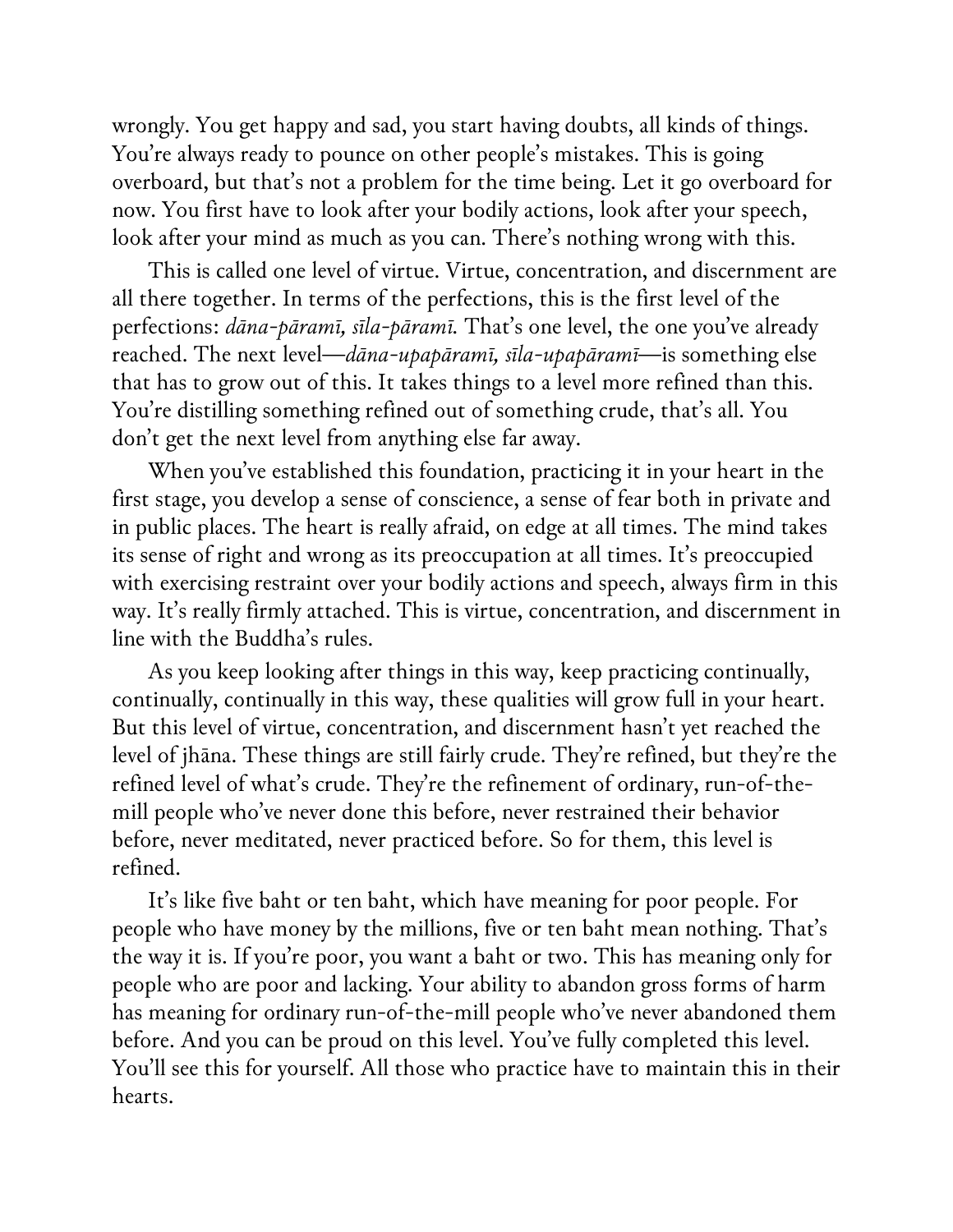wrongly. You get happy and sad, you start having doubts, all kinds of things. You're always ready to pounce on other people's mistakes. This is going overboard, but that's not a problem for the time being. Let it go overboard for now. You first have to look after your bodily actions, look after your speech, look after your mind as much as you can. There's nothing wrong with this.

This is called one level of virtue. Virtue, concentration, and discernment are all there together. In terms of the perfections, this is the first level of the perfections: *dāna-pāramī, sīla-pāramī.* That's one level, the one you've already reached. The next level—*dāna-upapāramī, sīla-upapāramī*—is something else that has to grow out of this. It takes things to a level more refined than this. You're distilling something refined out of something crude, that's all. You don't get the next level from anything else far away.

When you've established this foundation, practicing it in your heart in the first stage, you develop a sense of conscience, a sense of fear both in private and in public places. The heart is really afraid, on edge at all times. The mind takes its sense of right and wrong as its preoccupation at all times. It's preoccupied with exercising restraint over your bodily actions and speech, always firm in this way. It's really firmly attached. This is virtue, concentration, and discernment in line with the Buddha's rules.

As you keep looking after things in this way, keep practicing continually, continually, continually in this way, these qualities will grow full in your heart. But this level of virtue, concentration, and discernment hasn't yet reached the level of jhāna. These things are still fairly crude. They're refined, but they're the refined level of what's crude. They're the refinement of ordinary, run-of-the-mill people who've never done this before, never restrained their behavior before, never meditated, never practiced before. So for them, this level is refined.

It's like five baht or ten baht, which have meaning for poor people. For people who have money by the millions, five or ten baht mean nothing. That's the way it is. If you're poor, you want a baht or two. This has meaning only for people who are poor and lacking. Your ability to abandon gross forms of harm has meaning for ordinary run-of-the-mill people who've never abandoned them before. And you can be proud on this level. You've fully completed this level. You'll see this for yourself. All those who practice have to maintain this in their hearts.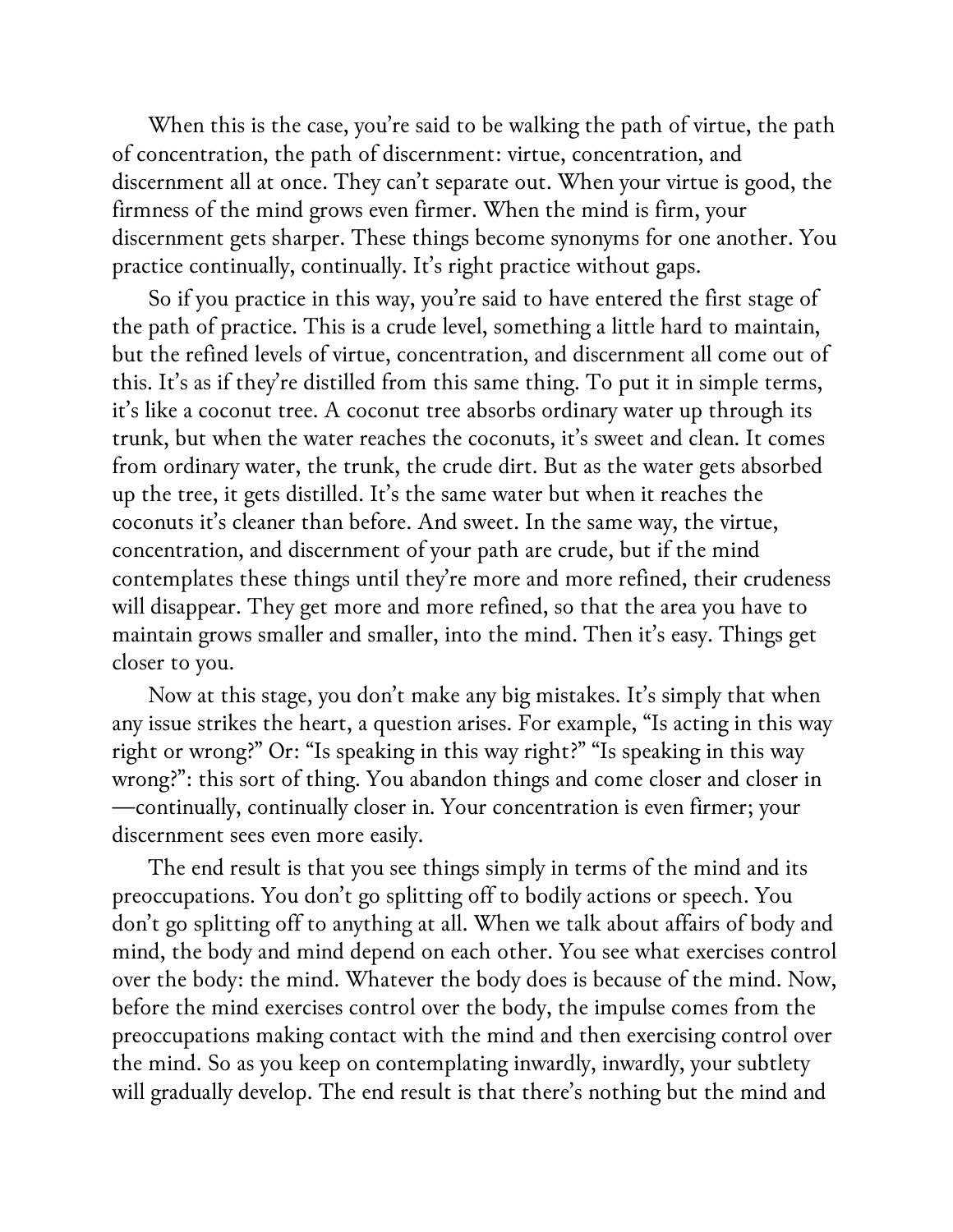When this is the case, you're said to be walking the path of virtue, the path of concentration, the path of discernment: virtue, concentration, and discernment all at once. They can't separate out. When your virtue is good, the firmness of the mind grows even firmer. When the mind is firm, your discernment gets sharper. These things become synonyms for one another. You practice continually, continually. It's right practice without gaps.

So if you practice in this way, you're said to have entered the first stage of the path of practice. This is a crude level, something a little hard to maintain, but the refined levels of virtue, concentration, and discernment all come out of this. It's as if they're distilled from this same thing. To put it in simple terms, it's like a coconut tree. A coconut tree absorbs ordinary water up through its trunk, but when the water reaches the coconuts, it's sweet and clean. It comes from ordinary water, the trunk, the crude dirt. But as the water gets absorbed up the tree, it gets distilled. It's the same water but when it reaches the coconuts it's cleaner than before. And sweet. In the same way, the virtue, concentration, and discernment of your path are crude, but if the mind contemplates these things until they're more and more refined, their crudeness will disappear. They get more and more refined, so that the area you have to maintain grows smaller and smaller, into the mind. Then it's easy. Things get closer to you.

Now at this stage, you don't make any big mistakes. It's simply that when any issue strikes the heart, a question arises. For example, "Is acting in this way right or wrong?" Or: "Is speaking in this way right?" "Is speaking in this way wrong?": this sort of thing. You abandon things and come closer and closer in—continually, continually closer in. Your concentration is even firmer; your discernment sees even more easily.

The end result is that you see things simply in terms of the mind and its preoccupations. You don't go splitting off to bodily actions or speech. You don't go splitting off to anything at all. When we talk about affairs of body and mind, the body and mind depend on each other. You see what exercises control over the body: the mind. Whatever the body does is because of the mind. Now, before the mind exercises control over the body, the impulse comes from the preoccupations making contact with the mind and then exercising control over the mind. So as you keep on contemplating inwardly, inwardly, your subtlety will gradually develop. The end result is that there's nothing but the mind and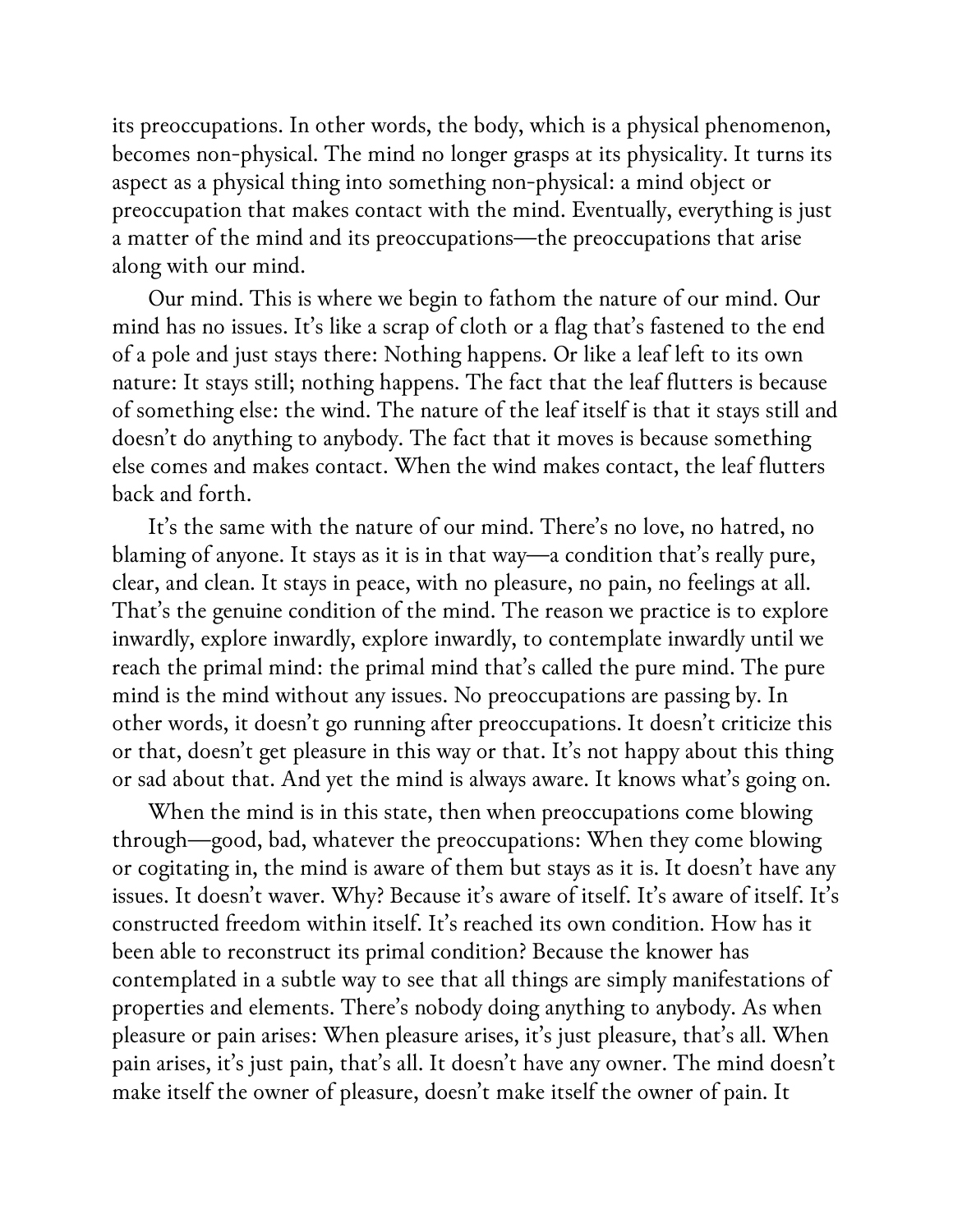its preoccupations. In other words, the body, which is a physical phenomenon, becomes non-physical. The mind no longer grasps at its physicality. It turns its aspect as a physical thing into something non-physical: a mind object or preoccupation that makes contact with the mind. Eventually, everything is just a matter of the mind and its preoccupations—the preoccupations that arise along with our mind.

Our mind. This is where we begin to fathom the nature of our mind. Our mind has no issues. It's like a scrap of cloth or a flag that's fastened to the end of a pole and just stays there: Nothing happens. Or like a leaf left to its own nature: It stays still; nothing happens. The fact that the leaf flutters is because of something else: the wind. The nature of the leaf itself is that it stays still and doesn't do anything to anybody. The fact that it moves is because something else comes and makes contact. When the wind makes contact, the leaf flutters back and forth.

It's the same with the nature of our mind. There's no love, no hatred, no blaming of anyone. It stays as it is in that way—a condition that's really pure, clear, and clean. It stays in peace, with no pleasure, no pain, no feelings at all. That's the genuine condition of the mind. The reason we practice is to explore inwardly, explore inwardly, explore inwardly, to contemplate inwardly until we reach the primal mind: the primal mind that's called the pure mind. The pure mind is the mind without any issues. No preoccupations are passing by. In other words, it doesn't go running after preoccupations. It doesn't criticize this or that, doesn't get pleasure in this way or that. It's not happy about this thing or sad about that. And yet the mind is always aware. It knows what's going on.

When the mind is in this state, then when preoccupations come blowing through—good, bad, whatever the preoccupations: When they come blowing or cogitating in, the mind is aware of them but stays as it is. It doesn't have any issues. It doesn't waver. Why? Because it's aware of itself. It's aware of itself. It's constructed freedom within itself. It's reached its own condition. How has it been able to reconstruct its primal condition? Because the knower has contemplated in a subtle way to see that all things are simply manifestations of properties and elements. There's nobody doing anything to anybody. As when pleasure or pain arises: When pleasure arises, it's just pleasure, that's all. When pain arises, it's just pain, that's all. It doesn't have any owner. The mind doesn't make itself the owner of pleasure, doesn't make itself the owner of pain. It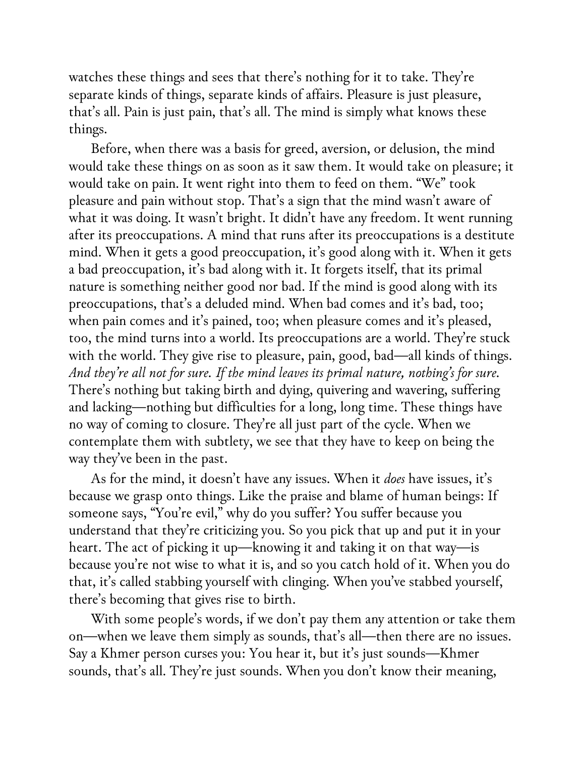watches these things and sees that there's nothing for it to take. They're separate kinds of things, separate kinds of affairs. Pleasure is just pleasure, that's all. Pain is just pain, that's all. The mind is simply what knows these things.

Before, when there was a basis for greed, aversion, or delusion, the mind would take these things on as soon as it saw them. It would take on pleasure; it would take on pain. It went right into them to feed on them. "We" took pleasure and pain without stop. That's a sign that the mind wasn't aware of what it was doing. It wasn't bright. It didn't have any freedom. It went running after its preoccupations. A mind that runs after its preoccupations is a destitute mind. When it gets a good preoccupation, it's good along with it. When it gets a bad preoccupation, it's bad along with it. It forgets itself, that its primal nature is something neither good nor bad. If the mind is good along with its preoccupations, that's a deluded mind. When bad comes and it's bad, too; when pain comes and it's pained, too; when pleasure comes and it's pleased, too, the mind turns into a world. Its preoccupations are a world. They're stuck with the world. They give rise to pleasure, pain, good, bad—all kinds of things. *And they're all not for sure. If the mind leaves its primal nature, nothing's for sure.* There's nothing but taking birth and dying, quivering and wavering, suffering and lacking—nothing but difficulties for a long, long time. These things have no way of coming to closure. They're all just part of the cycle. When we contemplate them with subtlety, we see that they have to keep on being the way they've been in the past.

As for the mind, it doesn't have any issues. When it *does* have issues, it's because we grasp onto things. Like the praise and blame of human beings: If someone says, "You're evil," why do you suffer? You suffer because you understand that they're criticizing you. So you pick that up and put it in your heart. The act of picking it up—knowing it and taking it on that way—is because you're not wise to what it is, and so you catch hold of it. When you do that, it's called stabbing yourself with clinging. When you've stabbed yourself, there's becoming that gives rise to birth.

With some people's words, if we don't pay them any attention or take them on—when we leave them simply as sounds, that's all—then there are no issues. Say a Khmer person curses you: You hear it, but it's just sounds—Khmer sounds, that's all. They're just sounds. When you don't know their meaning,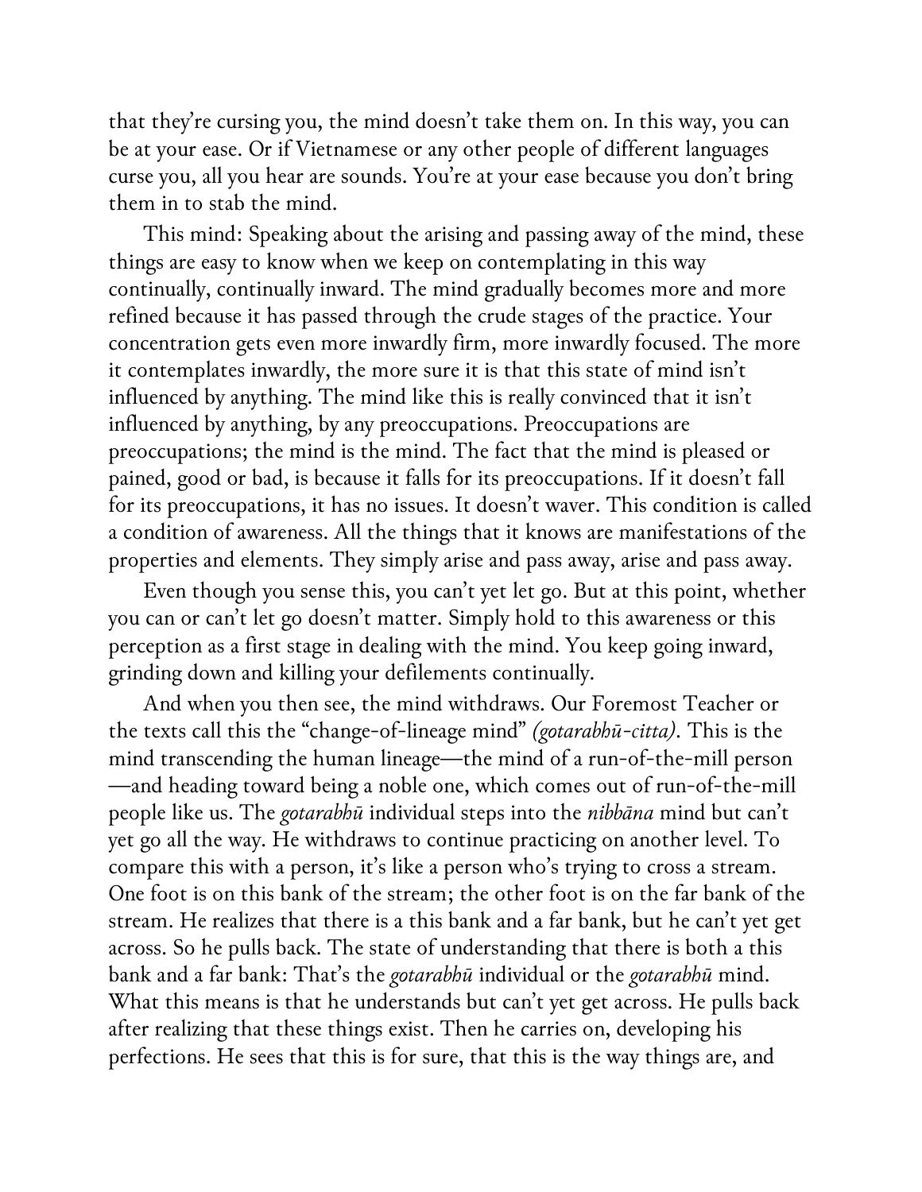that they're cursing you, the mind doesn't take them on. In this way, you can be at your ease. Or if Vietnamese or any other people of different languages curse you, all you hear are sounds. You're at your ease because you don't bring them in to stab the mind.

This mind: Speaking about the arising and passing away of the mind, these things are easy to know when we keep on contemplating in this way continually, continually inward. The mind gradually becomes more and more refined because it has passed through the crude stages of the practice. Your concentration gets even more inwardly firm, more inwardly focused. The more it contemplates inwardly, the more sure it is that this state of mind isn't influenced by anything. The mind like this is really convinced that it isn't influenced by anything, by any preoccupations. Preoccupations are preoccupations; the mind is the mind. The fact that the mind is pleased or pained, good or bad, is because it falls for its preoccupations. If it doesn't fall for its preoccupations, it has no issues. It doesn't waver. This condition is called a condition of awareness. All the things that it knows are manifestations of the properties and elements. They simply arise and pass away, arise and pass away.

Even though you sense this, you can't yet let go. But at this point, whether you can or can't let go doesn't matter. Simply hold to this awareness or this perception as a first stage in dealing with the mind. You keep going inward, grinding down and killing your defilements continually.

And when you then see, the mind withdraws. Our Foremost Teacher or the texts call this the "change-of-lineage mind" *(gotarabhū-citta)*. This is the mind transcending the human lineage—the mind of a run-of-the-mill person—and heading toward being a noble one, which comes out of run-of-the-mill people like us. The *gotarabhū* individual steps into the *nibbāna* mind but can't yet go all the way. He withdraws to continue practicing on another level. To compare this with a person, it's like a person who's trying to cross a stream. One foot is on this bank of the stream; the other foot is on the far bank of the stream. He realizes that there is a this bank and a far bank, but he can't yet get across. So he pulls back. The state of understanding that there is both a this bank and a far bank: That's the *gotarabhū* individual or the *gotarabhū* mind. What this means is that he understands but can't yet get across. He pulls back after realizing that these things exist. Then he carries on, developing his perfections. He sees that this is for sure, that this is the way things are, and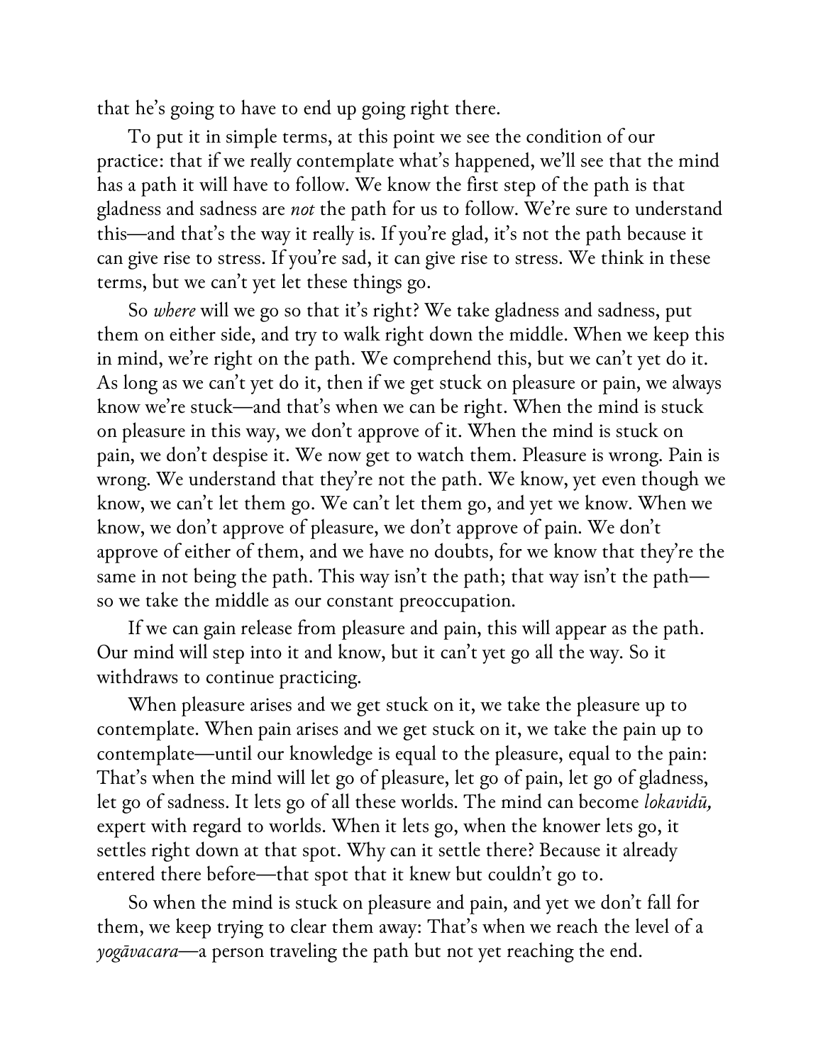that he's going to have to end up going right there.

To put it in simple terms, at this point we see the condition of our practice: that if we really contemplate what's happened, we'll see that the mind has a path it will have to follow. We know the first step of the path is that gladness and sadness are *not* the path for us to follow. We're sure to understand this—and that's the way it really is. If you're glad, it's not the path because it can give rise to stress. If you're sad, it can give rise to stress. We think in these terms, but we can't yet let these things go.

So *where* will we go so that it's right? We take gladness and sadness, put them on either side, and try to walk right down the middle. When we keep this in mind, we're right on the path. We comprehend this, but we can't yet do it. As long as we can't yet do it, then if we get stuck on pleasure or pain, we always know we're stuck—and that's when we can be right. When the mind is stuck on pleasure in this way, we don't approve of it. When the mind is stuck on pain, we don't despise it. We now get to watch them. Pleasure is wrong. Pain is wrong. We understand that they're not the path. We know, yet even though we know, we can't let them go. We can't let them go, and yet we know. When we know, we don't approve of pleasure, we don't approve of pain. We don't approve of either of them, and we have no doubts, for we know that they're the same in not being the path. This way isn't the path; that way isn't the path—so we take the middle as our constant preoccupation.

If we can gain release from pleasure and pain, this will appear as the path. Our mind will step into it and know, but it can't yet go all the way. So it withdraws to continue practicing.

When pleasure arises and we get stuck on it, we take the pleasure up to contemplate. When pain arises and we get stuck on it, we take the pain up to contemplate—until our knowledge is equal to the pleasure, equal to the pain: That's when the mind will let go of pleasure, let go of pain, let go of gladness, let go of sadness. It lets go of all these worlds. The mind can become *lokavidū,* expert with regard to worlds. When it lets go, when the knower lets go, it settles right down at that spot. Why can it settle there? Because it already entered there before—that spot that it knew but couldn't go to.

So when the mind is stuck on pleasure and pain, and yet we don't fall for them, we keep trying to clear them away: That's when we reach the level of a *yogāvacara*—a person traveling the path but not yet reaching the end.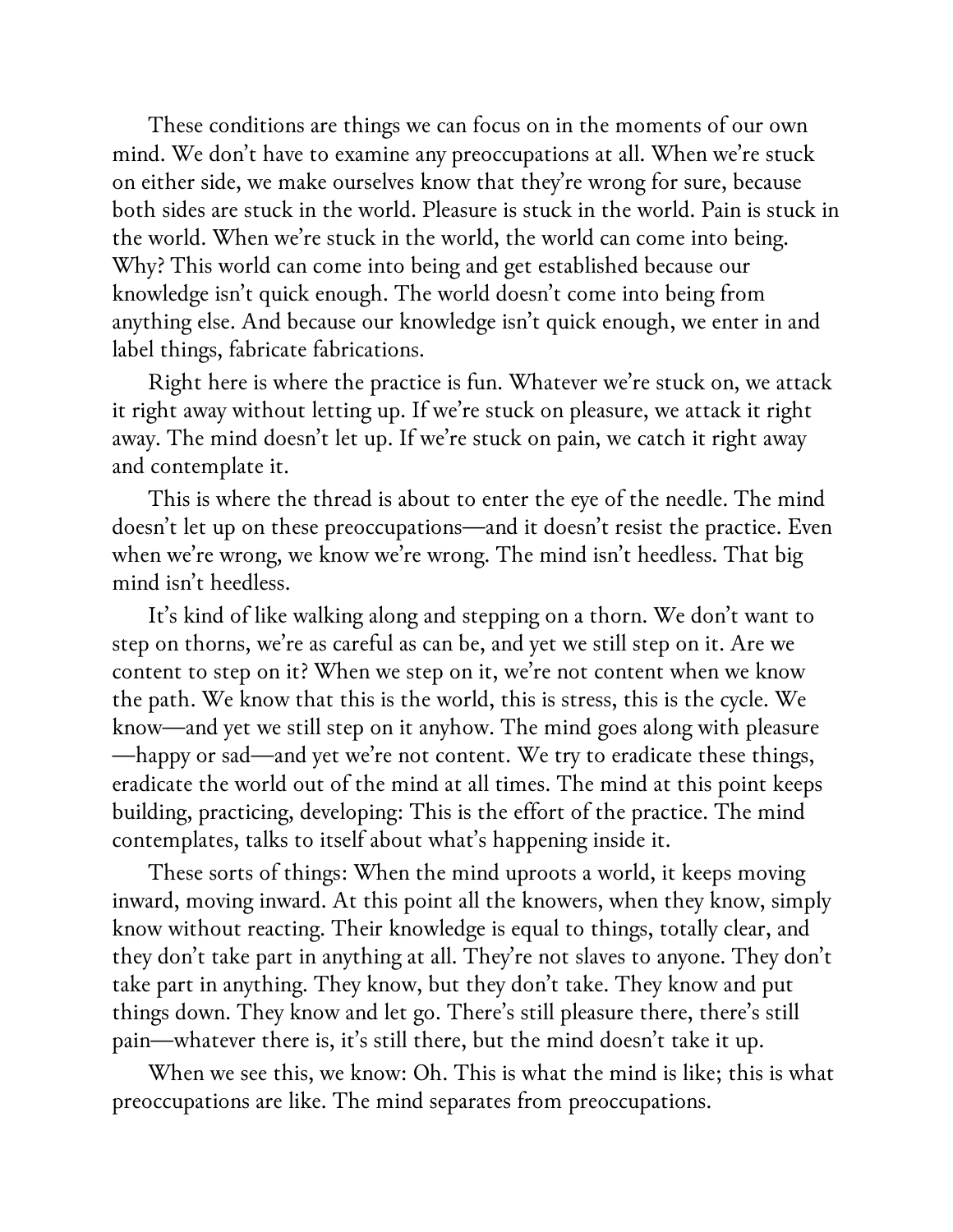These conditions are things we can focus on in the moments of our own mind. We don't have to examine any preoccupations at all. When we're stuck on either side, we make ourselves know that they're wrong for sure, because both sides are stuck in the world. Pleasure is stuck in the world. Pain is stuck in the world. When we're stuck in the world, the world can come into being. Why? This world can come into being and get established because our knowledge isn't quick enough. The world doesn't come into being from anything else. And because our knowledge isn't quick enough, we enter in and label things, fabricate fabrications.

Right here is where the practice is fun. Whatever we're stuck on, we attack it right away without letting up. If we're stuck on pleasure, we attack it right away. The mind doesn't let up. If we're stuck on pain, we catch it right away and contemplate it.

This is where the thread is about to enter the eye of the needle. The mind doesn't let up on these preoccupations—and it doesn't resist the practice. Even when we're wrong, we know we're wrong. The mind isn't heedless. That big mind isn't heedless.

It's kind of like walking along and stepping on a thorn. We don't want to step on thorns, we're as careful as can be, and yet we still step on it. Are we content to step on it? When we step on it, we're not content when we know the path. We know that this is the world, this is stress, this is the cycle. We know—and yet we still step on it anyhow. The mind goes along with pleasure—happy or sad—and yet we're not content. We try to eradicate these things, eradicate the world out of the mind at all times. The mind at this point keeps building, practicing, developing: This is the effort of the practice. The mind contemplates, talks to itself about what's happening inside it.

These sorts of things: When the mind uproots a world, it keeps moving inward, moving inward. At this point all the knowers, when they know, simply know without reacting. Their knowledge is equal to things, totally clear, and they don't take part in anything at all. They're not slaves to anyone. They don't take part in anything. They know, but they don't take. They know and put things down. They know and let go. There's still pleasure there, there's still pain—whatever there is, it's still there, but the mind doesn't take it up.

When we see this, we know: Oh. This is what the mind is like; this is what preoccupations are like. The mind separates from preoccupations.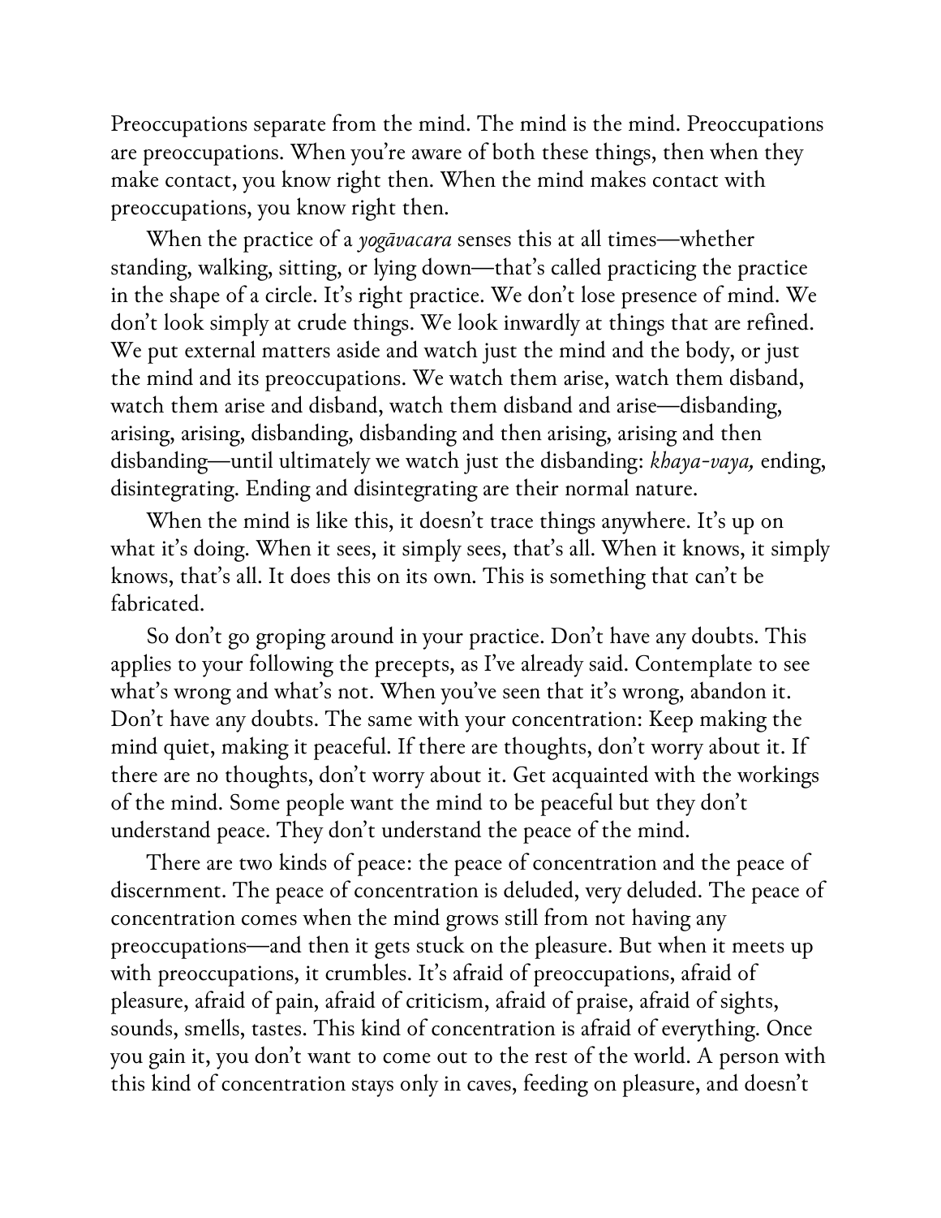Preoccupations separate from the mind. The mind is the mind. Preoccupations are preoccupations. When you're aware of both these things, then when they make contact, you know right then. When the mind makes contact with preoccupations, you know right then.

When the practice of a *yogāvacara* senses this at all times—whether standing, walking, sitting, or lying down—that's called practicing the practice in the shape of a circle. It's right practice. We don't lose presence of mind. We don't look simply at crude things. We look inwardly at things that are refined. We put external matters aside and watch just the mind and the body, or just the mind and its preoccupations. We watch them arise, watch them disband, watch them arise and disband, watch them disband and arise—disbanding, arising, arising, disbanding, disbanding and then arising, arising and then disbanding—until ultimately we watch just the disbanding: *khaya-vaya,* ending, disintegrating. Ending and disintegrating are their normal nature.

When the mind is like this, it doesn't trace things anywhere. It's up on what it's doing. When it sees, it simply sees, that's all. When it knows, it simply knows, that's all. It does this on its own. This is something that can't be fabricated.

So don't go groping around in your practice. Don't have any doubts. This applies to your following the precepts, as I've already said. Contemplate to see what's wrong and what's not. When you've seen that it's wrong, abandon it. Don't have any doubts. The same with your concentration: Keep making the mind quiet, making it peaceful. If there are thoughts, don't worry about it. If there are no thoughts, don't worry about it. Get acquainted with the workings of the mind. Some people want the mind to be peaceful but they don't understand peace. They don't understand the peace of the mind.

There are two kinds of peace: the peace of concentration and the peace of discernment. The peace of concentration is deluded, very deluded. The peace of concentration comes when the mind grows still from not having any preoccupations—and then it gets stuck on the pleasure. But when it meets up with preoccupations, it crumbles. It's afraid of preoccupations, afraid of pleasure, afraid of pain, afraid of criticism, afraid of praise, afraid of sights, sounds, smells, tastes. This kind of concentration is afraid of everything. Once you gain it, you don't want to come out to the rest of the world. A person with this kind of concentration stays only in caves, feeding on pleasure, and doesn't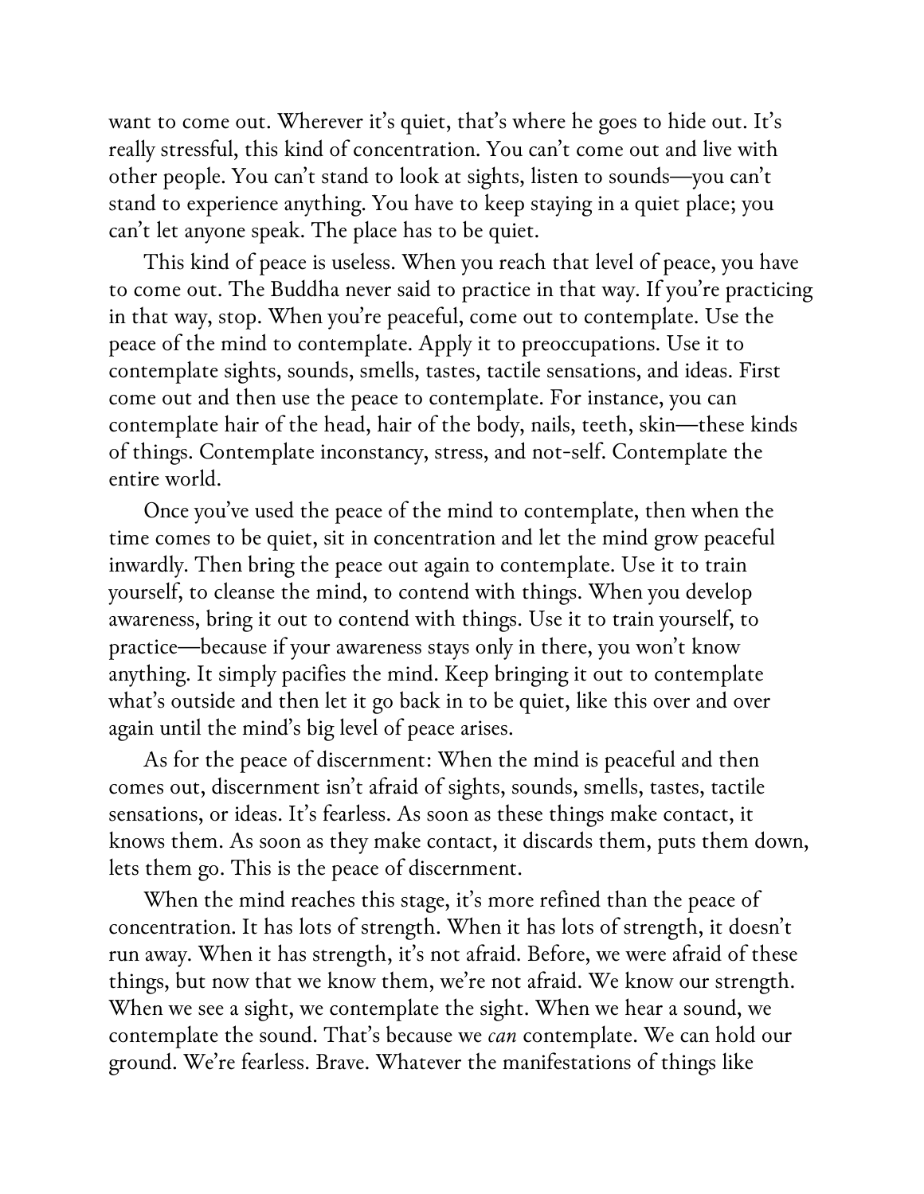want to come out. Wherever it's quiet, that's where he goes to hide out. It's really stressful, this kind of concentration. You can't come out and live with other people. You can't stand to look at sights, listen to sounds—you can't stand to experience anything. You have to keep staying in a quiet place; you can't let anyone speak. The place has to be quiet.

This kind of peace is useless. When you reach that level of peace, you have to come out. The Buddha never said to practice in that way. If you're practicing in that way, stop. When you're peaceful, come out to contemplate. Use the peace of the mind to contemplate. Apply it to preoccupations. Use it to contemplate sights, sounds, smells, tastes, tactile sensations, and ideas. First come out and then use the peace to contemplate. For instance, you can contemplate hair of the head, hair of the body, nails, teeth, skin—these kinds of things. Contemplate inconstancy, stress, and not-self. Contemplate the entire world.

Once you've used the peace of the mind to contemplate, then when the time comes to be quiet, sit in concentration and let the mind grow peaceful inwardly. Then bring the peace out again to contemplate. Use it to train yourself, to cleanse the mind, to contend with things. When you develop awareness, bring it out to contend with things. Use it to train yourself, to practice—because if your awareness stays only in there, you won't know anything. It simply pacifies the mind. Keep bringing it out to contemplate what's outside and then let it go back in to be quiet, like this over and over again until the mind's big level of peace arises.

As for the peace of discernment: When the mind is peaceful and then comes out, discernment isn't afraid of sights, sounds, smells, tastes, tactile sensations, or ideas. It's fearless. As soon as these things make contact, it knows them. As soon as they make contact, it discards them, puts them down, lets them go. This is the peace of discernment.

When the mind reaches this stage, it's more refined than the peace of concentration. It has lots of strength. When it has lots of strength, it doesn't run away. When it has strength, it's not afraid. Before, we were afraid of these things, but now that we know them, we're not afraid. We know our strength. When we see a sight, we contemplate the sight. When we hear a sound, we contemplate the sound. That's because we *can* contemplate. We can hold our ground. We're fearless. Brave. Whatever the manifestations of things like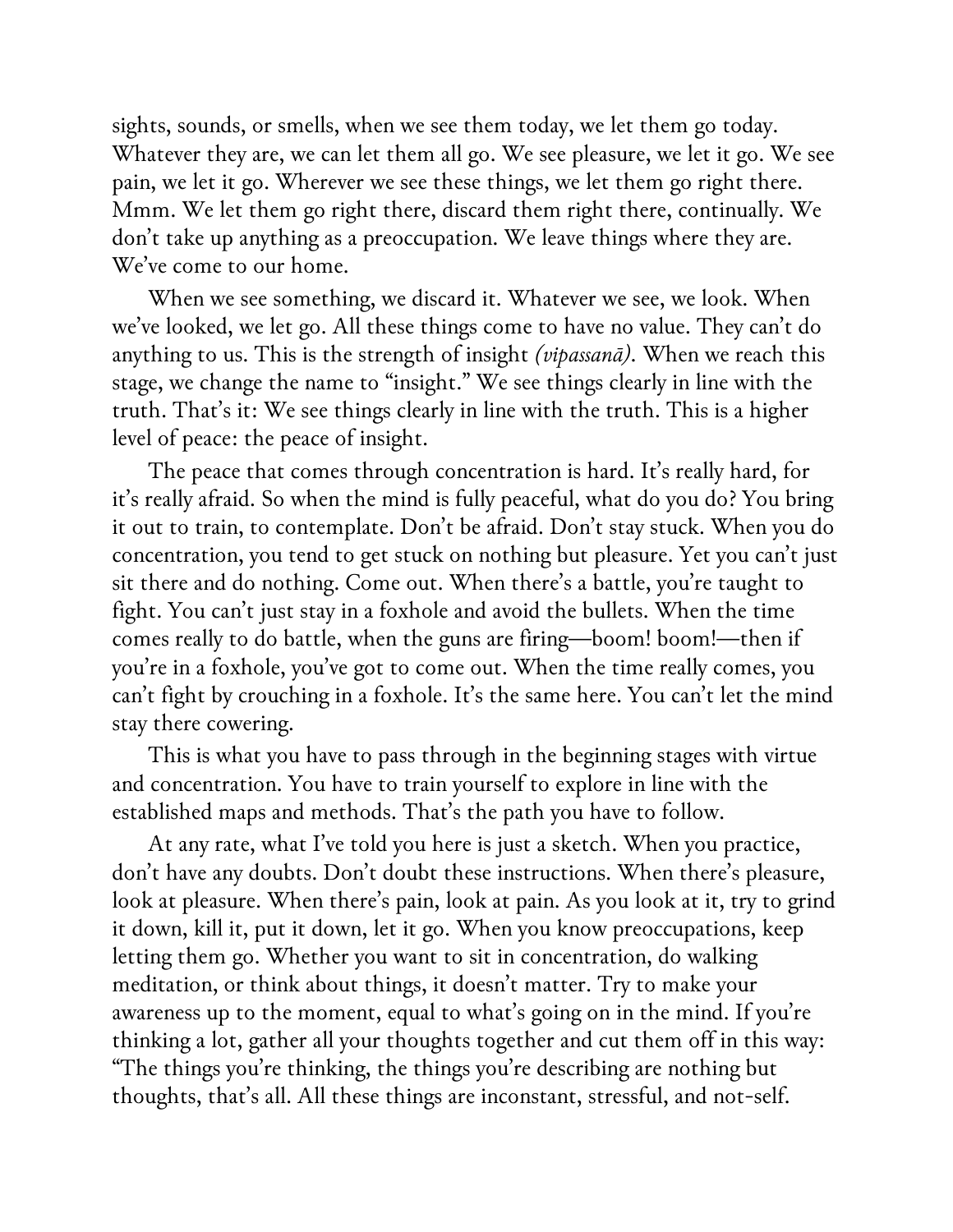sights, sounds, or smells, when we see them today, we let them go today. Whatever they are, we can let them all go. We see pleasure, we let it go. We see pain, we let it go. Wherever we see these things, we let them go right there. Mmm. We let them go right there, discard them right there, continually. We don't take up anything as a preoccupation. We leave things where they are. We've come to our home.

When we see something, we discard it. Whatever we see, we look. When we've looked, we let go. All these things come to have no value. They can't do anything to us. This is the strength of insight *(vipassanā)*. When we reach this stage, we change the name to "insight." We see things clearly in line with the truth. That's it: We see things clearly in line with the truth. This is a higher level of peace: the peace of insight.

The peace that comes through concentration is hard. It's really hard, for it's really afraid. So when the mind is fully peaceful, what do you do? You bring it out to train, to contemplate. Don't be afraid. Don't stay stuck. When you do concentration, you tend to get stuck on nothing but pleasure. Yet you can't just sit there and do nothing. Come out. When there's a battle, you're taught to fight. You can't just stay in a foxhole and avoid the bullets. When the time comes really to do battle, when the guns are firing—boom! boom!—then if you're in a foxhole, you've got to come out. When the time really comes, you can't fight by crouching in a foxhole. It's the same here. You can't let the mind stay there cowering.

This is what you have to pass through in the beginning stages with virtue and concentration. You have to train yourself to explore in line with the established maps and methods. That's the path you have to follow.

At any rate, what I've told you here is just a sketch. When you practice, don't have any doubts. Don't doubt these instructions. When there's pleasure, look at pleasure. When there's pain, look at pain. As you look at it, try to grind it down, kill it, put it down, let it go. When you know preoccupations, keep letting them go. Whether you want to sit in concentration, do walking meditation, or think about things, it doesn't matter. Try to make your awareness up to the moment, equal to what's going on in the mind. If you're thinking a lot, gather all your thoughts together and cut them off in this way: "The things you're thinking, the things you're describing are nothing but thoughts, that's all. All these things are inconstant, stressful, and not-self.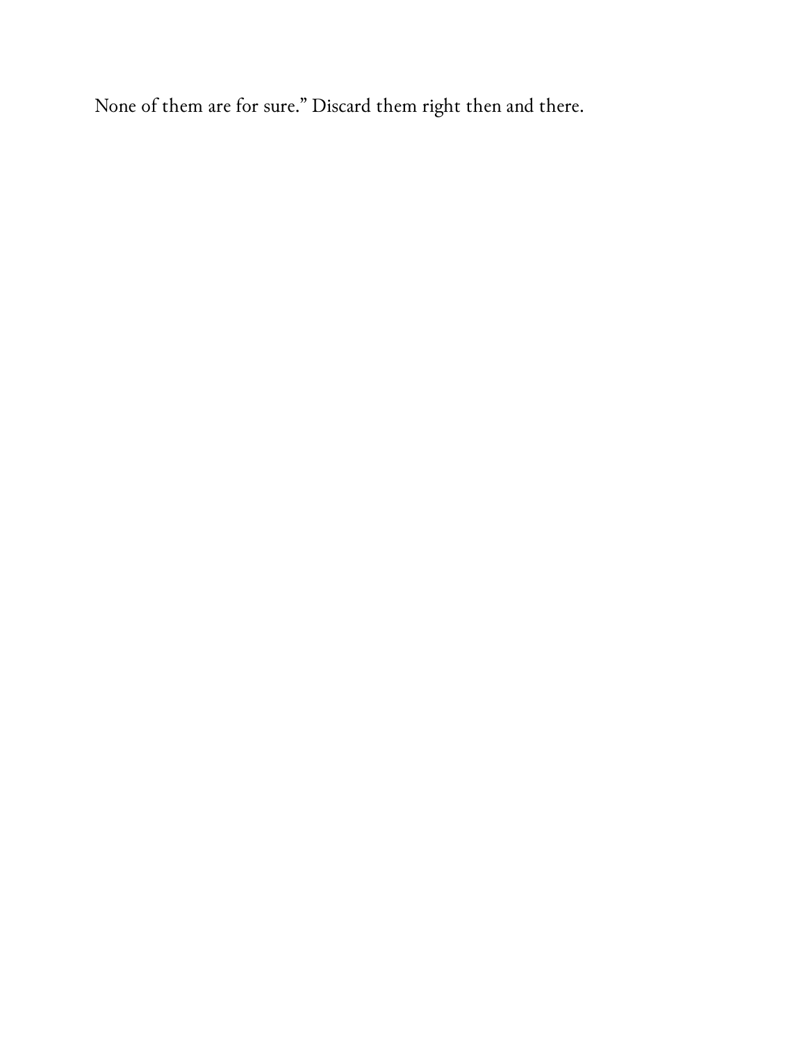None of them are for sure." Discard them right then and there.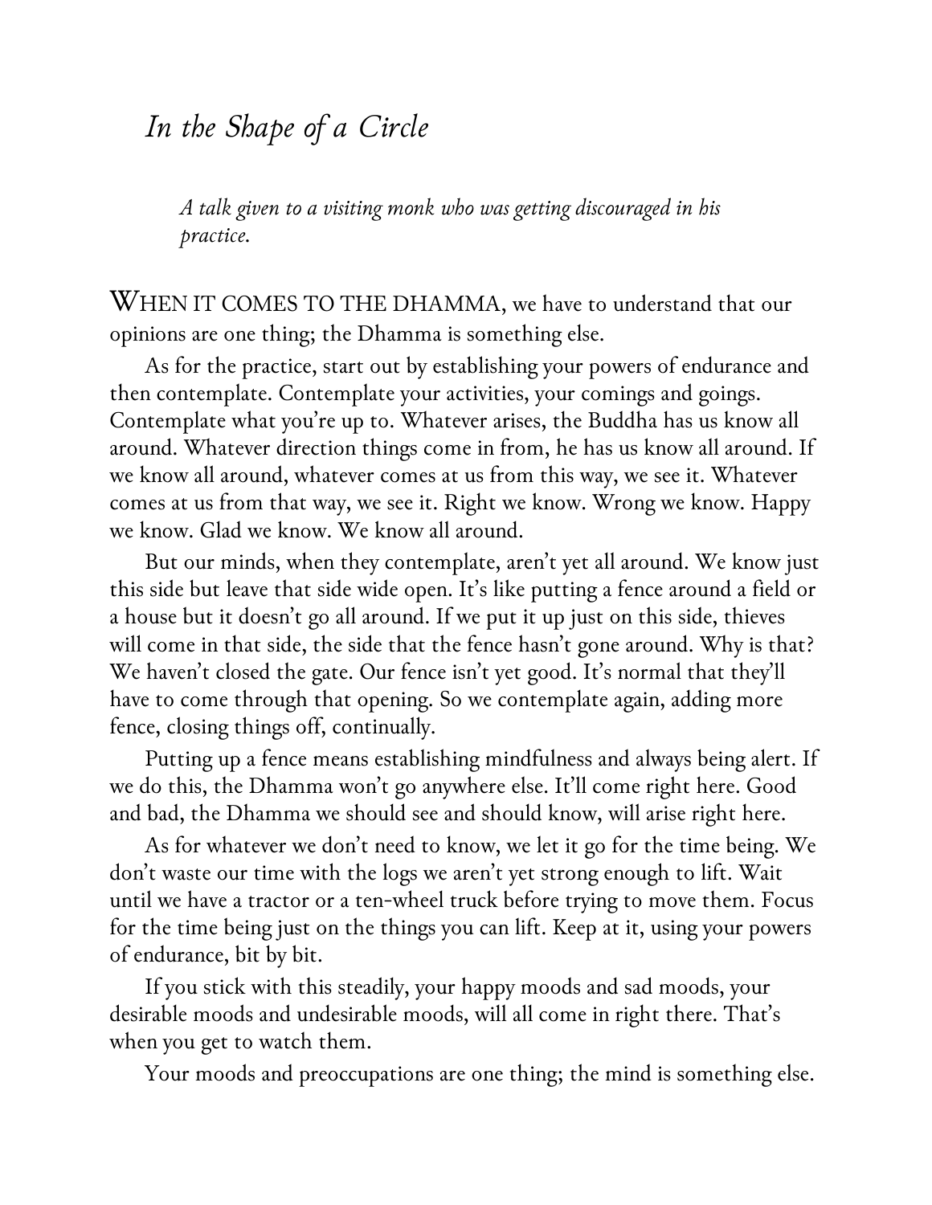# *In the Shape of a Circle*

*A talk given to a visiting monk who was getting discouraged in his practice.*

WHEN IT COMES TO THE DHAMMA, we have to understand that our opinions are one thing; the Dhamma is something else.

As for the practice, start out by establishing your powers of endurance and then contemplate. Contemplate your activities, your comings and goings. Contemplate what you're up to. Whatever arises, the Buddha has us know all around. Whatever direction things come in from, he has us know all around. If we know all around, whatever comes at us from this way, we see it. Whatever comes at us from that way, we see it. Right we know. Wrong we know. Happy we know. Glad we know. We know all around.

But our minds, when they contemplate, aren't yet all around. We know just this side but leave that side wide open. It's like putting a fence around a field or a house but it doesn't go all around. If we put it up just on this side, thieves will come in that side, the side that the fence hasn't gone around. Why is that? We haven't closed the gate. Our fence isn't yet good. It's normal that they'll have to come through that opening. So we contemplate again, adding more fence, closing things off, continually.

Putting up a fence means establishing mindfulness and always being alert. If we do this, the Dhamma won't go anywhere else. It'll come right here. Good and bad, the Dhamma we should see and should know, will arise right here.

As for whatever we don't need to know, we let it go for the time being. We don't waste our time with the logs we aren't yet strong enough to lift. Wait until we have a tractor or a ten-wheel truck before trying to move them. Focus for the time being just on the things you can lift. Keep at it, using your powers of endurance, bit by bit.

If you stick with this steadily, your happy moods and sad moods, your desirable moods and undesirable moods, will all come in right there. That's when you get to watch them.

Your moods and preoccupations are one thing; the mind is something else.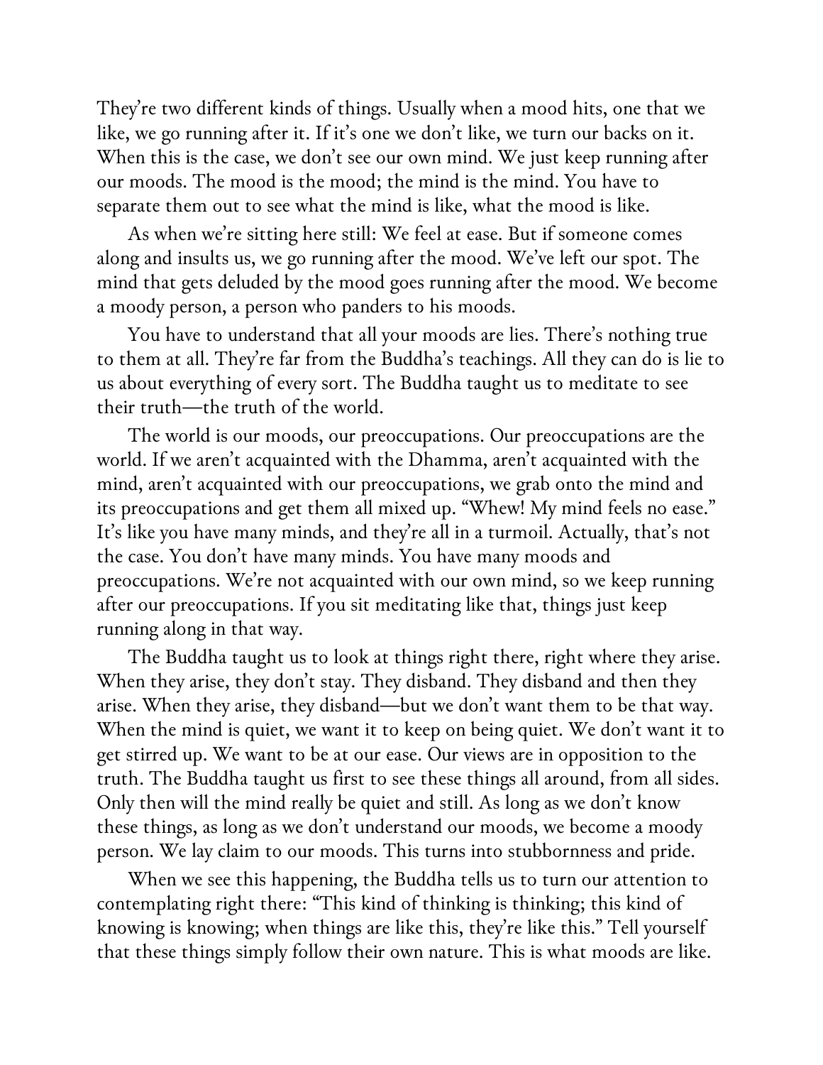They're two different kinds of things. Usually when a mood hits, one that we like, we go running after it. If it's one we don't like, we turn our backs on it. When this is the case, we don't see our own mind. We just keep running after our moods. The mood is the mood; the mind is the mind. You have to separate them out to see what the mind is like, what the mood is like.

As when we're sitting here still: We feel at ease. But if someone comes along and insults us, we go running after the mood. We've left our spot. The mind that gets deluded by the mood goes running after the mood. We become a moody person, a person who panders to his moods.

You have to understand that all your moods are lies. There's nothing true to them at all. They're far from the Buddha's teachings. All they can do is lie to us about everything of every sort. The Buddha taught us to meditate to see their truth—the truth of the world.

The world is our moods, our preoccupations. Our preoccupations are the world. If we aren't acquainted with the Dhamma, aren't acquainted with the mind, aren't acquainted with our preoccupations, we grab onto the mind and its preoccupations and get them all mixed up. "Whew! My mind feels no ease." It's like you have many minds, and they're all in a turmoil. Actually, that's not the case. You don't have many minds. You have many moods and preoccupations. We're not acquainted with our own mind, so we keep running after our preoccupations. If you sit meditating like that, things just keep running along in that way.

The Buddha taught us to look at things right there, right where they arise. When they arise, they don't stay. They disband. They disband and then they arise. When they arise, they disband—but we don't want them to be that way. When the mind is quiet, we want it to keep on being quiet. We don't want it to get stirred up. We want to be at our ease. Our views are in opposition to the truth. The Buddha taught us first to see these things all around, from all sides. Only then will the mind really be quiet and still. As long as we don't know these things, as long as we don't understand our moods, we become a moody person. We lay claim to our moods. This turns into stubbornness and pride.

When we see this happening, the Buddha tells us to turn our attention to contemplating right there: "This kind of thinking is thinking; this kind of knowing is knowing; when things are like this, they're like this." Tell yourself that these things simply follow their own nature. This is what moods are like.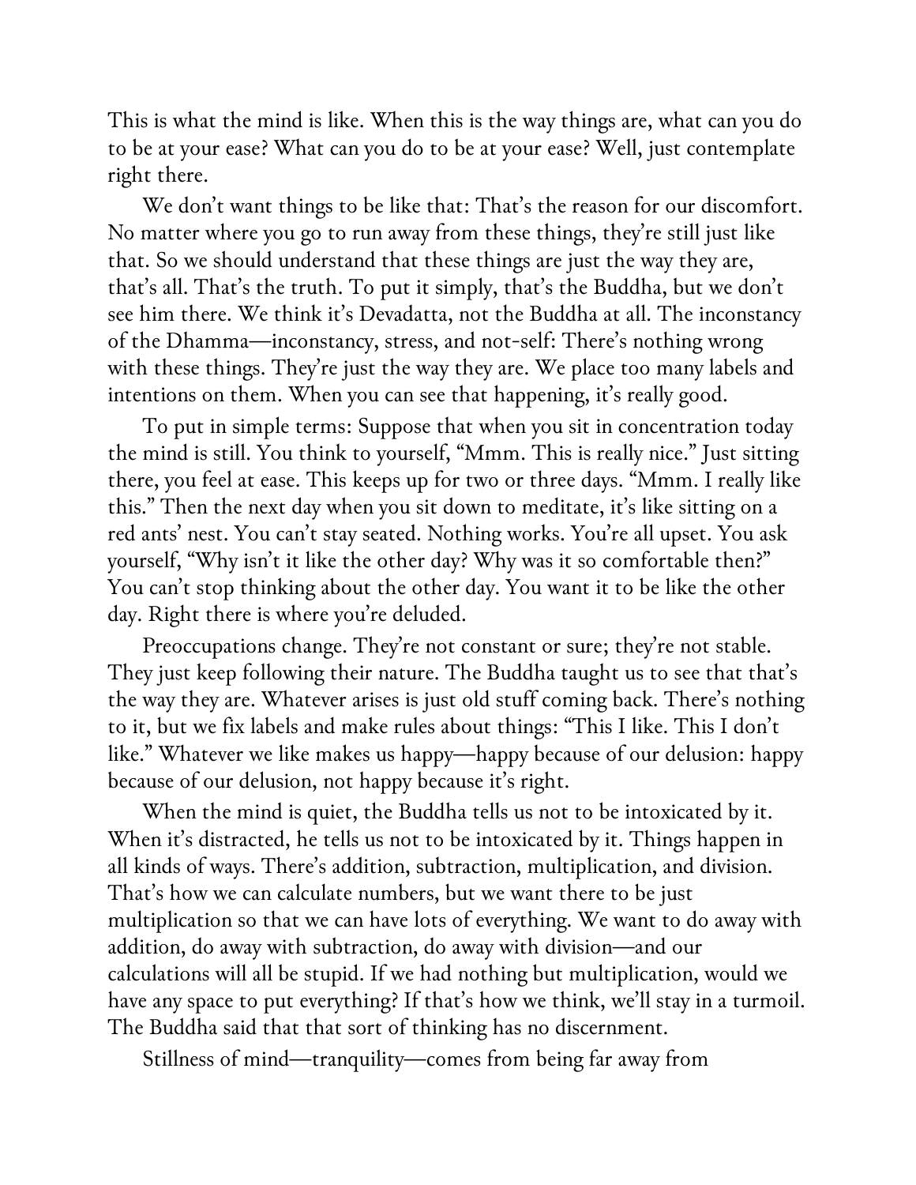This is what the mind is like. When this is the way things are, what can you do to be at your ease? What can you do to be at your ease? Well, just contemplate right there.

We don't want things to be like that: That's the reason for our discomfort. No matter where you go to run away from these things, they're still just like that. So we should understand that these things are just the way they are, that's all. That's the truth. To put it simply, that's the Buddha, but we don't see him there. We think it's Devadatta, not the Buddha at all. The inconstancy of the Dhamma—inconstancy, stress, and not-self: There's nothing wrong with these things. They're just the way they are. We place too many labels and intentions on them. When you can see that happening, it's really good.

To put in simple terms: Suppose that when you sit in concentration today the mind is still. You think to yourself, "Mmm. This is really nice." Just sitting there, you feel at ease. This keeps up for two or three days. "Mmm. I really like this." Then the next day when you sit down to meditate, it's like sitting on a red ants' nest. You can't stay seated. Nothing works. You're all upset. You ask yourself, "Why isn't it like the other day? Why was it so comfortable then?" You can't stop thinking about the other day. You want it to be like the other day. Right there is where you're deluded.

Preoccupations change. They're not constant or sure; they're not stable. They just keep following their nature. The Buddha taught us to see that that's the way they are. Whatever arises is just old stuff coming back. There's nothing to it, but we fix labels and make rules about things: "This I like. This I don't like." Whatever we like makes us happy—happy because of our delusion: happy because of our delusion, not happy because it's right.

When the mind is quiet, the Buddha tells us not to be intoxicated by it. When it's distracted, he tells us not to be intoxicated by it. Things happen in all kinds of ways. There's addition, subtraction, multiplication, and division. That's how we can calculate numbers, but we want there to be just multiplication so that we can have lots of everything. We want to do away with addition, do away with subtraction, do away with division—and our calculations will all be stupid. If we had nothing but multiplication, would we have any space to put everything? If that's how we think, we'll stay in a turmoil. The Buddha said that that sort of thinking has no discernment.

Stillness of mind—tranquility—comes from being far away from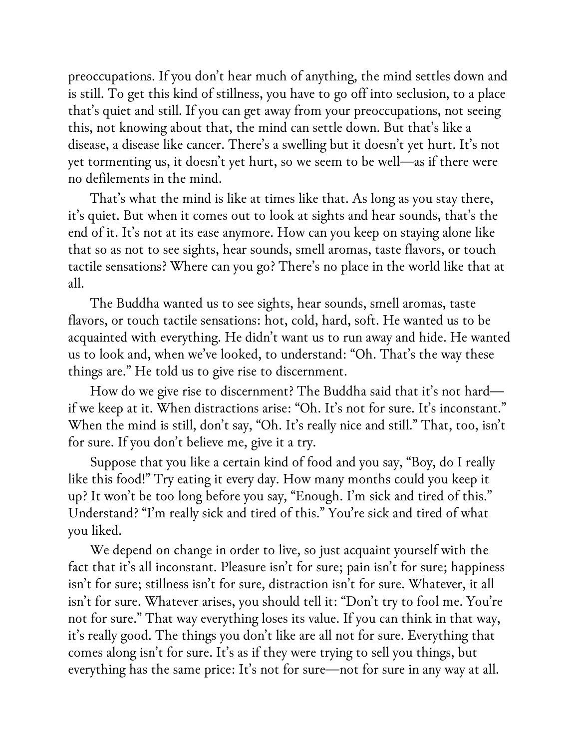preoccupations. If you don't hear much of anything, the mind settles down and is still. To get this kind of stillness, you have to go off into seclusion, to a place that's quiet and still. If you can get away from your preoccupations, not seeing this, not knowing about that, the mind can settle down. But that's like a disease, a disease like cancer. There's a swelling but it doesn't yet hurt. It's not yet tormenting us, it doesn't yet hurt, so we seem to be well—as if there were no defilements in the mind.

That's what the mind is like at times like that. As long as you stay there, it's quiet. But when it comes out to look at sights and hear sounds, that's the end of it. It's not at its ease anymore. How can you keep on staying alone like that so as not to see sights, hear sounds, smell aromas, taste flavors, or touch tactile sensations? Where can you go? There's no place in the world like that at all.

The Buddha wanted us to see sights, hear sounds, smell aromas, taste flavors, or touch tactile sensations: hot, cold, hard, soft. He wanted us to be acquainted with everything. He didn't want us to run away and hide. He wanted us to look and, when we've looked, to understand: "Oh. That's the way these things are." He told us to give rise to discernment.

How do we give rise to discernment? The Buddha said that it's not hard—if we keep at it. When distractions arise: "Oh. It's not for sure. It's inconstant." When the mind is still, don't say, "Oh. It's really nice and still." That, too, isn't for sure. If you don't believe me, give it a try.

Suppose that you like a certain kind of food and you say, "Boy, do I really like this food!" Try eating it every day. How many months could you keep it up? It won't be too long before you say, "Enough. I'm sick and tired of this." Understand? "I'm really sick and tired of this." You're sick and tired of what you liked.

We depend on change in order to live, so just acquaint yourself with the fact that it's all inconstant. Pleasure isn't for sure; pain isn't for sure; happiness isn't for sure; stillness isn't for sure, distraction isn't for sure. Whatever, it all isn't for sure. Whatever arises, you should tell it: "Don't try to fool me. You're not for sure." That way everything loses its value. If you can think in that way, it's really good. The things you don't like are all not for sure. Everything that comes along isn't for sure. It's as if they were trying to sell you things, but everything has the same price: It's not for sure—not for sure in any way at all.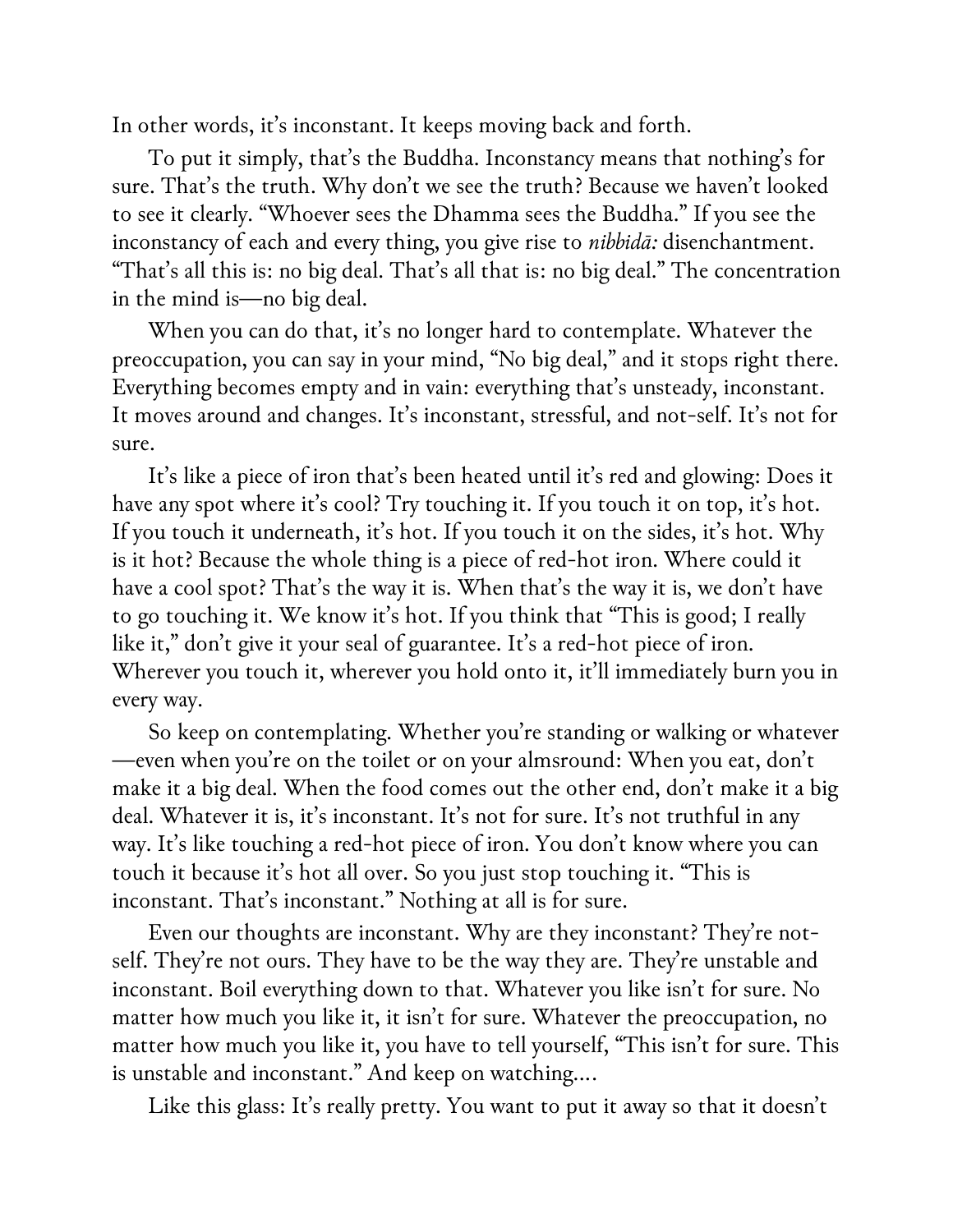In other words, it's inconstant. It keeps moving back and forth.

To put it simply, that's the Buddha. Inconstancy means that nothing's for sure. That's the truth. Why don't we see the truth? Because we haven't looked to see it clearly. "Whoever sees the Dhamma sees the Buddha." If you see the inconstancy of each and every thing, you give rise to *nibbidā:* disenchantment. "That's all this is: no big deal. That's all that is: no big deal." The concentration in the mind is—no big deal.

When you can do that, it's no longer hard to contemplate. Whatever the preoccupation, you can say in your mind, "No big deal," and it stops right there. Everything becomes empty and in vain: everything that's unsteady, inconstant. It moves around and changes. It's inconstant, stressful, and not-self. It's not for sure.

It's like a piece of iron that's been heated until it's red and glowing: Does it have any spot where it's cool? Try touching it. If you touch it on top, it's hot. If you touch it underneath, it's hot. If you touch it on the sides, it's hot. Why is it hot? Because the whole thing is a piece of red-hot iron. Where could it have a cool spot? That's the way it is. When that's the way it is, we don't have to go touching it. We know it's hot. If you think that "This is good; I really like it," don't give it your seal of guarantee. It's a red-hot piece of iron. Wherever you touch it, wherever you hold onto it, it'll immediately burn you in every way.

So keep on contemplating. Whether you're standing or walking or whatever—even when you're on the toilet or on your almsround: When you eat, don't make it a big deal. When the food comes out the other end, don't make it a big deal. Whatever it is, it's inconstant. It's not for sure. It's not truthful in any way. It's like touching a red-hot piece of iron. You don't know where you can touch it because it's hot all over. So you just stop touching it. "This is inconstant. That's inconstant." Nothing at all is for sure.

Even our thoughts are inconstant. Why are they inconstant? They're not-self. They're not ours. They have to be the way they are. They're unstable and inconstant. Boil everything down to that. Whatever you like isn't for sure. No matter how much you like it, it isn't for sure. Whatever the preoccupation, no matter how much you like it, you have to tell yourself, "This isn't for sure. This is unstable and inconstant." And keep on watching....

Like this glass: It's really pretty. You want to put it away so that it doesn't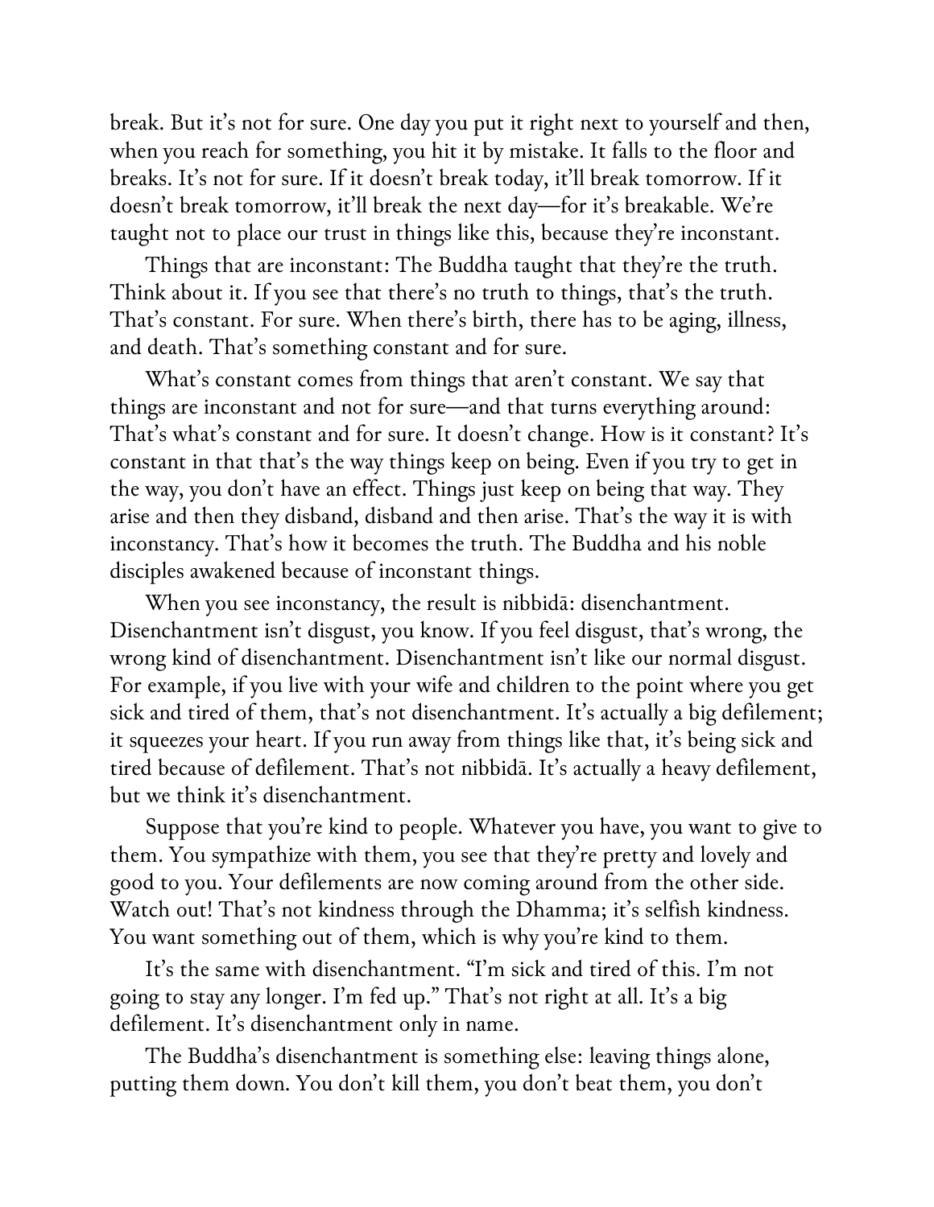break. But it's not for sure. One day you put it right next to yourself and then, when you reach for something, you hit it by mistake. It falls to the floor and breaks. It's not for sure. If it doesn't break today, it'll break tomorrow. If it doesn't break tomorrow, it'll break the next day—for it's breakable. We're taught not to place our trust in things like this, because they're inconstant.

Things that are inconstant: The Buddha taught that they're the truth. Think about it. If you see that there's no truth to things, that's the truth. That's constant. For sure. When there's birth, there has to be aging, illness, and death. That's something constant and for sure.

What's constant comes from things that aren't constant. We say that things are inconstant and not for sure—and that turns everything around: That's what's constant and for sure. It doesn't change. How is it constant? It's constant in that that's the way things keep on being. Even if you try to get in the way, you don't have an effect. Things just keep on being that way. They arise and then they disband, disband and then arise. That's the way it is with inconstancy. That's how it becomes the truth. The Buddha and his noble disciples awakened because of inconstant things.

When you see inconstancy, the result is nibbidā: disenchantment. Disenchantment isn't disgust, you know. If you feel disgust, that's wrong, the wrong kind of disenchantment. Disenchantment isn't like our normal disgust. For example, if you live with your wife and children to the point where you get sick and tired of them, that's not disenchantment. It's actually a big defilement; it squeezes your heart. If you run away from things like that, it's being sick and tired because of defilement. That's not nibbidā. It's actually a heavy defilement, but we think it's disenchantment.

Suppose that you're kind to people. Whatever you have, you want to give to them. You sympathize with them, you see that they're pretty and lovely and good to you. Your defilements are now coming around from the other side. Watch out! That's not kindness through the Dhamma; it's selfish kindness. You want something out of them, which is why you're kind to them.

It's the same with disenchantment. "I'm sick and tired of this. I'm not going to stay any longer. I'm fed up." That's not right at all. It's a big defilement. It's disenchantment only in name.

The Buddha's disenchantment is something else: leaving things alone, putting them down. You don't kill them, you don't beat them, you don't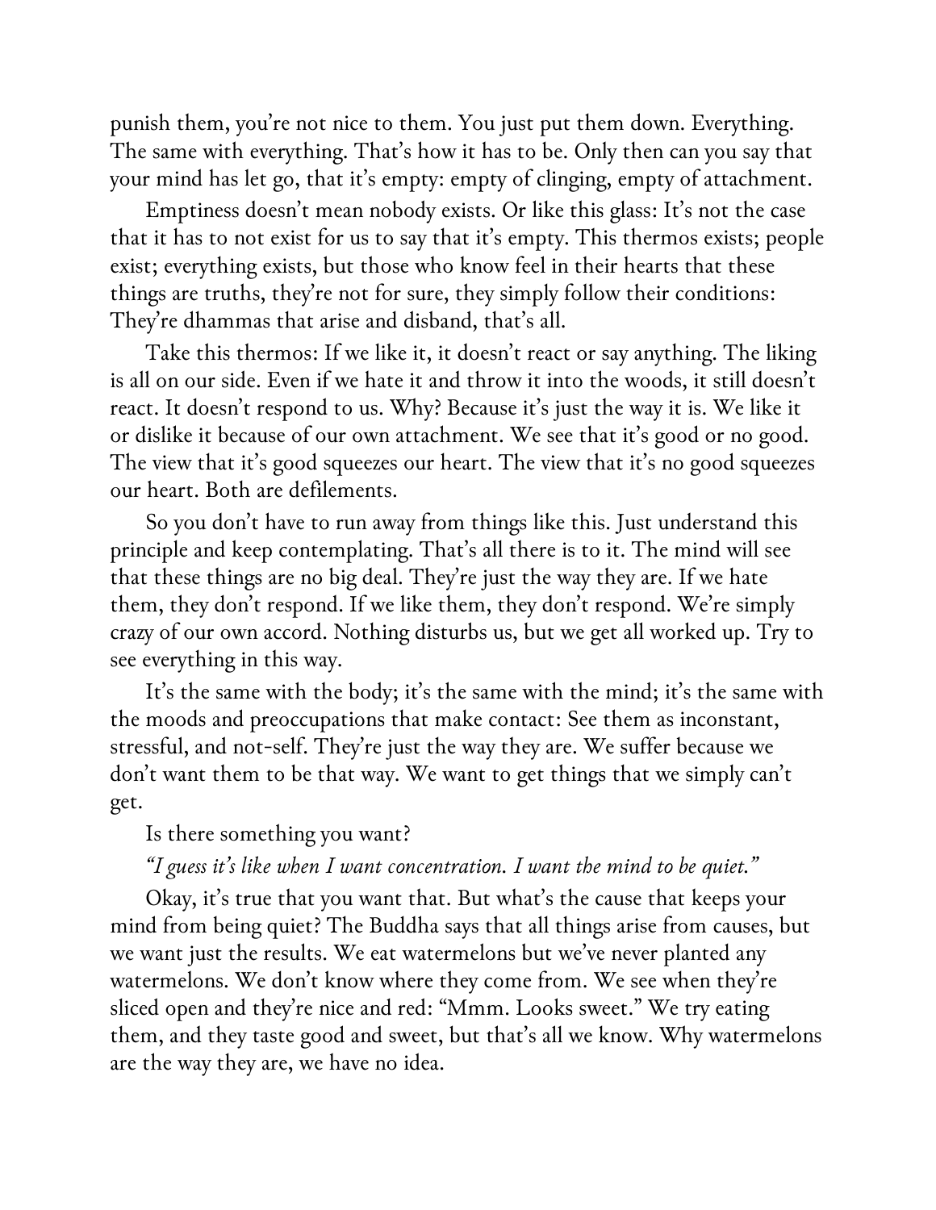punish them, you're not nice to them. You just put them down. Everything. The same with everything. That's how it has to be. Only then can you say that your mind has let go, that it's empty: empty of clinging, empty of attachment.

Emptiness doesn't mean nobody exists. Or like this glass: It's not the case that it has to not exist for us to say that it's empty. This thermos exists; people exist; everything exists, but those who know feel in their hearts that these things are truths, they're not for sure, they simply follow their conditions: They're dhammas that arise and disband, that's all.

Take this thermos: If we like it, it doesn't react or say anything. The liking is all on our side. Even if we hate it and throw it into the woods, it still doesn't react. It doesn't respond to us. Why? Because it's just the way it is. We like it or dislike it because of our own attachment. We see that it's good or no good. The view that it's good squeezes our heart. The view that it's no good squeezes our heart. Both are defilements.

So you don't have to run away from things like this. Just understand this principle and keep contemplating. That's all there is to it. The mind will see that these things are no big deal. They're just the way they are. If we hate them, they don't respond. If we like them, they don't respond. We're simply crazy of our own accord. Nothing disturbs us, but we get all worked up. Try to see everything in this way.

It's the same with the body; it's the same with the mind; it's the same with the moods and preoccupations that make contact: See them as inconstant, stressful, and not-self. They're just the way they are. We suffer because we don't want them to be that way. We want to get things that we simply can't get.

Is there something you want?

*"I guess it's like when I want concentration. I want the mind to be quiet."*

Okay, it's true that you want that. But what's the cause that keeps your mind from being quiet? The Buddha says that all things arise from causes, but we want just the results. We eat watermelons but we've never planted any watermelons. We don't know where they come from. We see when they're sliced open and they're nice and red: "Mmm. Looks sweet." We try eating them, and they taste good and sweet, but that's all we know. Why watermelons are the way they are, we have no idea.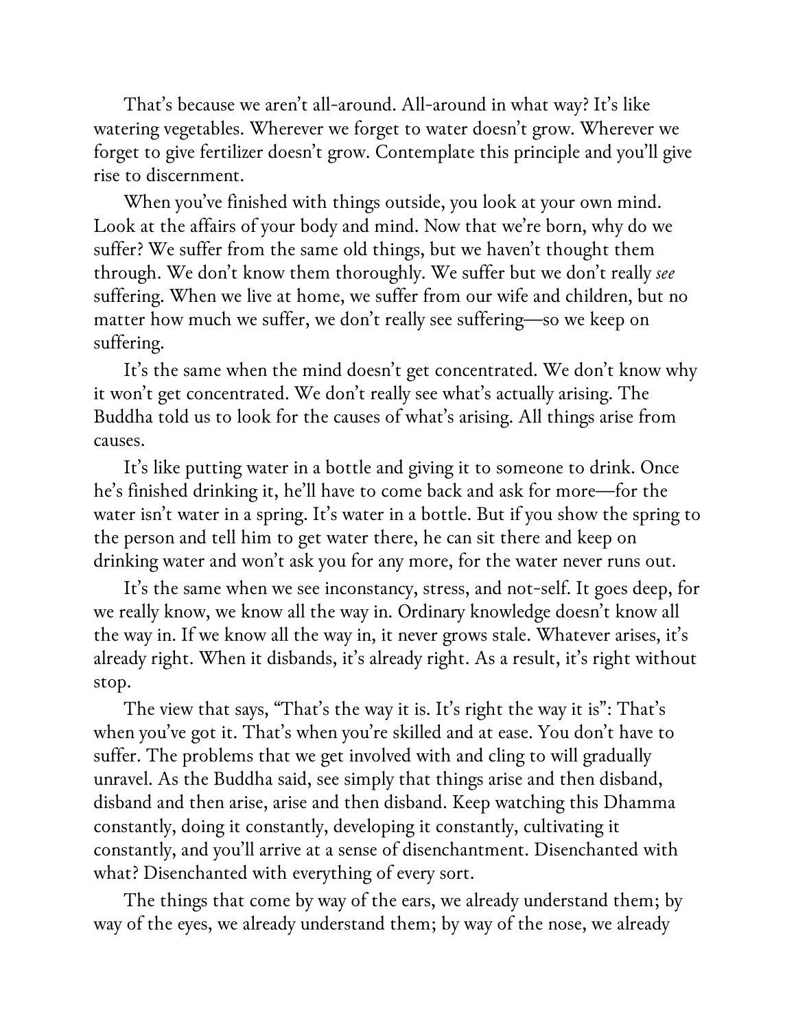That's because we aren't all-around. All-around in what way? It's like watering vegetables. Wherever we forget to water doesn't grow. Wherever we forget to give fertilizer doesn't grow. Contemplate this principle and you'll give rise to discernment.

When you've finished with things outside, you look at your own mind. Look at the affairs of your body and mind. Now that we're born, why do we suffer? We suffer from the same old things, but we haven't thought them through. We don't know them thoroughly. We suffer but we don't really *see* suffering. When we live at home, we suffer from our wife and children, but no matter how much we suffer, we don't really see suffering—so we keep on suffering.

It's the same when the mind doesn't get concentrated. We don't know why it won't get concentrated. We don't really see what's actually arising. The Buddha told us to look for the causes of what's arising. All things arise from causes.

It's like putting water in a bottle and giving it to someone to drink. Once he's finished drinking it, he'll have to come back and ask for more—for the water isn't water in a spring. It's water in a bottle. But if you show the spring to the person and tell him to get water there, he can sit there and keep on drinking water and won't ask you for any more, for the water never runs out.

It's the same when we see inconstancy, stress, and not-self. It goes deep, for we really know, we know all the way in. Ordinary knowledge doesn't know all the way in. If we know all the way in, it never grows stale. Whatever arises, it's already right. When it disbands, it's already right. As a result, it's right without stop.

The view that says, "That's the way it is. It's right the way it is": That's when you've got it. That's when you're skilled and at ease. You don't have to suffer. The problems that we get involved with and cling to will gradually unravel. As the Buddha said, see simply that things arise and then disband, disband and then arise, arise and then disband. Keep watching this Dhamma constantly, doing it constantly, developing it constantly, cultivating it constantly, and you'll arrive at a sense of disenchantment. Disenchanted with what? Disenchanted with everything of every sort.

The things that come by way of the ears, we already understand them; by way of the eyes, we already understand them; by way of the nose, we already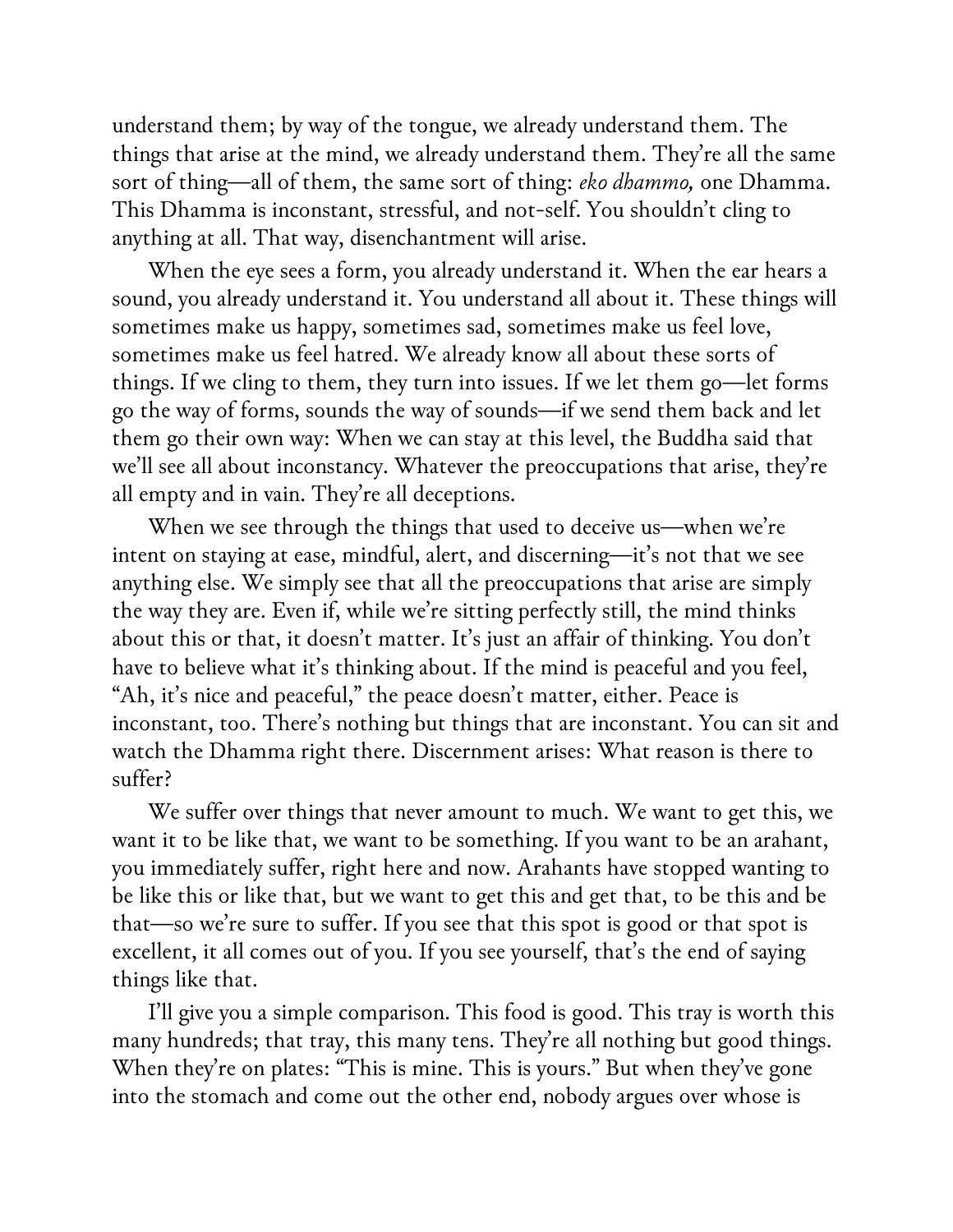understand them; by way of the tongue, we already understand them. The things that arise at the mind, we already understand them. They're all the same sort of thing—all of them, the same sort of thing: *eko dhammo,* one Dhamma. This Dhamma is inconstant, stressful, and not-self. You shouldn't cling to anything at all. That way, disenchantment will arise.

When the eye sees a form, you already understand it. When the ear hears a sound, you already understand it. You understand all about it. These things will sometimes make us happy, sometimes sad, sometimes make us feel love, sometimes make us feel hatred. We already know all about these sorts of things. If we cling to them, they turn into issues. If we let them go—let forms go the way of forms, sounds the way of sounds—if we send them back and let them go their own way: When we can stay at this level, the Buddha said that we'll see all about inconstancy. Whatever the preoccupations that arise, they're all empty and in vain. They're all deceptions.

When we see through the things that used to deceive us—when we're intent on staying at ease, mindful, alert, and discerning—it's not that we see anything else. We simply see that all the preoccupations that arise are simply the way they are. Even if, while we're sitting perfectly still, the mind thinks about this or that, it doesn't matter. It's just an affair of thinking. You don't have to believe what it's thinking about. If the mind is peaceful and you feel, "Ah, it's nice and peaceful," the peace doesn't matter, either. Peace is inconstant, too. There's nothing but things that are inconstant. You can sit and watch the Dhamma right there. Discernment arises: What reason is there to suffer?

We suffer over things that never amount to much. We want to get this, we want it to be like that, we want to be something. If you want to be an arahant, you immediately suffer, right here and now. Arahants have stopped wanting to be like this or like that, but we want to get this and get that, to be this and be that—so we're sure to suffer. If you see that this spot is good or that spot is excellent, it all comes out of you. If you see yourself, that's the end of saying things like that.

I'll give you a simple comparison. This food is good. This tray is worth this many hundreds; that tray, this many tens. They're all nothing but good things. When they're on plates: "This is mine. This is yours." But when they've gone into the stomach and come out the other end, nobody argues over whose is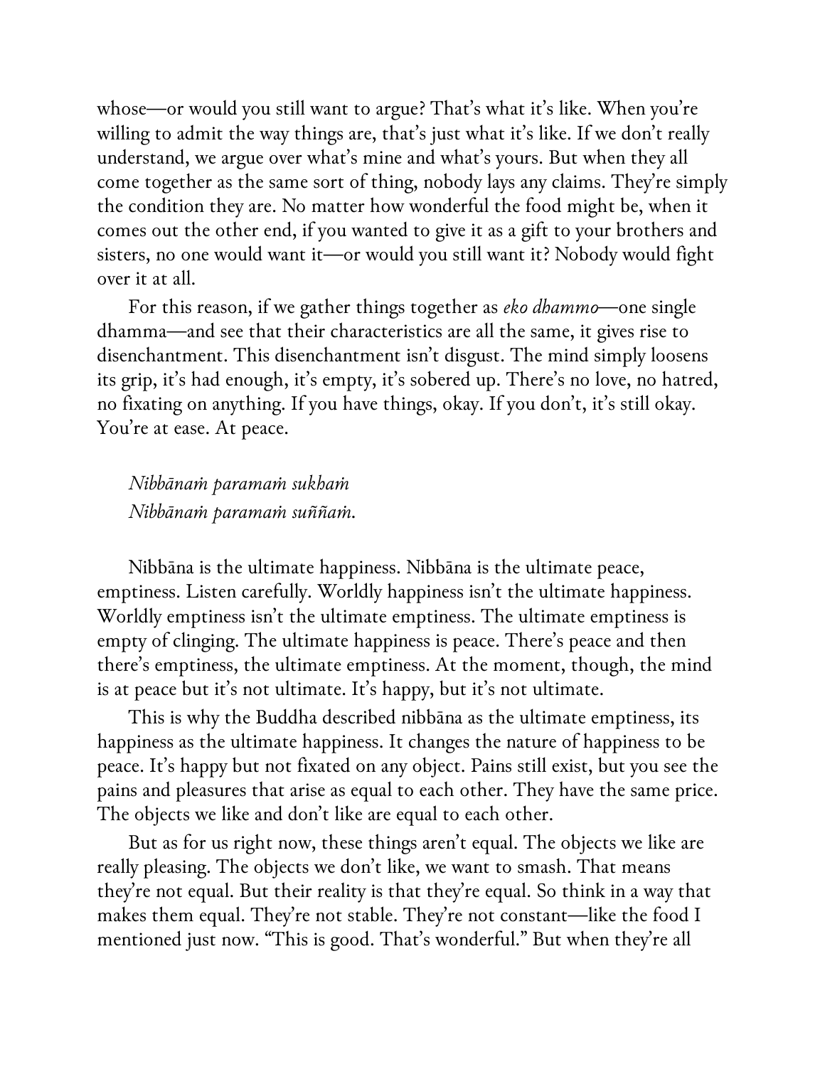whose—or would you still want to argue? That's what it's like. When you're willing to admit the way things are, that's just what it's like. If we don't really understand, we argue over what's mine and what's yours. But when they all come together as the same sort of thing, nobody lays any claims. They're simply the condition they are. No matter how wonderful the food might be, when it comes out the other end, if you wanted to give it as a gift to your brothers and sisters, no one would want it—or would you still want it? Nobody would fight over it at all.

For this reason, if we gather things together as *eko dhammo*—one single dhamma—and see that their characteristics are all the same, it gives rise to disenchantment. This disenchantment isn't disgust. The mind simply loosens its grip, it's had enough, it's empty, it's sobered up. There's no love, no hatred, no fixating on anything. If you have things, okay. If you don't, it's still okay. You're at ease. At peace.

> *Nibbānaṁ paramaṁ sukhaṁ*
> *Nibbānaṁ paramaṁ suññaṁ.*

Nibbāna is the ultimate happiness. Nibbāna is the ultimate peace, emptiness. Listen carefully. Worldly happiness isn't the ultimate happiness. Worldly emptiness isn't the ultimate emptiness. The ultimate emptiness is empty of clinging. The ultimate happiness is peace. There's peace and then there's emptiness, the ultimate emptiness. At the moment, though, the mind is at peace but it's not ultimate. It's happy, but it's not ultimate.

This is why the Buddha described nibbāna as the ultimate emptiness, its happiness as the ultimate happiness. It changes the nature of happiness to be peace. It's happy but not fixated on any object. Pains still exist, but you see the pains and pleasures that arise as equal to each other. They have the same price. The objects we like and don't like are equal to each other.

But as for us right now, these things aren't equal. The objects we like are really pleasing. The objects we don't like, we want to smash. That means they're not equal. But their reality is that they're equal. So think in a way that makes them equal. They're not stable. They're not constant—like the food I mentioned just now. "This is good. That's wonderful." But when they're all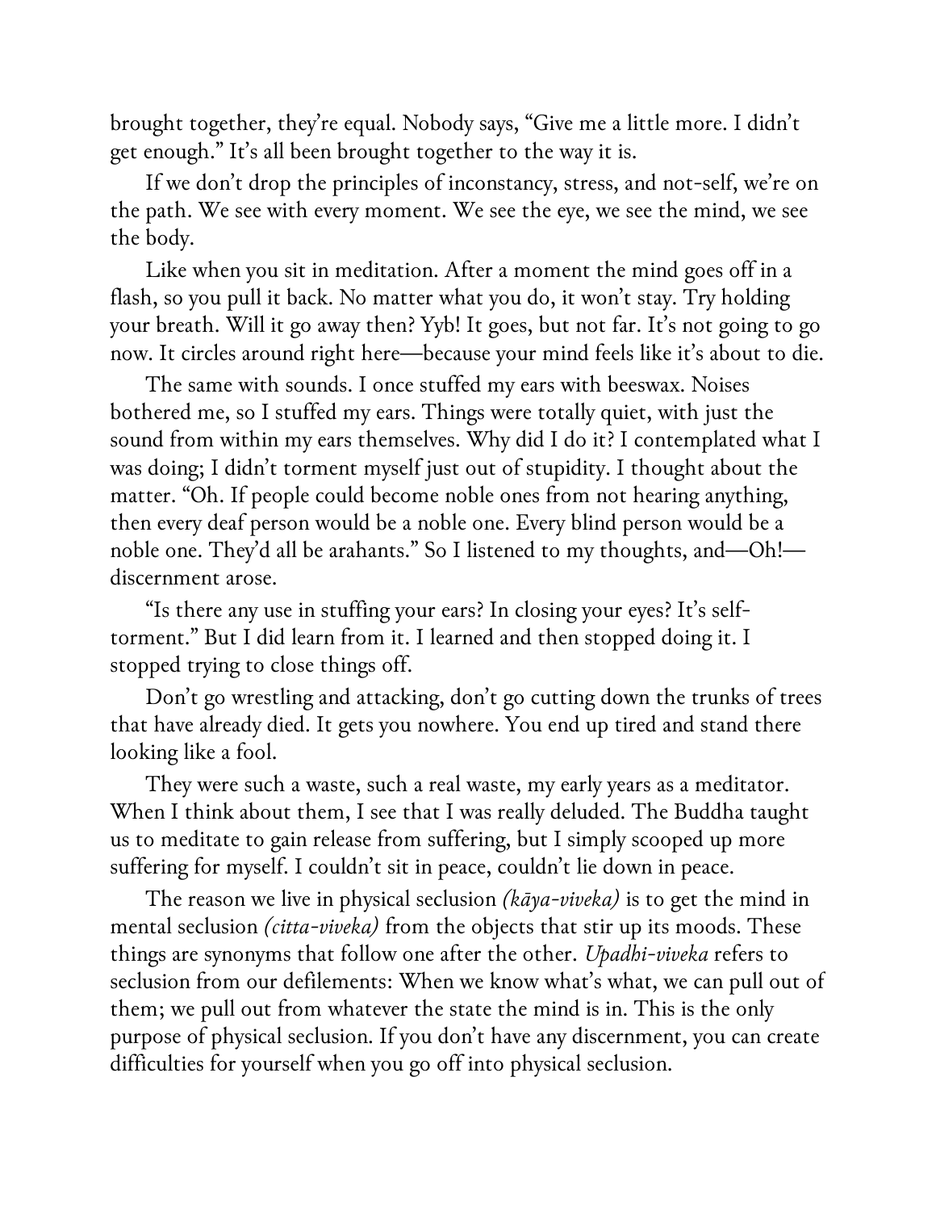brought together, they're equal. Nobody says, "Give me a little more. I didn't get enough." It's all been brought together to the way it is.

If we don't drop the principles of inconstancy, stress, and not-self, we're on the path. We see with every moment. We see the eye, we see the mind, we see the body.

Like when you sit in meditation. After a moment the mind goes off in a flash, so you pull it back. No matter what you do, it won't stay. Try holding your breath. Will it go away then? Yyb! It goes, but not far. It's not going to go now. It circles around right here—because your mind feels like it's about to die.

The same with sounds. I once stuffed my ears with beeswax. Noises bothered me, so I stuffed my ears. Things were totally quiet, with just the sound from within my ears themselves. Why did I do it? I contemplated what I was doing; I didn't torment myself just out of stupidity. I thought about the matter. "Oh. If people could become noble ones from not hearing anything, then every deaf person would be a noble one. Every blind person would be a noble one. They'd all be arahants." So I listened to my thoughts, and—Oh!—discernment arose.

"Is there any use in stuffing your ears? In closing your eyes? It's self-torment." But I did learn from it. I learned and then stopped doing it. I stopped trying to close things off.

Don't go wrestling and attacking, don't go cutting down the trunks of trees that have already died. It gets you nowhere. You end up tired and stand there looking like a fool.

They were such a waste, such a real waste, my early years as a meditator. When I think about them, I see that I was really deluded. The Buddha taught us to meditate to gain release from suffering, but I simply scooped up more suffering for myself. I couldn't sit in peace, couldn't lie down in peace.

The reason we live in physical seclusion *(kāya-viveka)* is to get the mind in mental seclusion *(citta-viveka)* from the objects that stir up its moods. These things are synonyms that follow one after the other. *Upadhi-viveka* refers to seclusion from our defilements: When we know what's what, we can pull out of them; we pull out from whatever the state the mind is in. This is the only purpose of physical seclusion. If you don't have any discernment, you can create difficulties for yourself when you go off into physical seclusion.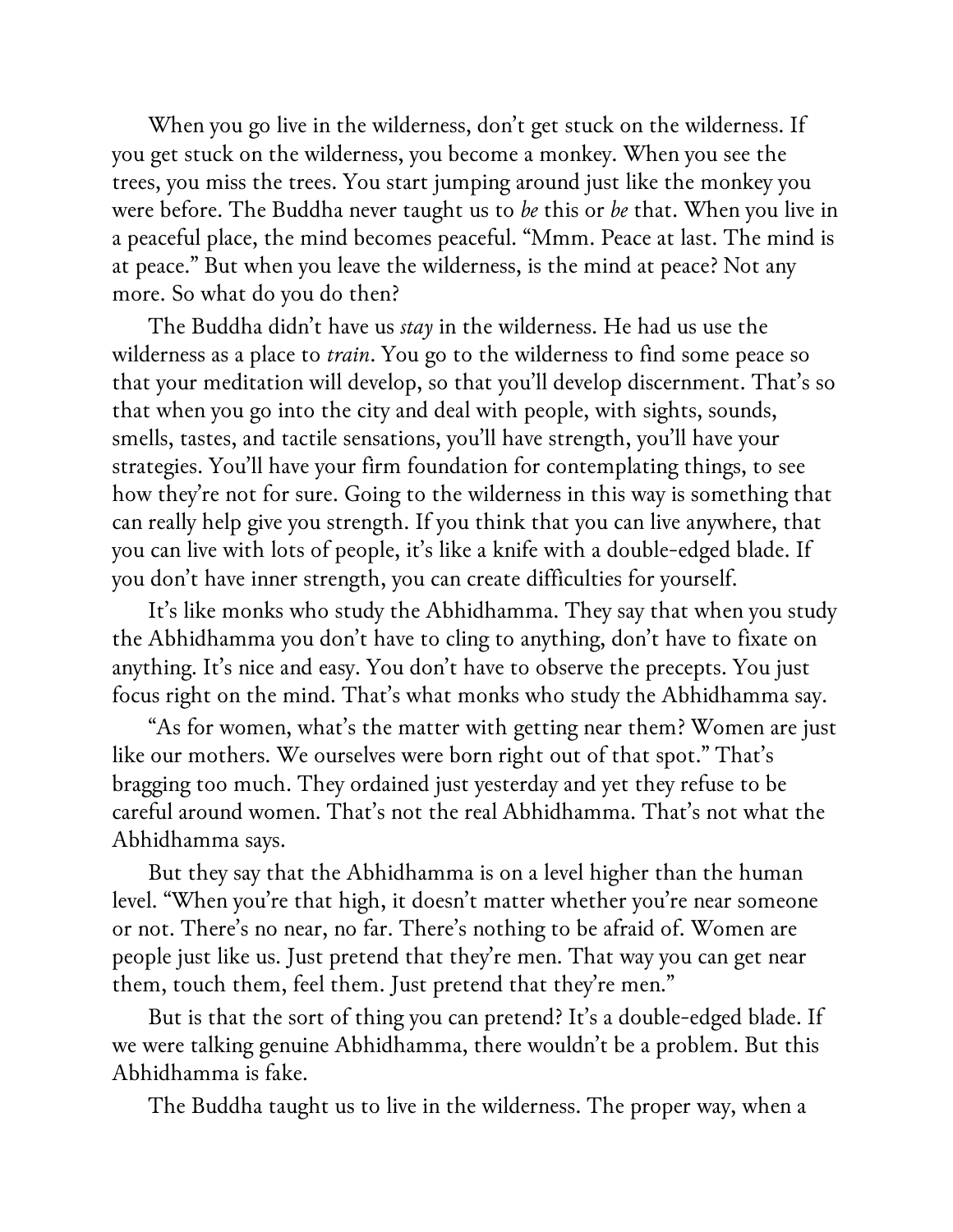When you go live in the wilderness, don't get stuck on the wilderness. If you get stuck on the wilderness, you become a monkey. When you see the trees, you miss the trees. You start jumping around just like the monkey you were before. The Buddha never taught us to *be* this or *be* that. When you live in a peaceful place, the mind becomes peaceful. "Mmm. Peace at last. The mind is at peace." But when you leave the wilderness, is the mind at peace? Not any more. So what do you do then?

The Buddha didn't have us *stay* in the wilderness. He had us use the wilderness as a place to *train*. You go to the wilderness to find some peace so that your meditation will develop, so that you'll develop discernment. That's so that when you go into the city and deal with people, with sights, sounds, smells, tastes, and tactile sensations, you'll have strength, you'll have your strategies. You'll have your firm foundation for contemplating things, to see how they're not for sure. Going to the wilderness in this way is something that can really help give you strength. If you think that you can live anywhere, that you can live with lots of people, it's like a knife with a double-edged blade. If you don't have inner strength, you can create difficulties for yourself.

It's like monks who study the Abhidhamma. They say that when you study the Abhidhamma you don't have to cling to anything, don't have to fixate on anything. It's nice and easy. You don't have to observe the precepts. You just focus right on the mind. That's what monks who study the Abhidhamma say.

"As for women, what's the matter with getting near them? Women are just like our mothers. We ourselves were born right out of that spot." That's bragging too much. They ordained just yesterday and yet they refuse to be careful around women. That's not the real Abhidhamma. That's not what the Abhidhamma says.

But they say that the Abhidhamma is on a level higher than the human level. "When you're that high, it doesn't matter whether you're near someone or not. There's no near, no far. There's nothing to be afraid of. Women are people just like us. Just pretend that they're men. That way you can get near them, touch them, feel them. Just pretend that they're men."

But is that the sort of thing you can pretend? It's a double-edged blade. If we were talking genuine Abhidhamma, there wouldn't be a problem. But this Abhidhamma is fake.

The Buddha taught us to live in the wilderness. The proper way, when a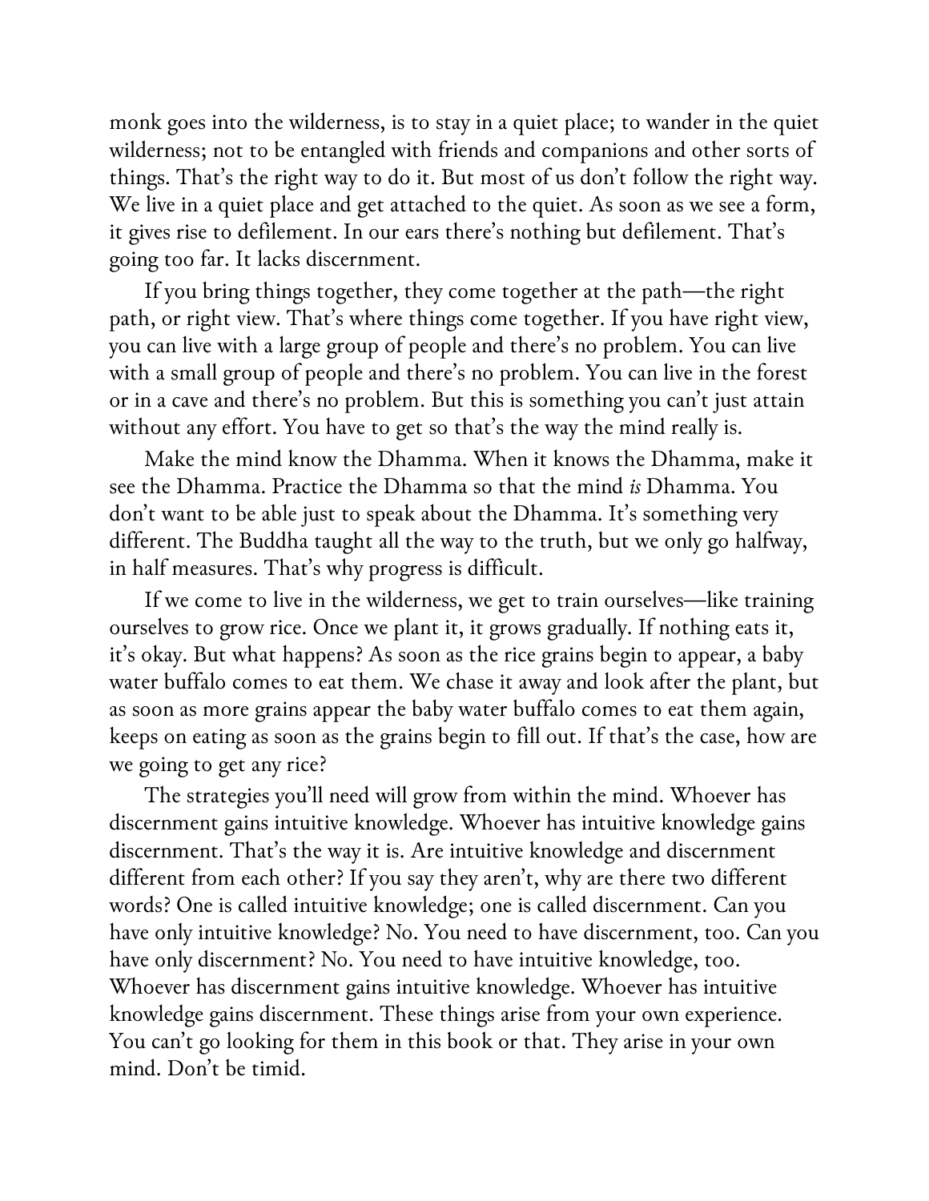monk goes into the wilderness, is to stay in a quiet place; to wander in the quiet wilderness; not to be entangled with friends and companions and other sorts of things. That's the right way to do it. But most of us don't follow the right way. We live in a quiet place and get attached to the quiet. As soon as we see a form, it gives rise to defilement. In our ears there's nothing but defilement. That's going too far. It lacks discernment.

If you bring things together, they come together at the path—the right path, or right view. That's where things come together. If you have right view, you can live with a large group of people and there's no problem. You can live with a small group of people and there's no problem. You can live in the forest or in a cave and there's no problem. But this is something you can't just attain without any effort. You have to get so that's the way the mind really is.

Make the mind know the Dhamma. When it knows the Dhamma, make it see the Dhamma. Practice the Dhamma so that the mind *is* Dhamma. You don't want to be able just to speak about the Dhamma. It's something very different. The Buddha taught all the way to the truth, but we only go halfway, in half measures. That's why progress is difficult.

If we come to live in the wilderness, we get to train ourselves—like training ourselves to grow rice. Once we plant it, it grows gradually. If nothing eats it, it's okay. But what happens? As soon as the rice grains begin to appear, a baby water buffalo comes to eat them. We chase it away and look after the plant, but as soon as more grains appear the baby water buffalo comes to eat them again, keeps on eating as soon as the grains begin to fill out. If that's the case, how are we going to get any rice?

The strategies you'll need will grow from within the mind. Whoever has discernment gains intuitive knowledge. Whoever has intuitive knowledge gains discernment. That's the way it is. Are intuitive knowledge and discernment different from each other? If you say they aren't, why are there two different words? One is called intuitive knowledge; one is called discernment. Can you have only intuitive knowledge? No. You need to have discernment, too. Can you have only discernment? No. You need to have intuitive knowledge, too. Whoever has discernment gains intuitive knowledge. Whoever has intuitive knowledge gains discernment. These things arise from your own experience. You can't go looking for them in this book or that. They arise in your own mind. Don't be timid.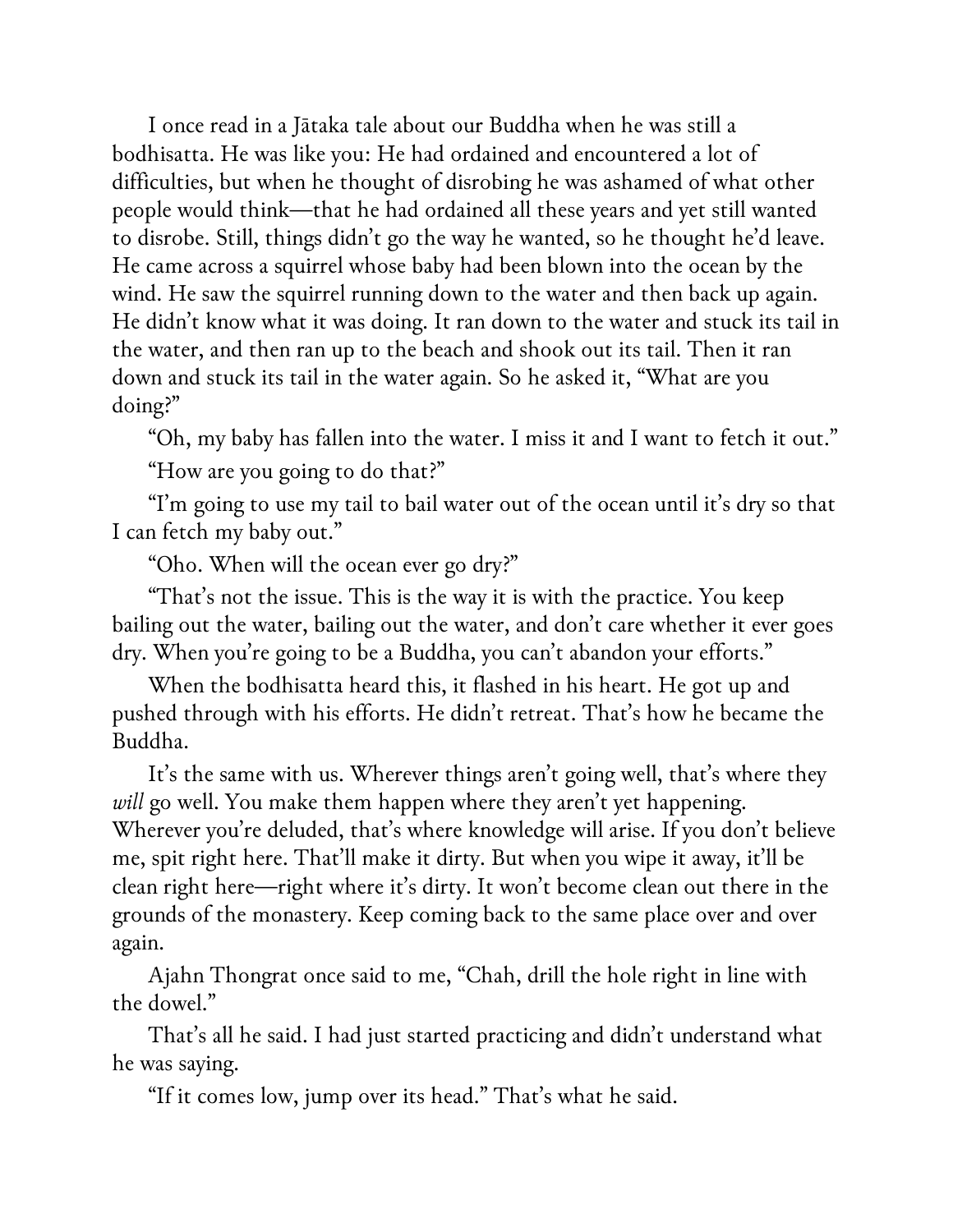I once read in a Jātaka tale about our Buddha when he was still a bodhisatta. He was like you: He had ordained and encountered a lot of difficulties, but when he thought of disrobing he was ashamed of what other people would think—that he had ordained all these years and yet still wanted to disrobe. Still, things didn't go the way he wanted, so he thought he'd leave. He came across a squirrel whose baby had been blown into the ocean by the wind. He saw the squirrel running down to the water and then back up again. He didn't know what it was doing. It ran down to the water and stuck its tail in the water, and then ran up to the beach and shook out its tail. Then it ran down and stuck its tail in the water again. So he asked it, "What are you doing?"

"Oh, my baby has fallen into the water. I miss it and I want to fetch it out."

"How are you going to do that?"

"I'm going to use my tail to bail water out of the ocean until it's dry so that I can fetch my baby out."

"Oho. When will the ocean ever go dry?"

"That's not the issue. This is the way it is with the practice. You keep bailing out the water, bailing out the water, and don't care whether it ever goes dry. When you're going to be a Buddha, you can't abandon your efforts."

When the bodhisatta heard this, it flashed in his heart. He got up and pushed through with his efforts. He didn't retreat. That's how he became the Buddha.

It's the same with us. Wherever things aren't going well, that's where they *will* go well. You make them happen where they aren't yet happening. Wherever you're deluded, that's where knowledge will arise. If you don't believe me, spit right here. That'll make it dirty. But when you wipe it away, it'll be clean right here—right where it's dirty. It won't become clean out there in the grounds of the monastery. Keep coming back to the same place over and over again.

Ajahn Thongrat once said to me, "Chah, drill the hole right in line with the dowel."

That's all he said. I had just started practicing and didn't understand what he was saying.

"If it comes low, jump over its head." That's what he said.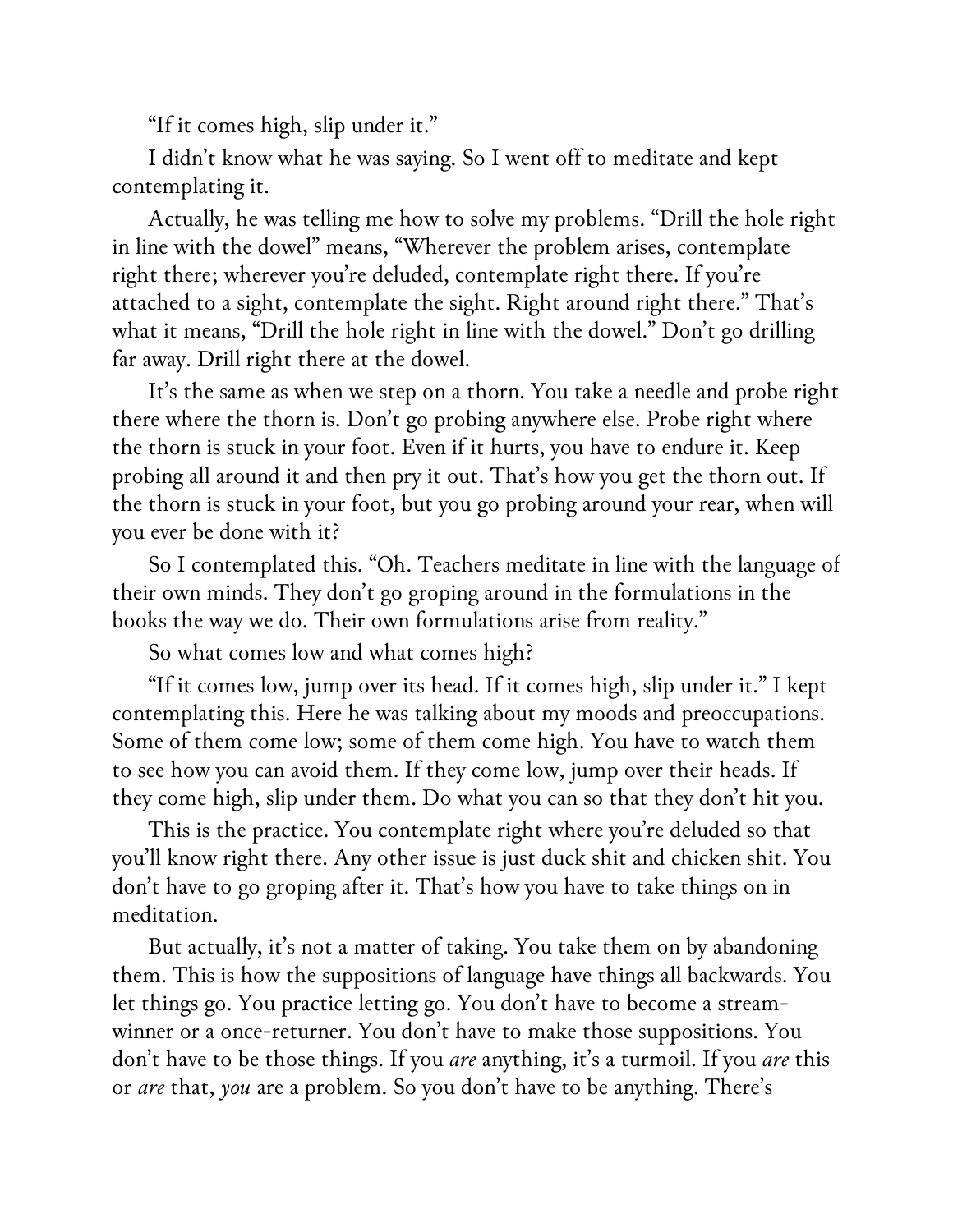"If it comes high, slip under it."

I didn't know what he was saying. So I went off to meditate and kept contemplating it.

Actually, he was telling me how to solve my problems. "Drill the hole right in line with the dowel" means, "Wherever the problem arises, contemplate right there; wherever you're deluded, contemplate right there. If you're attached to a sight, contemplate the sight. Right around right there." That's what it means, "Drill the hole right in line with the dowel." Don't go drilling far away. Drill right there at the dowel.

It's the same as when we step on a thorn. You take a needle and probe right there where the thorn is. Don't go probing anywhere else. Probe right where the thorn is stuck in your foot. Even if it hurts, you have to endure it. Keep probing all around it and then pry it out. That's how you get the thorn out. If the thorn is stuck in your foot, but you go probing around your rear, when will you ever be done with it?

So I contemplated this. "Oh. Teachers meditate in line with the language of their own minds. They don't go groping around in the formulations in the books the way we do. Their own formulations arise from reality."

So what comes low and what comes high?

"If it comes low, jump over its head. If it comes high, slip under it." I kept contemplating this. Here he was talking about my moods and preoccupations. Some of them come low; some of them come high. You have to watch them to see how you can avoid them. If they come low, jump over their heads. If they come high, slip under them. Do what you can so that they don't hit you.

This is the practice. You contemplate right where you're deluded so that you'll know right there. Any other issue is just duck shit and chicken shit. You don't have to go groping after it. That's how you have to take things on in meditation.

But actually, it's not a matter of taking. You take them on by abandoning them. This is how the suppositions of language have things all backwards. You let things go. You practice letting go. You don't have to become a stream-winner or a once-returner. You don't have to make those suppositions. You don't have to be those things. If you *are* anything, it's a turmoil. If you *are* this or *are* that, *you* are a problem. So you don't have to be anything. There's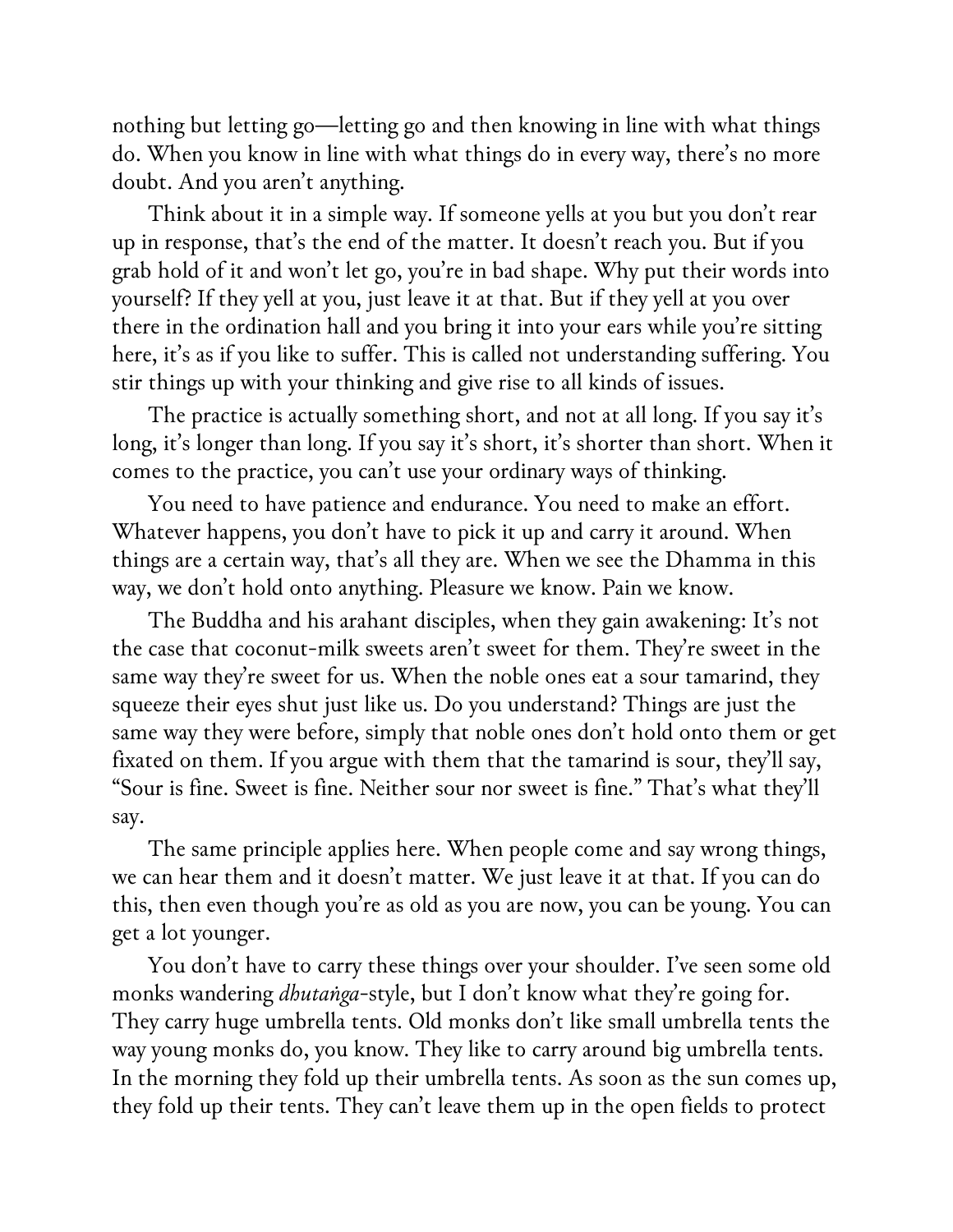nothing but letting go—letting go and then knowing in line with what things do. When you know in line with what things do in every way, there's no more doubt. And you aren't anything.

Think about it in a simple way. If someone yells at you but you don't rear up in response, that's the end of the matter. It doesn't reach you. But if you grab hold of it and won't let go, you're in bad shape. Why put their words into yourself? If they yell at you, just leave it at that. But if they yell at you over there in the ordination hall and you bring it into your ears while you're sitting here, it's as if you like to suffer. This is called not understanding suffering. You stir things up with your thinking and give rise to all kinds of issues.

The practice is actually something short, and not at all long. If you say it's long, it's longer than long. If you say it's short, it's shorter than short. When it comes to the practice, you can't use your ordinary ways of thinking.

You need to have patience and endurance. You need to make an effort. Whatever happens, you don't have to pick it up and carry it around. When things are a certain way, that's all they are. When we see the Dhamma in this way, we don't hold onto anything. Pleasure we know. Pain we know.

The Buddha and his arahant disciples, when they gain awakening: It's not the case that coconut-milk sweets aren't sweet for them. They're sweet in the same way they're sweet for us. When the noble ones eat a sour tamarind, they squeeze their eyes shut just like us. Do you understand? Things are just the same way they were before, simply that noble ones don't hold onto them or get fixated on them. If you argue with them that the tamarind is sour, they'll say, "Sour is fine. Sweet is fine. Neither sour nor sweet is fine." That's what they'll say.

The same principle applies here. When people come and say wrong things, we can hear them and it doesn't matter. We just leave it at that. If you can do this, then even though you're as old as you are now, you can be young. You can get a lot younger.

You don't have to carry these things over your shoulder. I've seen some old monks wandering *dhutaṅga*-style, but I don't know what they're going for. They carry huge umbrella tents. Old monks don't like small umbrella tents the way young monks do, you know. They like to carry around big umbrella tents. In the morning they fold up their umbrella tents. As soon as the sun comes up, they fold up their tents. They can't leave them up in the open fields to protect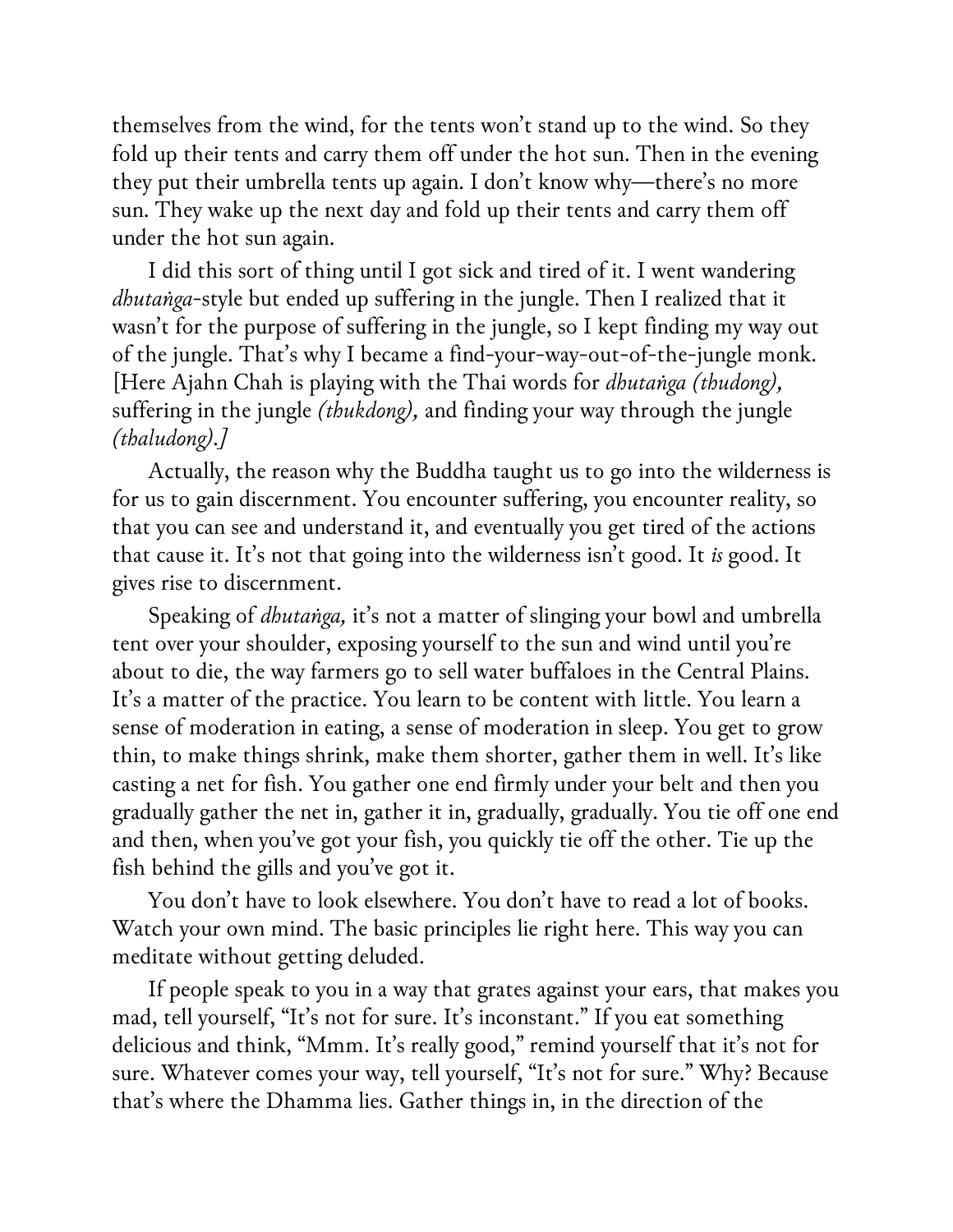themselves from the wind, for the tents won't stand up to the wind. So they fold up their tents and carry them off under the hot sun. Then in the evening they put their umbrella tents up again. I don't know why—there's no more sun. They wake up the next day and fold up their tents and carry them off under the hot sun again.

I did this sort of thing until I got sick and tired of it. I went wandering *dhutaṅga*-style but ended up suffering in the jungle. Then I realized that it wasn't for the purpose of suffering in the jungle, so I kept finding my way out of the jungle. That's why I became a find-your-way-out-of-the-jungle monk. [Here Ajahn Chah is playing with the Thai words for *dhutaṅga (thudong),* suffering in the jungle *(thukdong),* and finding your way through the jungle *(thaludong).]*

Actually, the reason why the Buddha taught us to go into the wilderness is for us to gain discernment. You encounter suffering, you encounter reality, so that you can see and understand it, and eventually you get tired of the actions that cause it. It's not that going into the wilderness isn't good. It *is* good. It gives rise to discernment.

Speaking of *dhutaṅga,* it's not a matter of slinging your bowl and umbrella tent over your shoulder, exposing yourself to the sun and wind until you're about to die, the way farmers go to sell water buffaloes in the Central Plains. It's a matter of the practice. You learn to be content with little. You learn a sense of moderation in eating, a sense of moderation in sleep. You get to grow thin, to make things shrink, make them shorter, gather them in well. It's like casting a net for fish. You gather one end firmly under your belt and then you gradually gather the net in, gather it in, gradually, gradually. You tie off one end and then, when you've got your fish, you quickly tie off the other. Tie up the fish behind the gills and you've got it.

You don't have to look elsewhere. You don't have to read a lot of books. Watch your own mind. The basic principles lie right here. This way you can meditate without getting deluded.

If people speak to you in a way that grates against your ears, that makes you mad, tell yourself, "It's not for sure. It's inconstant." If you eat something delicious and think, "Mmm. It's really good," remind yourself that it's not for sure. Whatever comes your way, tell yourself, "It's not for sure." Why? Because that's where the Dhamma lies. Gather things in, in the direction of the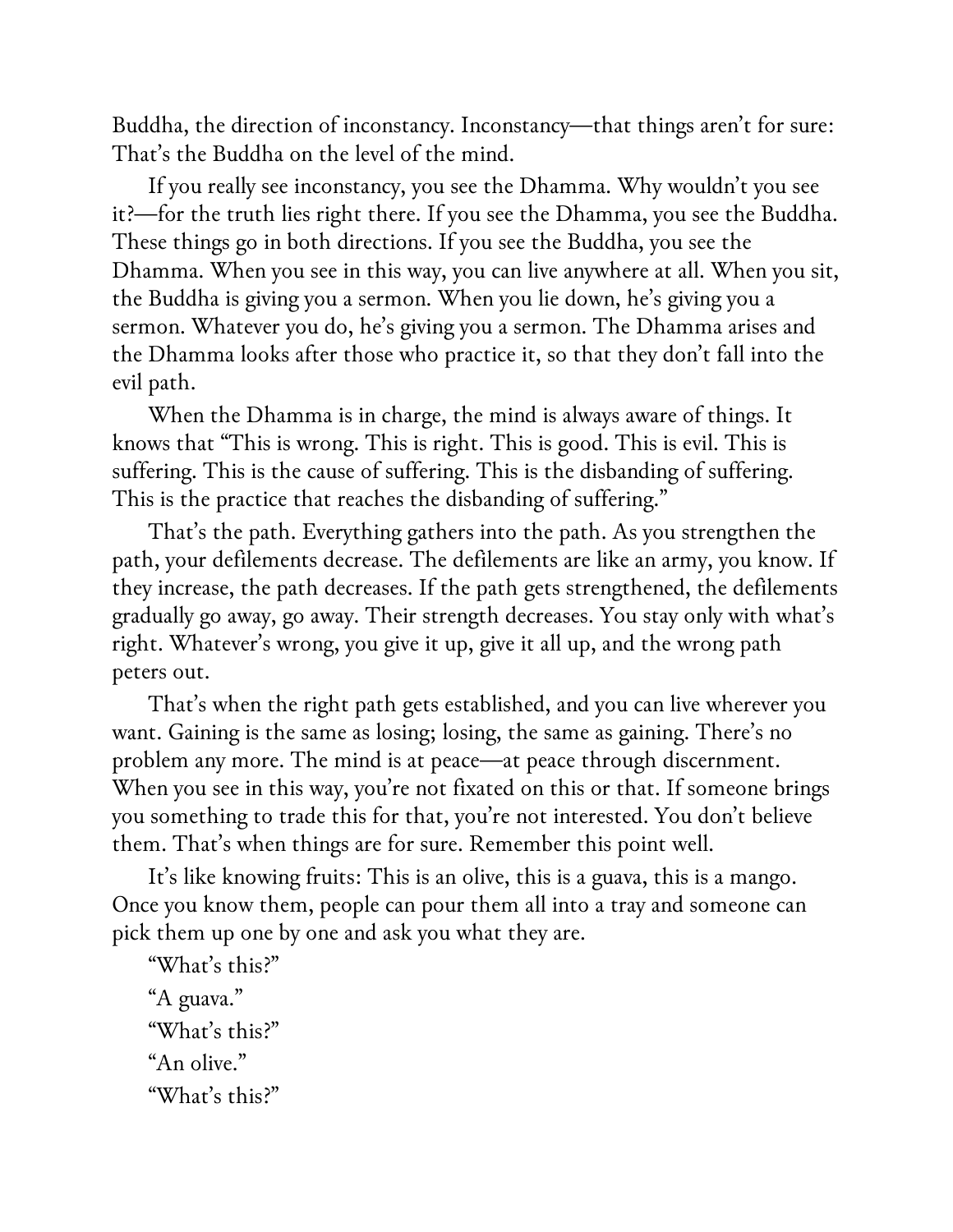Buddha, the direction of inconstancy. Inconstancy—that things aren't for sure: That's the Buddha on the level of the mind.

If you really see inconstancy, you see the Dhamma. Why wouldn't you see it?—for the truth lies right there. If you see the Dhamma, you see the Buddha. These things go in both directions. If you see the Buddha, you see the Dhamma. When you see in this way, you can live anywhere at all. When you sit, the Buddha is giving you a sermon. When you lie down, he's giving you a sermon. Whatever you do, he's giving you a sermon. The Dhamma arises and the Dhamma looks after those who practice it, so that they don't fall into the evil path.

When the Dhamma is in charge, the mind is always aware of things. It knows that "This is wrong. This is right. This is good. This is evil. This is suffering. This is the cause of suffering. This is the disbanding of suffering. This is the practice that reaches the disbanding of suffering."

That's the path. Everything gathers into the path. As you strengthen the path, your defilements decrease. The defilements are like an army, you know. If they increase, the path decreases. If the path gets strengthened, the defilements gradually go away, go away. Their strength decreases. You stay only with what's right. Whatever's wrong, you give it up, give it all up, and the wrong path peters out.

That's when the right path gets established, and you can live wherever you want. Gaining is the same as losing; losing, the same as gaining. There's no problem any more. The mind is at peace—at peace through discernment. When you see in this way, you're not fixated on this or that. If someone brings you something to trade this for that, you're not interested. You don't believe them. That's when things are for sure. Remember this point well.

It's like knowing fruits: This is an olive, this is a guava, this is a mango. Once you know them, people can pour them all into a tray and someone can pick them up one by one and ask you what they are.

"What's this?"

"A guava."

"What's this?"

"An olive."

"What's this?"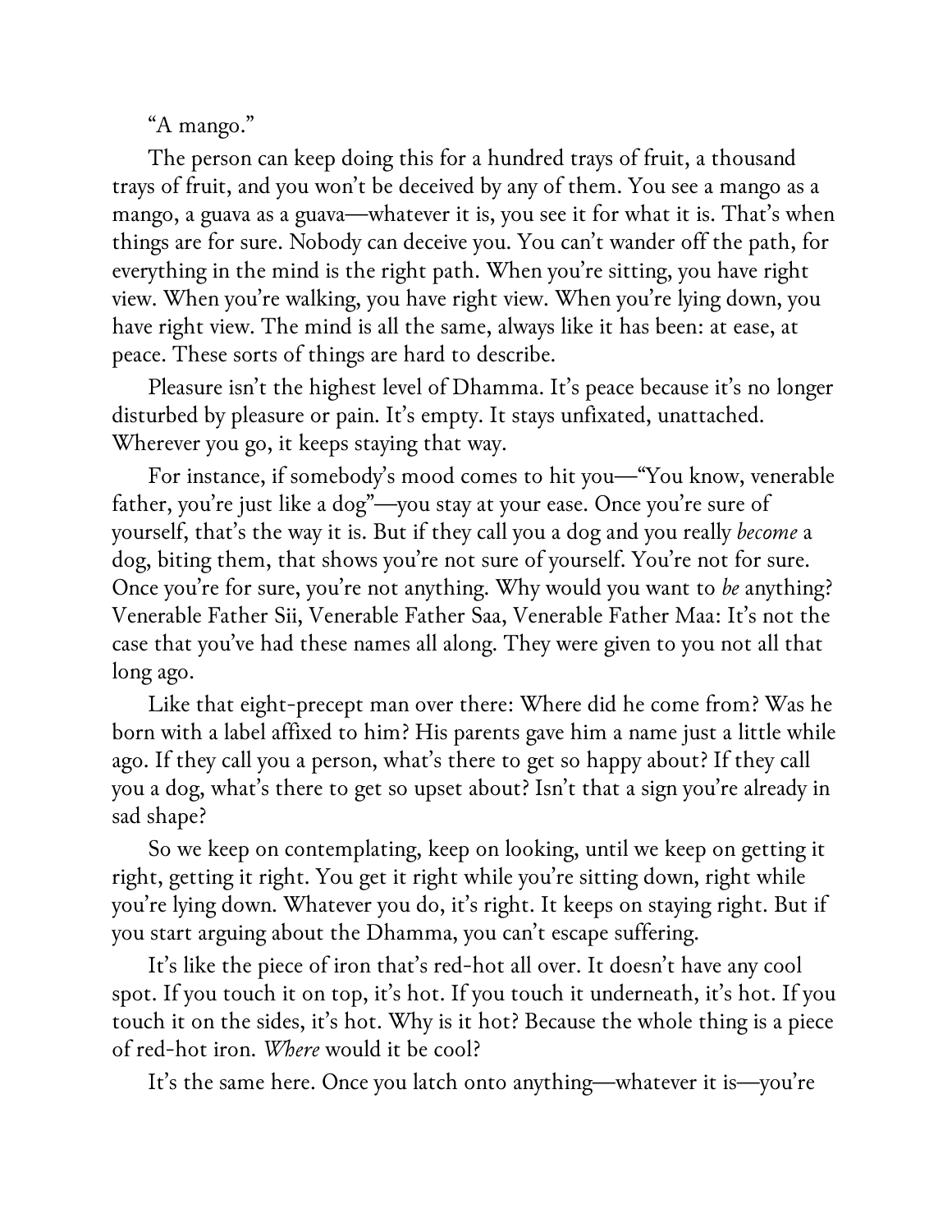"A mango."

The person can keep doing this for a hundred trays of fruit, a thousand trays of fruit, and you won't be deceived by any of them. You see a mango as a mango, a guava as a guava—whatever it is, you see it for what it is. That's when things are for sure. Nobody can deceive you. You can't wander off the path, for everything in the mind is the right path. When you're sitting, you have right view. When you're walking, you have right view. When you're lying down, you have right view. The mind is all the same, always like it has been: at ease, at peace. These sorts of things are hard to describe.

Pleasure isn't the highest level of Dhamma. It's peace because it's no longer disturbed by pleasure or pain. It's empty. It stays unfixated, unattached. Wherever you go, it keeps staying that way.

For instance, if somebody's mood comes to hit you—"You know, venerable father, you're just like a dog"—you stay at your ease. Once you're sure of yourself, that's the way it is. But if they call you a dog and you really *become* a dog, biting them, that shows you're not sure of yourself. You're not for sure. Once you're for sure, you're not anything. Why would you want to *be* anything? Venerable Father Sii, Venerable Father Saa, Venerable Father Maa: It's not the case that you've had these names all along. They were given to you not all that long ago.

Like that eight-precept man over there: Where did he come from? Was he born with a label affixed to him? His parents gave him a name just a little while ago. If they call you a person, what's there to get so happy about? If they call you a dog, what's there to get so upset about? Isn't that a sign you're already in sad shape?

So we keep on contemplating, keep on looking, until we keep on getting it right, getting it right. You get it right while you're sitting down, right while you're lying down. Whatever you do, it's right. It keeps on staying right. But if you start arguing about the Dhamma, you can't escape suffering.

It's like the piece of iron that's red-hot all over. It doesn't have any cool spot. If you touch it on top, it's hot. If you touch it underneath, it's hot. If you touch it on the sides, it's hot. Why is it hot? Because the whole thing is a piece of red-hot iron. *Where* would it be cool?

It's the same here. Once you latch onto anything—whatever it is—you're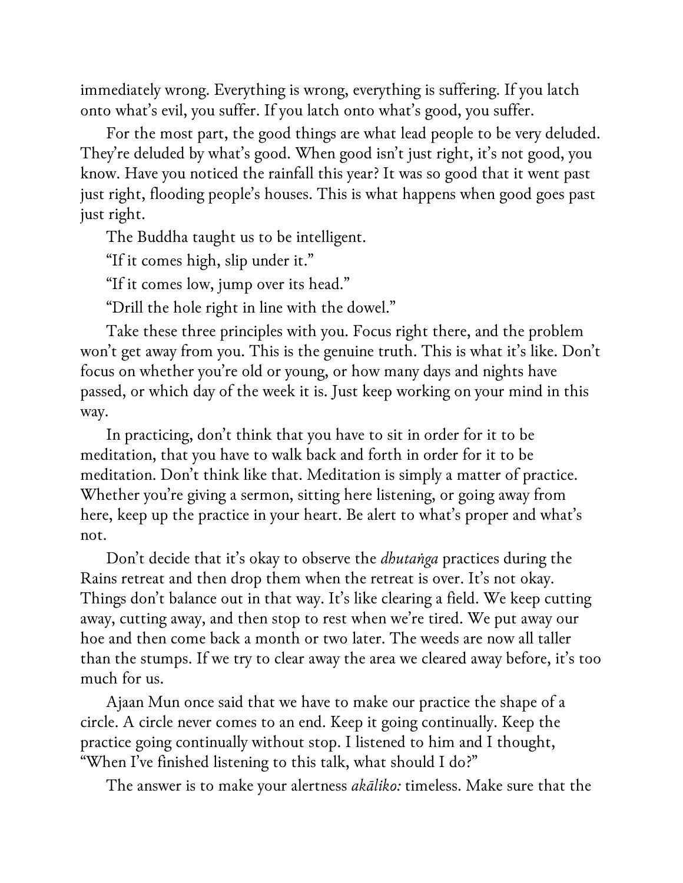immediately wrong. Everything is wrong, everything is suffering. If you latch onto what's evil, you suffer. If you latch onto what's good, you suffer.

For the most part, the good things are what lead people to be very deluded. They're deluded by what's good. When good isn't just right, it's not good, you know. Have you noticed the rainfall this year? It was so good that it went past just right, flooding people's houses. This is what happens when good goes past just right.

The Buddha taught us to be intelligent.

"If it comes high, slip under it."

"If it comes low, jump over its head."

"Drill the hole right in line with the dowel."

Take these three principles with you. Focus right there, and the problem won't get away from you. This is the genuine truth. This is what it's like. Don't focus on whether you're old or young, or how many days and nights have passed, or which day of the week it is. Just keep working on your mind in this way.

In practicing, don't think that you have to sit in order for it to be meditation, that you have to walk back and forth in order for it to be meditation. Don't think like that. Meditation is simply a matter of practice. Whether you're giving a sermon, sitting here listening, or going away from here, keep up the practice in your heart. Be alert to what's proper and what's not.

Don't decide that it's okay to observe the *dhutaṅga* practices during the Rains retreat and then drop them when the retreat is over. It's not okay. Things don't balance out in that way. It's like clearing a field. We keep cutting away, cutting away, and then stop to rest when we're tired. We put away our hoe and then come back a month or two later. The weeds are now all taller than the stumps. If we try to clear away the area we cleared away before, it's too much for us.

Ajaan Mun once said that we have to make our practice the shape of a circle. A circle never comes to an end. Keep it going continually. Keep the practice going continually without stop. I listened to him and I thought, "When I've finished listening to this talk, what should I do?"

The answer is to make your alertness *akāliko:* timeless. Make sure that the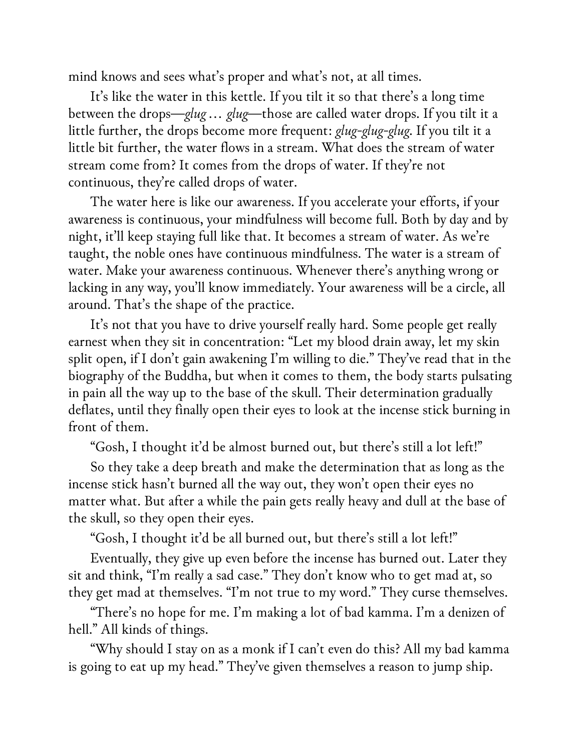mind knows and sees what's proper and what's not, at all times.

It's like the water in this kettle. If you tilt it so that there's a long time between the drops—*glug … glug*—those are called water drops. If you tilt it a little further, the drops become more frequent: *glug-glug-glug*. If you tilt it a little bit further, the water flows in a stream. What does the stream of water stream come from? It comes from the drops of water. If they're not continuous, they're called drops of water.

The water here is like our awareness. If you accelerate your efforts, if your awareness is continuous, your mindfulness will become full. Both by day and by night, it'll keep staying full like that. It becomes a stream of water. As we're taught, the noble ones have continuous mindfulness. The water is a stream of water. Make your awareness continuous. Whenever there's anything wrong or lacking in any way, you'll know immediately. Your awareness will be a circle, all around. That's the shape of the practice.

It's not that you have to drive yourself really hard. Some people get really earnest when they sit in concentration: "Let my blood drain away, let my skin split open, if I don't gain awakening I'm willing to die." They've read that in the biography of the Buddha, but when it comes to them, the body starts pulsating in pain all the way up to the base of the skull. Their determination gradually deflates, until they finally open their eyes to look at the incense stick burning in front of them.

"Gosh, I thought it'd be almost burned out, but there's still a lot left!"

So they take a deep breath and make the determination that as long as the incense stick hasn't burned all the way out, they won't open their eyes no matter what. But after a while the pain gets really heavy and dull at the base of the skull, so they open their eyes.

"Gosh, I thought it'd be all burned out, but there's still a lot left!"

Eventually, they give up even before the incense has burned out. Later they sit and think, "I'm really a sad case." They don't know who to get mad at, so they get mad at themselves. "I'm not true to my word." They curse themselves.

"There's no hope for me. I'm making a lot of bad kamma. I'm a denizen of hell." All kinds of things.

"Why should I stay on as a monk if I can't even do this? All my bad kamma is going to eat up my head." They've given themselves a reason to jump ship.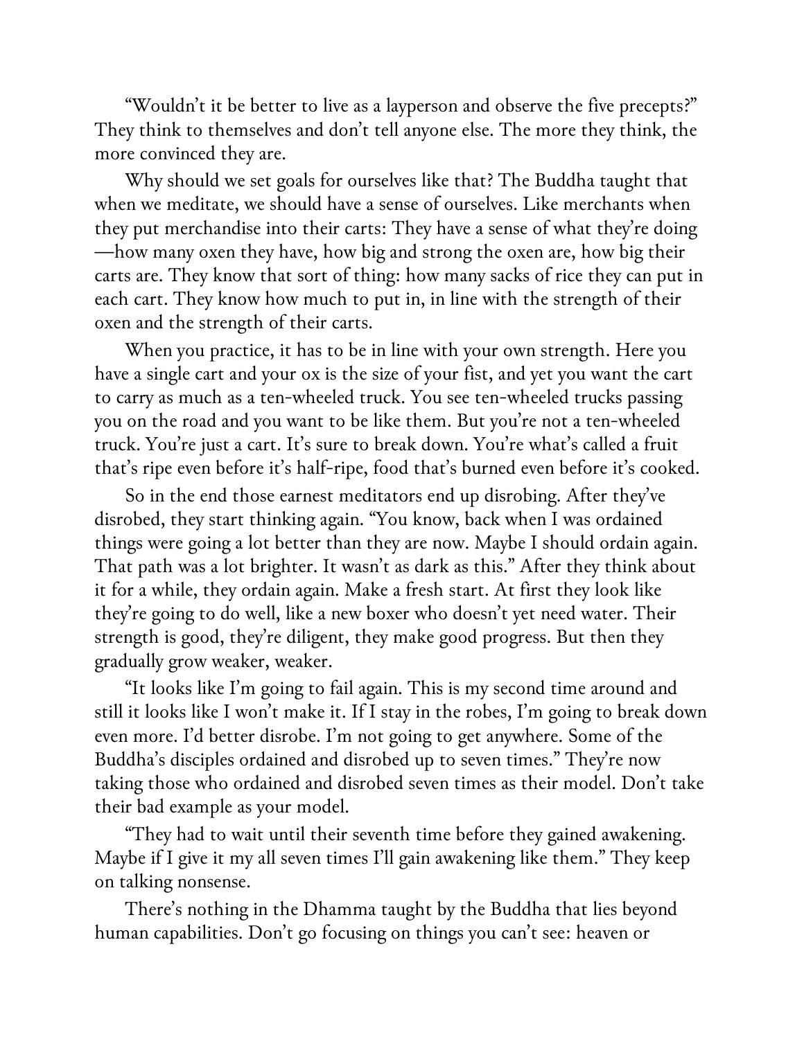"Wouldn't it be better to live as a layperson and observe the five precepts?" They think to themselves and don't tell anyone else. The more they think, the more convinced they are.

Why should we set goals for ourselves like that? The Buddha taught that when we meditate, we should have a sense of ourselves. Like merchants when they put merchandise into their carts: They have a sense of what they're doing—how many oxen they have, how big and strong the oxen are, how big their carts are. They know that sort of thing: how many sacks of rice they can put in each cart. They know how much to put in, in line with the strength of their oxen and the strength of their carts.

When you practice, it has to be in line with your own strength. Here you have a single cart and your ox is the size of your fist, and yet you want the cart to carry as much as a ten-wheeled truck. You see ten-wheeled trucks passing you on the road and you want to be like them. But you're not a ten-wheeled truck. You're just a cart. It's sure to break down. You're what's called a fruit that's ripe even before it's half-ripe, food that's burned even before it's cooked.

So in the end those earnest meditators end up disrobing. After they've disrobed, they start thinking again. "You know, back when I was ordained things were going a lot better than they are now. Maybe I should ordain again. That path was a lot brighter. It wasn't as dark as this." After they think about it for a while, they ordain again. Make a fresh start. At first they look like they're going to do well, like a new boxer who doesn't yet need water. Their strength is good, they're diligent, they make good progress. But then they gradually grow weaker, weaker.

"It looks like I'm going to fail again. This is my second time around and still it looks like I won't make it. If I stay in the robes, I'm going to break down even more. I'd better disrobe. I'm not going to get anywhere. Some of the Buddha's disciples ordained and disrobed up to seven times." They're now taking those who ordained and disrobed seven times as their model. Don't take their bad example as your model.

"They had to wait until their seventh time before they gained awakening. Maybe if I give it my all seven times I'll gain awakening like them." They keep on talking nonsense.

There's nothing in the Dhamma taught by the Buddha that lies beyond human capabilities. Don't go focusing on things you can't see: heaven or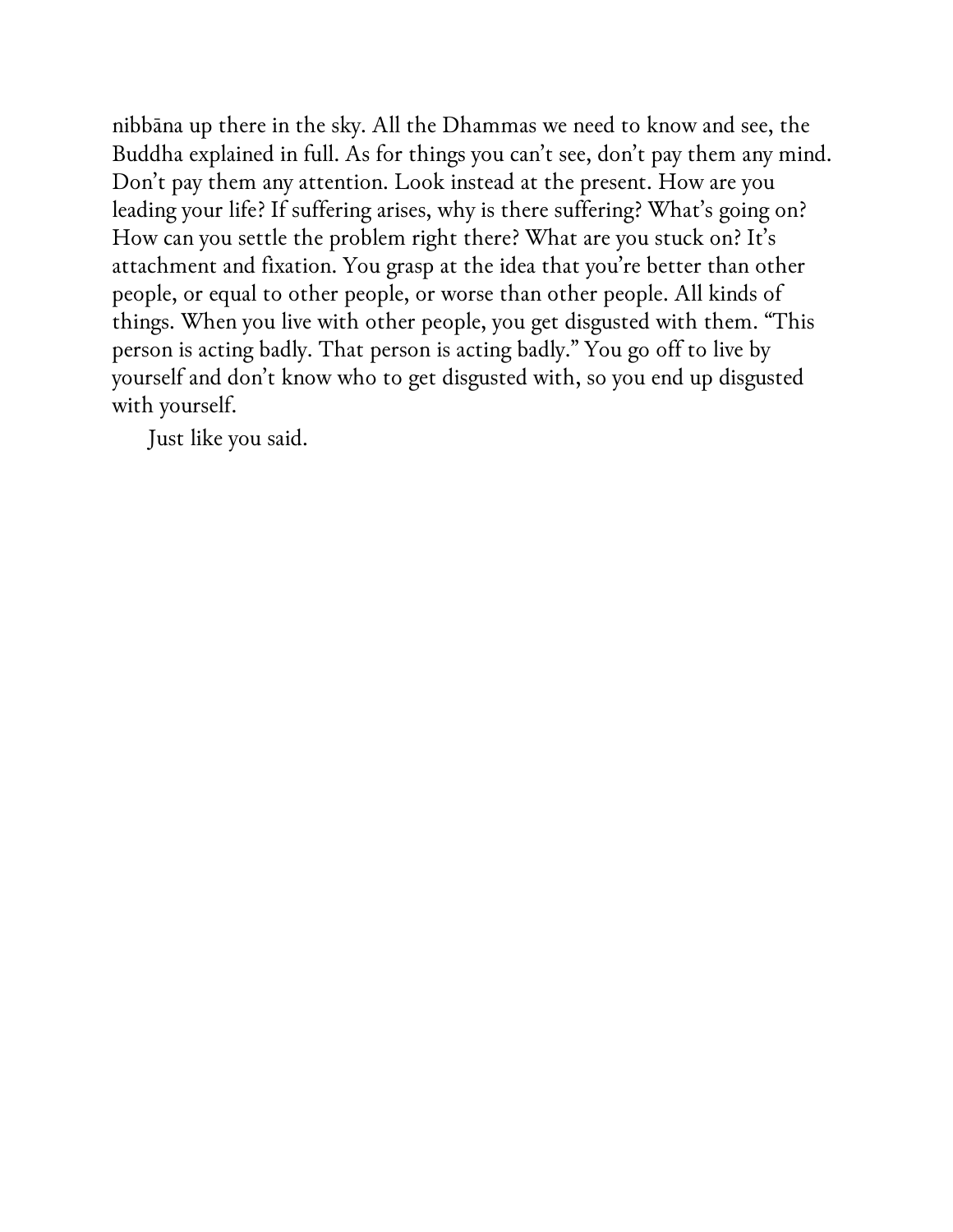nibbāna up there in the sky. All the Dhammas we need to know and see, the Buddha explained in full. As for things you can't see, don't pay them any mind. Don't pay them any attention. Look instead at the present. How are you leading your life? If suffering arises, why is there suffering? What's going on? How can you settle the problem right there? What are you stuck on? It's attachment and fixation. You grasp at the idea that you're better than other people, or equal to other people, or worse than other people. All kinds of things. When you live with other people, you get disgusted with them. "This person is acting badly. That person is acting badly." You go off to live by yourself and don't know who to get disgusted with, so you end up disgusted with yourself.

Just like you said.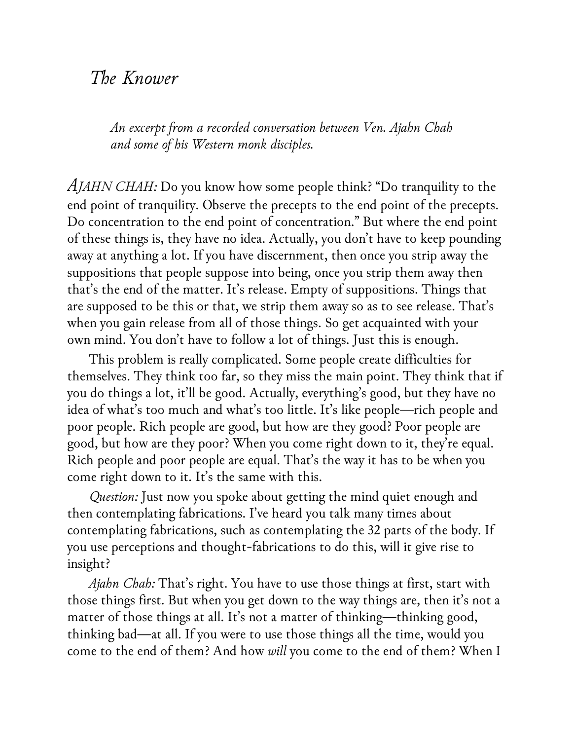# *The Knower*

*An excerpt from a recorded conversation between Ven. Ajahn Chah and some of his Western monk disciples.*

*AJAHN CHAH:* Do you know how some people think? "Do tranquility to the end point of tranquility. Observe the precepts to the end point of the precepts. Do concentration to the end point of concentration." But where the end point of these things is, they have no idea. Actually, you don't have to keep pounding away at anything a lot. If you have discernment, then once you strip away the suppositions that people suppose into being, once you strip them away then that's the end of the matter. It's release. Empty of suppositions. Things that are supposed to be this or that, we strip them away so as to see release. That's when you gain release from all of those things. So get acquainted with your own mind. You don't have to follow a lot of things. Just this is enough.

This problem is really complicated. Some people create difficulties for themselves. They think too far, so they miss the main point. They think that if you do things a lot, it'll be good. Actually, everything's good, but they have no idea of what's too much and what's too little. It's like people—rich people and poor people. Rich people are good, but how are they good? Poor people are good, but how are they poor? When you come right down to it, they're equal. Rich people and poor people are equal. That's the way it has to be when you come right down to it. It's the same with this.

*Question:* Just now you spoke about getting the mind quiet enough and then contemplating fabrications. I've heard you talk many times about contemplating fabrications, such as contemplating the 32 parts of the body. If you use perceptions and thought-fabrications to do this, will it give rise to insight?

*Ajahn Chah:* That's right. You have to use those things at first, start with those things first. But when you get down to the way things are, then it's not a matter of those things at all. It's not a matter of thinking—thinking good, thinking bad—at all. If you were to use those things all the time, would you come to the end of them? And how *will* you come to the end of them? When I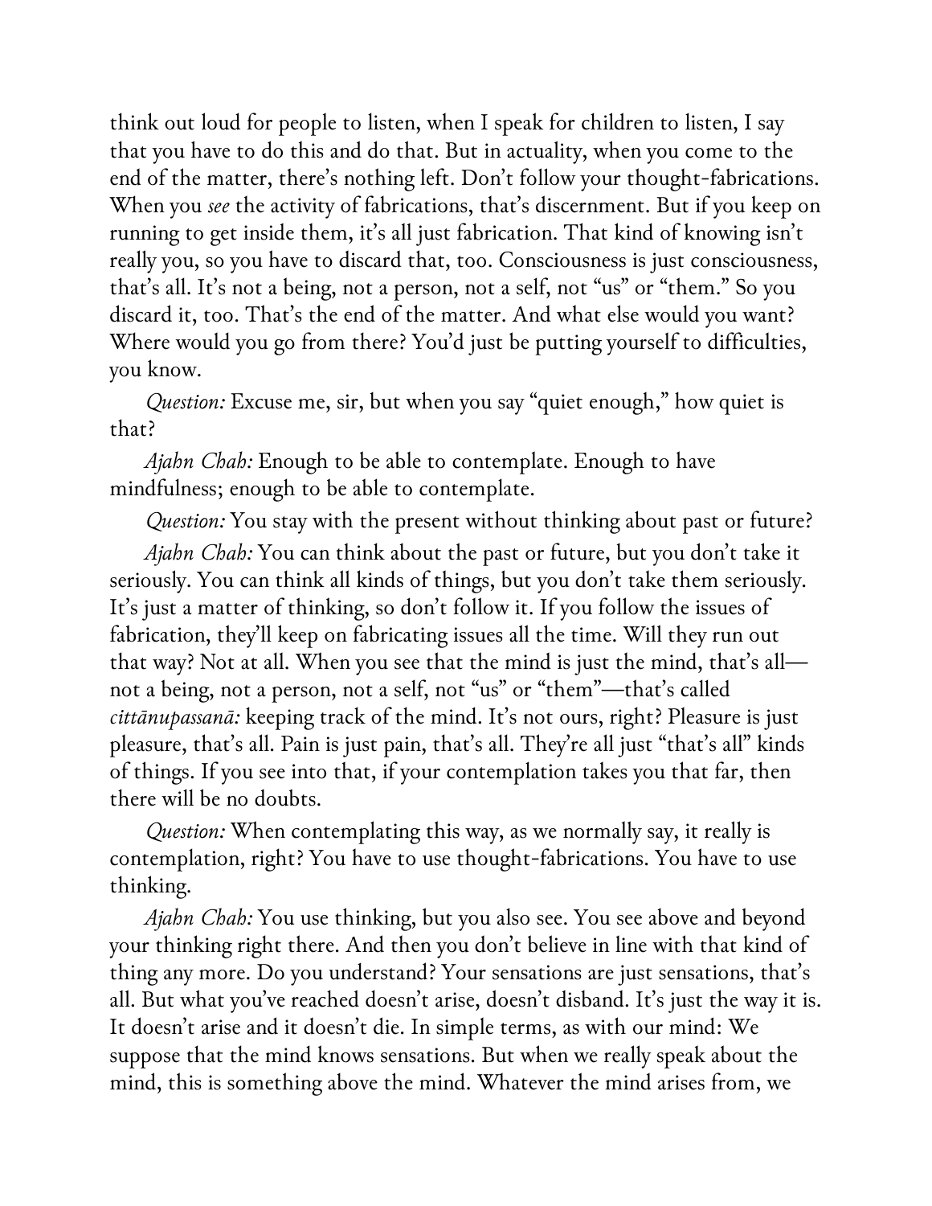think out loud for people to listen, when I speak for children to listen, I say that you have to do this and do that. But in actuality, when you come to the end of the matter, there's nothing left. Don't follow your thought-fabrications. When you *see* the activity of fabrications, that's discernment. But if you keep on running to get inside them, it's all just fabrication. That kind of knowing isn't really you, so you have to discard that, too. Consciousness is just consciousness, that's all. It's not a being, not a person, not a self, not "us" or "them." So you discard it, too. That's the end of the matter. And what else would you want? Where would you go from there? You'd just be putting yourself to difficulties, you know.

*Question:* Excuse me, sir, but when you say "quiet enough," how quiet is that?

*Ajahn Chah:* Enough to be able to contemplate. Enough to have mindfulness; enough to be able to contemplate.

*Question:* You stay with the present without thinking about past or future?

*Ajahn Chah:* You can think about the past or future, but you don't take it seriously. You can think all kinds of things, but you don't take them seriously. It's just a matter of thinking, so don't follow it. If you follow the issues of fabrication, they'll keep on fabricating issues all the time. Will they run out that way? Not at all. When you see that the mind is just the mind, that's all—not a being, not a person, not a self, not "us" or "them"—that's called *cittānupassanā:* keeping track of the mind. It's not ours, right? Pleasure is just pleasure, that's all. Pain is just pain, that's all. They're all just "that's all" kinds of things. If you see into that, if your contemplation takes you that far, then there will be no doubts.

*Question:* When contemplating this way, as we normally say, it really is contemplation, right? You have to use thought-fabrications. You have to use thinking.

*Ajahn Chah:* You use thinking, but you also see. You see above and beyond your thinking right there. And then you don't believe in line with that kind of thing any more. Do you understand? Your sensations are just sensations, that's all. But what you've reached doesn't arise, doesn't disband. It's just the way it is. It doesn't arise and it doesn't die. In simple terms, as with our mind: We suppose that the mind knows sensations. But when we really speak about the mind, this is something above the mind. Whatever the mind arises from, we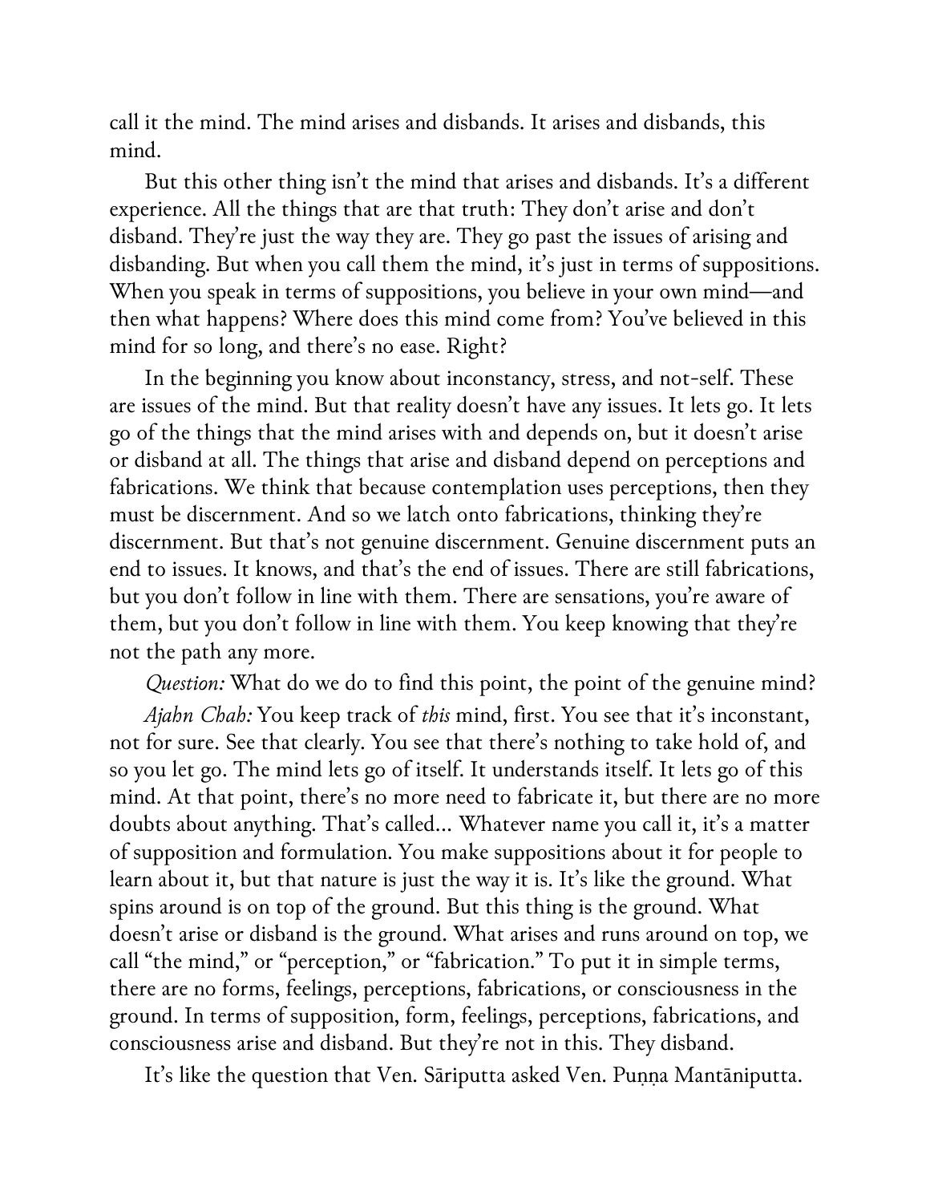call it the mind. The mind arises and disbands. It arises and disbands, this mind.

But this other thing isn't the mind that arises and disbands. It's a different experience. All the things that are that truth: They don't arise and don't disband. They're just the way they are. They go past the issues of arising and disbanding. But when you call them the mind, it's just in terms of suppositions. When you speak in terms of suppositions, you believe in your own mind—and then what happens? Where does this mind come from? You've believed in this mind for so long, and there's no ease. Right?

In the beginning you know about inconstancy, stress, and not-self. These are issues of the mind. But that reality doesn't have any issues. It lets go. It lets go of the things that the mind arises with and depends on, but it doesn't arise or disband at all. The things that arise and disband depend on perceptions and fabrications. We think that because contemplation uses perceptions, then they must be discernment. And so we latch onto fabrications, thinking they're discernment. But that's not genuine discernment. Genuine discernment puts an end to issues. It knows, and that's the end of issues. There are still fabrications, but you don't follow in line with them. There are sensations, you're aware of them, but you don't follow in line with them. You keep knowing that they're not the path any more.

*Question:* What do we do to find this point, the point of the genuine mind?

*Ajahn Chah:* You keep track of *this* mind, first. You see that it's inconstant, not for sure. See that clearly. You see that there's nothing to take hold of, and so you let go. The mind lets go of itself. It understands itself. It lets go of this mind. At that point, there's no more need to fabricate it, but there are no more doubts about anything. That's called... Whatever name you call it, it's a matter of supposition and formulation. You make suppositions about it for people to learn about it, but that nature is just the way it is. It's like the ground. What spins around is on top of the ground. But this thing is the ground. What doesn't arise or disband is the ground. What arises and runs around on top, we call "the mind," or "perception," or "fabrication." To put it in simple terms, there are no forms, feelings, perceptions, fabrications, or consciousness in the ground. In terms of supposition, form, feelings, perceptions, fabrications, and consciousness arise and disband. But they're not in this. They disband.

It's like the question that Ven. Sāriputta asked Ven. Puṇṇa Mantāniputta.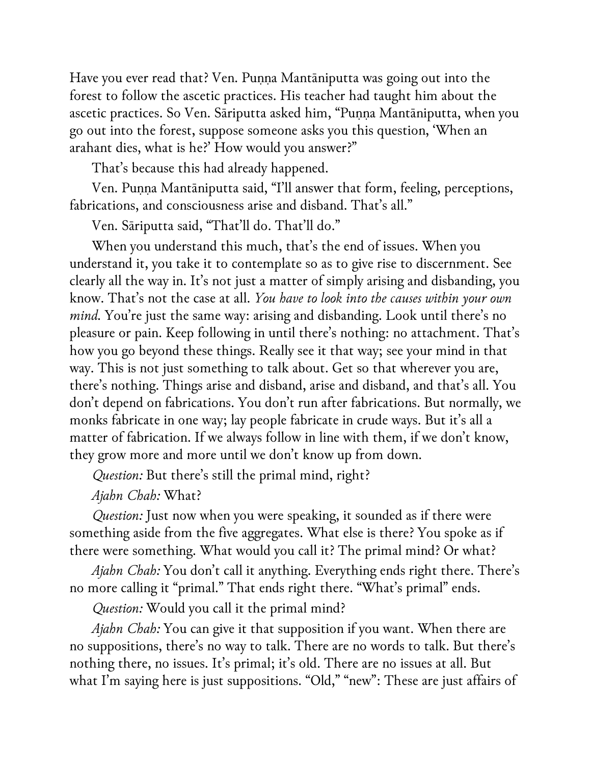Have you ever read that? Ven. Puṇṇa Mantāniputta was going out into the forest to follow the ascetic practices. His teacher had taught him about the ascetic practices. So Ven. Sāriputta asked him, "Puṇṇa Mantāniputta, when you go out into the forest, suppose someone asks you this question, 'When an arahant dies, what is he?' How would you answer?"

That's because this had already happened.

Ven. Puṇṇa Mantāniputta said, "I'll answer that form, feeling, perceptions, fabrications, and consciousness arise and disband. That's all."

Ven. Sāriputta said, "That'll do. That'll do."

When you understand this much, that's the end of issues. When you understand it, you take it to contemplate so as to give rise to discernment. See clearly all the way in. It's not just a matter of simply arising and disbanding, you know. That's not the case at all. *You have to look into the causes within your own mind*. You're just the same way: arising and disbanding. Look until there's no pleasure or pain. Keep following in until there's nothing: no attachment. That's how you go beyond these things. Really see it that way; see your mind in that way. This is not just something to talk about. Get so that wherever you are, there's nothing. Things arise and disband, arise and disband, and that's all. You don't depend on fabrications. You don't run after fabrications. But normally, we monks fabricate in one way; lay people fabricate in crude ways. But it's all a matter of fabrication. If we always follow in line with them, if we don't know, they grow more and more until we don't know up from down.

*Question:* But there's still the primal mind, right?

*Ajahn Chah:* What?

*Question:* Just now when you were speaking, it sounded as if there were something aside from the five aggregates. What else is there? You spoke as if there were something. What would you call it? The primal mind? Or what?

*Ajahn Chah:* You don't call it anything. Everything ends right there. There's no more calling it "primal." That ends right there. "What's primal" ends.

*Question:* Would you call it the primal mind?

*Ajahn Chah:* You can give it that supposition if you want. When there are no suppositions, there's no way to talk. There are no words to talk. But there's nothing there, no issues. It's primal; it's old. There are no issues at all. But what I'm saying here is just suppositions. "Old," "new": These are just affairs of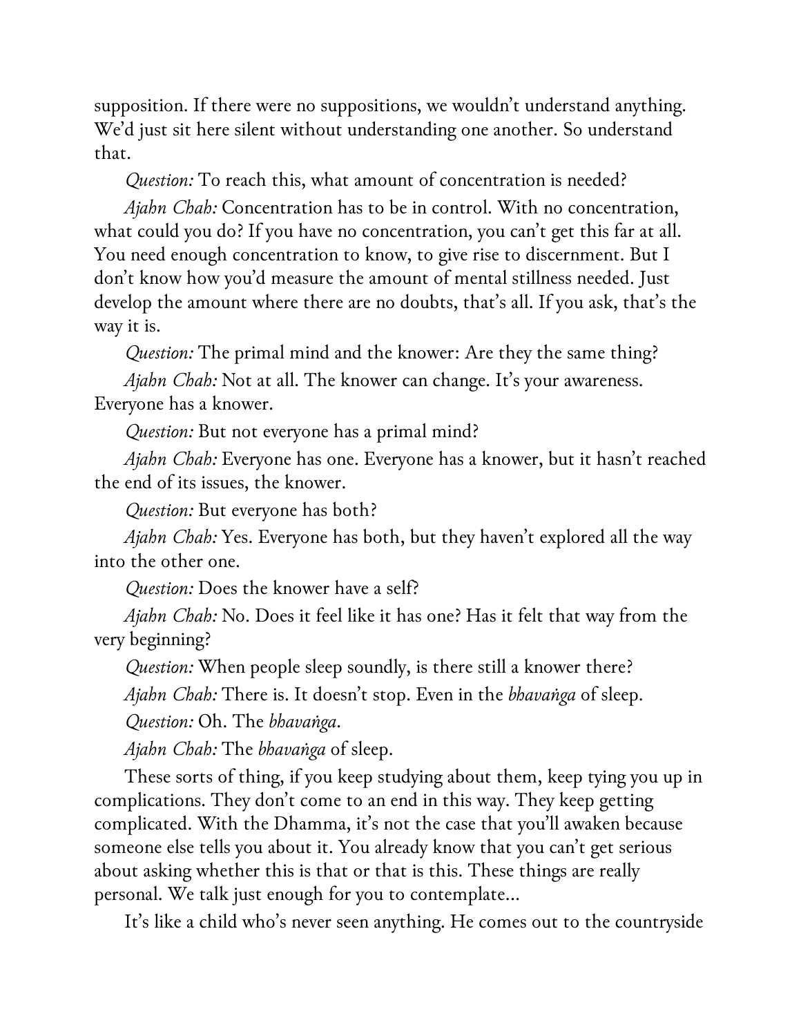supposition. If there were no suppositions, we wouldn't understand anything. We'd just sit here silent without understanding one another. So understand that.

*Question:* To reach this, what amount of concentration is needed?

*Ajahn Chah:* Concentration has to be in control. With no concentration, what could you do? If you have no concentration, you can't get this far at all. You need enough concentration to know, to give rise to discernment. But I don't know how you'd measure the amount of mental stillness needed. Just develop the amount where there are no doubts, that's all. If you ask, that's the way it is.

*Question:* The primal mind and the knower: Are they the same thing?

*Ajahn Chah:* Not at all. The knower can change. It's your awareness. Everyone has a knower.

*Question:* But not everyone has a primal mind?

*Ajahn Chah:* Everyone has one. Everyone has a knower, but it hasn't reached the end of its issues, the knower.

*Question:* But everyone has both?

*Ajahn Chah:* Yes. Everyone has both, but they haven't explored all the way into the other one.

*Question:* Does the knower have a self?

*Ajahn Chah:* No. Does it feel like it has one? Has it felt that way from the very beginning?

*Question:* When people sleep soundly, is there still a knower there?

*Ajahn Chah:* There is. It doesn't stop. Even in the *bhavaṅga* of sleep.

*Question:* Oh. The *bhavaṅga*.

*Ajahn Chah:* The *bhavaṅga* of sleep.

These sorts of thing, if you keep studying about them, keep tying you up in complications. They don't come to an end in this way. They keep getting complicated. With the Dhamma, it's not the case that you'll awaken because someone else tells you about it. You already know that you can't get serious about asking whether this is that or that is this. These things are really personal. We talk just enough for you to contemplate...

It's like a child who's never seen anything. He comes out to the countryside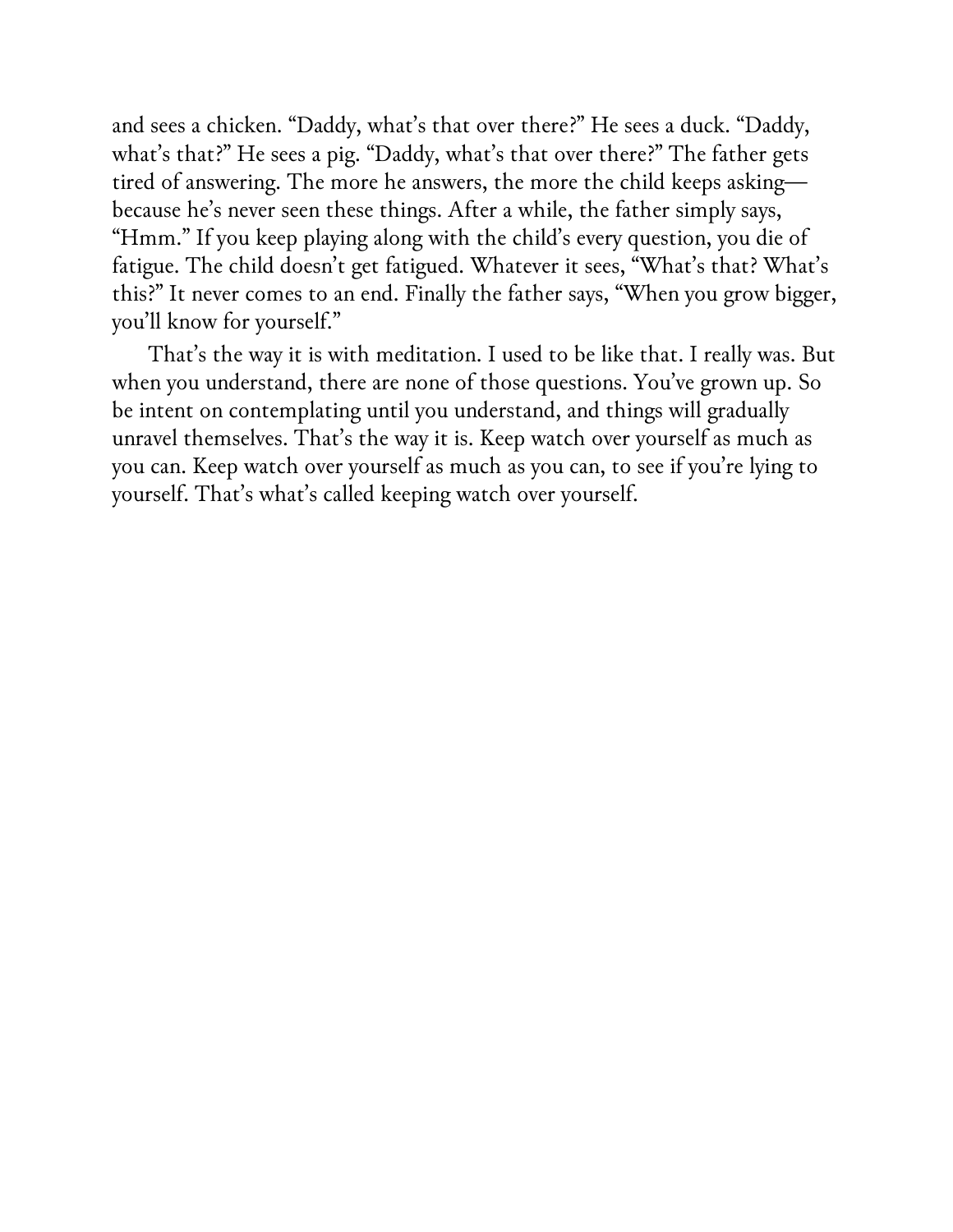and sees a chicken. "Daddy, what's that over there?" He sees a duck. "Daddy, what's that?" He sees a pig. "Daddy, what's that over there?" The father gets tired of answering. The more he answers, the more the child keeps asking—because he's never seen these things. After a while, the father simply says, "Hmm." If you keep playing along with the child's every question, you die of fatigue. The child doesn't get fatigued. Whatever it sees, "What's that? What's this?" It never comes to an end. Finally the father says, "When you grow bigger, you'll know for yourself."

That's the way it is with meditation. I used to be like that. I really was. But when you understand, there are none of those questions. You've grown up. So be intent on contemplating until you understand, and things will gradually unravel themselves. That's the way it is. Keep watch over yourself as much as you can. Keep watch over yourself as much as you can, to see if you're lying to yourself. That's what's called keeping watch over yourself.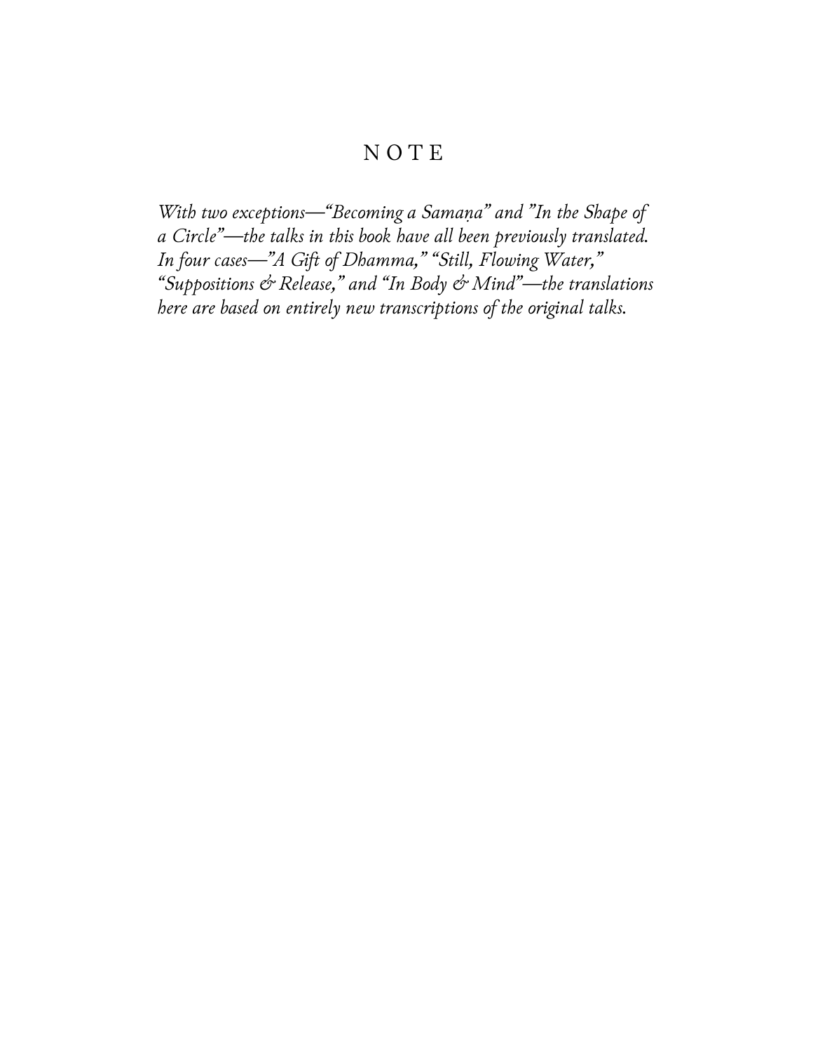# NOTE

*With two exceptions—"Becoming a Samaṇa" and "In the Shape of a Circle"—the talks in this book have all been previously translated. In four cases—"A Gift of Dhamma," "Still, Flowing Water," "Suppositions & Release," and "In Body & Mind"—the translations here are based on entirely new transcriptions of the original talks.*